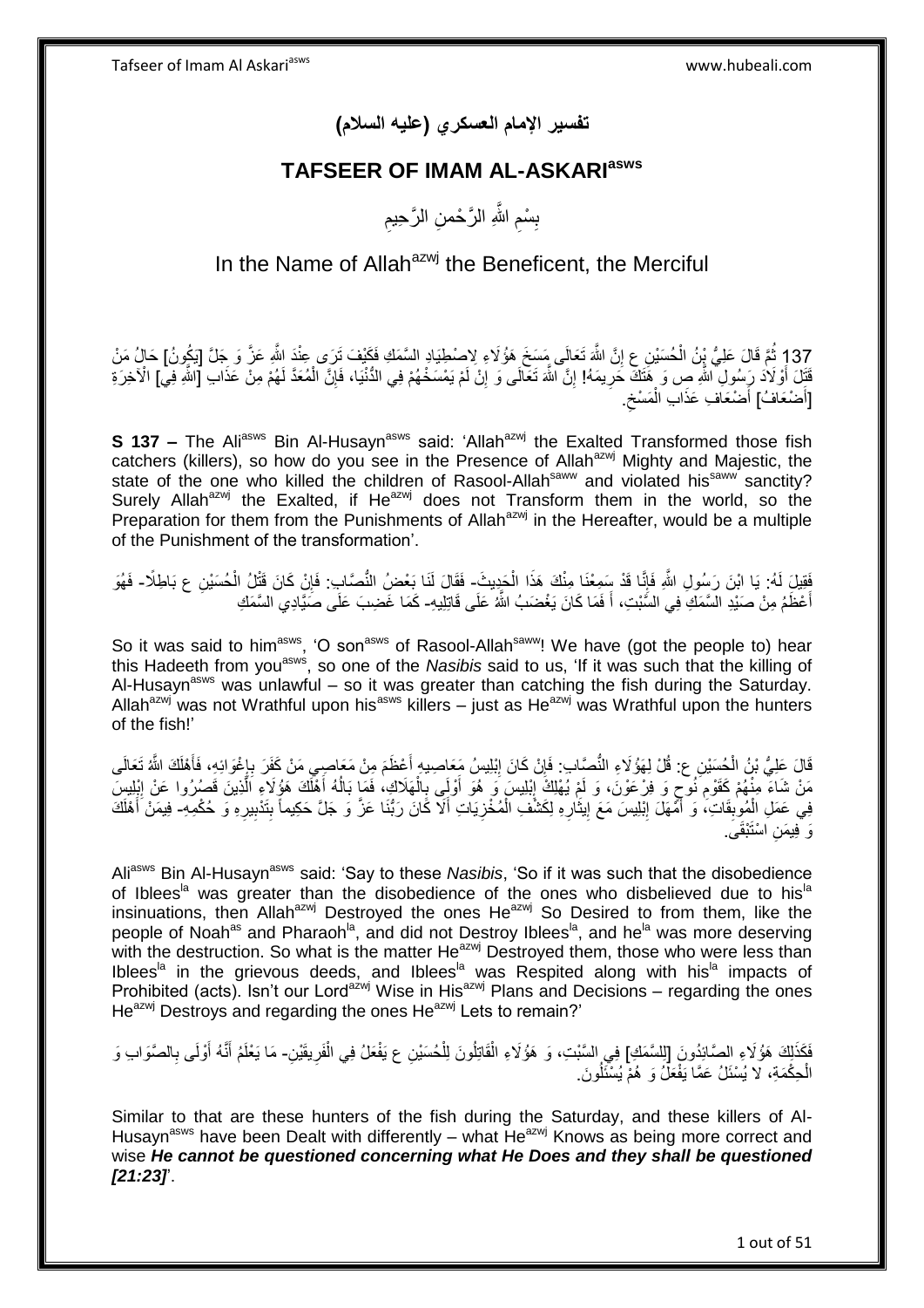# تفسير الإمام العسكري (عليه السلام)

## TAFSEER OF IMAM AL-ASKARI[asws]

بِسْمِ اللَّهِ الرَّحْمنِ الرَّحِيمِ

In the Name of Allah[azwj] the Beneficent, the Merciful

137 ثُمَّ قَالَ عَلِيُّ بْنُ الْحُسَيْنِ ع إِنَّ اللَّهَ تَعَالَى مَسَخَ هَؤُلَاءِ لِاصْطِيَادِ السَّمَكِ فَكَيْفَ تَرَى عِنْدَ اللَّهِ عَزَّ وَ جَلَّ [يَكُونُ] حَالُ مَنْ قَتَلَ أَوْلَادَ رَسُولِ اللَّهِ ص وَ هَتَكَ حَرِيمَهُ! إِنَّ اللَّهَ تَعَالَى وَ إِنْ لَمْ يَمْسَخْهُمْ فِي الدُّنْيَا، فَإِنَّ الْمُعَدَّ لَهُمْ مِنْ عَذَابِ [اللَّهِ فِي] الْآخِرَةِ [أَضْعَافُ] أَضْعَافِ عَذَابِ الْمَسْخِ.

**S 137 –** The Ali[asws] Bin Al-Husayn[asws] said: 'Allah[azwj] the Exalted Transformed those fish catchers (killers), so how do you see in the Presence of Allah[azwj] Mighty and Majestic, the state of the one who killed the children of Rasool-Allah[saww] and violated his[saww] sanctity? Surely Allah[azwj] the Exalted, if He[azwj] does not Transform them in the world, so the Preparation for them from the Punishments of Allah[azwj] in the Hereafter, would be a multiple of the Punishment of the transformation'.

فَقِيلَ لَهُ: يَا ابْنَ رَسُولِ اللَّهِ فَإِنَّا قَدْ سَمِعْنَا مِنْكَ هَذَا الْحَدِيثَ- فَقَالَ لَنَا بَعْضُ النُّصَّابِ: فَإِنْ كَانَ قَتْلُ الْحُسَيْنِ ع بَاطِلًا- فَهُوَ أَعْظَمُ مِنْ صَيْدِ السَّمَكِ فِي السَّبْتِ، أَ فَمَا كَانَ يَغْضَبُ اللَّهُ عَلَى قَاتِلِيهِ- كَمَا غَضِبَ عَلَى صَيَّادِي السَّمَكِ

So it was said to him[asws], 'O son[asws] of Rasool-Allah[saww]! We have (got the people to) hear this Hadeeth from you[asws], so one of the *Nasibis* said to us, 'If it was such that the killing of Al-Husayn[asws] was unlawful – so it was greater than catching the fish during the Saturday. Allah[azwj] was not Wrathful upon his[asws] killers – just as He[azwj] was Wrathful upon the hunters of the fish!'

قَالَ عَلِيُّ بْنُ الْحُسَيْنِ ع: قُلْ لِهَؤُلَاءِ النُّصَّابِ: فَإِنْ كَانَ إِبْلِيسُ مَعَاصِيهِ أَعْظَمَ مِنْ مَعَاصِي مَنْ كَفَرَ بِإِغْوَائِهِ، فَأَهْلَكَ اللَّهُ تَعَالَى مَنْ شَاءَ مِنْهُمْ كَقَوْمِ نُوحٍ وَ فِرْعَوْنَ، وَ لَمْ يُهْلِكْ إِبْلِيسَ وَ هُوَ أَوْلَى بِالْهَلَاكِ، فَمَا بَالُهُ أَهْلَكَ هَؤُلَاءِ الَّذِينَ قَصُرُوا عَنْ إِبْلِيسَ فِي عَمَلِ الْمُوبِقَاتِ، وَ أَمْهَلَ إِبْلِيسَ مَعَ إِيثَارِهِ لِكَشْفِ الْمُخْزِيَاتِ أَلَا كَانَ رَبُّنَا عَزَّ وَ جَلَّ حَكِيماً بِتَدْبِيرِهِ وَ حُكْمِهِ- فِيمَنْ أَهْلَكَ وَ فِيمَنِ اسْتَبْقَى.

Ali[asws] Bin Al-Husayn[asws] said: 'Say to these *Nasibis*, 'So if it was such that the disobedience of Iblees[la] was greater than the disobedience of the ones who disbelieved due to his[la] insinuations, then Allah[azwj] Destroyed the ones He[azwj] So Desired to from them, like the people of Noah[as] and Pharaoh[la], and did not Destroy Iblees[la], and he[la] was more deserving with the destruction. So what is the matter He[azwj] Destroyed them, those who were less than Iblees[la] in the grievous deeds, and Iblees[la] was Respited along with his[la] impacts of Prohibited (acts). Isn't our Lord[azwj] Wise in His[azwj] Plans and Decisions – regarding the ones He[azwj] Destroys and regarding the ones He[azwj] Lets to remain?'

فَكَذَلِكَ هَؤُلَاءِ الصَّائِدُونَ [لِلسَّمَكِ] فِي السَّبْتِ، وَ هَؤُلَاءِ الْقَاتِلُونَ لِلْحُسَيْنِ ع يَفْعَلُ فِي الْفَرِيقَيْنِ- مَا يَعْلَمُ أَنَّهُ أَوْلَى بِالصَّوَابِ وَ الْحِكْمَةِ، لا يُسْئَلُ عَمَّا يَفْعَلُ وَ هُمْ يُسْئَلُونَ.

Similar to that are these hunters of the fish during the Saturday, and these killers of Al-Husayn[asws] have been Dealt with differently – what He[azwj] Knows as being more correct and wise *He cannot be questioned concerning what He Does and they shall be questioned [21:23]*'.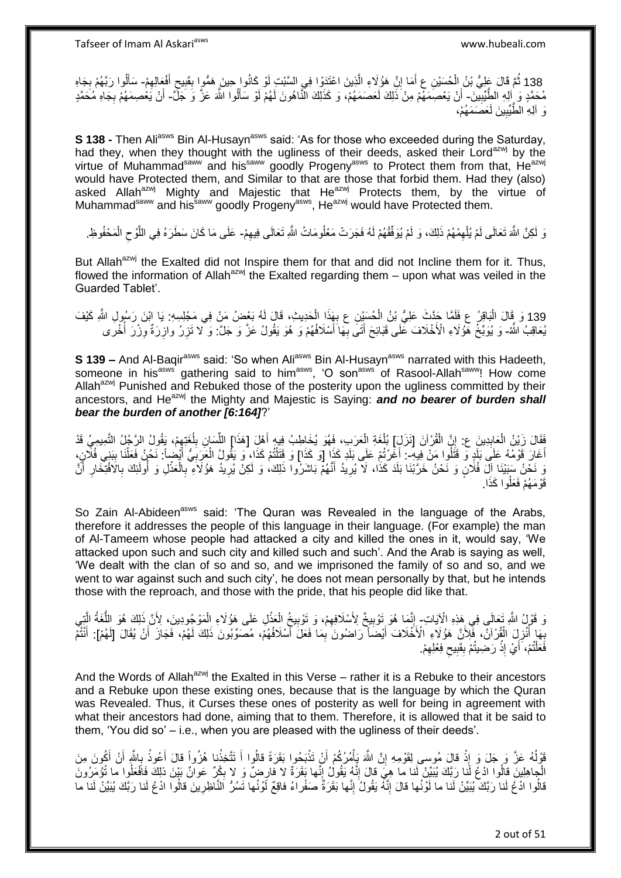138 ثُمَّ قَالَ عَلِيُّ بْنُ الْحُسَيْنِ ع أَمَا إِنَّ هَؤُلَاءِ الَّذِينَ اعْتَدَوْا فِي السَّبْتِ لَوْ كَانُوا حِينَ هَمُّوا بِقَبِيحِ أَفْعَالِهِمْ- سَأَلُوا رَبَّهُمْ بِجَاهِ مُحَمَّدٍ وَ آلِهِ الطَّيِّبِينَ- أَنْ يَعْصِمَهُمْ مِنْ ذَلِكَ لَعَصَمَهُمْ، وَ كَذَلِكَ النَّاهُونَ لَهُمْ لَوْ سَأَلُوا اللَّهَ عَزَّ وَ جَلَّ- أَنْ يَعْصِمَهُمْ بِجَاهِ مُحَمَّدٍ وَ آلِهِ الطَّيِّبِينَ لَعَصَمَهُمْ،

**S 138 -** Then Ali[asws] Bin Al-Husayn[asws] said: 'As for those who exceeded during the Saturday, had they, when they thought with the ugliness of their deeds, asked their Lord[azwj] by the virtue of Muhammad[saww] and his[saww] goodly Progeny[asws] to Protect them from that, He[azwj] would have Protected them, and Similar to that are those that forbid them. Had they (also) asked Allah[azwj] Mighty and Majestic that He[azwj] Protects them, by the virtue of Muhammad[saww] and his[saww] goodly Progeny[asws], He[azwj] would have Protected them.

وَ لَكِنَّ اللَّهَ تَعَالَى لَمْ يُلْهِمْهُمْ ذَلِكَ، وَ لَمْ يُوَفِّقْهُمْ لَهُ فَجَرَتْ مَعْلُومَاتُ اللَّهِ تَعَالَى فِيهِمْ- عَلَى مَا كَانَ سَطَرَهُ فِي اللَّوْحِ الْمَحْفُوظِ.

But Allah[azwj] the Exalted did not Inspire them for that and did not Incline them for it. Thus, flowed the information of Allah[azwj] the Exalted regarding them – upon what was veiled in the Guarded Tablet'.

139 وَ قَالَ الْبَاقِرُ ع فَلَمَّا حَدَّثَ عَلِيُّ بْنُ الْحُسَيْنِ ع بِهَذَا الْحَدِيثِ، قَالَ لَهُ بَعْضُ مَنْ فِي مَجْلِسِهِ: يَا ابْنَ رَسُولِ اللَّهِ كَيْفَ يُعَاقِبُ اللَّهُ- وَ يُوَبِّخُ هَؤُلَاءِ الْأَخْلَافَ عَلَى قَبَائِحَ أَتَى بِهَا أَسْلَافُهُمْ وَ هُوَ يَقُولُ عَزَّ وَ جَلَّ: وَ لا تَزِرُ وازِرَةٌ وِزْرَ أُخْرى

**S 139 –** And Al-Baqir[asws] said: 'So when Ali[asws] Bin Al-Husayn[asws] narrated with this Hadeeth, someone in his[asws] gathering said to him[asws], 'O son[asws] of Rasool-Allah[saww]! How come Allah[azwj] Punished and Rebuked those of the posterity upon the ugliness committed by their ancestors, and He[azwj] the Mighty and Majestic is Saying: ***and no bearer of burden shall bear the burden of another [6:164]***?'

فَقَالَ زَيْنُ الْعَابِدِينَ ع: إِنَّ الْقُرْآنَ [نَزَلَ] بِلُغَةِ الْعَرَبِ، فَهُوَ يُخَاطِبُ فِيهِ أَهْلَ [هَذَا] اللِّسَانِ بِلُغَتِهِمْ، يَقُولُ الرَّجُلُ التَّمِيمِيُّ قَدْ أَغَارَ قَوْمُهُ عَلَى بَلَدٍ وَ قَتَلُوا مَنْ فِيهِ-: أَغَرْتُمْ عَلَى بَلَدِ كَذَا [وَ كَذَا] وَ قَتَلْتُمْ كَذَا، وَ يَقُولُ الْعَرَبِيُّ أَيْضاً: نَحْنُ فَعَلْنَا بِبَنِي فُلَانٍ، وَ نَحْنُ سَبَيْنَا آلَ فُلَانٍ وَ نَحْنُ خَرَّبْنَا بَلَدَ كَذَا، لَا يُرِيدُ أَنَّهُمْ بَاشَرُوا ذَلِكَ، وَ لَكِنْ يُرِيدُ هَؤُلَاءِ بِالْعَذْلِ وَ أُولَئِكَ بِالافْتِخَارِ أَنَّ قَوْمَهُمْ فَعَلُوا كَذَا.

So Zain Al-Abideen[asws] said: 'The Quran was Revealed in the language of the Arabs, therefore it addresses the people of this language in their language. (For example) the man of Al-Tameem whose people had attacked a city and killed the ones in it, would say, 'We attacked upon such and such city and killed such and such'. And the Arab is saying as well, 'We dealt with the clan of so and so, and we imprisoned the family of so and so, and we went to war against such and such city', he does not mean personally by that, but he intends those with the reproach, and those with the pride, that his people did like that.

وَ قَوْلُ اللَّهِ تَعَالَى فِي هَذِهِ الْآيَاتِ- إِنَّمَا هُوَ تَوْبِيخٌ لِأَسْلَافِهِمْ، وَ تَوْبِيخُ الْعَذْلِ عَلَى هَؤُلَاءِ الْمَوْجُودِينَ، لِأَنَّ ذَلِكَ هُوَ اللُّغَةُ الَّتِي بِهَا أُنْزِلَ الْقُرْآنُ، فَلِأَنَّ هَؤُلَاءِ الْأَخْلَافَ أَيْضاً رَاضُونَ بِمَا فَعَلَ أَسْلَافُهُمْ، مُصَوِّبُونَ ذَلِكَ لَهُمْ، فَجَازَ أَنْ يُقَالَ [لَهُمْ]: أَنْتُمْ فَعَلْتُمْ، أَيْ إِذْ رَضِيتُمْ بِقَبِيحِ فِعْلِهِمْ.

And the Words of Allah[azwj] the Exalted in this Verse – rather it is a Rebuke to their ancestors and a Rebuke upon these existing ones, because that is the language by which the Quran was Revealed. Thus, it Curses these ones of posterity as well for being in agreement with what their ancestors had done, aiming that to them. Therefore, it is allowed that it be said to them, 'You did so' – i.e., when you are pleased with the ugliness of their deeds'.

قَوْلُهُ عَزَّ وَ جَلَ وَ إِذْ قالَ مُوسى لِقَوْمِهِ إِنَّ اللَّهَ يَأْمُرُكُمْ أَنْ تَذْبَحُوا بَقَرَةً قالُوا أَ تَتَّخِذُنا هُزُواً قالَ أَعُوذُ بِاللَّهِ أَنْ أَكُونَ مِنَ الْجاهِلِينَ قالُوا ادْعُ لَنا رَبَّكَ يُبَيِّنْ لَنا ما هِيَ قالَ إِنَّهُ يَقُولُ إِنَّها بَقَرَةٌ لا فارِضٌ وَ لا بِكْرٌ عَوانٌ بَيْنَ ذلِكَ فَافْعَلُوا ما تُؤْمَرُونَ قالُوا ادْعُ لَنا رَبَّكَ يُبَيِّنْ لَنا ما لَوْنُها قالَ إِنَّهُ يَقُولُ إِنَّها بَقَرَةٌ صَفْراءُ فاقِعٌ لَوْنُها تَسُرُّ النَّاظِرِينَ قالُوا ادْعُ لَنا رَبَّكَ يُبَيِّنْ لَنا ما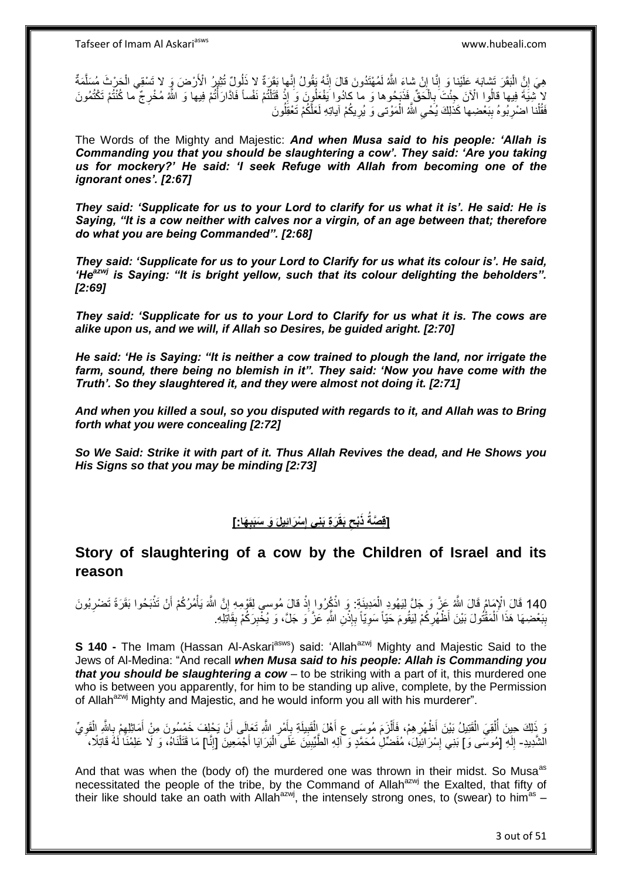هِيَ إِنَّ الْبَقَرَ تَشابَهَ عَلَيْنا وَ إِنَّا إِنْ شاءَ اللَّهُ لَمُهْتَدُونَ قالَ إِنَّهُ يَقُولُ إِنَّها بَقَرَةٌ لا ذَلُولٌ تُثِيرُ الْأَرْضَ وَ لا تَسْقِي الْحَرْثَ مُسَلَّمَةٌ لا شِيَةَ فِيها قالُوا الْآنَ جِئْتَ بِالْحَقِّ فَذَبَحُوها وَ ما كادُوا يَفْعَلُونَ وَ إِذْ قَتَلْتُمْ نَفْساً فَادَّارَأْتُمْ فِيها وَ اللَّهُ مُخْرِجٌ ما كُنْتُمْ تَكْتُمُونَ فَقُلْنا اضْرِبُوهُ بِبَعْضِها كَذلِكَ يُحْيِ اللَّهُ الْمَوْتى‏ وَ يُرِيكُمْ آياتِهِ لَعَلَّكُمْ تَعْقِلُونَ

The Words of the Mighty and Majestic: ***And when Musa said to his people: 'Allah is Commanding you that you should be slaughtering a cow'. They said: 'Are you taking us for mockery?' He said: 'I seek Refuge with Allah from becoming one of the ignorant ones'. [2:67]***

***They said: 'Supplicate for us to your Lord to clarify for us what it is'. He said: He is Saying, "It is a cow neither with calves nor a virgin, of an age between that; therefore do what you are being Commanded". [2:68]***

***They said: 'Supplicate for us to your Lord to Clarify for us what its colour is'. He said, 'He[azwj] is Saying: "It is bright yellow, such that its colour delighting the beholders". [2:69]***

***They said: 'Supplicate for us to your Lord to Clarify for us what it is. The cows are alike upon us, and we will, if Allah so Desires, be guided aright. [2:70]***

***He said: 'He is Saying: "It is neither a cow trained to plough the land, nor irrigate the farm, sound, there being no blemish in it". They said: 'Now you have come with the Truth'. So they slaughtered it, and they were almost not doing it. [2:71]***

***And when you killed a soul, so you disputed with regards to it, and Allah was to Bring forth what you were concealing [2:72]***

***So We Said: Strike it with part of it. Thus Allah Revives the dead, and He Shows you His Signs so that you may be minding [2:73]***

## [قِصَّةُ ذَبْحِ بَقَرَةِ بَنِي إِسْرَائِيلَ وَ سَبَبِهَا:]

## Story of slaughtering of a cow by the Children of Israel and its reason

140 قَالَ الْإِمَامُ قَالَ اللَّهُ عَزَّ وَ جَلَّ لِيَهُودِ الْمَدِينَةِ: وَ اذْكُرُوا إِذْ قالَ مُوسى‏ لِقَوْمِهِ إِنَّ اللَّهَ يَأْمُرُكُمْ أَنْ تَذْبَحُوا بَقَرَةً تَضْرِبُونَ بِبَعْضِهَا هَذَا الْمَقْتُولَ بَيْنَ أَظْهُرِكُمْ لِيَقُومَ حَيّاً سَوِيّاً بِإِذْنِ اللَّهِ عَزَّ وَ جَلَّ، وَ يُخْبِرَكُمْ بِقَاتِلِهِ.

**S 140 -** The Imam (Hassan Al-Askari[asws]) said: 'Allah[azwj] Mighty and Majestic Said to the Jews of Al-Medina: "And recall ***when Musa said to his people: Allah is Commanding you that you should be slaughtering a cow*** – to be striking with a part of it, this murdered one who is between you apparently, for him to be standing up alive, complete, by the Permission of Allah[azwj] Mighty and Majestic, and he would inform you all with his murderer".

وَ ذَلِكَ حِينَ أُلْقِيَ الْقَتِيلُ بَيْنَ أَظْهُرِهِمْ، فَأَلْزَمَ مُوسَى ع أَهْلَ الْقَبِيلَةِ بِأَمْرِ اللَّهِ تَعَالَى أَنْ يَحْلِفَ خَمْسُونَ مِنْ أَمَاثِلِهِمْ بِاللَّهِ الْقَوِيِّ الشَّدِيدِ- إِلَهِ [مُوسَى وَ] بَنِي إِسْرَائِيلَ، مُفَضِّلِ مُحَمَّدٍ وَ آلِهِ الطَّيِّبِينَ عَلَى الْبَرَايَا أَجْمَعِينَ [إِنَّا] مَا قَتَلْنَاهُ، وَ لَا عَلِمْنَا لَهُ قَاتِلًا،

And that was when the (body of) the murdered one was thrown in their midst. So Musa[as] necessitated the people of the tribe, by the Command of Allah[azwj] the Exalted, that fifty of their like should take an oath with Allah[azwj], the intensely strong ones, to (swear) to him[as] –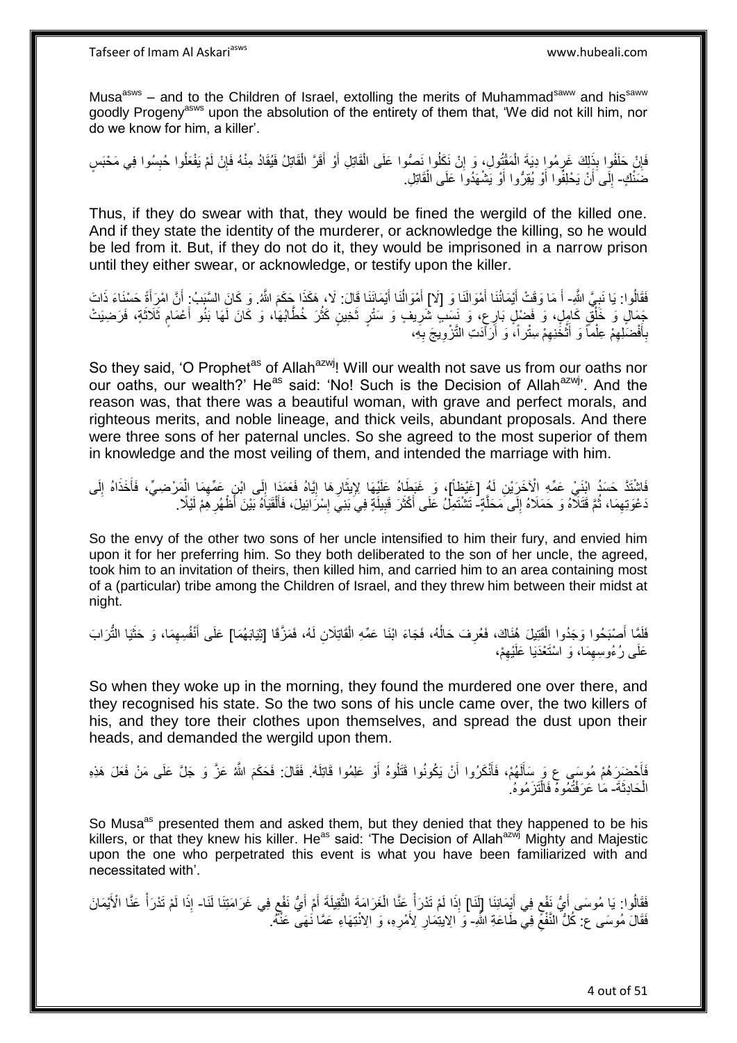Musa[asws] – and to the Children of Israel, extolling the merits of Muhammad[saww] and his[saww] goodly Progeny[asws] upon the absolution of the entirety of them that, 'We did not kill him, nor do we know for him, a killer'.

فَإِنْ حَلَفُوا بِذَلِكَ غَرِمُوا دِيَةَ الْمَقْتُولِ، وَ إِنْ نَكَلُوا نَصُّوا عَلَى الْقَاتِلِ أَوْ أَقَرَّ الْقَاتِلُ فَيُقَادُ مِنْهُ فَإِنْ لَمْ يَفْعَلُوا حُبِسُوا فِي مَحْبَسٍ ضَنْكٍ- إِلَى أَنْ يَحْلِفُوا أَوْ يُقِرُّوا أَوْ يَشْهَدُوا عَلَى الْقَاتِلِ.

Thus, if they do swear with that, they would be fined the wergild of the killed one. And if they state the identity of the murderer, or acknowledge the killing, so he would be led from it. But, if they do not do it, they would be imprisoned in a narrow prison until they either swear, or acknowledge, or testify upon the killer.

فَقَالُوا: يَا نَبِيَّ اللَّهِ- أَ مَا وَقَتْ أَيْمَانُنَا أَمْوَالَنَا وَ [لَا] أَمْوَالُنَا أَيْمَانَنَا قَالَ: لَا، هَكَذَا حَكَمَ اللَّهُ. وَ كَانَ السَّبَبُ: أَنَّ امْرَأَةً حَسْنَاءَ ذَاتَ جَمَالٍ وَ خَلْقٍ كَامِلٍ، وَ فَضْلٍ بَارِعٍ، وَ نَسَبٍ شَرِيفٍ وَ سَتْرٍ ثَخِينٍ كَثُرَ خُطَّابُهَا، وَ كَانَ لَهَا بَنُو أَعْمَامٍ ثَلَاثَةٍ، فَرَضِيَتْ بِأَفْضَلِهِمْ عِلْماً وَ أَثْخَنِهِمْ سِتْراً، وَ أَرَادَتِ التَّزْوِيجَ بِهِ،

So they said, 'O Prophet[as] of Allah[azwj]! Will our wealth not save us from our oaths nor our oaths, our wealth?' He[as] said: 'No! Such is the Decision of Allah[azwj]'. And the reason was, that there was a beautiful woman, with grave and perfect morals, and righteous merits, and noble lineage, and thick veils, abundant proposals. And there were three sons of her paternal uncles. So she agreed to the most superior of them in knowledge and the most veiling of them, and intended the marriage with him.

فَاشْتَدَّ حَسَدُ ابْنَيْ عَمِّهِ الْآخَرَيْنِ لَهُ [غَيْظاً]، وَ غَبَطَاهُ عَلَيْهَا لِإِيثَارِهَا إِيَّاهُ فَعَمَدَا إِلَى ابْنِ عَمِّهِمَا الْمَرْضِيِّ، فَأَخَذَاهُ إِلَى دَعْوَتِهِمَا، ثُمَّ قَتَلَاهُ وَ حَمَلَاهُ إِلَى مَحَلَّةٍ- تَشْتَمِلُ عَلَى أَكْثَرِ قَبِيلَةٍ فِي بَنِي إِسْرَائِيلَ، فَأَلْقَيَاهُ بَيْنَ أَظْهُرِهِمْ لَيْلًا.

So the envy of the other two sons of her uncle intensified to him their fury, and envied him upon it for her preferring him. So they both deliberated to the son of her uncle, the agreed, took him to an invitation of theirs, then killed him, and carried him to an area containing most of a (particular) tribe among the Children of Israel, and they threw him between their midst at night.

فَلَمَّا أَصْبَحُوا وَجَدُوا الْقَتِيلَ هُنَاكَ، فَعُرِفَ حَالُهُ، فَجَاءَ ابْنَا عَمِّهِ الْقَاتِلَانِ لَهُ، فَمَزَّقَا [ثِيَابَهُمَا] عَلَى أَنْفُسِهِمَا، وَ حَثَيَا التُّرَابَ عَلَى رُءُوسِهِمَا، وَ اسْتَعْدَيَا عَلَيْهِمْ،

So when they woke up in the morning, they found the murdered one over there, and they recognised his state. So the two sons of his uncle came over, the two killers of his, and they tore their clothes upon themselves, and spread the dust upon their heads, and demanded the wergild upon them.

فَأَحْضَرَهُمْ مُوسَى ع وَ سَأَلَهُمْ، فَأَنْكَرُوا أَنْ يَكُونُوا قَتَلُوهُ أَوْ عَلِمُوا قَاتِلَهُ. فَقَالَ: فَحَكَمَ اللَّهُ عَزَّ وَ جَلَّ عَلَى مَنْ فَعَلَ هَذِهِ الْحَادِثَةَ- مَا عَرَفْتُمُوهُ فَالْتَزِمُوهُ.

So Musa[as] presented them and asked them, but they denied that they happened to be his killers, or that they knew his killer. He[as] said: 'The Decision of Allah[azwj] Mighty and Majestic upon the one who perpetrated this event is what you have been familiarized with and necessitated with'.

فَقَالُوا: يَا مُوسَى أَيُّ نَفْعٍ فِي أَيْمَانِنَا [لَنَا] إِذَا لَمْ تَدْرَأْ عَنَّا الْغَرَامَةَ الثَّقِيلَةَ أَمْ أَيُّ نَفْعٍ فِي غَرَامَتِنَا لَنَا- إِذَا لَمْ تَدْرَأْ عَنَّا الْأَيْمَانَ فَقَالَ مُوسَى ع: كُلُّ النَّفْعِ فِي طَاعَةِ اللَّهِ- وَ الِائْتِمَارِ لِأَمْرِهِ، وَ الِانْتِهَاءِ عَمَّا نَهَى عَنْهُ.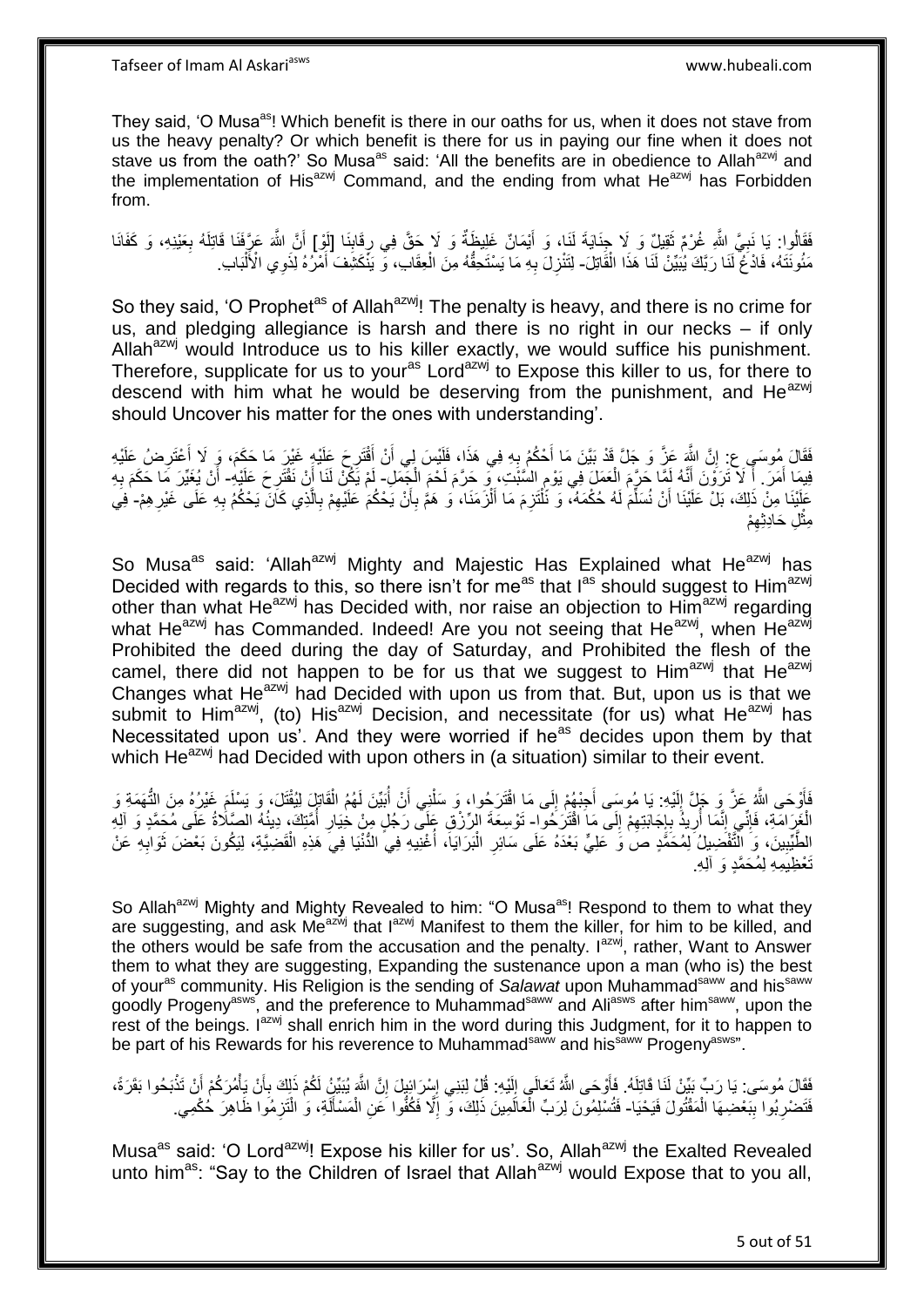They said, 'O Musa[as]! Which benefit is there in our oaths for us, when it does not stave from us the heavy penalty? Or which benefit is there for us in paying our fine when it does not stave us from the oath?' So Musa[as] said: 'All the benefits are in obedience to Allah[azwj] and the implementation of His[azwj] Command, and the ending from what He[azwj] has Forbidden from.

فَقَالُوا: يَا نَبِيَّ اللَّهِ غُرْمٌ ثَقِيلٌ وَ لَا جِنَايَةَ لَنَا، وَ أَيْمَانٌ غَلِيظَةٌ وَ لَا حَقَّ فِي رِقَابِنَا [لَوْ] أَنَّ اللَّهَ عَرَّفَنَا قَاتِلَهُ بِعَيْنِهِ، وَ كَفَانَا مَئُونَتَهُ، فَادْعُ لَنَا رَبَّكَ يُبَيِّنْ لَنَا هَذَا الْقَاتِلَ- لِتَنْزِلَ بِهِ مَا يَسْتَحِقُّهُ مِنَ الْعِقَابِ، وَ يَنْكَشِفَ أَمْرُهُ لِذَوِي الْأَلْبَابِ.

So they said, 'O Prophet[as] of Allah[azwj]! The penalty is heavy, and there is no crime for us, and pledging allegiance is harsh and there is no right in our necks – if only Allah[azwj] would Introduce us to his killer exactly, we would suffice his punishment. Therefore, supplicate for us to your[as] Lord[azwj] to Expose this killer to us, for there to descend with him what he would be deserving from the punishment, and He[azwj] should Uncover his matter for the ones with understanding'.

فَقَالَ مُوسَى ع: إِنَّ اللَّهَ عَزَّ وَ جَلَّ قَدْ بَيَّنَ مَا أَحْكُمُ بِهِ فِي هَذَا، فَلَيْسَ لِي أَنْ أَقْتَرِحَ عَلَيْهِ غَيْرَ مَا حَكَمَ، وَ لَا أَعْتَرِضُ عَلَيْهِ فِيمَا أَمَرَ. أَ لَا تَرَوْنَ أَنَّهُ لَمَّا حَرَّمَ الْعَمَلَ فِي يَوْمِ السَّبْتِ، وَ حَرَّمَ لَحْمَ الْجَمَلِ- لَمْ يَكُنْ لَنَا أَنْ نَقْتَرِحَ عَلَيْهِ- أَنْ يُغَيِّرَ مَا حَكَمَ بِهِ عَلَيْنَا مِنْ ذَلِكَ، بَلْ عَلَيْنَا أَنْ نُسَلِّمَ لَهُ حُكْمَهُ، وَ نَلْتَزِمَ مَا أَلْزَمَنَا، وَ هَمَّ بِأَنْ يَحْكُمَ عَلَيْهِمْ بِالَّذِي كَانَ يَحْكُمُ بِهِ عَلَى غَيْرِهِمْ- فِي مِثْلِ حَادِثِهِمْ

So Musa[as] said: 'Allah[azwj] Mighty and Majestic Has Explained what He[azwj] has Decided with regards to this, so there isn't for me[as] that I[as] should suggest to Him[azwj] other than what He[azwj] has Decided with, nor raise an objection to Him[azwj] regarding what He[azwj] has Commanded. Indeed! Are you not seeing that He[azwj], when He[azwj] Prohibited the deed during the day of Saturday, and Prohibited the flesh of the camel, there did not happen to be for us that we suggest to Him[azwj] that He[azwj] Changes what He[azwj] had Decided with upon us from that. But, upon us is that we submit to Him[azwj], (to) His[azwj] Decision, and necessitate (for us) what He[azwj] has Necessitated upon us'. And they were worried if he[as] decides upon them by that which He[azwj] had Decided with upon others in (a situation) similar to their event.

فَأَوْحَى اللَّهُ عَزَّ وَ جَلَّ إِلَيْهِ: يَا مُوسَى أَجِبْهُمْ إِلَى مَا اقْتَرَحُوا، وَ سَلْنِي أَنْ أُبَيِّنَ لَهُمُ الْقَاتِلَ لِيُقْتَلَ، وَ يَسْلَمَ غَيْرُهُ مِنَ التُّهَمَةِ وَ الْغَرَامَةِ، فَإِنِّي إِنَّمَا أُرِيدُ بِإِجَابَتِهِمْ إِلَى مَا اقْتَرَحُوا- تَوْسِعَةَ الرِّزْقِ عَلَى رَجُلٍ مِنْ خِيَارِ أُمَّتِكَ، دِينُهُ الصَّلَاةُ عَلَى مُحَمَّدٍ وَ آلِهِ الطَّيِّبِينَ، وَ التَّفْضِيلُ لِمُحَمَّدٍ ص وَ عَلِيٍّ بَعْدَهُ عَلَى سَائِرِ الْبَرَايَا، أُغْنِيهِ فِي الدُّنْيَا فِي هَذِهِ الْقَضِيَّةِ، لِيَكُونَ بَعْضَ ثَوَابِهِ عَنْ تَعْظِيمِهِ لِمُحَمَّدٍ وَ آلِهِ.

So Allah[azwj] Mighty and Mighty Revealed to him: "O Musa[as]! Respond to them to what they are suggesting, and ask Me[azwj] that I[azwj] Manifest to them the killer, for him to be killed, and the others would be safe from the accusation and the penalty. I[azwj], rather, Want to Answer them to what they are suggesting, Expanding the sustenance upon a man (who is) the best of your[as] community. His Religion is the sending of *Salawat* upon Muhammad[saww] and his[saww] goodly Progeny[asws], and the preference to Muhammad[saww] and Ali[asws] after him[saww], upon the rest of the beings. I[azwj] shall enrich him in the word during this Judgment, for it to happen to be part of his Rewards for his reverence to Muhammad[saww] and his[saww] Progeny[asws]".

فَقَالَ مُوسَى: يَا رَبِّ بَيِّنْ لَنَا قَاتِلَهُ. فَأَوْحَى اللَّهُ تَعَالَى إِلَيْهِ: قُلْ لِبَنِي إِسْرَائِيلَ إِنَّ اللَّهَ يُبَيِّنُ لَكُمْ ذَلِكَ بِأَنْ يَأْمُرَكُمْ أَنْ تَذْبَحُوا بَقَرَةً، فَتَضْرِبُوا بِبَعْضِهَا الْمَقْتُولَ فَيَحْيَا- فَتُسْلِمُونَ لِرَبِّ الْعَالَمِينَ ذَلِكَ، وَ إِلَّا فَكُفُّوا عَنِ الْمَسْأَلَةِ، وَ الْتَزِمُوا ظَاهِرَ حُكْمِي.

Musa[as] said: 'O Lord[azwj]! Expose his killer for us'. So, Allah[azwj] the Exalted Revealed unto him[as]: "Say to the Children of Israel that Allah[azwj] would Expose that to you all,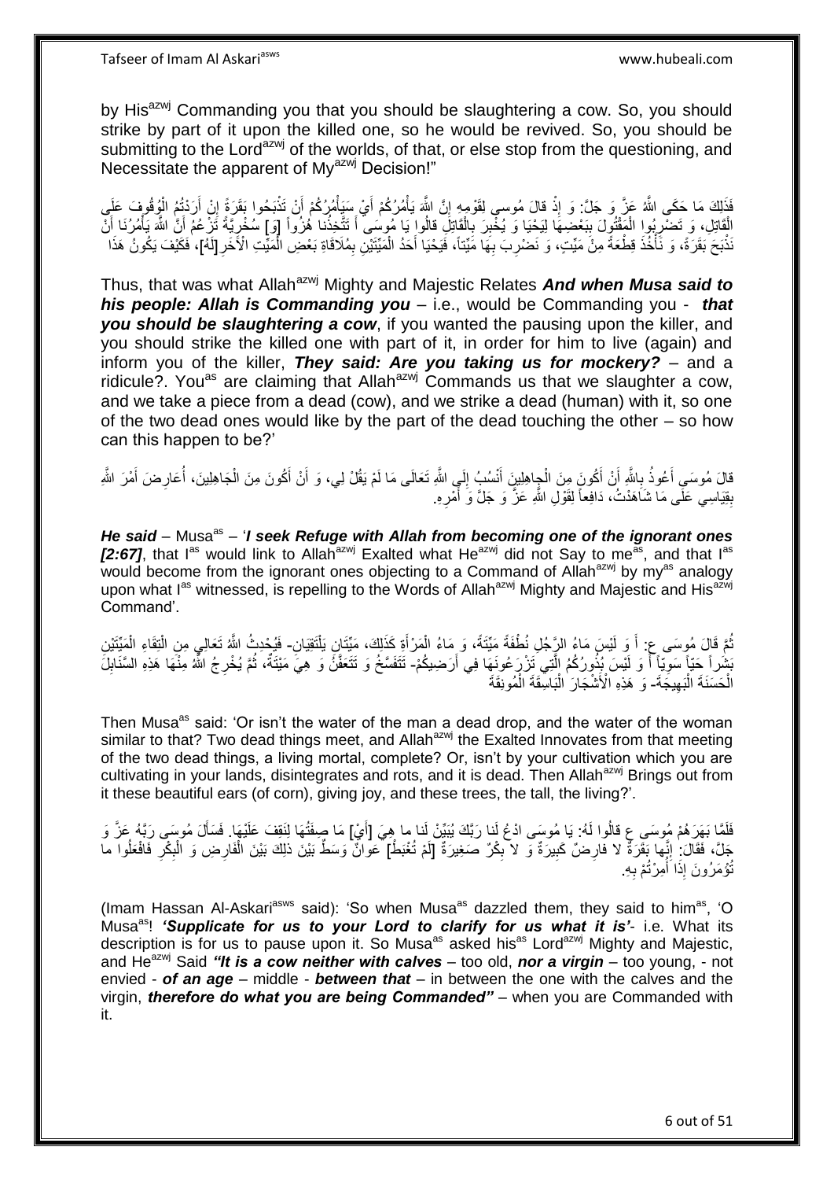by His[azwj] Commanding you that you should be slaughtering a cow. So, you should strike by part of it upon the killed one, so he would be revived. So, you should be submitting to the Lord[azwj] of the worlds, of that, or else stop from the questioning, and Necessitate the apparent of My[azwj] Decision!"

فَذَلِكَ مَا حَكَى اللَّهُ عَزَّ وَ جَلَّ: وَ إِذْ قالَ مُوسى‏ لِقَوْمِهِ إِنَّ اللَّهَ يَأْمُرُكُمْ أَيْ سَيَأْمُرُكُمْ أَنْ تَذْبَحُوا بَقَرَةً إِنْ أَرَدْتُمُ الْوُقُوفَ عَلَى الْقَاتِلِ، وَ تَضْرِبُوا الْمَقْتُولَ بِبَعْضِهَا لِيَحْيَا وَ يُخْبِرَ بِالْقَاتِلِ قالُوا يَا مُوسَى أَ تَتَّخِذُنا هُزُواً [وَ] سُخْرِيَّةً تَزْعُمُ أَنَّ اللَّهَ يَأْمُرُنَا أَنْ نَذْبَحَ بَقَرَةً، وَ نَأْخُذَ قِطْعَةً مِنْ مَيِّتٍ، وَ نَضْرِبَ بِهَا مَيِّتاً، فَيَحْيَا أَحَدُ الْمَيِّتَيْنِ بِمُلَاقَاةِ بَعْضِ الْمَيِّتِ الْآخَرِ [لَهُ]، فَكَيْفَ يَكُونُ هَذَا

Thus, that was what Allah[azwj] Mighty and Majestic Relates ***And when Musa said to his people: Allah is Commanding you*** – i.e., would be Commanding you - ***that you should be slaughtering a cow***, if you wanted the pausing upon the killer, and you should strike the killed one with part of it, in order for him to live (again) and inform you of the killer, ***They said: Are you taking us for mockery?*** – and a ridicule?. You[as] are claiming that Allah[azwj] Commands us that we slaughter a cow, and we take a piece from a dead (cow), and we strike a dead (human) with it, so one of the two dead ones would like by the part of the dead touching the other – so how can this happen to be?'

قالَ مُوسَى أَعُوذُ بِاللَّهِ أَنْ أَكُونَ مِنَ الْجاهِلِينَ أَنْسُبُ إِلَى اللَّهِ تَعَالَى مَا لَمْ يَقُلْ لِي، وَ أَنْ أَكُونَ مِنَ الْجَاهِلِينَ، أُعَارِضُ أَمْرَ اللَّهِ بِقِيَاسِي عَلَى مَا شَاهَدْتُ، دَافِعاً لِقَوْلِ اللَّهِ عَزَّ وَ جَلَّ وَ أَمْرِهِ.

***He said*** – Musa[as] – '***I seek Refuge with Allah from becoming one of the ignorant ones [2:67]***, that I[as] would link to Allah[azwj] Exalted what He[azwj] did not Say to me[as], and that I[as] would become from the ignorant ones objecting to a Command of Allah[azwj] by my[as] analogy upon what I[as] witnessed, is repelling to the Words of Allah[azwj] Mighty and Majestic and His[azwj] Command'.

ثُمَّ قَالَ مُوسَى ع: أَ وَ لَيْسَ مَاءُ الرَّجُلِ نُطْفَةً مَيِّتَةً، وَ مَاءُ الْمَرْأَةِ كَذَلِكَ، مَيِّتَانِ يَلْتَقِيَانِ- فَيُحْدِثُ اللَّهُ تَعَالَى مِنِ الْتِقَاءِ الْمَيِّتَيْنِ بَشَراً حَيّاً سَوِيّاً أَ وَ لَيْسَ بُذُورُكُمُ الَّتِي تَزْرَعُونَهَا فِي أَرَضِيكُمْ- تَتَفَسَّخُ وَ تَتَعَفَّنُ وَ هِيَ مَيِّتَةٌ، ثُمَّ يُخْرِجُ اللَّهُ مِنْهَا هَذِهِ السَّنَابِلَ الْحَسَنَةَ الْبَهِيجَةَ- وَ هَذِهِ الْأَشْجَارَ الْبَاسِقَةَ الْمُونِقَةَ

Then Musa[as] said: 'Or isn't the water of the man a dead drop, and the water of the woman similar to that? Two dead things meet, and Allah[azwj] the Exalted Innovates from that meeting of the two dead things, a living mortal, complete? Or, isn't by your cultivation which you are cultivating in your lands, disintegrates and rots, and it is dead. Then Allah[azwj] Brings out from it these beautiful ears (of corn), giving joy, and these trees, the tall, the living?'.

فَلَمَّا بَهَرَهُمْ مُوسَى ع قالُوا لَهُ: يَا مُوسَى ادْعُ لَنا رَبَّكَ يُبَيِّنْ لَنا ما هِيَ [أَيْ] مَا صِفَتُهَا لِنَقِفَ عَلَيْهَا. فَسَأَلَ مُوسَى رَبَّهُ عَزَّ وَ جَلَّ، فَقَالَ: إِنَّها بَقَرَةٌ لا فارِضٌ كَبِيرَةٌ وَ لا بِكْرٌ صَغِيرَةٌ [لَمْ تُغْبَطْ] عَوانٌ وَسَطٌ بَيْنَ ذلِكَ بَيْنَ الْفَارِضِ وَ الْبِكْرِ فَافْعَلُوا ما تُؤْمَرُونَ إِذَا أُمِرْتُمْ بِهِ.

(Imam Hassan Al-Askari[asws] said): 'So when Musa[as] dazzled them, they said to him[as], 'O Musa[as]! ***'Supplicate for us to your Lord to clarify for us what it is'***- i.e. What its description is for us to pause upon it. So Musa[as] asked his[as] Lord[azwj] Mighty and Majestic, and He[azwj] Said ***"It is a cow neither with calves*** – too old, ***nor a virgin*** – too young, - not envied - ***of an age*** – middle - ***between that*** – in between the one with the calves and the virgin, ***therefore do what you are being Commanded"*** – when you are Commanded with it.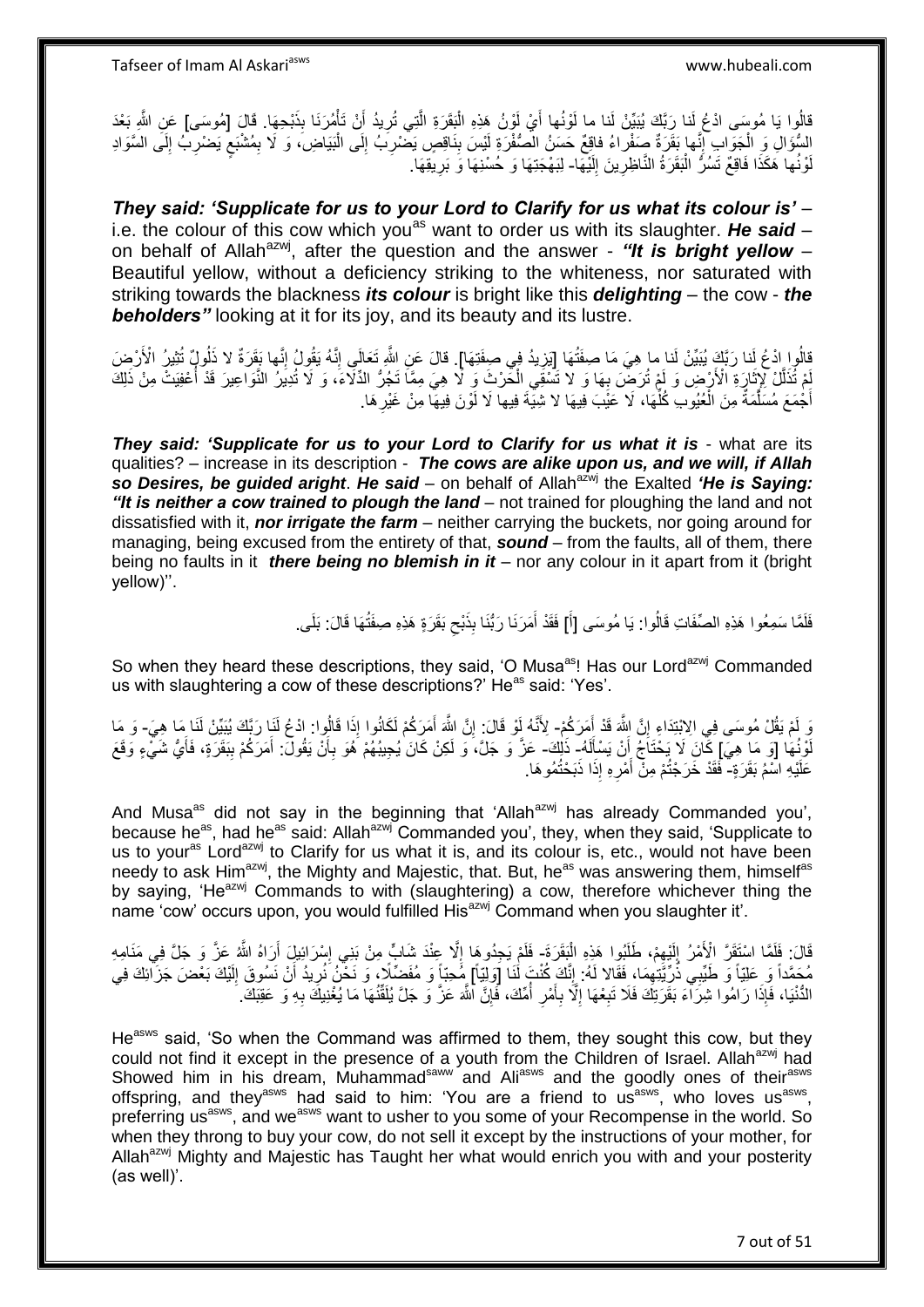قالُوا يَا مُوسَى ادْعُ لَنا رَبَّكَ يُبَيِّنْ لَنا ما لَوْنُها أَيْ لَوْنُ هَذِهِ الْبَقَرَةِ الَّتِي تُرِيدُ أَنْ تَأْمُرَنَا بِذَبْحِهَا. قالَ [مُوسَى] عَنِ اللَّهِ بَعْدَ السُّؤَالِ وَ الْجَوَابِ إِنَّها بَقَرَةٌ صَفْراءُ فاقِعٌ حَسَنُ الصُّفْرَةِ لَيْسَ بِنَاقِصٍ يَضْرِبُ إِلَى الْبَيَاضِ، وَ لَا بِمُشْبَعٍ يَضْرِبُ إِلَى السَّوَادِ لَوْنُها هَكَذَا فَاقِعٌ تَسُرُّ الْبَقَرَةُ النَّاظِرِينَ إِلَيْهَا- لِبَهْجَتِهَا وَ حُسْنِهَا وَ بَرِيقِهَا.

***They said: 'Supplicate for us to your Lord to Clarify for us what its colour is'*** – i.e. the colour of this cow which you[as] want to order us with its slaughter. ***He said*** – on behalf of Allah[azwj], after the question and the answer - ***"It is bright yellow*** – Beautiful yellow, without a deficiency striking to the whiteness, nor saturated with striking towards the blackness ***its colour*** is bright like this ***delighting*** – the cow - ***the beholders"*** looking at it for its joy, and its beauty and its lustre.

قالُوا ادْعُ لَنا رَبَّكَ يُبَيِّنْ لَنا ما هِيَ مَا صِفَتُهَا [يَزِيدُ فِي صِفَتِهَا]. قالَ عَنِ اللَّهِ تَعَالَى إِنَّهُ يَقُولُ إِنَّها بَقَرَةٌ لا ذَلُولٌ تُثِيرُ الْأَرْضَ لَمْ تُذَلَّلْ لِإِثَارَةِ الْأَرْضِ وَ لَمْ تُرَضْ بِهَا وَ لا تَسْقِي الْحَرْثَ وَ لَا هِيَ مِمَّا تَجُرُّ الدِّلَاءَ، وَ لَا تُدِيرُ النَّوَاعِيرَ قَدْ أُعْفِيَتْ مِنْ ذَلِكَ أَجْمَعَ مُسَلَّمَةٌ مِنَ الْعُيُوبِ كُلِّهَا، لَا عَيْبَ فِيهَا لا شِيَةَ فِيها لَا لَوْنَ فِيهَا مِنْ غَيْرِهَا.

***They said: 'Supplicate for us to your Lord to Clarify for us what it is*** - what are its qualities? – increase in its description - ***The cows are alike upon us, and we will, if Allah so Desires, be guided aright***. ***He said*** – on behalf of Allah[azwj] the Exalted ***'He is Saying: "It is neither a cow trained to plough the land*** – not trained for ploughing the land and not dissatisfied with it, ***nor irrigate the farm*** – neither carrying the buckets, nor going around for managing, being excused from the entirety of that, ***sound*** – from the faults, all of them, there being no faults in it ***there being no blemish in it*** – nor any colour in it apart from it (bright yellow)''.

فَلَمَّا سَمِعُوا هَذِهِ الصِّفَاتِ قَالُوا: يَا مُوسَى [أَ] فَقَدْ أَمَرَنَا رَبُّنَا بِذَبْحِ بَقَرَةٍ هَذِهِ صِفَتُهَا قَالَ: بَلَى.

So when they heard these descriptions, they said, 'O Musa[as]! Has our Lord[azwj] Commanded us with slaughtering a cow of these descriptions?' He[as] said: 'Yes'.

وَ لَمْ يَقُلْ مُوسَى فِي الِابْتِدَاءِ إِنَّ اللَّهَ قَدْ أَمَرَكُمْ- لِأَنَّهُ لَوْ قَالَ: إِنَّ اللَّهَ أَمَرَكُمْ لَكَانُوا إِذَا قَالُوا: ادْعُ لَنَا رَبَّكَ يُبَيِّنْ لَنَا مَا هِيَ- وَ مَا لَوْنُهَا [وَ مَا هِيَ] كَانَ لَا يَحْتَاجُ أَنْ يَسْأَلَهُ- ذَلِكَ- عَزَّ وَ جَلَّ، وَ لَكِنْ كَانَ يُجِيبُهُمْ هُوَ بِأَنْ يَقُولَ: أَمَرَكُمْ بِبَقَرَةٍ، فَأَيُّ شَيْءٍ وَقَعَ عَلَيْهِ اسْمُ بَقَرَةٍ- فَقَدْ خَرَجْتُمْ مِنْ أَمْرِهِ إِذَا ذَبَحْتُمُوهَا.

And Musa[as] did not say in the beginning that 'Allah[azwj] has already Commanded you', because he[as], had he[as] said: Allah[azwj] Commanded you', they, when they said, 'Supplicate to us to your[as] Lord[azwj] to Clarify for us what it is, and its colour is, etc., would not have been needy to ask Him[azwj], the Mighty and Majestic, that. But, he[as] was answering them, himself[as] by saying, 'He[azwj] Commands to with (slaughtering) a cow, therefore whichever thing the name 'cow' occurs upon, you would fulfilled His[azwj] Command when you slaughter it'.

قَالَ: فَلَمَّا اسْتَقَرَّ الْأَمْرُ إِلَيْهِمْ، طَلَبُوا هَذِهِ الْبَقَرَةَ- فَلَمْ يَجِدُوهَا إِلَّا عِنْدَ شَابٍّ مِنْ بَنِي إِسْرَائِيلَ أَرَاهُ اللَّهُ عَزَّ وَ جَلَّ فِي مَنَامِهِ مُحَمَّداً وَ عَلِيّاً وَ طَيِّبِي ذُرِّيَّتِهِمَا، فَقَالا لَهُ: إِنَّكَ كُنْتَ لَنَا [وَلِيّاً] مُحِبّاً وَ مُفَضِّلًا، وَ نَحْنُ نُرِيدُ أَنْ نَسُوقَ إِلَيْكَ بَعْضَ جَزَائِكَ فِي الدُّنْيَا، فَإِذَا رَامُوا شِرَاءَ بَقَرَتِكَ فَلَا تَبِعْهَا إِلَّا بِأَمْرِ أُمِّكَ، فَإِنَّ اللَّهَ عَزَّ وَ جَلَّ يُلَقِّنُهَا مَا يُغْنِيكَ بِهِ وَ عَقِبَكَ.

He[asws] said, 'So when the Command was affirmed to them, they sought this cow, but they could not find it except in the presence of a youth from the Children of Israel. Allah[azwj] had Showed him in his dream, Muhammad[saww] and Ali[asws] and the goodly ones of their[asws] offspring, and they[asws] had said to him: 'You are a friend to us[asws], who loves us[asws], preferring us[asws], and we[asws] want to usher to you some of your Recompense in the world. So when they throng to buy your cow, do not sell it except by the instructions of your mother, for Allah[azwj] Mighty and Majestic has Taught her what would enrich you with and your posterity (as well)'.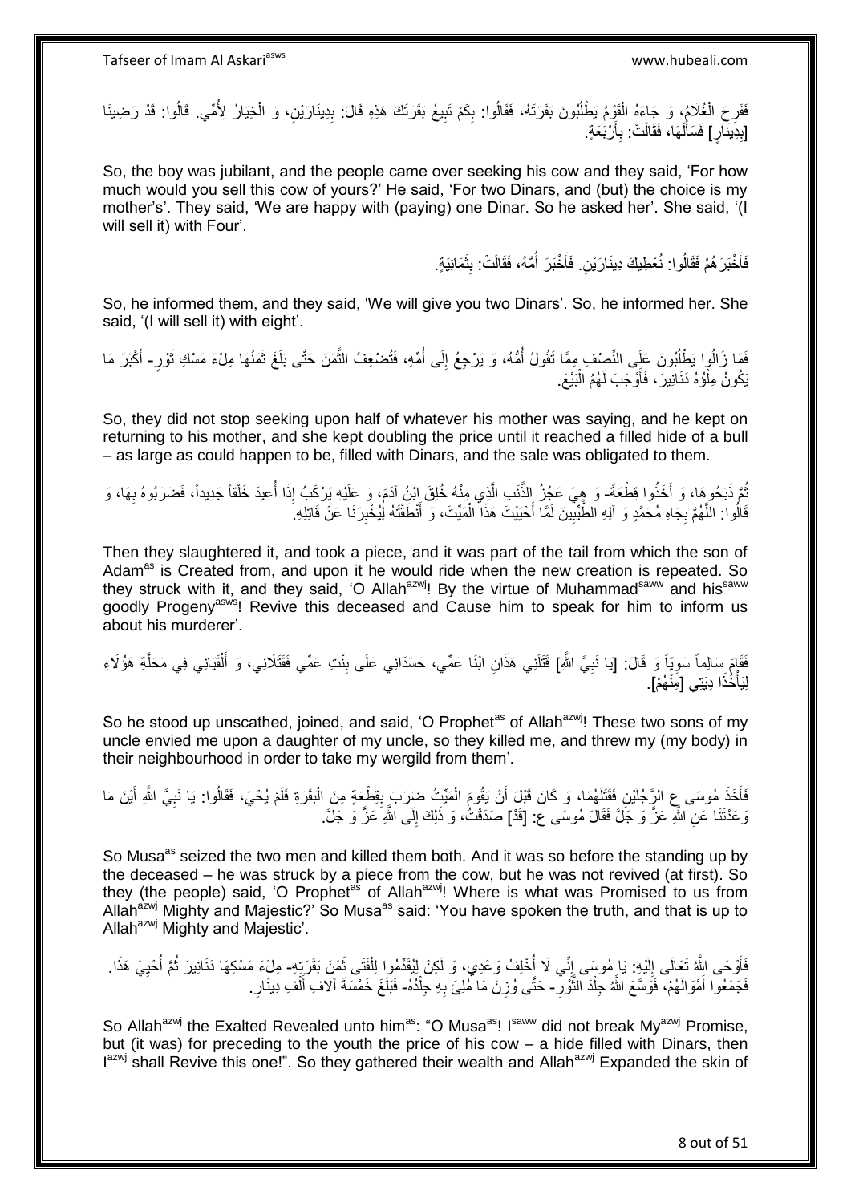فَفَرِحَ الْغُلَامُ، وَ جَاءَهُ الْقَوْمُ يَطْلُبُونَ بَقَرَتَهُ، فَقَالُوا: بِكَمْ تَبِيعُ بَقَرَتَكَ هَذِهِ قَالَ: بِدِينَارَيْنِ، وَ الْخِيَارُ لِأُمِّي. قَالُوا: قَدْ رَضِينَا [بِدِينَارٍ] فَسَأَلَهَا، فَقَالَتْ: بِأَرْبَعَةٍ.

So, the boy was jubilant, and the people came over seeking his cow and they said, 'For how much would you sell this cow of yours?' He said, 'For two Dinars, and (but) the choice is my mother's'. They said, 'We are happy with (paying) one Dinar. So he asked her'. She said, '(I will sell it) with Four'.

فَأَخْبَرَهُمْ فَقَالُوا: نُعْطِيكَ دِينَارَيْنِ. فَأَخْبَرَ أُمَّهُ، فَقَالَتْ: بِثَمَانِيَةٍ.

So, he informed them, and they said, 'We will give you two Dinars'. So, he informed her. She said, '(I will sell it) with eight'.

فَمَا زَالُوا يَطْلُبُونَ عَلَى النِّصْفِ مِمَّا تَقُولُ أُمُّهُ، وَ يَرْجِعُ إِلَى أُمِّهِ، فَتُضْعِفُ الثَّمَنَ حَتَّى بَلَغَ ثَمَنُهَا مِلْءَ مَسْكِ ثَوْرٍ- أَكْبَرَ مَا يَكُونُ مِلْؤُهُ دَنَانِيرَ، فَأَوْجَبَ لَهُمُ الْبَيْعَ.

So, they did not stop seeking upon half of whatever his mother was saying, and he kept on returning to his mother, and she kept doubling the price until it reached a filled hide of a bull – as large as could happen to be, filled with Dinars, and the sale was obligated to them.

ثُمَّ ذَبَحُوهَا، وَ أَخَذُوا قِطْعَةً- وَ هِيَ عَجْزُ الذَّنَبِ الَّذِي مِنْهُ خُلِقَ ابْنُ آدَمَ، وَ عَلَيْهِ يَرْكَبُ إِذَا أُعِيدَ خَلْقاً جَدِيداً، فَضَرَبُوهُ بِهَا، وَ قَالُوا: اللَّهُمَّ بِجَاهِ مُحَمَّدٍ وَ آلِهِ الطَّيِّبِينَ لَمَّا أَحْيَيْتَ هَذَا الْمَيِّتَ، وَ أَنْطَقْتَهُ لِيُخْبِرَنَا عَنْ قَاتِلِهِ.

Then they slaughtered it, and took a piece, and it was part of the tail from which the son of Adam[as] is Created from, and upon it he would ride when the new creation is repeated. So they struck with it, and they said, 'O Allah[azwj]! By the virtue of Muhammad[saww] and his[saww] goodly Progeny[asws]! Revive this deceased and Cause him to speak for him to inform us about his murderer'.

فَقَامَ سَالِماً سَوِيّاً وَ قَالَ: [يَا نَبِيَّ اللَّهِ] قَتَلَنِي هَذَانِ ابْنَا عَمِّي، حَسَدَانِي عَلَى بِنْتِ عَمِّي فَقَتَلَانِي، وَ أَلْقَيَانِي فِي مَحَلَّةِ هَؤُلَاءِ لِيَأْخُذَا دِيَتِي [مِنْهُمْ].

So he stood up unscathed, joined, and said, 'O Prophet[as] of Allah[azwj]! These two sons of my uncle envied me upon a daughter of my uncle, so they killed me, and threw my (my body) in their neighbourhood in order to take my wergild from them'.

فَأَخَذَ مُوسَى ع الرَّجُلَيْنِ فَقَتَلَهُمَا، وَ كَانَ قَبْلَ أَنْ يَقُومَ الْمَيِّتُ ضَرَبَ بِقِطْعَةٍ مِنَ الْبَقَرَةِ فَلَمْ يُحْيَ، فَقَالُوا: يَا نَبِيَّ اللَّهِ أَيْنَ مَا وَعَدْتَنَا عَنِ اللَّهِ عَزَّ وَ جَلَّ فَقَالَ مُوسَى ع: [قَدْ] صَدَقْتُ، وَ ذَلِكَ إِلَى اللَّهِ عَزَّ وَ جَلَّ.

So Musa[as] seized the two men and killed them both. And it was so before the standing up by the deceased – he was struck by a piece from the cow, but he was not revived (at first). So they (the people) said, 'O Prophet[as] of Allah[azwj]! Where is what was Promised to us from Allah[azwj] Mighty and Majestic?' So Musa[as] said: 'You have spoken the truth, and that is up to Allah[azwj] Mighty and Majestic'.

فَأَوْحَى اللَّهُ تَعَالَى إِلَيْهِ: يَا مُوسَى إِنِّي لَا أُخْلِفُ وَعْدِي، وَ لَكِنْ لِيُقَدِّمُوا لِلْفَتَى ثَمَنَ بَقَرَتِهِ- مِلْءَ مَسْكِهَا دَنَانِيرَ ثُمَّ أُحْيِيَ هَذَا. فَجَمَعُوا أَمْوَالَهُمْ، فَوَسَّعَ اللَّهُ جِلْدَ الثَّوْرِ- حَتَّى وُزِنَ مَا مُلِئَ بِهِ جِلْدُهُ- فَبَلَغَ خَمْسَةَ آلَافِ أَلْفِ دِينَارٍ.

So Allah[azwj] the Exalted Revealed unto him[as]: "O Musa[as]! I[saww] did not break My[azwj] Promise, but (it was) for preceding to the youth the price of his cow – a hide filled with Dinars, then I[azwj] shall Revive this one!". So they gathered their wealth and Allah[azwj] Expanded the skin of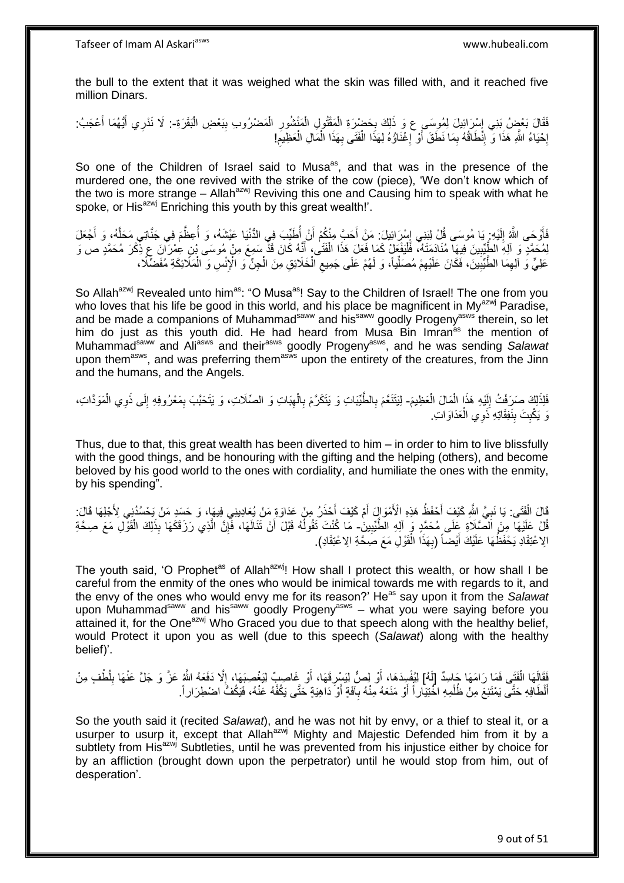the bull to the extent that it was weighed what the skin was filled with, and it reached five million Dinars.

فَقَالَ بَعْضُ بَنِي إِسْرَائِيلَ لِمُوسَى ع وَ ذَلِكَ بِحَضْرَةِ الْمَقْتُولِ الْمَنْشُورِ الْمَضْرُوبِ بِبَعْضِ الْبَقَرَةِ-: لَا نَدْرِي أَيُّهُمَا أَعْجَبُ: إِحْيَاءُ اللَّهِ هَذَا وَ إِنْطَاقُهُ بِمَا نَطَقَ أَوْ إِغْنَاؤُهُ لِهَذَا الْفَتَى بِهَذَا الْمَالِ الْعَظِيمِ!

So one of the Children of Israel said to Musa[as], and that was in the presence of the murdered one, the one revived with the strike of the cow (piece), 'We don't know which of the two is more strange – Allah[azwj] Reviving this one and Causing him to speak with what he spoke, or His[azwj] Enriching this youth by this great wealth!'.

فَأَوْحَى اللَّهُ إِلَيْهِ: يَا مُوسَى قُلْ لِبَنِي إِسْرَائِيلَ: مَنْ أَحَبَّ مِنْكُمْ أَنْ أُطَيِّبَ فِي الدُّنْيَا عَيْشَهُ، وَ أُعَظِّمَ فِي جَنَّاتِي مَحَلَّهُ، وَ أَجْعَلَ لِمُحَمَّدٍ وَ آلِهِ الطَّيِّبِينَ فِيهَا مُنَادَمَتَهُ، فَلْيَفْعَلْ كَمَا فَعَلَ هَذَا الْفَتَى، أَنَّهُ كَانَ قَدْ سَمِعَ مِنْ مُوسَى بْنِ عِمْرَانَ ع ذِكْرَ مُحَمَّدٍ ص وَ عَلِيٍّ وَ آلِهِمَا الطَّيِّبِينَ، فَكَانَ عَلَيْهِمْ مُصَلِّياً، وَ لَهُمْ عَلَى جَمِيعِ الْخَلَائِقِ مِنَ الْجِنِّ وَ الْإِنْسِ وَ الْمَلَائِكَةِ مُفَضِّلًا،

So Allah[azwj] Revealed unto him[as]: "O Musa[as]! Say to the Children of Israel! The one from you who loves that his life be good in this world, and his place be magnificent in My[azwj] Paradise, and be made a companions of Muhammad[saww] and his[saww] goodly Progeny[asws] therein, so let him do just as this youth did. He had heard from Musa Bin Imran[as] the mention of Muhammad[saww] and Ali[asws] and their[asws] goodly Progeny[asws], and he was sending *Salawat* upon them[asws], and was preferring them[asws] upon the entirety of the creatures, from the Jinn and the humans, and the Angels.

فَلِذَلِكَ صَرَفْتُ إِلَيْهِ هَذَا الْمَالَ الْعَظِيمَ- لِيَتَنَعَّمَ بِالطَّيِّبَاتِ وَ يَتَكَرَّمَ بِالْهِبَاتِ وَ الصِّلَاتِ، وَ يَتَحَبَّبَ بِمَعْرُوفِهِ إِلَى ذَوِي الْمَوَدَّاتِ، وَ يَكْبِتَ بِنَفَقَاتِهِ ذَوِي الْعَدَاوَاتِ.

Thus, due to that, this great wealth has been diverted to him – in order to him to live blissfully with the good things, and be honouring with the gifting and the helping (others), and become beloved by his good world to the ones with cordiality, and humiliate the ones with the enmity, by his spending".

قَالَ الْفَتَى: يَا نَبِيَّ اللَّهِ كَيْفَ أَحْفَظُ هَذِهِ الْأَمْوَالَ أَمْ كَيْفَ أَحْذَرُ مِنْ عَدَاوَةِ مَنْ يُعَادِينِي فِيهَا، وَ حَسَدِ مَنْ يَحْسُدُنِي لِأَجْلِهَا قَالَ: قُلْ عَلَيْهَا مِنَ الصَّلَاةِ عَلَى مُحَمَّدٍ وَ آلِهِ الطَّيِّبِينَ- مَا كُنْتَ تَقُولُهُ قَبْلَ أَنْ تَنَالَهَا، فَإِنَّ الَّذِي رَزَقَكَهَا بِذَلِكَ الْقَوْلِ مَعَ صِحَّةِ الِاعْتِقَادِ يَحْفَظُهَا عَلَيْكَ أَيْضاً (بِهَذَا الْقَوْلِ مَعَ صِحَّةِ الِاعْتِقَادِ).

The youth said, 'O Prophet[as] of Allah[azwj]! How shall I protect this wealth, or how shall I be careful from the enmity of the ones who would be inimical towards me with regards to it, and the envy of the ones who would envy me for its reason?' He[as] say upon it from the *Salawat* upon Muhammad[saww] and his[saww] goodly Progeny[asws] – what you were saying before you attained it, for the One[azwj] Who Graced you due to that speech along with the healthy belief, would Protect it upon you as well (due to this speech (*Salawat*) along with the healthy belief)'.

فَقَالَهَا الْفَتَى فَمَا رَامَهَا حَاسِدٌ [لَهُ] لِيُفْسِدَهَا، أَوْ لِصٌّ لِيَسْرِقَهَا، أَوْ غَاصِبٌ لِيَغْصِبَهَا، إِلَّا دَفَعَهُ اللَّهُ عَزَّ وَ جَلَّ عَنْهَا بِلُطْفٍ مِنْ أَلْطَافِهِ حَتَّى يَمْتَنِعَ مِنْ ظُلْمِهِ اخْتِيَاراً أَوْ مَنَعَهُ مِنْهُ بِآفَةٍ أَوْ دَاهِيَةٍ حَتَّى يَكُفَّهُ عَنْهُ، فَيَكُفُّ اضْطِرَاراً.

So the youth said it (recited *Salawat*), and he was not hit by envy, or a thief to steal it, or a usurper to usurp it, except that Allah[azwj] Mighty and Majestic Defended him from it by a subtlety from His[azwj] Subtleties, until he was prevented from his injustice either by choice for by an affliction (brought down upon the perpetrator) until he would stop from him, out of desperation'.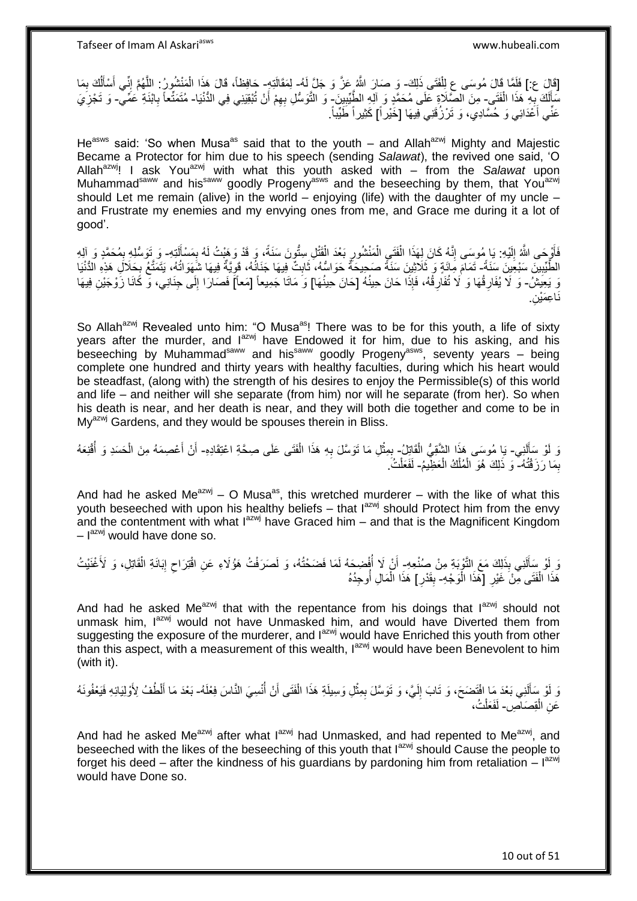[قَالَ ع:] فَلَمَّا قَالَ مُوسَى ع لِلْفَتَى ذَلِكَ- وَ صَارَ اللَّهُ عَزَّ وَ جَلَّ لَهُ- لِمَقَالَتِهِ- حَافِظاً، قَالَ هَذَا الْمَنْشُورُ: اللَّهُمَّ إِنِّي أَسْأَلُكَ بِمَا سَأَلَكَ بِهِ هَذَا الْفَتَى- مِنَ الصَّلَاةِ عَلَى مُحَمَّدٍ وَ آلِهِ الطَّيِّبِينَ- وَ التَّوَسُّلِ بِهِمْ أَنْ تُبْقِيَنِي فِي الدُّنْيَا- مُتَمَتِّعاً بِابْنَةِ عَمِّي- وَ تَجْزِيَ عَنِّي أَعْدَائِي وَ حُسَّادِي، وَ تَرْزُقَنِي فِيهَا [خَيْراً] كَثِيراً طَيِّباً.

He[asws] said: 'So when Musa[as] said that to the youth – and Allah[azwj] Mighty and Majestic Became a Protector for him due to his speech (sending *Salawat*), the revived one said, 'O Allah[azwj]! I ask You[azwj] with what this youth asked with – from the *Salawat* upon Muhammad[saww] and his[saww] goodly Progeny[asws] and the beseeching by them, that You[azwj] should Let me remain (alive) in the world – enjoying (life) with the daughter of my uncle – and Frustrate my enemies and my envying ones from me, and Grace me during it a lot of good'.

فَأَوْحَى اللَّهُ إِلَيْهِ: يَا مُوسَى إِنَّهُ كَانَ لِهَذَا الْفَتَى الْمَنْشُورِ بَعْدَ الْقَتْلِ سِتُّونَ سَنَةً، وَ قَدْ وَهَبْتُ لَهُ بِمَسْأَلَتِهِ- وَ تَوَسُّلِهِ بِمُحَمَّدٍ وَ آلِهِ الطَّيِّبِينَ سَبْعِينَ سَنَةً- تَمَامَ مِائَةٍ وَ ثَلَاثِينَ سَنَةً صَحِيحَةً حَوَاسُّهُ، ثَابِتٌ فِيهَا جَنَانُهُ، قَوِيَّةٌ فِيهَا شَهَوَاتُهُ، يَتَمَتَّعُ بِحَلَالِ هَذِهِ الدُّنْيَا وَ يَعِيشُ- وَ لَا يُفَارِقُهَا وَ لَا تُفَارِقُهُ، فَإِذَا حَانَ حِينُهُ [حَانَ حِينُهَا] وَ مَاتَا جَمِيعاً [مَعاً] فَصَارَا إِلَى جِنَانِي، وَ كَانَا زَوْجَيْنِ فِيهَا نَاعِمَيْنِ.

So Allah[azwj] Revealed unto him: "O Musa[as]! There was to be for this youth, a life of sixty years after the murder, and I[azwj] have Endowed it for him, due to his asking, and his beseeching by Muhammad[saww] and his[saww] goodly Progeny[asws], seventy years – being complete one hundred and thirty years with healthy faculties, during which his heart would be steadfast, (along with) the strength of his desires to enjoy the Permissible(s) of this world and life – and neither will she separate (from him) nor will he separate (from her). So when his death is near, and her death is near, and they will both die together and come to be in My[azwj] Gardens, and they would be spouses therein in Bliss.

وَ لَوْ سَأَلَنِي- يَا مُوسَى هَذَا الشَّقِيُّ الْقَاتِلُ- بِمِثْلِ مَا تَوَسَّلَ بِهِ هَذَا الْفَتَى عَلَى صِحَّةِ اعْتِقَادِهِ- أَنْ أَعْصِمَهُ مِنَ الْحَسَدِ وَ أُقْنِعَهُ بِمَا رَزَقْتُهُ- وَ ذَلِكَ هُوَ الْمُلْكُ الْعَظِيمُ- لَفَعَلْتُ.

And had he asked Me[azwj] – O Musa[as], this wretched murderer – with the like of what this youth beseeched with upon his healthy beliefs – that I[azwj] should Protect him from the envy and the contentment with what I[azwj] have Graced him – and that is the Magnificent Kingdom – I[azwj] would have done so.

وَ لَوْ سَأَلَنِي بِذَلِكَ مَعَ التَّوْبَةِ مِنْ صُنْعِهِ- أَنْ لَا أَفْضَحَهُ لَمَا فَضَحْتُهُ، وَ لَصَرَفْتُ هَؤُلَاءِ عَنِ اقْتِرَاحِ إِبَانَةِ الْقَاتِلِ، وَ لَأَغْنَيْتُ هَذَا الْفَتَى مِنْ غَيْرِ [هَذَا الْوَجْهِ- بِقَدْرِ] هَذَا الْمَالِ أُوجِدُهُ

And had he asked Me[azwj] that with the repentance from his doings that I[azwj] should not unmask him, I[azwj] would not have Unmasked him, and would have Diverted them from suggesting the exposure of the murderer, and I[azwj] would have Enriched this youth from other than this aspect, with a measurement of this wealth, I[azwj] would have been Benevolent to him (with it).

وَ لَوْ سَأَلَنِي بَعْدَ مَا افْتَضَحَ، وَ تَابَ إِلَيَّ، وَ تَوَسَّلَ بِمِثْلِ وَسِيلَةِ هَذَا الْفَتَى أَنْ أُنْسِيَ النَّاسَ فِعْلَهُ- بَعْدَ مَا أَلْطُفُ لِأَوْلِيَائِهِ فَيَعْفُونَهُ عَنِ الْقِصَاصِ- لَفَعَلْتُ،

And had he asked Me[azwj] after what I[azwj] had Unmasked, and had repented to Me[azwj], and beseeched with the likes of the beseeching of this youth that I[azwj] should Cause the people to forget his deed – after the kindness of his guardians by pardoning him from retaliation – I[azwj] would have Done so.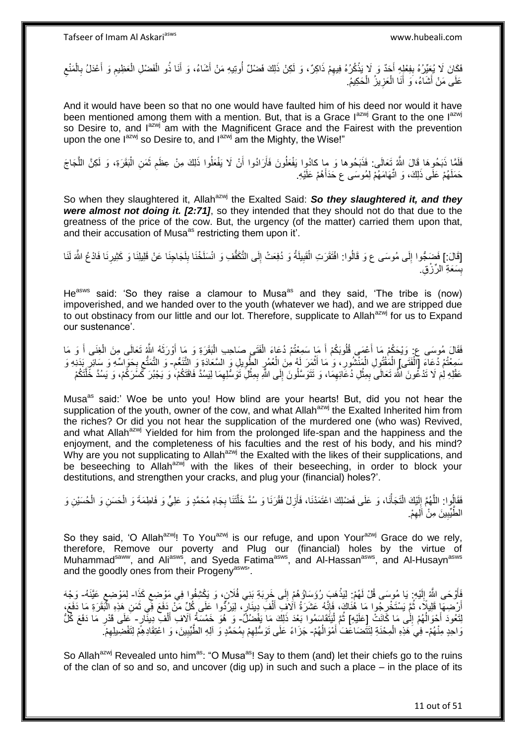فَكَانَ لَا يُعَيِّرُهُ بِفِعْلِهِ أَحَدٌ وَ لَا يَذْكُرُهُ فِيهِمْ ذَاكِرٌ، وَ لَكِنْ ذَلِكَ فَضْلٌ أُوتِيهِ مَنْ أَشَاءُ، وَ أَنَا ذُو الْفَضْلِ الْعَظِيمِ وَ أَعْدَلُ بِالْمَنْعِ عَلَى مَنْ أَشَاءُ، وَ أَنَا الْعَزِيزُ الْحَكِيمُ.

And it would have been so that no one would have faulted him of his deed nor would it have been mentioned among them with a mention. But, that is a Grace I[azwj] Grant to the one I[azwj] so Desire to, and I[azwj] am with the Magnificent Grace and the Fairest with the prevention upon the one I[azwj] so Desire to, and I[azwj] am the Mighty, the Wise!"

فَلَمَّا ذَبَحُوهَا قَالَ اللَّهُ تَعَالَى: فَذَبَحُوها وَ ما كادُوا يَفْعَلُونَ فَأَرَادُوا أَنْ لَا يَفْعَلُوا ذَلِكَ مِنْ عِظَمِ ثَمَنِ الْبَقَرَةِ، وَ لَكِنَّ اللَّجَاجَ حَمَلَهُمْ عَلَى ذَلِكَ، وَ اتِّهَامَهُمْ لِمُوسَى ع حَدَاهُمْ عَلَيْهِ.

So when they slaughtered it, Allah[azwj] the Exalted Said: ***So they slaughtered it, and they were almost not doing it. [2:71]***, so they intended that they should not do that due to the greatness of the price of the cow. But, the urgency (of the matter) carried them upon that, and their accusation of Musa[as] restricting them upon it'.

[قَالَ:] فَضَجُّوا إِلَى مُوسَى ع وَ قَالُوا: افْتَقَرَتِ الْقَبِيلَةُ وَ دُفِعَتْ إِلَى التَّكَفُّفِ وَ انْسَلَخْنَا بِلَجَاجِنَا عَنْ قَلِيلِنَا وَ كَثِيرِنَا فَادْعُ اللَّهَ لَنَا بِسَعَةِ الرِّزْقِ.

He[asws] said: 'So they raise a clamour to Musa[as] and they said, 'The tribe is (now) impoverished, and we handed over to the youth (whatever we had), and we are stripped due to out obstinacy from our little and our lot. Therefore, supplicate to Allah[azwj] for us to Expand our sustenance'.

فَقَالَ مُوسَى ع: وَيْحَكُمْ مَا أَعْمَى قُلُوبَكُمْ أَ مَا سَمِعْتُمْ دُعَاءَ الْفَتَى صَاحِبِ الْبَقَرَةِ وَ مَا أَوْرَثَهُ اللَّهُ تَعَالَى مِنَ الْغِنَى أَ وَ مَا سَمِعْتُمْ دُعَاءَ [الْفَتَى] الْمَقْتُولِ الْمَنْشُورِ، وَ مَا أَثْمَرَ لَهُ مِنَ الْعُمُرِ الطَّوِيلِ وَ السَّعَادَةِ وَ التَّنَعُّمِ- وَ التَّمَتُّعِ بِحَوَاسِّهِ وَ سَائِرِ بَدَنِهِ وَ عَقْلِهِ لِمَ لَا تَدْعُونَ اللَّهَ تَعَالَى بِمِثْلِ دُعَائِهِمَا، وَ تَتَوَسَّلُونَ إِلَى اللَّهِ بِمِثْلِ تَوَسُّلِهِمَا لِيَسُدَّ فَاقَتَكُمْ، وَ يَجْبُرَ كَسْرَكُمْ، وَ يَسُدَّ خَلَّتَكُمْ

Musa[as] said:' Woe be unto you! How blind are your hearts! But, did you not hear the supplication of the youth, owner of the cow, and what Allah[azwj] the Exalted Inherited him from the riches? Or did you not hear the supplication of the murdered one (who was) Revived, and what Allah[azwj] Yielded for him from the prolonged life-span and the happiness and the enjoyment, and the completeness of his faculties and the rest of his body, and his mind? Why are you not supplicating to Allah[azwj] the Exalted with the likes of their supplications, and be beseeching to Allah[azwj] with the likes of their beseeching, in order to block your destitutions, and strengthen your cracks, and plug your (financial) holes?'.

فَقَالُوا: اللَّهُمَّ إِلَيْكَ الْتَجَأْنَا، وَ عَلَى فَضْلِكَ اعْتَمَدْنَا، فَأَزِلْ فَقْرَنَا وَ سُدَّ خَلَّتَنَا بِجَاهِ مُحَمَّدٍ وَ عَلِيٍّ وَ فَاطِمَةَ وَ الْحَسَنِ وَ الْحُسَيْنِ وَ الطَّيِّبِينَ مِنْ آلِهِمْ.

So they said, 'O Allah[azwj]! To You[azwj] is our refuge, and upon Your[azwj] Grace do we rely, therefore, Remove our poverty and Plug our (financial) holes by the virtue of Muhammad[saww], and Ali[asws], and Syeda Fatima[asws], and Al-Hassan[asws], and Al-Husayn[asws] and the goodly ones from their Progeny[asws]'.

فَأَوْحَى اللَّهُ إِلَيْهِ: يَا مُوسَى قُلْ لَهُمْ: لِيَذْهَبَ رُؤَسَاؤُهُمْ إِلَى خَرِبَةِ بَنِي فُلَانٍ، وَ يَكْشِفُوا فِي مَوْضِعِ كَذَا- لِمَوْضِعٍ عَيَّنَهُ- وَجْهَ أَرْضِهَا قَلِيلًا، ثُمَّ يَسْتَخْرِجُوا مَا هُنَاكَ، فَإِنَّهُ عَشَرَةُ آلَافِ أَلْفِ دِينَارٍ، لِيَرُدُّوا عَلَى كُلِّ مَنْ دَفَعَ فِي ثَمَنِ هَذِهِ الْبَقَرَةِ مَا دَفَعَ، لِتَعُودَ أَحْوَالُهُمْ إِلَى مَا كَانَتْ [عَلَيْهِ] ثُمَّ لِيَتَقَاسَمُوا بَعْدَ ذَلِكَ مَا يَفْضُلُ- وَ هُوَ خَمْسَةُ آلَافِ أَلْفِ دِينَارٍ- عَلَى قَدْرِ مَا دَفَعَ كُلُّ وَاحِدٍ مِنْهُمْ- فِي هَذِهِ الْمِحْنَةِ لِتَتَضَاعَفَ أَمْوَالُهُمْ- جَزَاءً عَلَى تَوَسُّلِهِمْ بِمُحَمَّدٍ وَ آلِهِ الطَّيِّبِينَ، وَ اعْتِقَادِهِمْ لِتَفْضِيلِهِمْ.

So Allah[azwj] Revealed unto him[as]: "O Musa[as]! Say to them (and) let their chiefs go to the ruins of the clan of so and so, and uncover (dig up) in such and such a place – in the place of its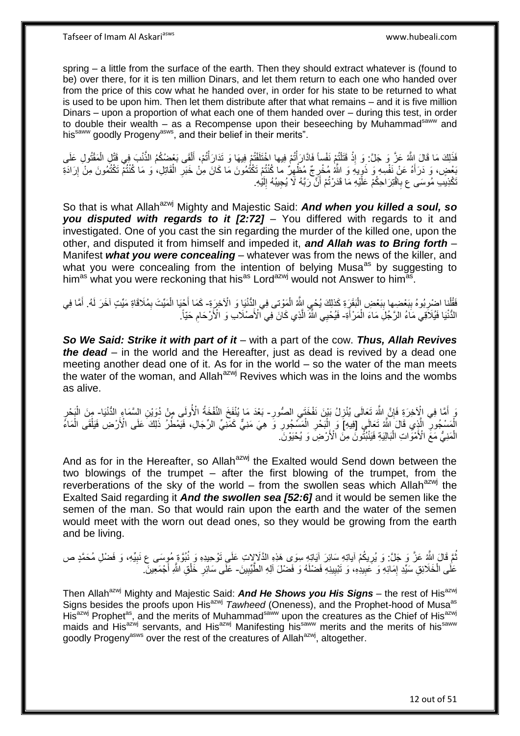spring – a little from the surface of the earth. Then they should extract whatever is (found to be) over there, for it is ten million Dinars, and let them return to each one who handed over from the price of this cow what he handed over, in order for his state to be returned to what is used to be upon him. Then let them distribute after that what remains – and it is five million Dinars – upon a proportion of what each one of them handed over – during this test, in order to double their wealth – as a Recompense upon their beseeching by Muhammad[saww] and his[saww] goodly Progeny[asws], and their belief in their merits".

فَذَلِكَ مَا قَالَ اللَّهُ عَزَّ وَ جَلَّ: وَ إِذْ قَتَلْتُمْ نَفْساً فَادَّارَأْتُمْ فِيها اخْتَلَفْتُمْ فِيهَا وَ تَدَارَأْتُمْ، أَلْقَى بَعْضُكُمُ الذَّنْبَ فِي قَتْلِ الْمَقْتُولِ عَلَى بَعْضٍ، وَ دَرَأَهُ عَنْ نَفْسِهِ وَ ذَوِيهِ وَ اللَّهُ مُخْرِجٌ مُظْهِرٌ ما كُنْتُمْ تَكْتُمُونَ مَا كَانَ مِنْ خَبَرِ الْقَاتِلِ، وَ مَا كُنْتُمْ تَكْتُمُونَ مِنْ إِرَادَةِ تَكْذِيبِ مُوسَى ع بِاقْتِرَاحِكُمْ عَلَيْهِ مَا قَدَّرْتُمْ أَنَّ رَبَّهُ لَا يُجِيبُهُ إِلَيْهِ.

So that is what Allah[azwj] Mighty and Majestic Said: ***And when you killed a soul, so you disputed with regards to it [2:72]*** – You differed with regards to it and investigated. One of you cast the sin regarding the murder of the killed one, upon the other, and disputed it from himself and impeded it, ***and Allah was to Bring forth*** – Manifest ***what you were concealing*** – whatever was from the news of the killer, and what you were concealing from the intention of belying Musa[as] by suggesting to him[as] what you were reckoning that his[as] Lord[azwj] would not Answer to him[as].

فَقُلْنا اضْرِبُوهُ بِبَعْضِها بِبَعْضِ الْبَقَرَةِ كَذلِكَ يُحْيِ اللَّهُ الْمَوْتى فِي الدُّنْيَا وَ الْآخِرَةِ- كَمَا أَحْيَا الْمَيِّتَ بِمُلَاقَاةِ مَيِّتٍ آخَرَ لَهُ. أَمَّا فِي الدُّنْيَا فَيُلَاقِي مَاءُ الرَّجُلِ مَاءَ الْمَرْأَةِ- فَيُحْيِي اللَّهُ الَّذِي كَانَ فِي الْأَصْلَابِ وَ الْأَرْحَامِ حَيّاً.

***So We Said: Strike it with part of it*** – with a part of the cow. ***Thus, Allah Revives the dead*** – in the world and the Hereafter, just as dead is revived by a dead one meeting another dead one of it. As for in the world – so the water of the man meets the water of the woman, and Allah[azwj] Revives which was in the loins and the wombs as alive.

وَ أَمَّا فِي الْآخِرَةِ فَإِنَّ اللَّهَ تَعَالَى يُنْزِلُ بَيْنَ نَفْخَتَيِ الصُّورِ- بَعْدَ مَا يُنْفَخُ النَّفْخَةُ الْأُولَى مِنْ دُوَيْنِ السَّمَاءِ الدُّنْيَا- مِنَ الْبَحْرِ الْمَسْجُورِ الَّذِي قَالَ اللَّهُ تَعَالَى [فِيهِ] وَ الْبَحْرِ الْمَسْجُورِ وَ هِيَ مَنِيٌّ كَمَنِيِّ الرِّجَالِ، فَيَمْطُرُ ذَلِكَ عَلَى الْأَرْضِ فَيَلْقَى الْمَاءُ الْمَنِيُّ مَعَ الْأَمْوَاتِ الْبَالِيَةِ فَيَنْبُتُونَ مِنَ الْأَرْضِ وَ يُحْيَوْنَ.

And as for in the Hereafter, so Allah[azwj] the Exalted would Send down between the two blowings of the trumpet – after the first blowing of the trumpet, from the reverberations of the sky of the world – from the swollen seas which Allah[azwj] the Exalted Said regarding it ***And the swollen sea [52:6]*** and it would be semen like the semen of the man. So that would rain upon the earth and the water of the semen would meet with the worn out dead ones, so they would be growing from the earth and be living.

ثُمَّ قَالَ اللَّهُ عَزَّ وَ جَلَّ: وَ يُرِيكُمْ آياتِهِ سَائِرَ آيَاتِهِ سِوَى هَذِهِ الدَّلَالاتِ عَلَى تَوْحِيدِهِ وَ نُبُوَّةِ مُوسَى ع نَبِيِّهِ، وَ فَضْلِ مُحَمَّدٍ ص عَلَى الْخَلَائِقِ سَيِّدِ إِمَائِهِ وَ عَبِيدِهِ، وَ تَبْيِينِهِ فَضْلَهُ وَ فَضْلَ آلِهِ الطَّيِّبِينَ- عَلَى سَائِرِ خَلْقِ اللَّهِ أَجْمَعِينَ.

Then Allah[azwj] Mighty and Majestic Said: ***And He Shows you His Signs*** – the rest of His[azwj] Signs besides the proofs upon His[azwj] *Tawheed* (Oneness), and the Prophet-hood of Musa[as] His[azwj] Prophet[as], and the merits of Muhammad[saww] upon the creatures as the Chief of His[azwj] maids and His[azwj] servants, and His[azwj] Manifesting his[saww] merits and the merits of his[saww] goodly Progeny[asws] over the rest of the creatures of Allah[azwj], altogether.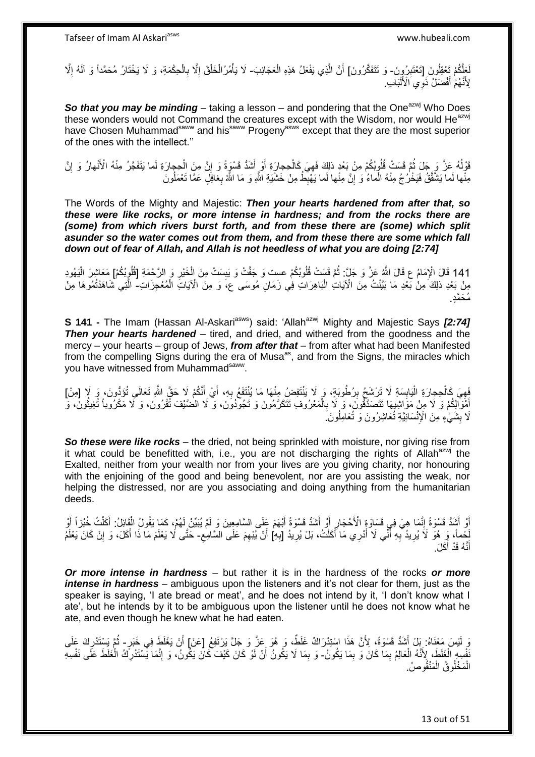لَعَلَّكُمْ تَعْقِلُونَ [تَعْتَبِرُونَ- وَ تَتَفَكَّرُونَ] أَنَّ الَّذِي يَفْعَلُ هَذِهِ الْعَجَائِبَ- لَا يَأْمُرُ الْخَلْقَ إِلَّا بِالْحِكْمَةِ، وَ لَا يَخْتَارُ مُحَمَّداً وَ آلَهُ إِلَّا لِأَنَّهُمْ أَفْضَلُ ذَوِي الْأَلْبَابِ.

***So that you may be minding*** – taking a lesson – and pondering that the One[azwj] Who Does these wonders would not Command the creatures except with the Wisdom, nor would He[azwj] have Chosen Muhammad[saww] and his[saww] Progeny[asws] except that they are the most superior of the ones with the intellect.''

قَوْلُهُ عَزَّ وَ جَلَ ثُمَّ قَسَتْ قُلُوبُكُمْ مِنْ بَعْدِ ذلِكَ فَهِيَ كَالْحِجارَةِ أَوْ أَشَدُّ قَسْوَةً وَ إِنَّ مِنَ الْحِجارَةِ لَما يَتَفَجَّرُ مِنْهُ الْأَنْهارُ وَ إِنَّ مِنْها لَما يَشَّقَّقُ فَيَخْرُجُ مِنْهُ الْماءُ وَ إِنَّ مِنْها لَما يَهْبِطُ مِنْ خَشْيَةِ اللَّهِ وَ مَا اللَّهُ بِغافِلٍ عَمَّا تَعْمَلُونَ

The Words of the Mighty and Majestic: ***Then your hearts hardened from after that, so these were like rocks, or more intense in hardness; and from the rocks there are (some) from which rivers burst forth, and from these there are (some) which split asunder so the water comes out from them, and from these there are some which fall down out of fear of Allah, and Allah is not heedless of what you are doing [2:74]***

141 قَالَ الْإِمَامُ ع قَالَ اللَّهُ عَزَّ وَ جَلَّ: ثُمَّ قَسَتْ قُلُوبُكُمْ عست وَ جَفَّتْ وَ يَبِسَتْ مِنَ الْخَيْرِ وَ الرَّحْمَةِ [قُلُوبُكُمْ] مَعَاشِرَ الْيَهُودِ مِنْ بَعْدِ ذلِكَ مِنْ بَعْدِ مَا بَيَّنْتُ مِنَ الْآيَاتِ الْبَاهِرَاتِ فِي زَمَانِ مُوسَى ع، وَ مِنَ الْآيَاتِ الْمُعْجِزَاتِ- الَّتِي شَاهَدْتُمُوهَا مِنْ مُحَمَّدٍ.

**S 141 -** The Imam (Hassan Al-Askari[asws]) said: 'Allah[azwj] Mighty and Majestic Says ***[2:74] Then your hearts hardened*** – tired, and dried, and withered from the goodness and the mercy – your hearts – group of Jews, ***from after that*** – from after what had been Manifested from the compelling Signs during the era of Musa[as], and from the Signs, the miracles which you have witnessed from Muhammad[saww].

فَهِيَ كَالْحِجارَةِ الْيَابِسَةِ لَا تَرْشَحُ بِرُطُوبَةٍ، وَ لَا يَنْتَفِضُ مِنْهَا مَا يُنْتَفَعُ بِهِ، أَيْ أَنَّكُمْ لَا حَقَّ اللَّهِ تَعَالَى تُؤَدُّونَ، وَ لَا [مِنْ] أَمْوَالِكُمْ وَ لَا مِنْ مَوَاشِيهَا تَتَصَدَّقُونَ، وَ لَا بِالْمَعْرُوفِ تَتَكَرَّمُونَ وَ تَجُودُونَ، وَ لَا الضَّيْفَ تُقْرُونَ، وَ لَا مَكْرُوباً تُغِيثُونَ، وَ لَا بِشَيْءٍ مِنَ الْإِنْسَانِيَّةِ تُعَاشِرُونَ وَ تُعَامِلُونَ.

***So these were like rocks*** – the dried, not being sprinkled with moisture, nor giving rise from it what could be benefitted with, i.e., you are not discharging the rights of Allah[azwj] the Exalted, neither from your wealth nor from your lives are you giving charity, nor honouring with the enjoining of the good and being benevolent, nor are you assisting the weak, nor helping the distressed, nor are you associating and doing anything from the humanitarian deeds.

أَوْ أَشَدُّ قَسْوَةً إِنَّمَا هِيَ فِي قَسَاوَةِ الْأَحْجَارِ أَوْ أَشَدُّ قَسْوَةً أَبْهَمَ عَلَى السَّامِعِينَ وَ لَمْ يُبَيِّنْ لَهُمْ، كَمَا يَقُولُ الْقَائِلُ: أَكَلْتُ خُبْزاً أَوْ لَحْماً، وَ هُوَ لَا يُرِيدُ بِهِ أَنِّي لَا أَدْرِي مَا أَكَلْتُ، بَلْ يُرِيدُ [بِهِ] أَنْ يُبْهِمَ عَلَى السَّامِعِ- حَتَّى لَا يَعْلَمَ مَا ذَا أَكَلَ، وَ إِنْ كَانَ يَعْلَمُ أَنَّهُ قَدْ أَكَلَ.

***Or more intense in hardness*** – but rather it is in the hardness of the rocks ***or more intense in hardness*** – ambiguous upon the listeners and it's not clear for them, just as the speaker is saying, 'I ate bread or meat', and he does not intend by it, 'I don't know what I ate', but he intends by it to be ambiguous upon the listener until he does not know what he ate, and even though he knew what he had eaten.

وَ لَيْسَ مَعْنَاهُ: بَلْ أَشَدُّ قَسْوَةً، لِأَنَّ هَذَا اسْتِدْرَاكُ غَلَطٍ، وَ هُوَ عَزَّ وَ جَلَّ يَرْتَفِعُ [عَنْ] أَنْ يَغْلَطَ فِي خَبَرٍ- ثُمَّ يَسْتَدْرِكَ عَلَى نَفْسِهِ الْغَلَطَ، لِأَنَّهُ الْعَالِمُ بِمَا كَانَ وَ بِمَا يَكُونُ- وَ بِمَا لَا يَكُونُ أَنْ لَوْ كَانَ كَيْفَ كَانَ يَكُونُ، وَ إِنَّمَا يَسْتَدْرِكُ الْغَلَطَ عَلَى نَفْسِهِ الْمَخْلُوقُ الْمَنْقُوصُ.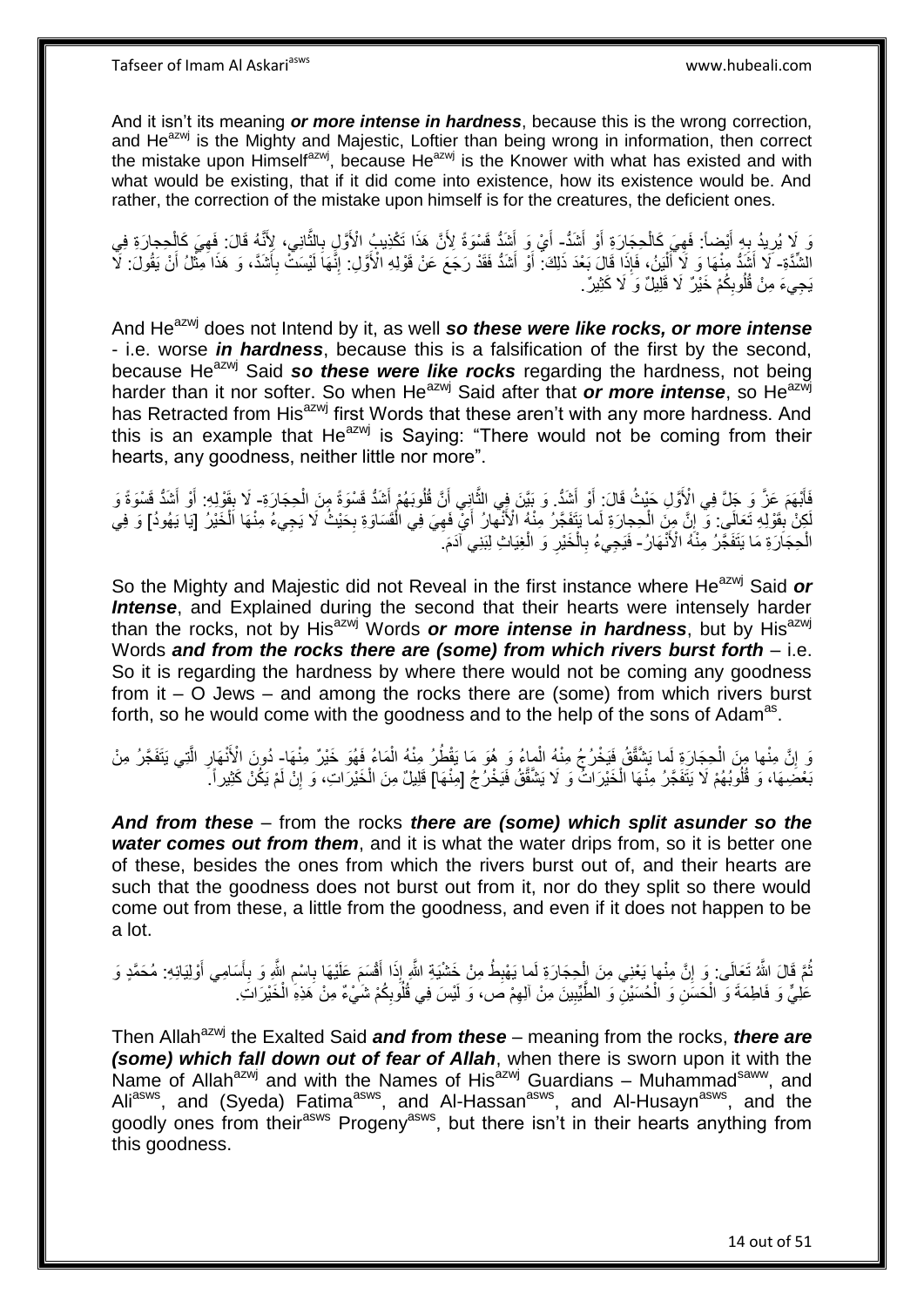And it isn't its meaning ***or more intense in hardness***, because this is the wrong correction, and He[azwj] is the Mighty and Majestic, Loftier than being wrong in information, then correct the mistake upon Himself[azwj], because He[azwj] is the Knower with what has existed and with what would be existing, that if it did come into existence, how its existence would be. And rather, the correction of the mistake upon himself is for the creatures, the deficient ones.

وَ لَا يُرِيدُ بِهِ أَيْضاً: فَهِيَ كَالْحِجارَةِ أَوْ أَشَدُّ- أَيْ وَ أَشَدُّ قَسْوَةً لِأَنَّ هَذَا تَكْذِيبُ الْأَوَّلِ بِالثَّانِي، لِأَنَّهُ قَالَ: فَهِيَ كَالْحِجارَةِ فِي الشِّدَّةِ- لَا أَشَدُّ مِنْهَا وَ لَا أَلْيَنُ، فَإِذَا قَالَ بَعْدَ ذَلِكَ: أَوْ أَشَدُّ فَقَدْ رَجَعَ عَنْ قَوْلِهِ الْأَوَّلِ: إِنَّهَا لَيْسَتْ بِأَشَدَّ، وَ هَذَا مِثْلُ أَنْ يَقُولَ: لَا يَجِيءُ مِنْ قُلُوبِكُمْ خَيْرٌ لَا قَلِيلٌ وَ لَا كَثِيرٌ.

And He[azwj] does not Intend by it, as well ***so these were like rocks, or more intense*** - i.e. worse ***in hardness***, because this is a falsification of the first by the second, because He[azwj] Said ***so these were like rocks*** regarding the hardness, not being harder than it nor softer. So when He[azwj] Said after that ***or more intense***, so He[azwj] has Retracted from His[azwj] first Words that these aren't with any more hardness. And this is an example that He[azwj] is Saying: "There would not be coming from their hearts, any goodness, neither little nor more".

فَأَبْهَمَ عَزَّ وَ جَلَّ فِي الْأَوَّلِ حَيْثُ قَالَ: أَوْ أَشَدُّ. وَ بَيَّنَ فِي الثَّانِي أَنَّ قُلُوبَهُمْ أَشَدُّ قَسْوَةً مِنَ الْحِجَارَةِ- لَا بِقَوْلِهِ: أَوْ أَشَدُّ قَسْوَةً وَ لَكِنْ بِقَوْلِهِ تَعَالَى: وَ إِنَّ مِنَ الْحِجارَةِ لَما يَتَفَجَّرُ مِنْهُ الْأَنْهارُ أَيْ فَهِيَ فِي الْقَسَاوَةِ بِحَيْثُ لَا يَجِيءُ مِنْهَا الْخَيْرُ [يَا يَهُودُ] وَ فِي الْحِجَارَةِ مَا يَتَفَجَّرُ مِنْهُ الْأَنْهَارُ- فَيَجِيءُ بِالْخَيْرِ وَ الْغِيَاثِ لِبَنِي آدَمَ.

So the Mighty and Majestic did not Reveal in the first instance where He[azwj] Said ***or Intense***, and Explained during the second that their hearts were intensely harder than the rocks, not by His[azwj] Words ***or more intense in hardness***, but by His[azwj] Words ***and from the rocks there are (some) from which rivers burst forth*** – i.e. So it is regarding the hardness by where there would not be coming any goodness from it – O Jews – and among the rocks there are (some) from which rivers burst forth, so he would come with the goodness and to the help of the sons of Adam[as].

وَ إِنَّ مِنْها مِنَ الْحِجَارَةِ لَما يَشَّقَّقُ فَيَخْرُجُ مِنْهُ الْماءُ وَ هُوَ مَا يَقْطُرُ مِنْهُ الْمَاءُ فَهُوَ خَيْرٌ مِنْهَا- دُونَ الْأَنْهَارِ الَّتِي يَتَفَجَّرُ مِنْ بَعْضِهَا، وَ قُلُوبُهُمْ لَا يَتَفَجَّرُ مِنْهَا الْخَيْرَاتُ وَ لَا يَشَّقَّقُ فَيَخْرُجُ [مِنْهَا] قَلِيلٌ مِنَ الْخَيْرَاتِ، وَ إِنْ لَمْ يَكُنْ كَثِيراً.

***And from these*** – from the rocks ***there are (some) which split asunder so the water comes out from them***, and it is what the water drips from, so it is better one of these, besides the ones from which the rivers burst out of, and their hearts are such that the goodness does not burst out from it, nor do they split so there would come out from these, a little from the goodness, and even if it does not happen to be a lot.

ثُمَّ قَالَ اللَّهُ تَعَالَى: وَ إِنَّ مِنْها يَعْنِي مِنَ الْحِجَارَةِ لَما يَهْبِطُ مِنْ خَشْيَةِ اللَّهِ إِذَا أَقْسَمَ عَلَيْهَا بِاسْمِ اللَّهِ وَ بِأَسَامِي أَوْلِيَائِهِ: مُحَمَّدٍ وَ عَلِيٍّ وَ فَاطِمَةَ وَ الْحَسَنِ وَ الْحُسَيْنِ وَ الطَّيِّبِينَ مِنْ آلِهِمْ ص، وَ لَيْسَ فِي قُلُوبِكُمْ شَيْءٌ مِنْ هَذِهِ الْخَيْرَاتِ.

Then Allah[azwj] the Exalted Said ***and from these*** – meaning from the rocks, ***there are (some) which fall down out of fear of Allah***, when there is sworn upon it with the Name of Allah[azwj] and with the Names of His[azwj] Guardians – Muhammad[saww], and Ali[asws], and (Syeda) Fatima[asws], and Al-Hassan[asws], and Al-Husayn[asws], and the goodly ones from their[asws] Progeny[asws], but there isn't in their hearts anything from this goodness.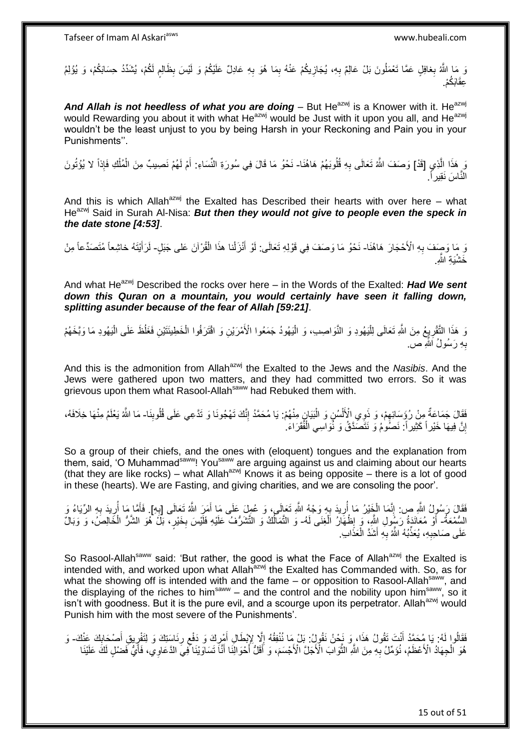وَ مَا اللَّهُ بِغافِلٍ عَمَّا تَعْمَلُونَ بَلْ عَالِمٌ بِهِ، يُجَازِيكُمْ عَنْهُ بِمَا هُوَ بِهِ عَادِلٌ عَلَيْكُمْ وَ لَيْسَ بِظَالِمٍ لَكُمْ، يُشَدِّدُ حِسَابَكُمْ، وَ يُؤْلِمُ عِقَابَكُمْ.

***And Allah is not heedless of what you are doing*** – But He^azwj is a Knower with it. He^azwj would Rewarding you about it with what He^azwj would be Just with it upon you all, and He^azwj wouldn't be the least unjust to you by being Harsh in your Reckoning and Pain you in your Punishments''.

وَ هَذَا الَّذِي [قَدْ] وَصَفَ اللَّهُ تَعَالَى بِهِ قُلُوبَهُمْ هَاهُنَا- نَحْوُ مَا قَالَ فِي سُورَةِ النِّسَاءِ: أَمْ لَهُمْ نَصِيبٌ مِنَ الْمُلْكِ فَإِذاً لا يُؤْتُونَ النَّاسَ نَقِيراً.

And this is which Allah^azwj the Exalted has Described their hearts with over here – what He^azwj Said in Surah Al-Nisa: ***But then they would not give to people even the speck in the date stone [4:53]***.

وَ مَا وَصَفَ بِهِ الْأَحْجَارَ هَاهُنَا- نَحْوُ مَا وَصَفَ فِي قَوْلِهِ تَعَالَى: لَوْ أَنْزَلْنا هذَا الْقُرْآنَ عَلى جَبَلٍ- لَرَأَيْتَهُ خاشِعاً مُتَصَدِّعاً مِنْ خَشْيَةِ اللَّهِ.

And what He^azwj Described the rocks over here – in the Words of the Exalted: ***Had We sent down this Quran on a mountain, you would certainly have seen it falling down, splitting asunder because of the fear of Allah [59:21]***.

وَ هَذَا التَّقْرِيعُ مِنَ اللَّهِ تَعَالَى لِلْيَهُودِ وَ النَّوَاصِبِ، وَ الْيَهُودُ جَمَعُوا الْأَمْرَيْنِ وَ اقْتَرَفُوا الْخَطِيئَتَيْنِ فَغَلُظَ عَلَى الْيَهُودِ مَا وَبَّخَهُمْ بِهِ رَسُولُ اللَّهِ ص.

And this is the admonition from Allah^azwj the Exalted to the Jews and the *Nasibis*. And the Jews were gathered upon two matters, and they had committed two errors. So it was grievous upon them what Rasool-Allah^saww had Rebuked them with.

فَقَالَ جَمَاعَةٌ مِنْ رُؤَسَائِهِمْ، وَ ذَوِي الْأَلْسُنِ وَ الْبَيَانِ مِنْهُمْ: يَا مُحَمَّدُ إِنَّكَ تَهْجُونَا وَ تَدَّعِي عَلَى قُلُوبِنَا- مَا اللَّهُ يَعْلَمُ مِنْهَا خِلَافَهُ، إِنَّ فِيهَا خَيْراً كَثِيراً: نَصُومُ وَ نَتَصَدَّقُ وَ نُوَاسِي الْفُقَرَاءَ.

So a group of their chiefs, and the ones with (eloquent) tongues and the explanation from them, said, 'O Muhammad^saww! You^saww are arguing against us and claiming about our hearts (that they are like rocks) – what Allah^azwj Knows it as being opposite – there is a lot of good in these (hearts). We are Fasting, and giving charities, and we are consoling the poor'.

فَقَالَ رَسُولُ اللَّهِ ص: إِنَّمَا الْخَيْرُ مَا أُرِيدَ بِهِ وَجْهُ اللَّهِ تَعَالَى، وَ عُمِلَ عَلَى مَا أَمَرَ اللَّهُ تَعَالَى [بِهِ]. فَأَمَّا مَا أُرِيدَ بِهِ الرِّيَاءُ وَ السُّمْعَةُ- أَوْ مُعَانَدَةُ رَسُولِ اللَّهِ، وَ إِظْهَارُ الْغِنَى لَهُ- وَ التَّمَالُكُ وَ التَّشَرُّفُ عَلَيْهِ فَلَيْسَ بِخَيْرٍ، بَلْ هُوَ الشَّرُّ الْخَالِصُ، وَ وَبَالٌ عَلَى صَاحِبِهِ، يُعَذِّبُهُ اللَّهُ بِهِ أَشَدَّ الْعَذَابِ.

So Rasool-Allah^saww said: 'But rather, the good is what the Face of Allah^azwj the Exalted is intended with, and worked upon what Allah^azwj the Exalted has Commanded with. So, as for what the showing off is intended with and the fame – or opposition to Rasool-Allah^saww, and the displaying of the riches to him^saww – and the control and the nobility upon him^saww, so it isn't with goodness. But it is the pure evil, and a scourge upon its perpetrator. Allah^azwj would Punish him with the most severe of the Punishments'.

فَقَالُوا لَهُ: يَا مُحَمَّدُ أَنْتَ تَقُولُ هَذَا، وَ نَحْنُ نَقُولُ: بَلْ مَا نُنْفِقُهُ إِلَّا لِإِبْطَالِ أَمْرِكَ وَ دَفْعِ رِئَاسَتِكَ وَ لِتَفْرِيقِ أَصْحَابِكَ عَنْكَ- وَ هُوَ الْجِهَادُ الْأَعْظَمُ، نُؤَمِّلُ بِهِ مِنَ اللَّهِ الثَّوَابَ الْأَجَلَّ الْأَجْسَمَ، وَ أَقَلُّ أَحْوَالِنَا أَنَّا تَسَاوَيْنَا فِي الدَّعَاوِي، فَأَيُّ فَضْلٍ لَكَ عَلَيْنَا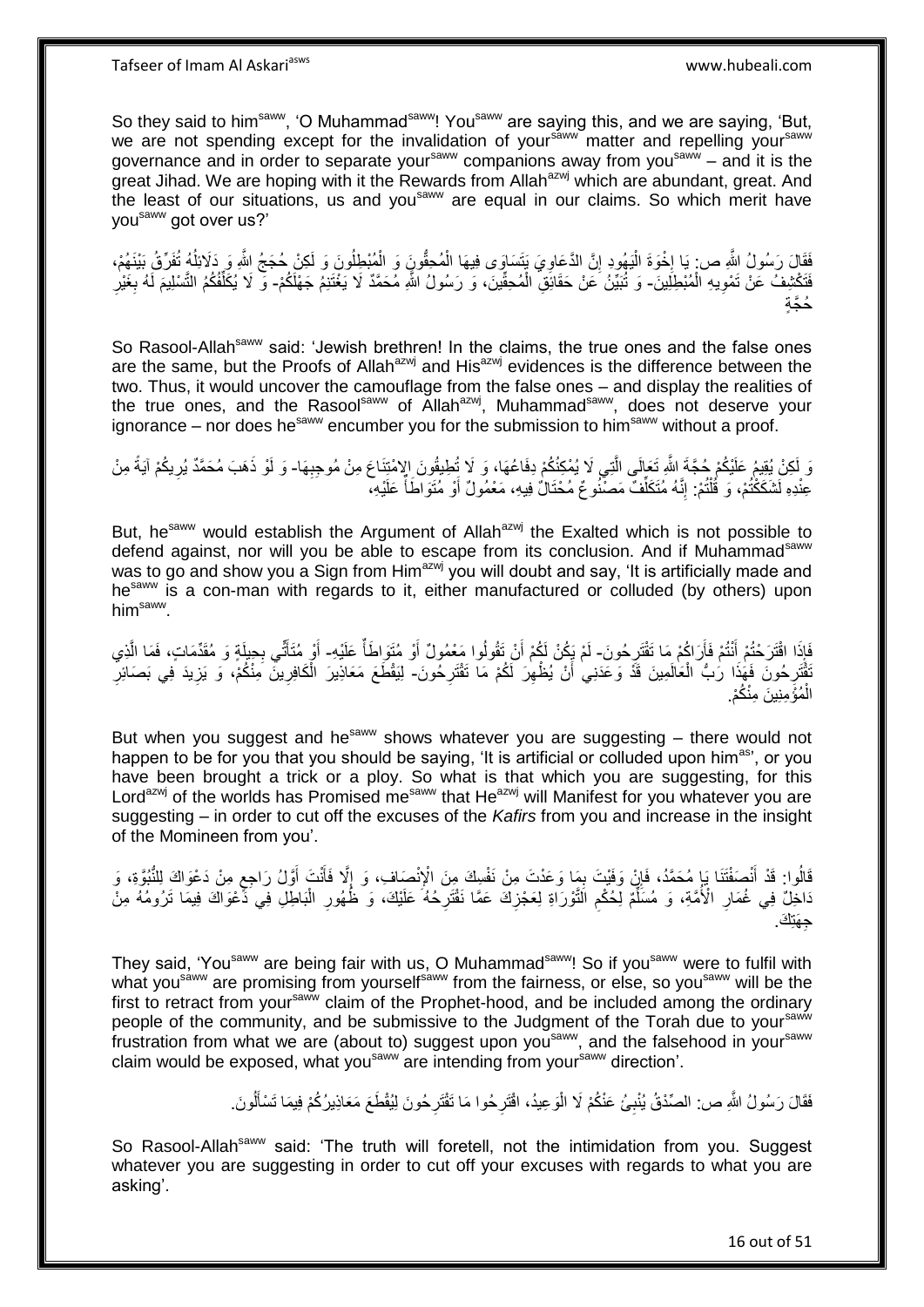So they said to him[saww], 'O Muhammad[saww]! You[saww] are saying this, and we are saying, 'But, we are not spending except for the invalidation of your[saww] matter and repelling your[saww] governance and in order to separate your[saww] companions away from you[saww] – and it is the great Jihad. We are hoping with it the Rewards from Allah[azwj] which are abundant, great. And the least of our situations, us and you[saww] are equal in our claims. So which merit have you[saww] got over us?'

فَقَالَ رَسُولُ اللَّهِ ص: يَا إِخْوَةَ الْيَهُودِ إِنَّ الدَّعَاوِيَ يَتَسَاوَى فِيهَا الْمُحِقُّونَ وَ الْمُبْطِلُونَ وَ لَكِنْ حُجَجُ اللَّهِ وَ دَلَائِلُهُ تُفَرِّقُ بَيْنَهُمْ، فَتَكْشِفُ عَنْ تَمْوِيهِ الْمُبْطِلِينَ- وَ تُبَيِّنُ عَنْ حَقَائِقِ الْمُحِقِّينَ، وَ رَسُولُ اللَّهِ مُحَمَّدٌ لَا يَغْتَنِمُ جَهْلَكُمْ- وَ لَا يُكَلِّفُكُمُ التَّسْلِيمَ لَهُ بِغَيْرِ حُجَّةٍ

So Rasool-Allah[saww] said: 'Jewish brethren! In the claims, the true ones and the false ones are the same, but the Proofs of Allah[azwj] and His[azwj] evidences is the difference between the two. Thus, it would uncover the camouflage from the false ones – and display the realities of the true ones, and the Rasool[saww] of Allah[azwj], Muhammad[saww], does not deserve your ignorance – nor does he[saww] encumber you for the submission to him[saww] without a proof.

وَ لَكِنْ يُقِيمُ عَلَيْكُمْ حُجَّةَ اللَّهِ تَعَالَى الَّتِي لَا يُمْكِنُكُمْ دِفَاعُهَا، وَ لَا تُطِيقُونَ الِامْتِنَاعَ مِنْ مُوجِبِهَا- وَ لَوْ ذَهَبَ مُحَمَّدٌ يُرِيكُمْ آيَةً مِنْ عِنْدِهِ لَشَكَكْتُمْ، وَ قُلْتُمْ: إِنَّهُ مُتَكَلِّفٌ مَصْنُوعٌ مُحْتَالٌ فِيهِ، مَعْمُولٌ أَوْ مُتَوَاطَأٌ عَلَيْهِ،

But, he[saww] would establish the Argument of Allah[azwj] the Exalted which is not possible to defend against, nor will you be able to escape from its conclusion. And if Muhammad[saww] was to go and show you a Sign from Him[azwj] you will doubt and say, 'It is artificially made and he[saww] is a con-man with regards to it, either manufactured or colluded (by others) upon him[saww].

فَإِذَا اقْتَرَحْتُمْ أَنْتُمْ فَأَرَاكُمْ مَا تَقْتَرِحُونَ- لَمْ يَكُنْ لَكُمْ أَنْ تَقُولُوا مَعْمُولٌ أَوْ مُتَوَاطَأٌ عَلَيْهِ- أَوْ مُتَأَتًّى بِحِيلَةٍ وَ مُقَدِّمَاتٍ، فَمَا الَّذِي تَقْتَرِحُونَ فَهَذَا رَبُّ الْعَالَمِينَ قَدْ وَعَدَنِي أَنْ يُظْهِرَ لَكُمْ مَا تَقْتَرِحُونَ- لِيَقْطَعَ مَعَاذِيرَ الْكَافِرِينَ مِنْكُمْ، وَ يَزِيدَ فِي بَصَائِرِ الْمُؤْمِنِينَ مِنْكُمْ.

But when you suggest and he[saww] shows whatever you are suggesting – there would not happen to be for you that you should be saying, 'It is artificial or colluded upon him[as]', or you have been brought a trick or a ploy. So what is that which you are suggesting, for this Lord[azwj] of the worlds has Promised me[saww] that He[azwj] will Manifest for you whatever you are suggesting – in order to cut off the excuses of the *Kafirs* from you and increase in the insight of the Momineen from you'.

قَالُوا: قَدْ أَنْصَفْتَنَا يَا مُحَمَّدُ، فَإِنْ وَفَيْتَ بِمَا وَعَدْتَ مِنْ نَفْسِكَ مِنَ الْإِنْصَافِ، وَ إِلَّا فَأَنْتَ أَوَّلُ رَاجِعٍ مِنْ دَعْوَاكَ لِلنُّبُوَّةِ، وَ دَاخِلٌ فِي غُمَارِ الْأُمَّةِ، وَ مُسَلِّمٌ لِحُكْمِ التَّوْرَاةِ لِعَجْزِكَ عَمَّا نَقْتَرِحُهُ عَلَيْكَ، وَ ظُهُورِ الْبَاطِلِ فِي دَعْوَاكَ فِيمَا تَرُومُهُ مِنْ جِهَتِكَ.

They said, 'You[saww] are being fair with us, O Muhammad[saww]! So if you[saww] were to fulfil with what you[saww] are promising from yourself[saww] from the fairness, or else, so you[saww] will be the first to retract from your[saww] claim of the Prophet-hood, and be included among the ordinary people of the community, and be submissive to the Judgment of the Torah due to your[saww] frustration from what we are (about to) suggest upon you[saww], and the falsehood in your[saww] claim would be exposed, what you[saww] are intending from your[saww] direction'.

فَقَالَ رَسُولُ اللَّهِ ص: الصِّدْقُ يُنْبِئُ عَنْكُمْ لَا الْوَعِيدُ، اقْتَرِحُوا مَا تَقْتَرِحُونَ لِيُقْطَعَ مَعَاذِيرُكُمْ فِيمَا تَسْأَلُونَ.

So Rasool-Allah[saww] said: 'The truth will foretell, not the intimidation from you. Suggest whatever you are suggesting in order to cut off your excuses with regards to what you are asking'.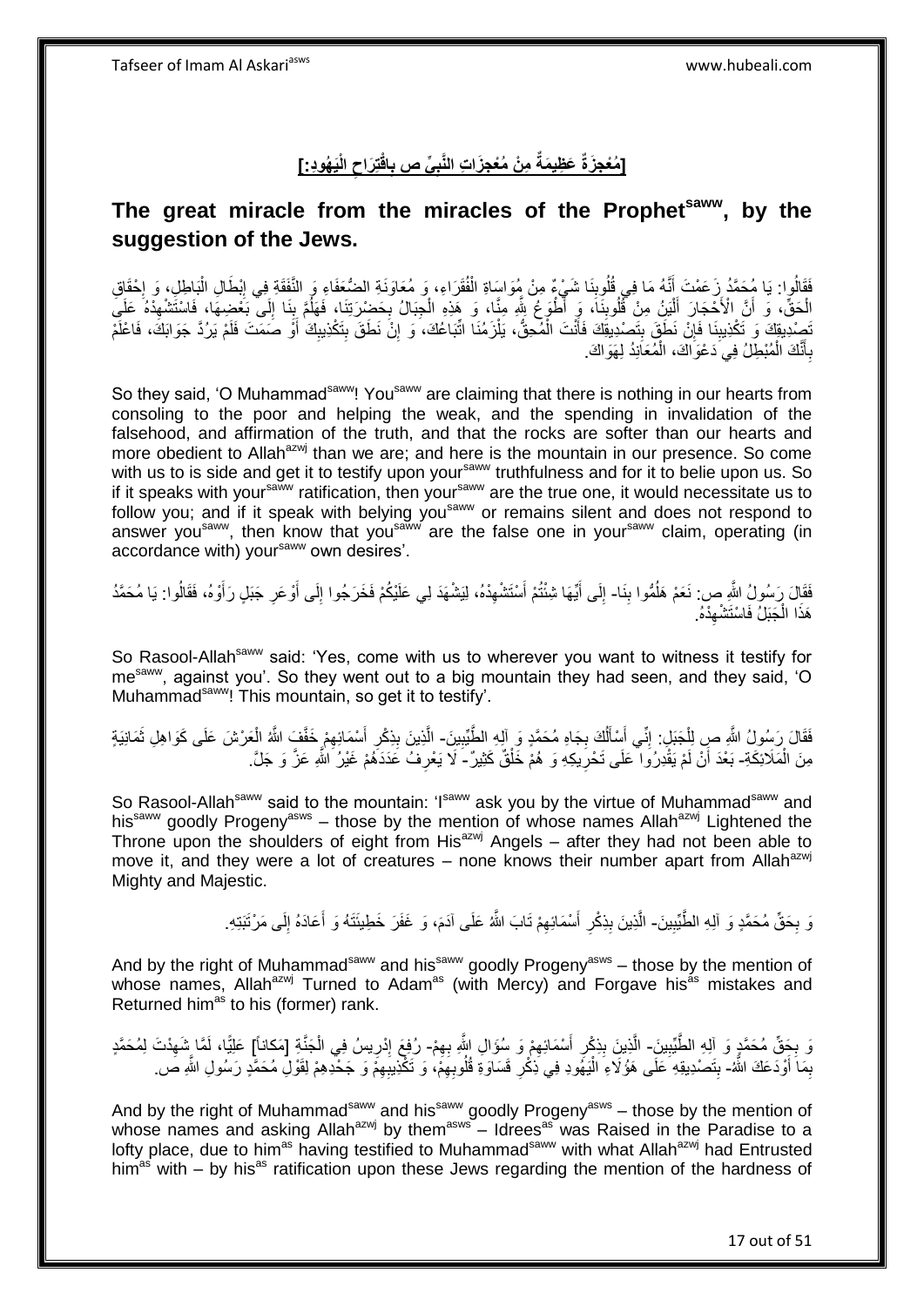## [مُعْجِزَةٌ عَظِيمَةٌ مِنْ مُعْجِزَاتِ النَّبِيِّ ص بِاقْتِرَاحِ الْيَهُودِ:]

## The great miracle from the miracles of the Prophet[saww], by the suggestion of the Jews.

فَقَالُوا: يَا مُحَمَّدُ زَعَمْتَ أَنَّهُ مَا فِي قُلُوبِنَا شَيْءٌ مِنْ مُوَاسَاةِ الْفُقَرَاءِ، وَ مُعَاوَنَةِ الضُّعَفَاءِ وَ النَّفَقَةِ فِي إِبْطَالِ الْبَاطِلِ، وَ إِحْقَاقِ الْحَقِّ، وَ أَنَّ الْأَحْجَارَ أَلْيَنُ مِنْ قُلُوبِنَا، وَ أَطْوَعُ لِلَّهِ مِنَّا، وَ هَذِهِ الْجِبَالُ بِحَضْرَتِنَا، فَهَلُمَّ بِنَا إِلَى بَعْضِهَا، فَاسْتَشْهِدْهُ عَلَى تَصْدِيقِكَ وَ تَكْذِيبِنَا فَإِنْ نَطَقَ بِتَصْدِيقِكَ فَأَنْتَ الْمُحِقُّ، يَلْزَمُنَا اتِّبَاعُكَ، وَ إِنْ نَطَقَ بِتَكْذِيبِكَ أَوْ صَمَتَ فَلَمْ يَرُدَّ جَوَابَكَ، فَاعْلَمْ بِأَنَّكَ الْمُبْطِلُ فِي دَعْوَاكَ، الْمُعَانِدُ لِهَوَاكَ.

So they said, 'O Muhammad[saww]! You[saww] are claiming that there is nothing in our hearts from consoling to the poor and helping the weak, and the spending in invalidation of the falsehood, and affirmation of the truth, and that the rocks are softer than our hearts and more obedient to Allah[azwj] than we are; and here is the mountain in our presence. So come with us to is side and get it to testify upon your[saww] truthfulness and for it to belie upon us. So if it speaks with your[saww] ratification, then your[saww] are the true one, it would necessitate us to follow you; and if it speak with belying you[saww] or remains silent and does not respond to answer you[saww], then know that you[saww] are the false one in your[saww] claim, operating (in accordance with) your[saww] own desires'.

فَقَالَ رَسُولُ اللَّهِ ص: نَعَمْ هَلُمُّوا بِنَا- إِلَى أَيِّهَا شِئْتُمْ أَسْتَشْهِدْهُ، لِيَشْهَدَ لِي عَلَيْكُمْ فَخَرَجُوا إِلَى أَوْعَرِ جَبَلٍ رَأَوْهُ، فَقَالُوا: يَا مُحَمَّدُ هَذَا الْجَبَلُ فَاسْتَشْهِدْهُ.

So Rasool-Allah[saww] said: 'Yes, come with us to wherever you want to witness it testify for me[saww], against you'. So they went out to a big mountain they had seen, and they said, 'O Muhammad[saww]! This mountain, so get it to testify'.

فَقَالَ رَسُولُ اللَّهِ ص لِلْجَبَلِ: إِنِّي أَسْأَلُكَ بِجَاهِ مُحَمَّدٍ وَ آلِهِ الطَّيِّبِينَ- الَّذِينَ بِذِكْرِ أَسْمَائِهِمْ خَفَّفَ اللَّهُ الْعَرْشَ عَلَى كَوَاهِلِ ثَمَانِيَةٍ مِنَ الْمَلَائِكَةِ- بَعْدَ أَنْ لَمْ يَقْدِرُوا عَلَى تَحْرِيكِهِ وَ هُمْ خَلْقٌ كَثِيرٌ- لَا يَعْرِفُ عَدَدَهُمْ غَيْرُ اللَّهِ عَزَّ وَ جَلَّ.

So Rasool-Allah[saww] said to the mountain: 'I[saww] ask you by the virtue of Muhammad[saww] and his[saww] goodly Progeny[asws] – those by the mention of whose names Allah[azwj] Lightened the Throne upon the shoulders of eight from His[azwj] Angels – after they had not been able to move it, and they were a lot of creatures – none knows their number apart from Allah[azwj] Mighty and Majestic.

وَ بِحَقِّ مُحَمَّدٍ وَ آلِهِ الطَّيِّبِينَ- الَّذِينَ بِذِكْرِ أَسْمَائِهِمْ تَابَ اللَّهُ عَلَى آدَمَ، وَ غَفَرَ خَطِيئَتَهُ وَ أَعَادَهُ إِلَى مَرْتَبَتِهِ.

And by the right of Muhammad[saww] and his[saww] goodly Progeny[asws] – those by the mention of whose names, Allah[azwj] Turned to Adam[as] (with Mercy) and Forgave his[as] mistakes and Returned him[as] to his (former) rank.

وَ بِحَقِّ مُحَمَّدٍ وَ آلِهِ الطَّيِّبِينَ- الَّذِينَ بِذِكْرِ أَسْمَائِهِمْ وَ سُؤَالِ اللَّهِ بِهِمْ- رُفِعَ إِدْرِيسُ فِي الْجَنَّةِ [مَكاناً] عَلِيًّا، لَمَّا شَهِدْتَ لِمُحَمَّدٍ بِمَا أَوْدَعَكَ اللَّهُ- بِتَصْدِيقِهِ عَلَى هَؤُلَاءِ الْيَهُودِ فِي ذِكْرِ قَسَاوَةِ قُلُوبِهِمْ، وَ تَكْذِيبِهِمْ وَ جَحْدِهِمْ لِقَوْلِ مُحَمَّدٍ رَسُولِ اللَّهِ ص.

And by the right of Muhammad[saww] and his[saww] goodly Progeny[asws] – those by the mention of whose names and asking Allah[azwj] by them[asws] – Idrees[as] was Raised in the Paradise to a lofty place, due to him[as] having testified to Muhammad[saww] with what Allah[azwj] had Entrusted him[as] with – by his[as] ratification upon these Jews regarding the mention of the hardness of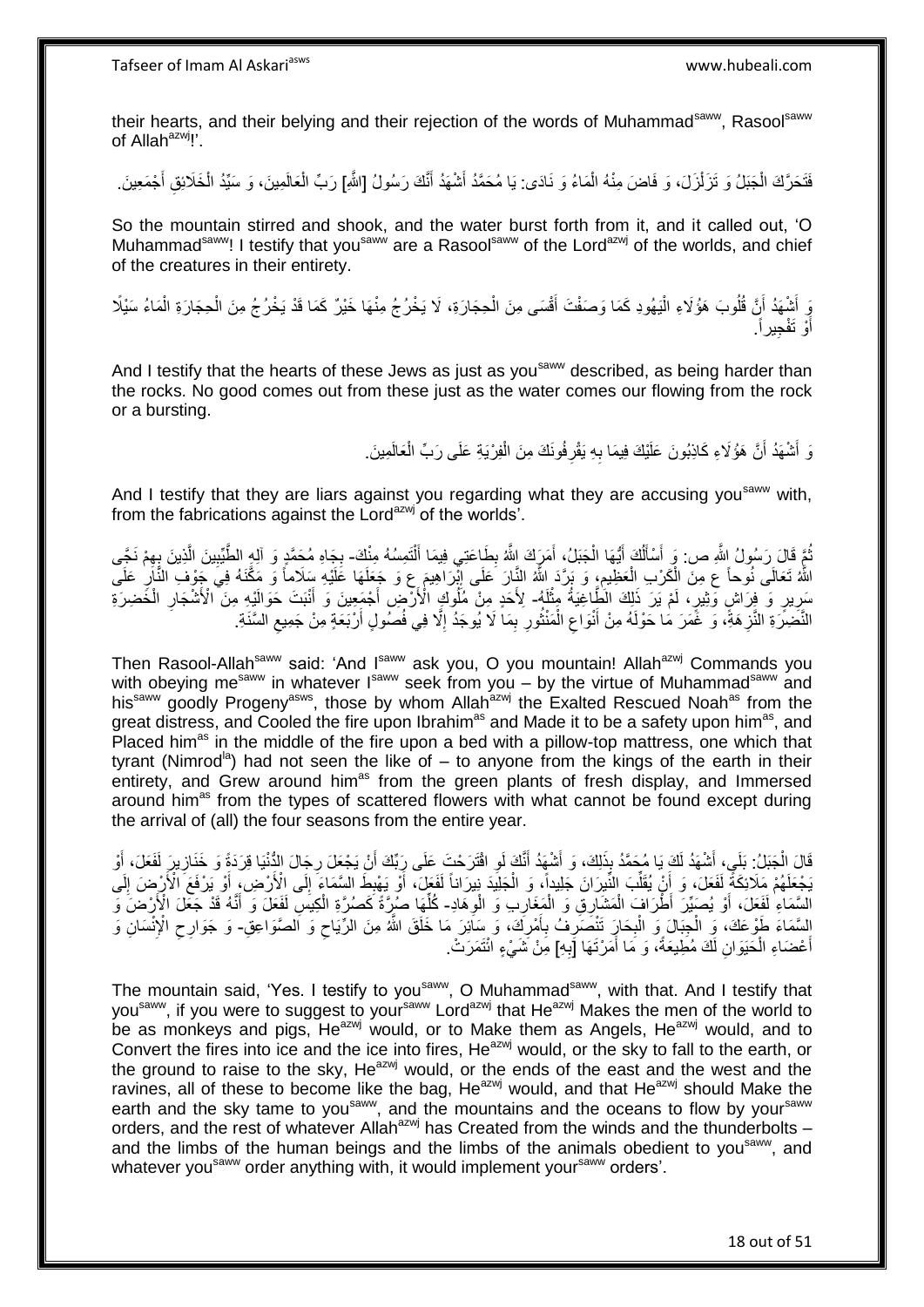their hearts, and their belying and their rejection of the words of Muhammad[saww], Rasool[saww] of Allah[azwj]!'.

فَتَحَرَّكَ الْجَبَلُ وَ تَزَلْزَلَ، وَ فَاضَ مِنْهُ الْمَاءُ وَ نَادَى: يَا مُحَمَّدُ أَشْهَدُ أَنَّكَ رَسُولُ [اللَّهِ] رَبِّ الْعَالَمِينَ، وَ سَيِّدُ الْخَلَائِقِ أَجْمَعِينَ.

So the mountain stirred and shook, and the water burst forth from it, and it called out, 'O Muhammad[saww]! I testify that you[saww] are a Rasool[saww] of the Lord[azwj] of the worlds, and chief of the creatures in their entirety.

وَ أَشْهَدُ أَنَّ قُلُوبَ هَؤُلَاءِ الْيَهُودِ كَمَا وَصَفْتَ أَقْسَى مِنَ الْحِجَارَةِ، لَا يَخْرُجُ مِنْهَا خَيْرٌ كَمَا قَدْ يَخْرُجُ مِنَ الْحِجَارَةِ الْمَاءُ سَيْلًا أَوْ تَفْجِيراً.

And I testify that the hearts of these Jews are just as you[saww] described, as being harder than the rocks. No good comes out from these just as the water comes our flowing from the rock or a bursting.

وَ أَشْهَدُ أَنَّ هَؤُلَاءِ كَاذِبُونَ عَلَيْكَ فِيمَا بِهِ يَقْرِفُونَكَ مِنَ الْفِرْيَةِ عَلَى رَبِّ الْعَالَمِينَ.

And I testify that they are liars against you regarding what they are accusing you[saww] with, from the fabrications against the Lord[azwj] of the worlds'.

ثُمَّ قَالَ رَسُولُ اللَّهِ ص: وَ أَسْأَلُكَ أَيُّهَا الْجَبَلُ، أَمَرَكَ اللَّهُ بِطَاعَتِي فِيمَا أَلْتَمِسُهُ مِنْكَ- بِجَاهِ مُحَمَّدٍ وَ آلِهِ الطَّيِّبِينَ الَّذِينَ بِهِمْ نَجَّى اللَّهُ تَعَالَى نُوحاً ع مِنَ الْكَرْبِ الْعَظِيمِ، وَ بَرَّدَ اللَّهُ النَّارَ عَلَى إِبْرَاهِيمَ ع وَ جَعَلَهَا عَلَيْهِ سَلَاماً وَ مَكَّنَهُ فِي جَوْفِ النَّارِ عَلَى سَرِيرٍ وَ فِرَاشٍ وَثِيرٍ، لَمْ يَرَ ذَلِكَ الطَّاغِيَةُ مِثْلَهُ- لِأَحَدٍ مِنْ مُلُوكِ الْأَرْضِ أَجْمَعِينَ وَ أَنْبَتَ حَوَالَيْهِ مِنَ الْأَشْجَارِ الْخَضِرَةِ النَّضِرَةِ النَّزِهَةِ، وَ غَمَرَ مَا حَوْلَهُ مِنْ أَنْوَاعِ الْمَنْثُورِ بِمَا لَا يُوجَدُ إِلَّا فِي فُصُولِ أَرْبَعَةٍ مِنْ جَمِيعِ السَّنَةِ.

Then Rasool-Allah[saww] said: 'And I[saww] ask you, O you mountain! Allah[azwj] Commands you with obeying me[saww] in whatever I[saww] seek from you – by the virtue of Muhammad[saww] and his[saww] goodly Progeny[asws], those by whom Allah[azwj] the Exalted Rescued Noah[as] from the great distress, and Cooled the fire upon Ibrahim[as] and Made it to be a safety upon him[as], and Placed him[as] in the middle of the fire upon a bed with a pillow-top mattress, one which that tyrant (Nimrod[la]) had not seen the like of – to anyone from the kings of the earth in their entirety, and Grew around him[as] from the green plants of fresh display, and Immersed around him[as] from the types of scattered flowers with what cannot be found except during the arrival of (all) the four seasons from the entire year.

قَالَ الْجَبَلُ: بَلَى، أَشْهَدُ لَكَ يَا مُحَمَّدُ بِذَلِكَ، وَ أَشْهَدُ أَنَّكَ لَوِ اقْتَرَحْتَ عَلَى رَبِّكَ أَنْ يَجْعَلَ رِجَالَ الدُّنْيَا قِرَدَةً وَ خَنَازِيرَ لَفَعَلَ، أَوْ يَجْعَلَهُمْ مَلَائِكَةً لَفَعَلَ، وَ أَنْ يُقَلِّبَ النِّيرَانَ جَلِيداً، وَ الْجَلِيدَ نِيرَاناً لَفَعَلَ، أَوْ يُهْبِطَ السَّمَاءَ إِلَى الْأَرْضِ، أَوْ يَرْفَعَ الْأَرْضَ إِلَى السَّمَاءِ لَفَعَلَ، أَوْ يُصَيِّرَ أَطْرَافَ الْمَشَارِقِ وَ الْمَغَارِبِ وَ الْوِهَادِ- كُلَّهَا صُرَّةً كَصُرَّةِ الْكِيسِ لَفَعَلَ وَ أَنَّهُ قَدْ جَعَلَ الْأَرْضَ وَ السَّمَاءَ طَوْعَكَ، وَ الْجِبَالَ وَ الْبِحَارَ تَنْصَرِفُ بِأَمْرِكَ، وَ سَائِرَ مَا خَلَقَ اللَّهُ مِنَ الرِّيَاحِ وَ الصَّوَاعِقِ- وَ جَوَارِحِ الْإِنْسَانِ وَ أَعْضَاءِ الْحَيَوَانِ لَكَ مُطِيعَةً، وَ مَا أَمَرْتَهَا [بِهِ] مِنْ شَيْءٍ ائْتَمَرَتْ.

The mountain said, 'Yes. I testify to you[saww], O Muhammad[saww], with that. And I testify that you[saww], if you were to suggest to your[saww] Lord[azwj] that He[azwj] Makes the men of the world to be as monkeys and pigs, He[azwj] would, or to Make them as Angels, He[azwj] would, and to Convert the fires into ice and the ice into fires, He[azwj] would, or the sky to fall to the earth, or the ground to raise to the sky, He[azwj] would, or the ends of the east and the west and the ravines, all of these to become like the bag, He[azwj] would, and that He[azwj] should Make the earth and the sky tame to you[saww], and the mountains and the oceans to flow by your[saww] orders, and the rest of whatever Allah[azwj] has Created from the winds and the thunderbolts – and the limbs of the human beings and the limbs of the animals obedient to you[saww], and whatever you[saww] order anything with, it would implement your[saww] orders'.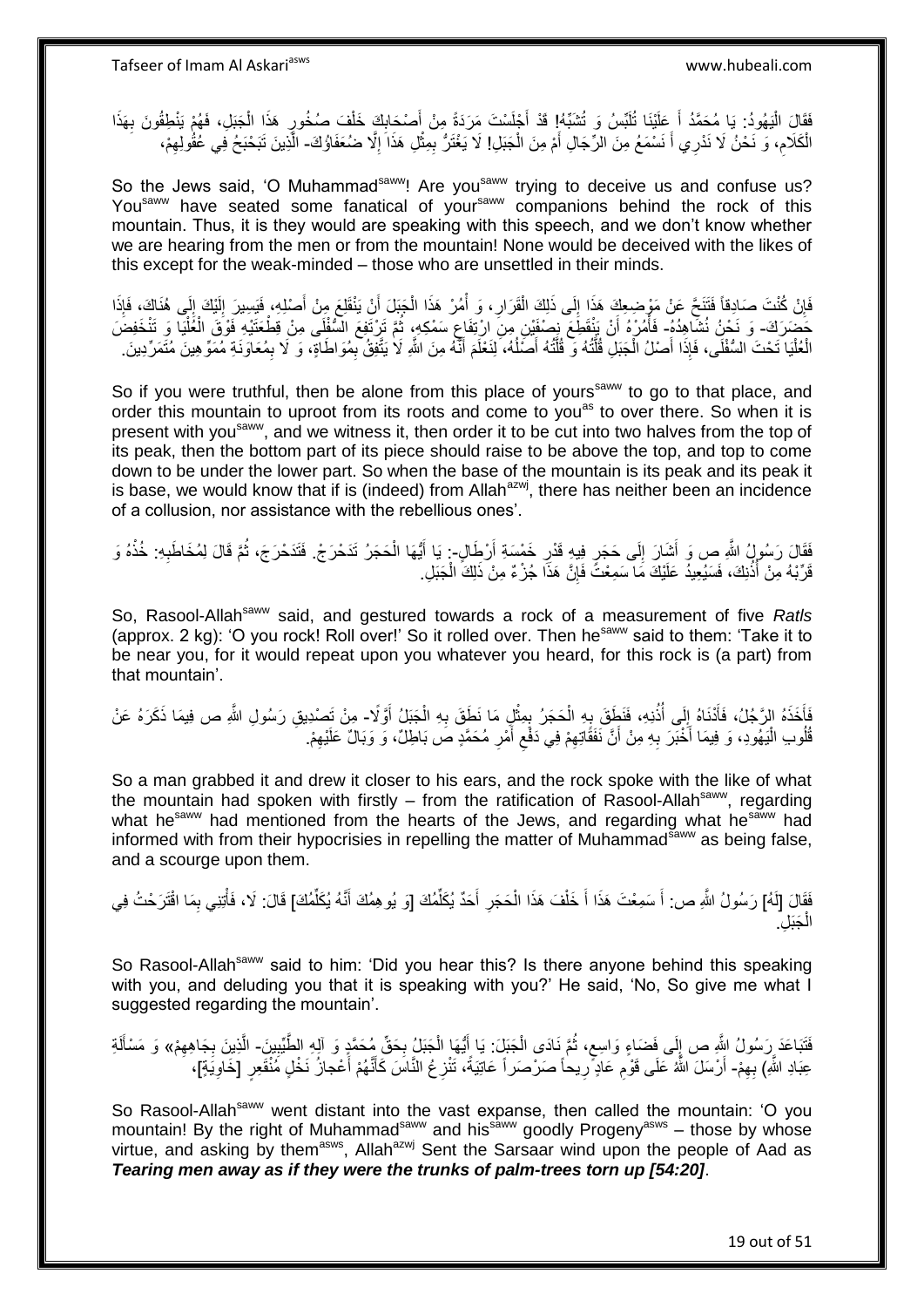فَقَالَ الْيَهُودُ: يَا مُحَمَّدُ أَ عَلَيْنَا تُلَبِّسُ وَ تُشَبِّهُ! قَدْ أَجْلَسْتَ مَرَدَةً مِنْ أَصْحَابِكَ خَلْفَ صُخُورِ هَذَا الْجَبَلِ، فَهُمْ يَنْطِقُونَ بِهَذَا الْكَلَامِ، وَ نَحْنُ لَا نَدْرِي أَ نَسْمَعُ مِنَ الرِّجَالِ أَمْ مِنَ الْجَبَلِ! لَا يَغْتَرُّ بِمِثْلِ هَذَا إِلَّا ضُعَفَاؤُكَ- الَّذِينَ تَبَحْبَحُ فِي عُقُولِهِمْ،

So the Jews said, 'O Muhammad[saww]! Are you[saww] trying to deceive us and confuse us? You[saww] have seated some fanatical of your[saww] companions behind the rock of this mountain. Thus, it is they would are speaking with this speech, and we don't know whether we are hearing from the men or from the mountain! None would be deceived with the likes of this except for the weak-minded – those who are unsettled in their minds.

فَإِنْ كُنْتَ صَادِقاً فَتَنَحَّ عَنْ مَوْضِعِكَ هَذَا إِلَى ذَلِكَ الْقَرَارِ، وَ أْمُرْ هَذَا الْجَبَلَ أَنْ يَنْقَلِعَ مِنْ أَصْلِهِ، فَيَسِيرَ إِلَيْكَ إِلَى هُنَاكَ، فَإِذَا حَضَرَكَ- وَ نَحْنُ نُشَاهِدُهُ- فَأْمُرْهُ أَنْ يَنْقَطِعَ نِصْفَيْنِ مِنِ ارْتِفَاعِ سَمْكِهِ، ثُمَّ تَرْتَفِعَ السُّفْلَى مِنْ قِطْعَتَيْهِ فَوْقَ الْعُلْيَا وَ تَنْخَفِضَ الْعُلْيَا تَحْتَ السُّفْلَى، فَإِذَا أَصْلُ الْجَبَلِ قُلَّتُهُ وَ قُلَّتُهُ أَصْلُهُ، لِنَعْلَمَ أَنَّهُ مِنَ اللَّهِ لَا يَتَّفِقُ بِمُوَاطَاةٍ، وَ لَا بِمُعَاوَنَةِ مُمَوِّهِينَ مُتَمَرِّدِينَ.

So if you were truthful, then be alone from this place of yours[saww] to go to that place, and order this mountain to uproot from its roots and come to you[as] to over there. So when it is present with you[saww], and we witness it, then order it to be cut into two halves from the top of its peak, then the bottom part of its piece should raise to be above the top, and top to come down to be under the lower part. So when the base of the mountain is its peak and its peak it is base, we would know that if is (indeed) from Allah[azwj], there has neither been an incidence of a collusion, nor assistance with the rebellious ones'.

فَقَالَ رَسُولُ اللَّهِ ص وَ أَشَارَ إِلَى حَجَرٍ فِيهِ قَدْرُ خَمْسَةِ أَرْطَالٍ-: يَا أَيُّهَا الْحَجَرُ تَدَحْرَجْ. فَتَدَحْرَجَ، ثُمَّ قَالَ لِمُخَاطِبِهِ: خُذْهُ وَ قَرِّبْهُ مِنْ أُذُنِكَ، فَسَيُعِيدُ عَلَيْكَ مَا سَمِعْتَ فَإِنَّ هَذَا جُزْءٌ مِنْ ذَلِكَ الْجَبَلِ.

So, Rasool-Allah[saww] said, and gestured towards a rock of a measurement of five *Ratls* (approx. 2 kg): 'O you rock! Roll over!' So it rolled over. Then he[saww] said to them: 'Take it to be near you, for it would repeat upon you whatever you heard, for this rock is (a part) from that mountain'.

فَأَخَذَهُ الرَّجُلُ، فَأَدْنَاهُ إِلَى أُذُنِهِ، فَنَطَقَ بِهِ الْحَجَرُ بِمِثْلِ مَا نَطَقَ بِهِ الْجَبَلُ أَوَّلًا- مِنْ تَصْدِيقِ رَسُولِ اللَّهِ ص فِيمَا ذَكَرَهُ عَنْ قُلُوبِ الْيَهُودِ، وَ فِيمَا أَخْبَرَ بِهِ مِنْ أَنَّ نَفَقَاتِهِمْ فِي دَفْعِ أَمْرِ مُحَمَّدٍ ص بَاطِلٌ، وَ وَبَالٌ عَلَيْهِمْ.

So a man grabbed it and drew it closer to his ears, and the rock spoke with the like of what the mountain had spoken with firstly – from the ratification of Rasool-Allah[saww], regarding what he[saww] had mentioned from the hearts of the Jews, and regarding what he[saww] had informed with from their hypocrisies in repelling the matter of Muhammad[saww] as being false, and a scourge upon them.

فَقَالَ [لَهُ] رَسُولُ اللَّهِ ص: أَ سَمِعْتَ هَذَا أَ خَلْفَ هَذَا الْحَجَرِ أَحَدٌ يُكَلِّمُكَ [وَ يُوهِمُكَ أَنَّهُ يُكَلِّمُكَ] قَالَ: لَا، فَأْتِنِي بِمَا اقْتَرَحْتُ فِي الْجَبَلِ.

So Rasool-Allah[saww] said to him: 'Did you hear this? Is there anyone behind this speaking with you, and deluding you that it is speaking with you?' He said, 'No, So give me what I suggested regarding the mountain'.

فَتَبَاعَدَ رَسُولُ اللَّهِ ص إِلَى فَضَاءٍ وَاسِعٍ، ثُمَّ نَادَى الْجَبَلَ: يَا أَيُّهَا الْجَبَلُ بِحَقِّ مُحَمَّدٍ وَ آلِهِ الطَّيِّبِينَ- الَّذِينَ بِجَاهِهِمْ» وَ مَسْأَلَةِ عِبَادِ اللَّهِ) بِهِمْ- أَرْسَلَ اللَّهُ عَلَى قَوْمِ عَادٍ رِيحاً صَرْصَراً عَاتِيَةً، تَنْزِعُ النَّاسَ كَأَنَّهُمْ أَعْجازُ نَخْلٍ مُنْقَعِرٍ [خَاوِيَةٍ]،

So Rasool-Allah[saww] went distant into the vast expanse, then called the mountain: 'O you mountain! By the right of Muhammad[saww] and his[saww] goodly Progeny[asws] – those by whose virtue, and asking by them[asws], Allah[azwj] Sent the Sarsaar wind upon the people of Aad as ***Tearing men away as if they were the trunks of palm-trees torn up [54:20]***.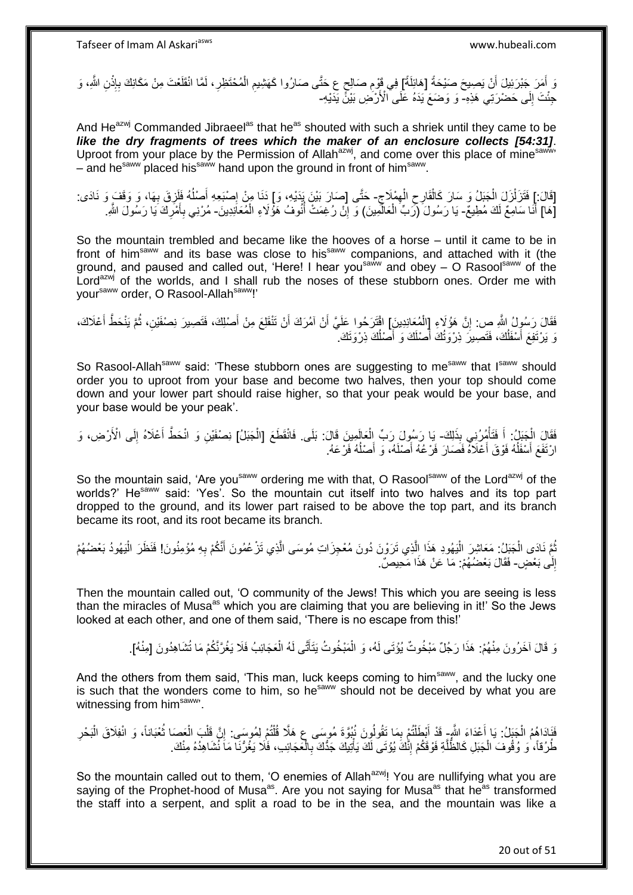وَ أَمَرَ جَبْرَئِيلَ أَنْ يَصِيحَ صَيْحَةً [هَائِلَةً] فِي قَوْمِ صَالِحٍ ع حَتَّى صَارُوا كَهَشِيمِ الْمُحْتَظِرِ، لَمَّا انْقَلَعْتَ مِنْ مَكَانِكَ بِإِذْنِ اللَّهِ، وَ جِئْتَ إِلَى حَضْرَتِي هَذِهِ- وَ وَضَعَ يَدَهُ عَلَى الْأَرْضِ بَيْنَ يَدَيْهِ-

And He^azwj Commanded Jibraeel^as that he^as shouted with such a shriek until they came to be ***like the dry fragments of trees which the maker of an enclosure collects [54:31]***. Uproot from your place by the Permission of Allah^azwj, and come over this place of mine^saww' – and he^saww placed his^saww hand upon the ground in front of him^saww.

[قَالَ:] فَتَزَلْزَلَ الْجَبَلُ وَ سَارَ كَالْقَارِحِ الْهِمْلَاجِ- حَتَّى [صَارَ بَيْنَ يَدَيْهِ، وَ] دَنَا مِنْ إِصْبَعِهِ أَصْلُهُ فَلَزِقَ بِهَا، وَ وَقَفَ وَ نَادَى: [هَا] أَنَا سَامِعٌ لَكَ مُطِيعٌ- يَا رَسُولَ (رَبِّ الْعَالَمِينَ) وَ إِنْ رُغِمَتْ أُنُوفُ هَؤُلَاءِ الْمُعَانِدِينَ- مُرْنِي بِأَمْرِكَ يَا رَسُولَ اللَّهِ.

So the mountain trembled and became like the hooves of a horse – until it came to be in front of him^saww and its base was close to his^saww companions, and attached with it (the ground, and paused and called out, 'Here! I hear you^saww and obey – O Rasool^saww of the Lord^azwj of the worlds, and I shall rub the noses of these stubborn ones. Order me with your^saww order, O Rasool-Allah^saww!'

فَقَالَ رَسُولُ اللَّهِ ص: إِنَّ هَؤُلَاءِ [الْمُعَانِدِينَ] اقْتَرَحُوا عَلَيَّ أَنْ آمُرَكَ أَنْ تَنْقَلِعَ مِنْ أَصْلِكَ، فَتَصِيرَ نِصْفَيْنِ، ثُمَّ يَنْحَطَّ أَعْلَاكَ، وَ يَرْتَفِعَ أَسْفَلُكَ، فَتَصِيرَ ذِرْوَتُكَ أَصْلَكَ وَ أَصْلُكَ ذِرْوَتَكَ.

So Rasool-Allah^saww said: 'These stubborn ones are suggesting to me^saww that I^saww should order you to uproot from your base and become two halves, then your top should come down and your lower part should raise higher, so that your peak would be your base, and your base would be your peak'.

فَقَالَ الْجَبَلُ: أَ فَتَأْمُرُنِي بِذَلِكَ- يَا رَسُولَ رَبِّ الْعَالَمِينَ قَالَ: بَلَى. فَانْقَطَعَ [الْجَبَلُ] نِصْفَيْنِ وَ انْحَطَّ أَعْلَاهُ إِلَى الْأَرْضِ، وَ ارْتَفَعَ أَسْفَلُهُ فَوْقَ أَعْلَاهُ فَصَارَ فَرْعُهُ أَصْلَهُ، وَ أَصْلُهُ فَرْعَهُ.

So the mountain said, 'Are you^saww ordering me with that, O Rasool^saww of the Lord^azwj of the worlds?' He^saww said: 'Yes'. So the mountain cut itself into two halves and its top part dropped to the ground, and its lower part raised to be above the top part, and its branch became its root, and its root became its branch.

ثُمَّ نَادَى الْجَبَلُ: مَعَاشِرَ الْيَهُودِ هَذَا الَّذِي تَرَوْنَ دُونَ مُعْجِزَاتِ مُوسَى الَّذِي تَزْعُمُونَ أَنَّكُمْ بِهِ مُؤْمِنُونَ! فَنَظَرَ الْيَهُودُ بَعْضُهُمْ إِلَى بَعْضٍ- فَقَالَ بَعْضُهُمْ: مَا عَنْ هَذَا مَحِيصٌ.

Then the mountain called out, 'O community of the Jews! This which you are seeing is less than the miracles of Musa^as which you are claiming that you are believing in it!' So the Jews looked at each other, and one of them said, 'There is no escape from this!'

وَ قَالَ آخَرُونَ مِنْهُمْ: هَذَا رَجُلٌ مَبْخُوتٌ يُؤْتَى لَهُ، وَ الْمَبْخُوتُ يَتَأَتَّى لَهُ الْعَجَائِبُ فَلَا يَغُرَّنَّكُمْ مَا تُشَاهِدُونَ [مِنْهُ].

And the others from them said, 'This man, luck keeps coming to him^saww, and the lucky one is such that the wonders come to him, so he^saww should not be deceived by what you are witnessing from him^saww'.

فَنَادَاهُمُ الْجَبَلُ: يَا أَعْدَاءَ اللَّهِ- قَدْ أَبْطَلْتُمْ بِمَا تَقُولُونَ نُبُوَّةَ مُوسَى ع هَلَّا قُلْتُمْ لِمُوسَى: إِنَّ قَلْبَ الْعَصَا ثُعْبَاناً، وَ انْفِلَاقَ الْبَحْرِ طُرُقاً، وَ وُقُوفَ الْجَبَلِ كَالظُّلَّةِ فَوْقَكُمْ إِنَّكَ يُؤْتَى لَكَ يَأْتِيكَ جَدُّكَ بِالْعَجَائِبِ، فَلَا يَغُرُّنَا مَا نُشَاهِدُهُ مِنْكَ.

So the mountain called out to them, 'O enemies of Allah^azwj! You are nullifying what you are saying of the Prophet-hood of Musa^as. Are you not saying for Musa^as that he^as transformed the staff into a serpent, and split a road to be in the sea, and the mountain was like a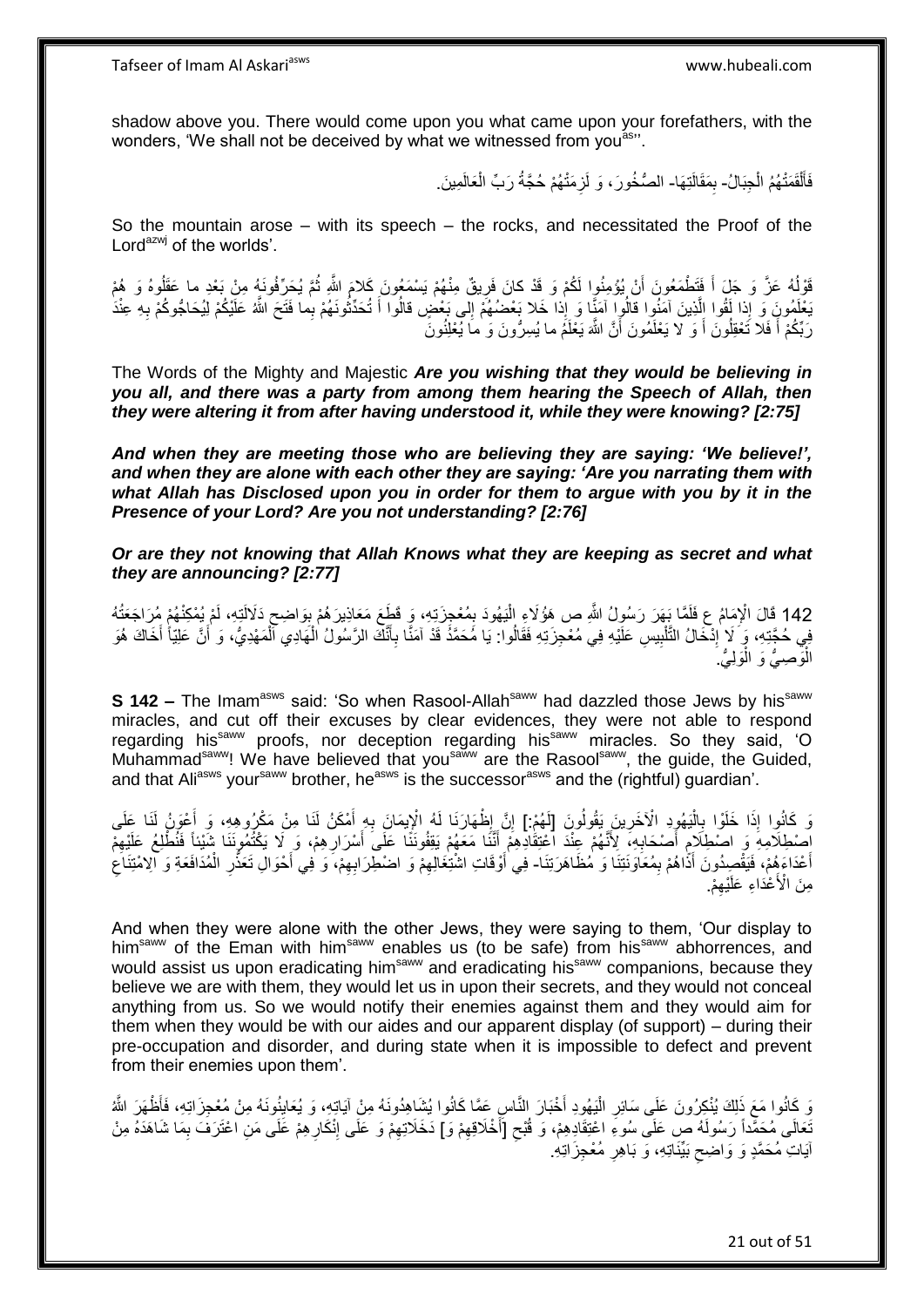shadow above you. There would come upon you what came upon your forefathers, with the wonders, 'We shall not be deceived by what we witnessed from you[as]'.

فَأَلْقَمَتْهُمُ الْجِبَالُ- بِمَقَالَتِهَا- الصُّخُورَ، وَ لَزِمَتْهُمْ حُجَّةُ رَبِّ الْعَالَمِينَ.

So the mountain arose – with its speech – the rocks, and necessitated the Proof of the Lord[azwj] of the worlds'.

قَوْلُهُ عَزَّ وَ جَلَ أَ فَتَطْمَعُونَ أَنْ يُؤْمِنُوا لَكُمْ وَ قَدْ كانَ فَرِيقٌ مِنْهُمْ يَسْمَعُونَ كَلامَ اللَّهِ ثُمَّ يُحَرِّفُونَهُ مِنْ بَعْدِ ما عَقَلُوهُ وَ هُمْ يَعْلَمُونَ وَ إِذا لَقُوا الَّذِينَ آمَنُوا قالُوا آمَنَّا وَ إِذا خَلا بَعْضُهُمْ إِلى بَعْضٍ قالُوا أَ تُحَدِّثُونَهُمْ بِما فَتَحَ اللَّهُ عَلَيْكُمْ لِيُحَاجُّوكُمْ بِهِ عِنْدَ رَبِّكُمْ أَ فَلا تَعْقِلُونَ أَ وَ لا يَعْلَمُونَ أَنَّ اللَّهَ يَعْلَمُ ما يُسِرُّونَ وَ ما يُعْلِنُونَ

The Words of the Mighty and Majestic ***Are you wishing that they would be believing in you all, and there was a party from among them hearing the Speech of Allah, then they were altering it from after having understood it, while they were knowing? [2:75]***

***And when they are meeting those who are believing they are saying: 'We believe!', and when they are alone with each other they are saying: 'Are you narrating them with what Allah has Disclosed upon you in order for them to argue with you by it in the Presence of your Lord? Are you not understanding? [2:76]***

***Or are they not knowing that Allah Knows what they are keeping as secret and what they are announcing? [2:77]***

142 قَالَ الْإِمَامُ ع فَلَمَّا بَهَرَ رَسُولُ اللَّهِ ص هَؤُلَاءِ الْيَهُودَ بِمُعْجِزَتِهِ، وَ قَطَعَ مَعَاذِيرَهُمْ بِوَاضِحِ دَلَالَتِهِ، لَمْ يُمْكِنْهُمْ مُرَاجَعَتُهُ فِي حُجَّتِهِ، وَ لَا إِدْخَالُ التَّلْبِيسِ عَلَيْهِ فِي مُعْجِزَتِهِ فَقَالُوا: يَا مُحَمَّدُ قَدْ آمَنَّا بِأَنَّكَ الرَّسُولُ الْهَادِي الْمَهْدِيُّ، وَ أَنَّ عَلِيّاً أَخَاكَ هُوَ الْوَصِيُّ وَ الْوَلِيُّ.

**S 142 –** The Imam[asws] said: 'So when Rasool-Allah[saww] had dazzled those Jews by his[saww] miracles, and cut off their excuses by clear evidences, they were not able to respond regarding his[saww] proofs, nor deception regarding his[saww] miracles. So they said, 'O Muhammad[saww]! We have believed that you[saww] are the Rasool[saww], the guide, the Guided, and that Ali[asws] your[saww] brother, he[asws] is the successor[asws] and the (rightful) guardian'.

وَ كَانُوا إِذَا خَلَوْا بِالْيَهُودِ الْآخَرِينَ يَقُولُونَ [لَهُمْ:] إِنَّ إِظْهَارَنَا لَهُ الْإِيمَانَ بِهِ أَمْكَنُ لَنَا مِنْ مَكْرُوهِهِ، وَ أَعْوَنُ لَنَا عَلَى اصْطِلَامِهِ وَ اصْطِلَامِ أَصْحَابِهِ، لِأَنَّهُمْ عِنْدَ اعْتِقَادِهِمْ أَنَّنَا مَعَهُمْ يَقِفُونَنَا عَلَى أَسْرَارِهِمْ، وَ لَا يَكْتُمُونَنَا شَيْئاً فَنُطْلِعُ عَلَيْهِمْ أَعْدَاءَهُمْ، فَيَقْصِدُونَ أَذَاهُمْ بِمُعَاوَنَتِنَا وَ مُظَاهَرَتِنَا- فِي أَوْقَاتِ اشْتِغَالِهِمْ وَ اضْطِرَابِهِمْ، وَ فِي أَحْوَالِ تَعَذُّرِ الْمُدَافَعَةِ وَ الِامْتِنَاعِ مِنَ الْأَعْدَاءِ عَلَيْهِمْ.

And when they were alone with the other Jews, they were saying to them, 'Our display to him[saww] of the Eman with him[saww] enables us (to be safe) from his[saww] abhorrences, and would assist us upon eradicating him[saww] and eradicating his[saww] companions, because they believe we are with them, they would let us in upon their secrets, and they would not conceal anything from us. So we would notify their enemies against them and they would aim for them when they would be with our aides and our apparent display (of support) – during their pre-occupation and disorder, and during state when it is impossible to defect and prevent from their enemies upon them'.

وَ كَانُوا مَعَ ذَلِكَ يُنْكِرُونَ عَلَى سَائِرِ الْيَهُودِ أَخْبَارَ النَّاسِ عَمَّا كَانُوا يُشَاهِدُونَهُ مِنْ آيَاتِهِ، وَ يُعَايِنُونَهُ مِنْ مُعْجِزَاتِهِ، فَأَظْهَرَ اللَّهُ تَعَالَى مُحَمَّداً رَسُولَهُ ص عَلَى سُوءِ اعْتِقَادِهِمْ، وَ قُبْحِ [أَخْلَاقِهِمْ وَ] دَخَلَاتِهِمْ وَ عَلَى إِنْكَارِهِمْ عَلَى مَنِ اعْتَرَفَ بِمَا شَاهَدَهُ مِنْ آيَاتِ مُحَمَّدٍ وَ وَاضِحِ بَيِّنَاتِهِ، وَ بَاهِرِ مُعْجِزَاتِهِ.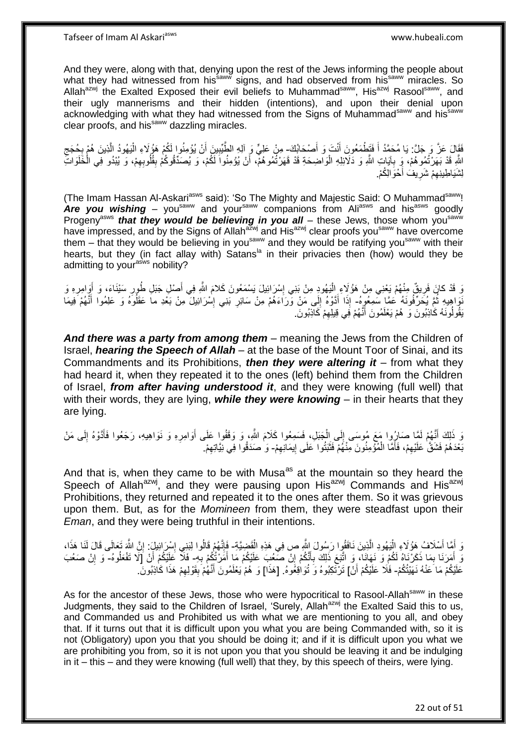And they were, along with that, denying upon the rest of the Jews informing the people about what they had witnessed from his[saww] signs, and had observed from his[saww] miracles. So Allah[azwj] the Exalted Exposed their evil beliefs to Muhammad[saww], His[azwj] Rasool[saww], and their ugly mannerisms and their hidden (intentions), and upon their denial upon acknowledging with what they had witnessed from the Signs of Muhammad[saww] and his[saww] clear proofs, and his[saww] dazzling miracles.

فَقَالَ عَزَّ وَ جَلَّ: يَا مُحَمَّدُ أَ فَتَطْمَعُونَ أَنْتَ وَ أَصْحَابُكَ- مِنْ عَلِيٍّ وَ آلِهِ الطَّيِّبِينَ أَنْ يُؤْمِنُوا لَكُمْ هَؤُلَاءِ الْيَهُودُ الَّذِينَ هُمْ بِحُجَجِ اللَّهِ قَدْ بَهَرْتُمُوهُمْ، وَ بِآيَاتِ اللَّهِ وَ دَلَائِلِهِ الْوَاضِحَةِ قَدْ قَهَرْتُمُوهُمْ، أَنْ يُؤْمِنُوا لَكُمْ، وَ يُصَدِّقُوكُمْ بِقُلُوبِهِمْ، وَ يُبْدُو فِي الْخَلَوَاتِ لِشَيَاطِينِهِمْ شَرِيفَ أَحْوَالِكُمْ.

(The Imam Hassan Al-Askari[asws] said): 'So The Mighty and Majestic Said: O Muhammad[saww]! ***Are you wishing*** – you[saww] and your[saww] companions from Ali[asws] and his[asws] goodly Progeny[asws] ***that they would be believing in you all*** – these Jews, those whom you[saww] have impressed, and by the Signs of Allah[azwj] and His[azwj] clear proofs you[saww] have overcome them – that they would be believing in you[saww] and they would be ratifying you[saww] with their hearts, but they (in fact allay with) Satans[la] in their privacies then (how) would they be admitting to your[asws] nobility?

وَ قَدْ كانَ فَرِيقٌ مِنْهُمْ يَعْنِي مِنْ هَؤُلَاءِ الْيَهُودِ مِنْ بَنِي إِسْرَائِيلَ يَسْمَعُونَ كَلامَ اللَّهِ فِي أَصْلِ جَبَلِ طُورِ سَيْنَاءَ، وَ أَوَامِرِهِ وَ نَوَاهِيهِ ثُمَّ يُحَرِّفُونَهُ عَمَّا سَمِعُوهُ- إِذَا أَدَّوْهُ إِلَى مَنْ وَرَاءَهُمْ مِنْ سَائِرِ بَنِي إِسْرَائِيلَ مِنْ بَعْدِ ما عَقَلُوهُ وَ عَلِمُوا أَنَّهُمْ فِيمَا يَقُولُونَهُ كَاذِبُونَ وَ هُمْ يَعْلَمُونَ أَنَّهُمْ فِي قِيلِهِمْ كَاذِبُونَ.

***And there was a party from among them*** – meaning the Jews from the Children of Israel, ***hearing the Speech of Allah*** – at the base of the Mount Toor of Sinai, and its Commandments and its Prohibitions, ***then they were altering it*** – from what they had heard it, when they repeated it to the ones (left) behind them from the Children of Israel, ***from after having understood it***, and they were knowing (full well) that with their words, they are lying, ***while they were knowing*** – in their hearts that they are lying.

وَ ذَلِكَ أَنَّهُمْ لَمَّا صَارُوا مَعَ مُوسَى إِلَى الْجَبَلِ، فَسَمِعُوا كَلَامَ اللَّهِ، وَ وَقَفُوا عَلَى أَوَامِرِهِ وَ نَوَاهِيهِ، رَجَعُوا فَأَدَّوْهُ إِلَى مَنْ بَعْدَهُمْ فَشَقَّ عَلَيْهِمْ، فَأَمَّا الْمُؤْمِنُونَ مِنْهُمْ فَثَبَتُوا عَلَى إِيمَانِهِمْ- وَ صَدَقُوا فِي نِيَّاتِهِمْ.

And that is, when they came to be with Musa[as] at the mountain so they heard the Speech of Allah[azwj], and they were pausing upon His[azwj] Commands and His[azwj] Prohibitions, they returned and repeated it to the ones after them. So it was grievous upon them. But, as for the *Momineen* from them, they were steadfast upon their *Eman*, and they were being truthful in their intentions.

وَ أَمَّا أَسْلَافُ هَؤُلَاءِ الْيَهُودِ الَّذِينَ نَافَقُوا رَسُولَ اللَّهِ ص فِي هَذِهِ الْقَضِيَّةِ- فَإِنَّهُمْ قَالُوا لِبَنِي إِسْرَائِيلَ: إِنَّ اللَّهَ تَعَالَى قَالَ لَنَا هَذَا، وَ أَمَرَنَا بِمَا ذَكَرْنَاهُ لَكُمْ وَ نَهَانَا، وَ اتَّبَعَ ذَلِكَ بِأَنَّكُمْ إِنْ صَعُبَ عَلَيْكُمْ مَا أَمَرْتُكُمْ بِهِ- فَلَا عَلَيْكُمْ أَنْ [لَا تَفْعَلُوهُ- وَ إِنْ صَعُبَ عَلَيْكُمْ مَا عَنْهُ نَهَيْتُكُمْ- فَلَا عَلَيْكُمْ أَنْ] تَرْتَكِبُوهُ وَ تُوَاقِعُوهُ. [هَذَا] وَ هُمْ يَعْلَمُونَ أَنَّهُمْ بِقَوْلِهِمْ هَذَا كَاذِبُونَ.

As for the ancestor of these Jews, those who were hypocritical to Rasool-Allah[saww] in these Judgments, they said to the Children of Israel, 'Surely, Allah[azwj] the Exalted Said this to us, and Commanded us and Prohibited us with what we are mentioning to you all, and obey that. If it turns out that it is difficult upon you what you are being Commanded with, so it is not (Obligatory) upon you that you should be doing it; and if it is difficult upon you what we are prohibiting you from, so it is not upon you that you should be leaving it and be indulging in it – this – and they were knowing (full well) that they, by this speech of theirs, were lying.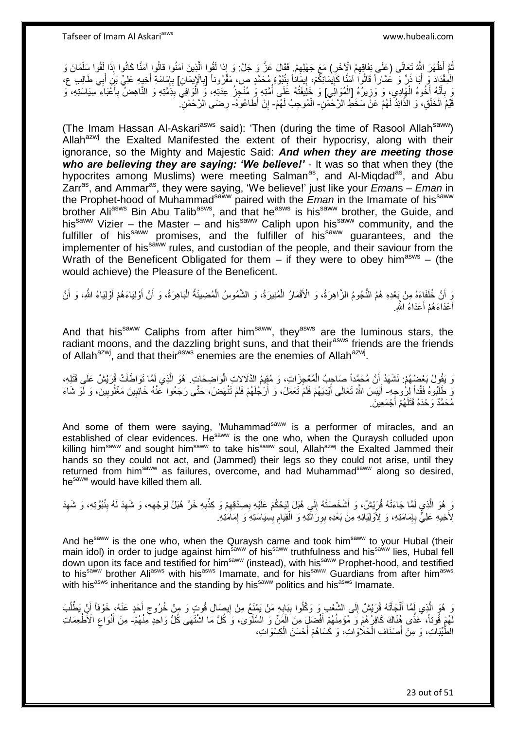ثُمَّ أَظْهَرَ اللَّهُ تَعَالَى (عَلَى نِفَاقِهِمُ الْآخَرِ) مَعَ جَهْلِهِمْ. فَقَالَ عَزَّ وَ جَلَّ: وَ إِذا لَقُوا الَّذِينَ آمَنُوا قالُوا آمَنَّا كَانُوا إِذَا لَقُوا سَلْمَانَ وَ الْمِقْدَادَ وَ أَبَا ذَرٍّ وَ عَمَّاراً قَالُوا آمَنَّا كَإِيمَانِكُمْ، إِيمَاناً بِنُبُوَّةِ مُحَمَّدٍ ص، مَقْرُوناً [بِالْإِيمَانِ] بِإِمَامَةِ أَخِيهِ عَلِيِّ بْنِ أَبِي طَالِبٍ ع، وَ بِأَنَّهُ أَخُوهُ الْهَادِي، وَ وَزِيرُهُ [الْمُوَالِي] وَ خَلِيفَتُهُ عَلَى أُمَّتِهِ وَ مُنْجِزُ عِدَتِهِ، وَ الْوَافِي بِذِمَّتِهِ وَ النَّاهِضُ بِأَعْبَاءِ سِيَاسَتِهِ، وَ قَيِّمُ الْخَلْقِ، وَ الذَّائِدُ لَهُمْ عَنْ سَخَطِ الرَّحْمَنِ- الْمُوجِبُ لَهُمْ- إِنْ أَطَاعُوهُ- رِضَى الرَّحْمَنِ.

(The Imam Hassan Al-Askari[asws] said): 'Then (during the time of Rasool Allah[saww]) Allah[azwj] the Exalted Manifested the extent of their hypocrisy, along with their ignorance, so the Mighty and Majestic Said: ***And when they are meeting those who are believing they are saying: 'We believe!'*** - It was so that when they (the hypocrites among Muslims) were meeting Salman[as], and Al-Miqdad[as], and Abu Zarr[as], and Ammar[as], they were saying, 'We believe!' just like your *Emans* – *Eman* in the Prophet-hood of Muhammad[saww] paired with the *Eman* in the Imamate of his[saww] brother Ali[asws] Bin Abu Talib[asws], and that he[asws] is his[saww] brother, the Guide, and his[saww] Vizier – the Master – and his[saww] Caliph upon his[saww] community, and the fulfiller of his[saww] promises, and the fulfiller of his[saww] guarantees, and the implementer of his[saww] rules, and custodian of the people, and their saviour from the Wrath of the Beneficent Obligated for them – if they were to obey him[asws] – (the would achieve) the Pleasure of the Beneficent.

وَ أَنَّ خُلَفَاءَهُ مِنْ بَعْدِهِ هُمُ النُّجُومُ الزَّاهِرَةُ، وَ الْأَقْمَارُ الْمُنِيرَةُ، وَ الشُّمُوسُ الْمُضِيئَةُ الْبَاهِرَةُ، وَ أَنَّ أَوْلِيَاءَهُمْ أَوْلِيَاءُ اللَّهِ، وَ أَنَّ أَعْدَاءَهُمْ أَعْدَاءُ اللَّهِ.

And that his[saww] Caliphs from after him[saww], they[asws] are the luminous stars, the radiant moons, and the dazzling bright suns, and that their[asws] friends are the friends of Allah[azwj], and that their[asws] enemies are the enemies of Allah[azwj].

وَ يَقُولُ بَعْضُهُمْ: نَشْهَدُ أَنَّ مُحَمَّداً صَاحِبُ الْمُعْجِزَاتِ، وَ مُقِيمُ الدَّلَالاتِ الْوَاضِحَاتِ. هُوَ الَّذِي لَمَّا تَوَاطَأَتْ قُرَيْشٌ عَلَى قَتْلِهِ، وَ طَلَبُوهُ فَقْداً لِرُوحِهِ- أَيْبَسَ اللَّهُ تَعَالَى أَيْدِيَهُمْ فَلَمْ تَعْمَلْ، وَ أَرْجُلَهُمْ فَلَمْ تَنْهَضْ، حَتَّى رَجَعُوا عَنْهُ خَائِبِينَ مَغْلُوبِينَ، وَ لَوْ شَاءَ مُحَمَّدٌ وَحْدَهُ قَتَلَهُمْ أَجْمَعِينَ.

And some of them were saying, 'Muhammad[saww] is a performer of miracles, and an established of clear evidences. He[saww] is the one who, when the Quraysh colluded upon killing him[saww] and sought him[saww] to take his[saww] soul, Allah[azwj] the Exalted Jammed their hands so they could not act, and (Jammed) their legs so they could not arise, until they returned from him[saww] as failures, overcome, and had Muhammad[saww] along so desired, he[saww] would have killed them all.

وَ هُوَ الَّذِي لَمَّا جَاءَتْهُ قُرَيْشٌ، وَ أَشْخَصَتْهُ إِلَى هُبَلَ لِيَحْكُمَ عَلَيْهِ بِصِدْقِهِمْ وَ كِذْبِهِ خَرَّ هُبَلُ لِوَجْهِهِ، وَ شَهِدَ لَهُ بِنُبُوَّتِهِ، وَ شَهِدَ لِأَخِيهِ عَلِيٍّ بِإِمَامَتِهِ، وَ لِأَوْلِيَائِهِ مِنْ بَعْدِهِ بِوِرَاثَتِهِ وَ الْقِيَامِ بِسِيَاسَتِهِ وَ إِمَامَتِهِ.

And he[saww] is the one who, when the Quraysh came and took him[saww] to your Hubal (their main idol) in order to judge against him[saww] of his[saww] truthfulness and his[saww] lies, Hubal fell down upon its face and testified for him[saww] (instead), with his[saww] Prophet-hood, and testified to his[saww] brother Ali[asws] with his[asws] Imamate, and for his[saww] Guardians from after him[asws] with his[asws] inheritance and the standing by his[saww] politics and his[asws] Imamate.

وَ هُوَ الَّذِي لَمَّا أَلْجَأَتْهُ قُرَيْشٌ إِلَى الشِّعْبِ وَ وَكَّلُوا بِبَابِهِ مَنْ يَمْنَعُ مِنْ إِيصَالِ قُوتٍ وَ مِنْ خُرُوجِ أَحَدٍ عَنْهُ، خَوْفاً أَنْ يَطْلُبَ لَهُمْ قُوتاً، غَذَى هُنَاكَ كَافِرَهُمْ وَ مُؤْمِنَهُمْ أَفْضَلَ مِنَ الْمَنِّ وَ السَّلْوَى، وَ كُلَّ مَا اشْتَهَى كُلُّ وَاحِدٍ مِنْهُمْ- مِنْ أَنْوَاعِ الْأَطْعِمَاتِ الطَّيِّبَاتِ، وَ مِنْ أَصْنَافِ الْحَلَاوَاتِ، وَ كَسَاهُمْ أَحْسَنَ الْكِسْوَاتِ،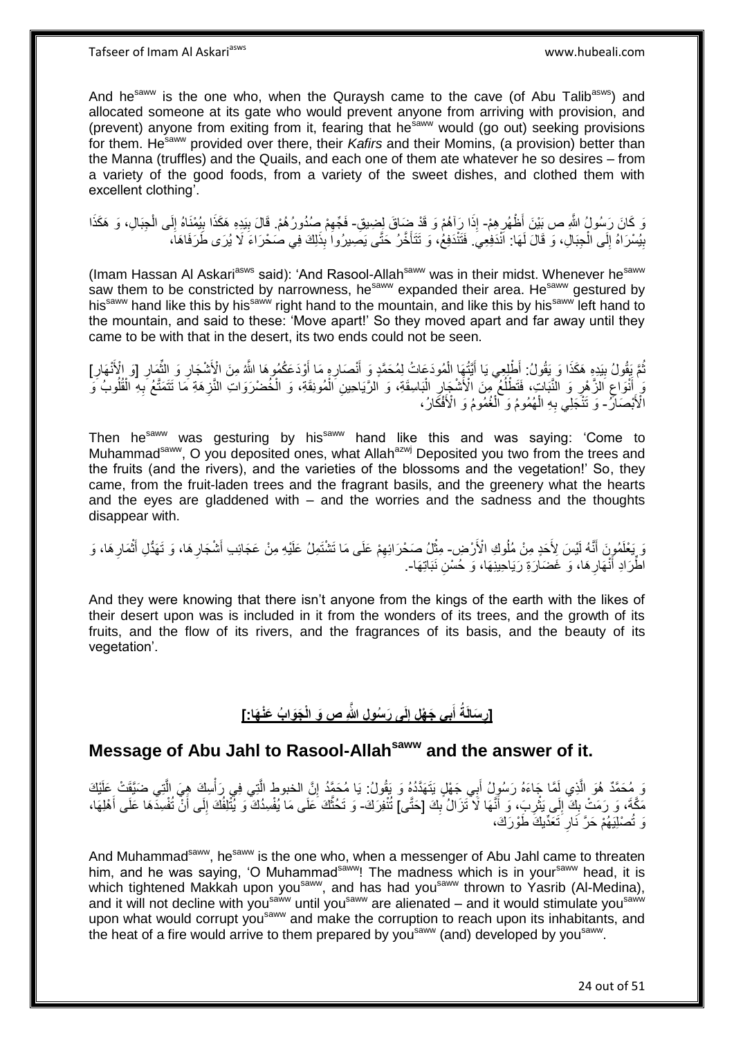And he[saww] is the one who, when the Quraysh came to the cave (of Abu Talib[asws]) and allocated someone at its gate who would prevent anyone from arriving with provision, and (prevent) anyone from exiting from it, fearing that he[saww] would (go out) seeking provisions for them. He[saww] provided over there, their *Kafirs* and their Momins, (a provision) better than the Manna (truffles) and the Quails, and each one of them ate whatever he so desires – from a variety of the good foods, from a variety of the sweet dishes, and clothed them with excellent clothing'.

وَ كَانَ رَسُولُ اللَّهِ ص بَيْنَ أَظْهُرِهِمْ- إِذَا رَآهُمْ وَ قَدْ ضَاقَ لِضِيقٍ- فَجِّهِمْ صُدُورُهُمْ. قَالَ بِيَدِهِ هَكَذَا بِيُمْنَاهُ إِلَى الْجِبَالِ، وَ هَكَذَا بِيُسْرَاهُ إِلَى الْجِبَالِ، وَ قَالَ لَهَا: انْدَفِعِي. فَتَنْدَفِعُ، وَ تَتَأَخَّرُ حَتَّى يَصِيرُوا بِذَلِكَ فِي صَحْرَاءَ لَا يُرَى طَرَفَاهَا،

(Imam Hassan Al Askari[asws] said): 'And Rasool-Allah[saww] was in their midst. Whenever he[saww] saw them to be constricted by narrowness, he[saww] expanded their area. He[saww] gestured by his[saww] hand like this by his[saww] right hand to the mountain, and like this by his[saww] left hand to the mountain, and said to these: 'Move apart!' So they moved apart and far away until they came to be with that in the desert, its two ends could not be seen.

ثُمَّ يَقُولُ بِيَدِهِ هَكَذَا وَ يَقُولُ: أَطْلِعِي يَا أَيَّتُهَا الْمُودَعَاتُ لِمُحَمَّدٍ وَ أَنْصَارِهِ مَا أَوْدَعَكُمُوهَا اللَّهُ مِنَ الْأَشْجَارِ وَ الثِّمَارِ [وَ الْأَنْهَارِ] وَ أَنْوَاعِ الزَّهْرِ وَ النَّبَاتِ، فَتَطْلُعُ مِنَ الْأَشْجَارِ الْبَاسِقَةِ، وَ الرَّيَاحِينِ الْمُونِقَةِ، وَ الْخُضْرَوَاتِ النَّزِهَةِ مَا تَتَمَتَّعُ بِهِ الْقُلُوبُ وَ الْأَبْصَارُ- وَ تَنْجَلِي بِهِ الْهُمُومُ وَ الْغُمُومُ وَ الْأَفْكَارُ،

Then he[saww] was gesturing by his[saww] hand like this and was saying: 'Come to Muhammad[saww], O you deposited ones, what Allah[azwj] Deposited you two from the trees and the fruits (and the rivers), and the varieties of the blossoms and the vegetation!' So, they came, from the fruit-laden trees and the fragrant basils, and the greenery what the hearts and the eyes are gladdened with – and the worries and the sadness and the thoughts disappear with.

وَ يَعْلَمُونَ أَنَّهُ لَيْسَ لِأَحَدٍ مِنْ مُلُوكِ الْأَرْضِ- مِثْلُ صَحْرَائِهِمْ عَلَى مَا تَشْتَمِلُ عَلَيْهِ مِنْ عَجَائِبِ أَشْجَارِهَا، وَ تَهَدُّلِ أَثْمَارِهَا، وَ اطِّرَادِ أَنْهَارِهَا، وَ غَضَارَةِ رَيَاحِينِهَا، وَ حُسْنِ نَبَاتِهَا-.

And they were knowing that there isn't anyone from the kings of the earth with the likes of their desert upon was is included in it from the wonders of its trees, and the growth of its fruits, and the flow of its rivers, and the fragrances of its basis, and the beauty of its vegetation'.

## [رِسَالَةُ أَبِي جَهْلٍ إِلَى رَسُولِ اللَّهِ ص وَ الْجَوَابُ عَنْهَا:]

## Message of Abu Jahl to Rasool-Allah[saww] and the answer of it.

وَ مُحَمَّدٌ هُوَ الَّذِي لَمَّا جَاءَهُ رَسُولُ أَبِي جَهْلٍ يَتَهَدَّدُهُ وَ يَقُولُ: يَا مُحَمَّدُ إِنَّ الخبوط الَّتِي فِي رَأْسِكَ هِيَ الَّتِي ضَيَّقَتْ عَلَيْكَ مَكَّةَ، وَ رَمَتْ بِكَ إِلَى يَثْرِبَ، وَ أَنَّهَا لَا تَزَالُ بِكَ [حَتَّى] تُنْفِرَكَ- وَ تَحُثَّكَ عَلَى مَا يُفْسِدُكَ وَ يُتْلِفُكَ إِلَى أَنْ تُفْسِدَهَا عَلَى أَهْلِهَا، وَ تُصْلِيَهُمْ حَرَّ نَارِ تَعَدِّيكَ طَوْرَكَ،

And Muhammad[saww], he[saww] is the one who, when a messenger of Abu Jahl came to threaten him, and he was saying, 'O Muhammad[saww]! The madness which is in your[saww] head, it is which tightened Makkah upon you[saww], and has had you[saww] thrown to Yasrib (Al-Medina), and it will not decline with you[saww] until you[saww] are alienated – and it would stimulate you[saww] upon what would corrupt you[saww] and make the corruption to reach upon its inhabitants, and the heat of a fire would arrive to them prepared by you[saww] (and) developed by you[saww].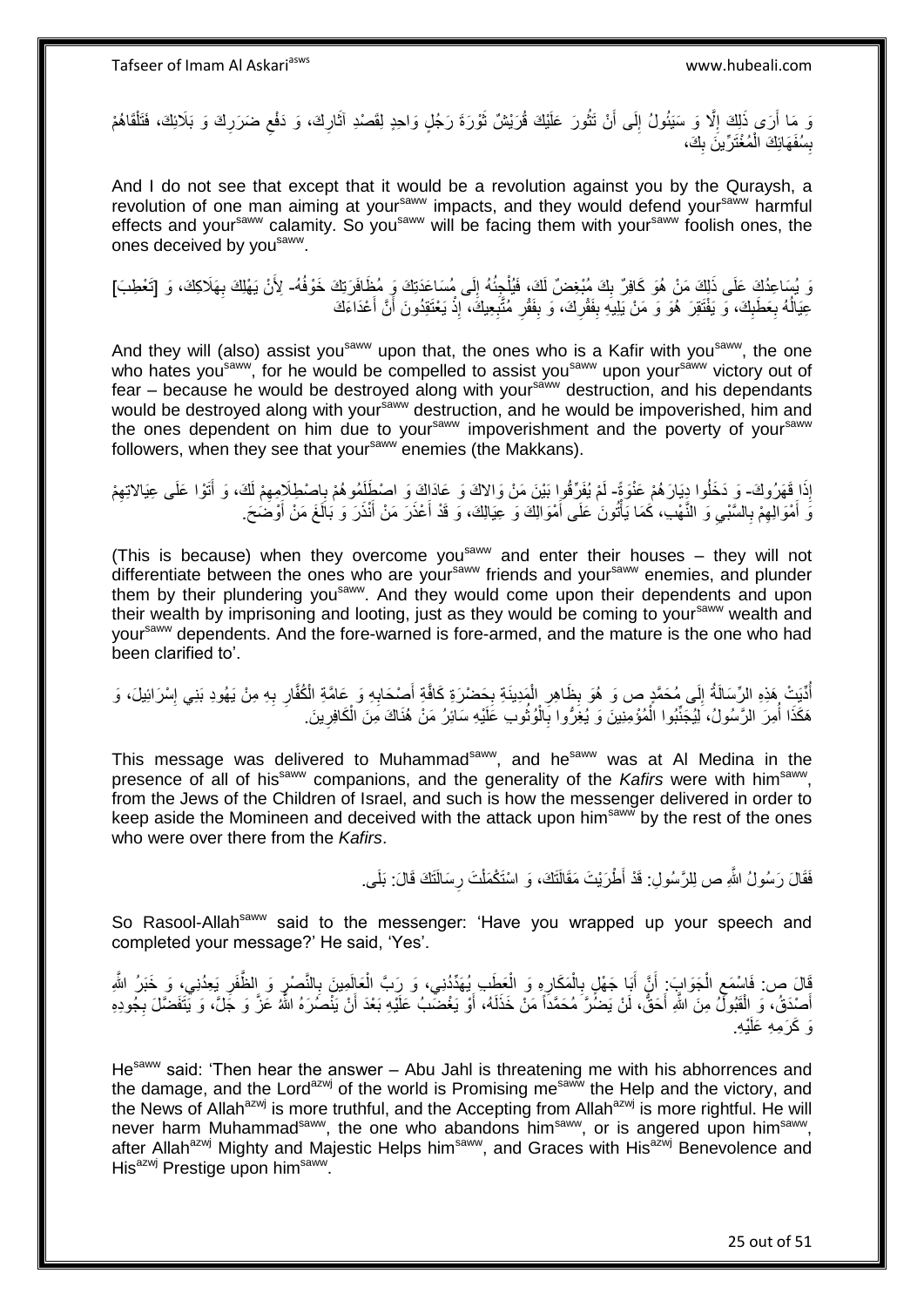وَ مَا أَرَى ذَلِكَ إِلَّا وَ سَيَئُولُ إِلَى أَنْ تَثُورَ عَلَيْكَ قُرَيْشٌ ثَوْرَةَ رَجُلٍ وَاحِدٍ لِقَصْدِ آثَارِكَ، وَ دَفْعِ ضَرَرِكَ وَ بَلَائِكَ، فَتَلْقَاهُمْ بِسُفَهَائِكَ الْمُغْتَرِّينَ بِكَ،

And I do not see that except that it would be a revolution against you by the Quraysh, a revolution of one man aiming at your[saww] impacts, and they would defend your[saww] harmful effects and your[saww] calamity. So you[saww] will be facing them with your[saww] foolish ones, the ones deceived by you[saww].

وَ يُسَاعِدُكَ عَلَى ذَلِكَ مَنْ هُوَ كَافِرٌ بِكَ مُبْغِضٌ لَكَ، فَيُلْجِئُهُ إِلَى مُسَاعَدَتِكَ وَ مُظَافَرَتِكَ خَوْفُهُ- لِأَنْ يَهْلِكَ بِهَلَاكِكَ، وَ [تَعْطِبَ] عِيَالُهُ بِعَطَبِكَ، وَ يَفْتَقِرَ هُوَ وَ مَنْ يَلِيهِ بِفَقْرِكَ، وَ بِفَقْرِ مُتَّبِعِيكَ، إِذْ يَعْتَقِدُونَ أَنَّ أَعْدَاءَكَ

And they will (also) assist you[saww] upon that, the ones who is a Kafir with you[saww], the one who hates you[saww], for he would be compelled to assist you[saww] upon your[saww] victory out of fear – because he would be destroyed along with your[saww] destruction, and his dependants would be destroyed along with your[saww] destruction, and he would be impoverished, him and the ones dependent on him due to your[saww] impoverishment and the poverty of your[saww] followers, when they see that your[saww] enemies (the Makkans).

إِذَا قَهَرُوكَ- وَ دَخَلُوا دِيَارَهُمْ عَنْوَةً- لَمْ يُفَرِّقُوا بَيْنَ مَنْ وَالاكَ وَ عَادَاكَ وَ اصْطَلَمُوهُمْ بِاصْطِلَامِهِمْ لَكَ، وَ أَتَوْا عَلَى عِيَالاتِهِمْ وَ أَمْوَالِهِمْ بِالسَّبْيِ وَ النَّهْبِ، كَمَا يَأْتُونَ عَلَى أَمْوَالِكَ وَ عِيَالِكَ، وَ قَدْ أَعْذَرَ مَنْ أَنْذَرَ وَ بَالَغَ مَنْ أَوْضَحَ.

(This is because) when they overcome you[saww] and enter their houses – they will not differentiate between the ones who are your[saww] friends and your[saww] enemies, and plunder them by their plundering you[saww]. And they would come upon their dependents and upon their wealth by imprisoning and looting, just as they would be coming to your[saww] wealth and your[saww] dependents. And the fore-warned is fore-armed, and the mature is the one who had been clarified to'.

أُدِّيَتْ هَذِهِ الرِّسَالَةُ إِلَى مُحَمَّدٍ ص وَ هُوَ بِظَاهِرِ الْمَدِينَةِ بِحَضْرَةِ كَافَّةِ أَصْحَابِهِ وَ عَامَّةِ الْكُفَّارِ بِهِ مِنْ يَهُودِ بَنِي إِسْرَائِيلَ، وَ هَكَذَا أَمَرَ الرَّسُولُ، لِيُجَبِّنُوا الْمُؤْمِنِينَ وَ يُغْرُوا بِالْوُثُوبِ عَلَيْهِ سَائِرُ مَنْ هُنَاكَ مِنَ الْكَافِرِينَ.

This message was delivered to Muhammad[saww], and he[saww] was at Al Medina in the presence of all of his[saww] companions, and the generality of the *Kafirs* were with him[saww], from the Jews of the Children of Israel, and such is how the messenger delivered in order to keep aside the Momineen and deceived with the attack upon him[saww] by the rest of the ones who were over there from the *Kafirs*.

فَقَالَ رَسُولُ اللَّهِ ص لِلرَّسُولِ: قَدْ أَطْرَيْتَ مَقَالَتَكَ، وَ اسْتَكْمَلْتَ رِسَالَتَكَ قَالَ: بَلَى.

So Rasool-Allah[saww] said to the messenger: 'Have you wrapped up your speech and completed your message?' He said, 'Yes'.

قَالَ ص: فَاسْمَعِ الْجَوَابَ: إِنَّ أَبَا جَهْلٍ بِالْمَكَارِهِ وَ الْعَطَبِ يُهَدِّدُنِي، وَ رَبَّ الْعَالَمِينَ بِالنَّصْرِ وَ الظَّفَرِ يَعِدُنِي، وَ خَبَرُ اللَّهِ أَصْدَقُ، وَ الْقَبُولُ مِنَ اللَّهِ أَحَقُّ، لَنْ يَضُرَّ مُحَمَّداً مَنْ خَذَلَهُ، أَوْ يَغْضَبُ عَلَيْهِ بَعْدَ أَنْ يَنْصُرَهُ اللَّهُ عَزَّ وَ جَلَّ، وَ يَتَفَضَّلَ بِجُودِهِ وَ كَرَمِهِ عَلَيْهِ.

He[saww] said: 'Then hear the answer – Abu Jahl is threatening me with his abhorrences and the damage, and the Lord[azwj] of the world is Promising me[saww] the Help and the victory, and the News of Allah[azwj] is more truthful, and the Accepting from Allah[azwj] is more rightful. He will never harm Muhammad[saww], the one who abandons him[saww], or is angered upon him[saww], after Allah[azwj] Mighty and Majestic Helps him[saww], and Graces with His[azwj] Benevolence and His[azwj] Prestige upon him[saww].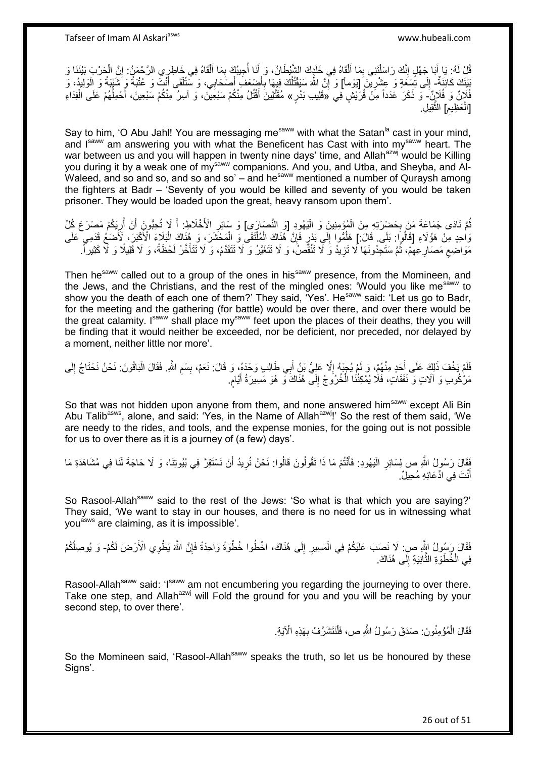قُلْ لَهُ: يَا أَبَا جَهْلٍ إِنَّكَ رَاسَلْتَنِي بِمَا أَلْقَاهُ فِي خَلَدِكَ الشَّيْطَانُ، وَ أَنَا أُجِيبُكَ بِمَا أَلْقَاهُ فِي خَاطِرِي الرَّحْمَنُ: إِنَّ الْحَرْبَ بَيْنَنَا وَ بَيْنَكَ كَائِنَةٌ- إِلَى تِسْعَةٍ وَ عِشْرِينَ [يَوْماً] وَ إِنَّ اللَّهَ سَيَقْتُلُكَ فِيهَا بِأَضْعَفِ أَصْحَابِي، وَ سَتُلْقَى أَنْتَ وَ عُتْبَةُ وَ شَيْبَةُ وَ الْوَلِيدُ، وَ فُلَانٌ وَ فُلَانٌ- وَ ذَكَرَ عَدَداً مِنْ قُرَيْشٍ فِي «قَلِيبِ بَدْرٍ» مُقَتَّلِينَ أَقْتُلُ مِنْكُمْ سَبْعِينَ، وَ آسِرُ مِنْكُمْ سَبْعِينَ، أَحْمِلُهُمْ عَلَى الْفِدَاءِ [الْعَظِيمِ] الثَّقِيلِ.

Say to him, 'O Abu Jahl! You are messaging me[saww] with what the Satan[la] cast in your mind, and I[saww] am answering you with what the Beneficent has Cast with into my[saww] heart. The war between us and you will happen in twenty nine days' time, and Allah[azwj] would be Killing you during it by a weak one of my[saww] companions. And you, and Utba, and Sheyba, and Al-Waleed, and so and so, and so and so' – and he[saww] mentioned a number of Quraysh among the fighters at Badr – 'Seventy of you would be killed and seventy of you would be taken prisoner. They would be loaded upon the great, heavy ransom upon them'.

ثُمَّ نَادَى جَمَاعَةَ مَنْ بِحَضْرَتِهِ مِنَ الْمُؤْمِنِينَ وَ الْيَهُودِ [وَ النَّصَارَى] وَ سَائِرِ الْأَخْلَاطِ: أَ لَا تُحِبُّونَ أَنْ أُرِيَكُمْ مَصْرَعَ كُلِّ وَاحِدٍ مِنْ هَؤُلَاءِ [قَالُوا]: بَلَى. قَالَ:] هَلُمُّوا إِلَى بَدْرٍ فَإِنَّ هُنَاكَ الْمُلْتَقَى وَ الْمَحْشَرَ، وَ هُنَاكَ الْبَلَاءَ الْأَكْبَرَ، لَأَضَعُ قَدَمِي عَلَى مَوَاضِعِ مَصَارِعِهِمْ، ثُمَّ سَتَجِدُونَهَا لَا تَزِيدُ وَ لَا تَنْقُصُ، وَ لَا تَتَغَيَّرُ وَ لَا تَتَقَدَّمُ، وَ لَا تَتَأَخَّرُ لَحْظَةً، وَ لَا قَلِيلًا وَ لَا كَثِيراً.

Then he[saww] called out to a group of the ones in his[saww] presence, from the Momineen, and the Jews, and the Christians, and the rest of the mingled ones: 'Would you like me[saww] to show you the death of each one of them?' They said, 'Yes'. He[saww] said: 'Let us go to Badr, for the meeting and the gathering (for battle) would be over there, and over there would be the great calamity. I[saww] shall place my[saww] feet upon the places of their deaths, they you will be finding that it would neither be exceeded, nor be deficient, nor preceded, nor delayed by a moment, neither little nor more'.

فَلَمْ يَخْفَ ذَلِكَ عَلَى أَحَدٍ مِنْهُمْ، وَ لَمْ يُجِبْهُ إِلَّا عَلِيُّ بْنُ أَبِي طَالِبٍ وَحْدَهُ، وَ قَالَ: نَعَمْ، بِسْمِ اللَّهِ. فَقَالَ الْبَاقُونَ: نَحْنُ نَحْتَاجُ إِلَى مَرْكُوبٍ وَ آلَاتٍ وَ نَفَقَاتٍ، فَلَا يُمْكِنُنَا الْخُرُوجُ إِلَى هُنَاكَ وَ هُوَ مَسِيرَةُ أَيَّامٍ.

So that was not hidden upon anyone from them, and none answered him[saww] except Ali Bin Abu Talib[asws], alone, and said: 'Yes, in the Name of Allah[azwj]!' So the rest of them said, 'We are needy to the rides, and tools, and the expense monies, for the going out is not possible for us to over there as it is a journey of (a few) days'.

فَقَالَ رَسُولُ اللَّهِ ص لِسَائِرِ الْيَهُودِ: فَأَنْتُمْ مَا ذَا تَقُولُونَ قَالُوا: نَحْنُ نُرِيدُ أَنْ نَسْتَقِرَّ فِي بُيُوتِنَا، وَ لَا حَاجَةَ لَنَا فِي مُشَاهَدَةِ مَا أَنْتَ فِي ادِّعَائِهِ مُحِيلٌ.

So Rasool-Allah[saww] said to the rest of the Jews: 'So what is that which you are saying?' They said, 'We want to stay in our houses, and there is no need for us in witnessing what you[asws] are claiming, as it is impossible'.

فَقَالَ رَسُولُ اللَّهِ ص: لَا نَصَبَ عَلَيْكُمْ فِي الْمَسِيرِ إِلَى هُنَاكَ، اخْطُوا خُطْوَةً وَاحِدَةً فَإِنَّ اللَّهَ يَطْوِي الْأَرْضَ لَكُمْ- وَ يُوصِلُكُمْ فِي الْخُطْوَةِ الثَّانِيَةِ إِلَى هُنَاكَ.

Rasool-Allah[saww] said: 'I[saww] am not encumbering you regarding the journeying to over there. Take one step, and Allah[azwj] will Fold the ground for you and you will be reaching by your second step, to over there'.

فَقَالَ الْمُؤْمِنُونَ: صَدَقَ رَسُولُ اللَّهِ ص، فَلْنَتَشَرَّفْ بِهَذِهِ الْآيَةِ.

So the Momineen said, 'Rasool-Allah[saww] speaks the truth, so let us be honoured by these Signs'.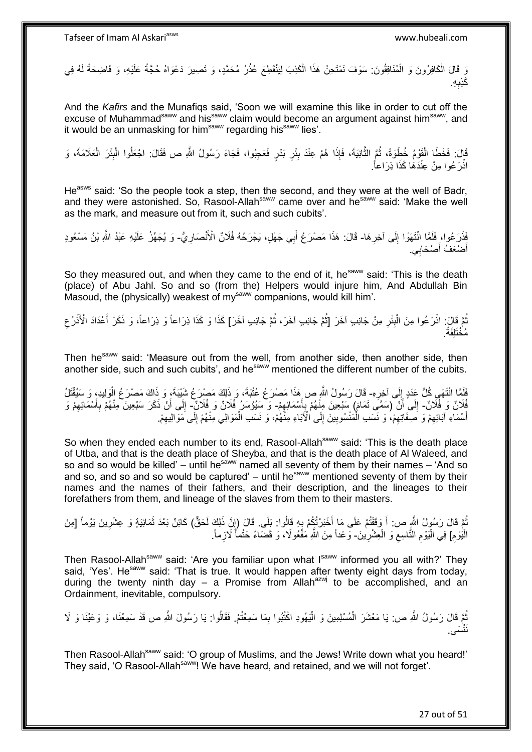وَ قَالَ الْكَافِرُونَ وَ الْمُنَافِقُونَ: سَوْفَ نَمْتَحِنُ هَذَا الْكَذِبَ لِيَنْقَطِعَ عُذْرُ مُحَمَّدٍ، وَ تَصِيرَ دَعْوَاهُ حُجَّةً عَلَيْهِ، وَ فَاضِحَةً لَهُ فِي كَذِبِهِ.

And the *Kafirs* and the Munafiqs said, 'Soon we will examine this like in order to cut off the excuse of Muhammad[saww] and his[saww] claim would become an argument against him[saww], and it would be an unmasking for him[saww] regarding his[saww] lies'.

قَالَ: فَخَطَا الْقَوْمُ خُطْوَةً، ثُمَّ الثَّانِيَةَ، فَإِذَا هُمْ عِنْدَ بِئْرِ بَدْرٍ فَعَجِبُوا، فَجَاءَ رَسُولُ اللَّهِ ص فَقَالَ: اجْعَلُوا الْبِئْرَ الْعَلَامَةَ، وَ اذْرَعُوا مِنْ عِنْدِهَا كَذَا ذِرَاعاً.

He[asws] said: 'So the people took a step, then the second, and they were at the well of Badr, and they were astonished. So, Rasool-Allah[saww] came over and he[saww] said: 'Make the well as the mark, and measure out from it, such and such cubits'.

فَذَرَعُوا، فَلَمَّا انْتَهَوْا إِلَى آخِرِهَا- قَالَ: هَذَا مَصْرَعُ أَبِي جَهْلٍ، يَجْرَحُهُ فُلَانٌ الْأَنْصَارِيُّ- وَ يُجَهِّزُ عَلَيْهِ عَبْدُ اللَّهِ بْنُ مَسْعُودٍ أَضْعَفُ أَصْحَابِي.

So they measured out, and when they came to the end of it, he[saww] said: 'This is the death (place) of Abu Jahl. So and so (from the) Helpers would injure him, And Abdullah Bin Masoud, the (physically) weakest of my[saww] companions, would kill him'.

ثُمَّ قَالَ: اذْرَعُوا مِنَ الْبِئْرِ مِنْ جَانِبٍ آخَرَ [ثُمَّ جَانِبٍ آخَرَ، ثُمَّ جَانِبٍ آخَرَ] كَذَا وَ كَذَا ذِرَاعاً وَ ذِرَاعاً، وَ ذَكَرَ أَعْدَادَ الْأَذْرُعِ مُخْتَلِفَةً.

Then he[saww] said: 'Measure out from the well, from another side, then another side, then another side, such and such cubits', and he[saww] mentioned the different number of the cubits.

فَلَمَّا انْتَهَى كُلُّ عَدَدٍ إِلَى آخِرِهِ- قَالَ رَسُولُ اللَّهِ ص هَذَا مَصْرَعُ عُتْبَةَ، وَ ذَلِكَ مَصْرَعُ شَيْبَةَ، وَ ذَاكَ مَصْرَعُ الْوَلِيدِ، وَ سَيُقْتَلُ فُلَانٌ وَ فُلَانٌ- إِلَى أَنْ (سَمَّى تَمَامَ) سَبْعِينَ مِنْهُمْ بِأَسْمَائِهِمْ- وَ سَيُؤْسَرُ فُلَانٌ وَ فُلَانٌ- إِلَى أَنْ ذَكَرَ سَبْعِينَ مِنْهُمْ بِأَسْمَائِهِمْ وَ أَسْمَاءِ آبَائِهِمْ وَ صِفَاتِهِمْ، وَ نَسَبِ الْمَنْسُوبِينَ إِلَى الْآبَاءِ مِنْهُمْ، وَ نَسَبِ الْمَوَالِي مِنْهُمْ إِلَى مَوَالِيهِمْ.

So when they ended each number to its end, Rasool-Allah[saww] said: 'This is the death place of Utba, and that is the death place of Sheyba, and that is the death place of Al Waleed, and so and so would be killed' – until he[saww] named all seventy of them by their names – 'And so and so, and so and so would be captured' – until he[saww] mentioned seventy of them by their names and the names of their fathers, and their description, and the lineages to their forefathers from them, and lineage of the slaves from them to their masters.

ثُمَّ قَالَ رَسُولُ اللَّهِ ص: أَ وَقَفْتُمْ عَلَى مَا أَخْبَرْتُكُمْ بِهِ قَالُوا: بَلَى. قَالَ (إِنَّ ذَلِكَ لَحَقٌّ) كَائِنٌ بَعْدَ ثَمَانِيَةٍ وَ عِشْرِينَ يَوْماً [مِنَ الْيَوْمِ] فِي الْيَوْمِ التَّاسِعِ وَ الْعِشْرِينَ- وَعْداً مِنَ اللَّهِ مَفْعُولًا، وَ قَضَاءً حَتْماً لَازِماً.

Then Rasool-Allah[saww] said: 'Are you familiar upon what I[saww] informed you all with?' They said, 'Yes'. He[saww] said: 'That is true. It would happen after twenty eight days from today, during the twenty ninth day – a Promise from Allah[azwj] to be accomplished, and an Ordainment, inevitable, compulsory.

ثُمَّ قَالَ رَسُولُ اللَّهِ ص: يَا مَعْشَرَ الْمُسْلِمِينَ وَ الْيَهُودِ اكْتُبُوا بِمَا سَمِعْتُمْ. فَقَالُوا: يَا رَسُولَ اللَّهِ ص قَدْ سَمِعْنَا، وَ وَعَيْنَا وَ لَا نَنْسَى.

Then Rasool-Allah[saww] said: 'O group of Muslims, and the Jews! Write down what you heard!' They said, 'O Rasool-Allah[saww]! We have heard, and retained, and we will not forget'.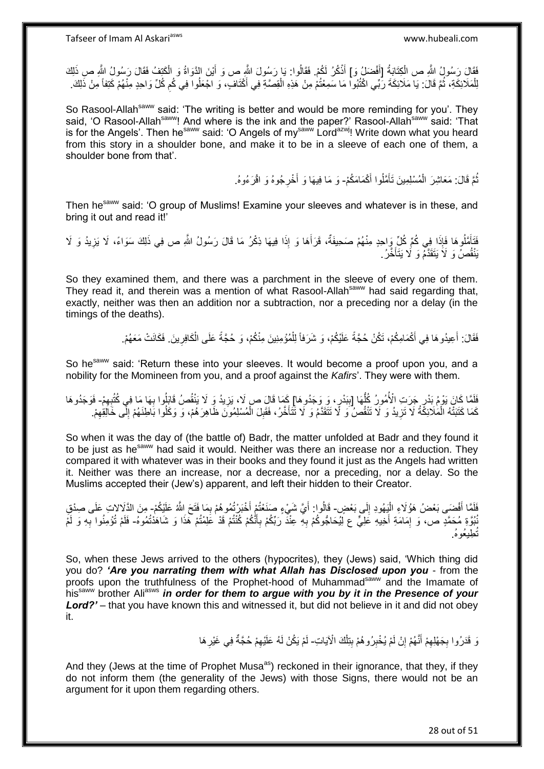فَقَالَ رَسُولُ اللَّهِ ص الْكِتَابَةُ [أَفْضَلُ وَ] أَذْكَرُ لَكُمْ. فَقَالُوا: يَا رَسُولَ اللَّهِ ص وَ أَيْنَ الدَّوَاةُ وَ الْكَتِفُ فَقَالَ رَسُولُ اللَّهِ ص ذَلِكَ لِلْمَلَائِكَةِ، ثُمَّ قَالَ: يَا مَلَائِكَةَ رَبِّي اكْتُبُوا مَا سَمِعْتُمْ مِنْ هَذِهِ الْقِصَّةِ فِي أَكْتَافٍ، وَ اجْعَلُوا فِي كُمِّ كُلِّ وَاحِدٍ مِنْهُمْ كَتِفاً مِنْ ذَلِكَ.

So Rasool-Allah[saww] said: 'The writing is better and would be more reminding for you'. They said, 'O Rasool-Allah[saww]! And where is the ink and the paper?' Rasool-Allah[saww] said: 'That is for the Angels'. Then he[saww] said: 'O Angels of my[saww] Lord[azwj]! Write down what you heard from this story in a shoulder bone, and make it to be in a sleeve of each one of them, a shoulder bone from that'.

ثُمَّ قَالَ: مَعَاشِرَ الْمُسْلِمِينَ تَأَمَّلُوا أَكْمَامَكُمْ- وَ مَا فِيهَا وَ أَخْرِجُوهُ وَ اقْرَءُوهُ.

Then he[saww] said: 'O group of Muslims! Examine your sleeves and whatever is in these, and bring it out and read it!'

فَتَأَمَّلُوهَا فَإِذَا فِي كُمِّ كُلِّ وَاحِدٍ مِنْهُمْ صَحِيفَةٌ، قَرَأَهَا وَ إِذَا فِيهَا ذِكْرُ مَا قَالَ رَسُولُ اللَّهِ ص فِي ذَلِكَ سَوَاءً، لَا يَزِيدُ وَ لَا يَنْقُصُ وَ لَا يَتَقَدَّمُ وَ لَا يَتَأَخَّرُ.

So they examined them, and there was a parchment in the sleeve of every one of them. They read it, and therein was a mention of what Rasool-Allah[saww] had said regarding that, exactly, neither was then an addition nor a subtraction, nor a preceding nor a delay (in the timings of the deaths).

فَقَالَ: أَعِيدُوهَا فِي أَكْمَامِكُمْ، تَكُنْ حُجَّةً عَلَيْكُمْ، وَ شَرَفاً لِلْمُؤْمِنِينَ مِنْكُمْ، وَ حُجَّةً عَلَى الْكَافِرِينَ. فَكَانَتْ مَعَهُمْ.

So he[saww] said: 'Return these into your sleeves. It would become a proof upon you, and a nobility for the Momineen from you, and a proof against the *Kafirs*'. They were with them.

فَلَمَّا كَانَ يَوْمُ بَدْرٍ جَرَتِ الْأُمُورُ كُلُّهَا [بِبَدْرٍ، وَ وَجَدُوهَا] كَمَا قَالَ ص لَا، يَزِيدُ وَ لَا يَنْقُصُ قَابَلُوا بِهَا مَا فِي كُتُبِهِمْ- فَوَجَدُوهَا كَمَا كَتَبَتْهُ الْمَلَائِكَةُ لَا تَزِيدُ وَ لَا تَنْقُصُ وَ لَا تَتَقَدَّمُ وَ لَا تَتَأَخَّرُ، فَقَبِلَ الْمُسْلِمُونَ ظَاهِرَهُمْ، وَ وَكَلُوا بَاطِنَهُمْ إِلَى خَالِقِهِمْ.

So when it was the day of (the battle of) Badr, the matter unfolded at Badr and they found it to be just as he[saww] had said it would. Neither was there an increase nor a reduction. They compared it with whatever was in their books and they found it just as the Angels had written it. Neither was there an increase, nor a decrease, nor a preceding, nor a delay. So the Muslims accepted their (Jew's) apparent, and left their hidden to their Creator.

فَلَمَّا أَفْضَى بَعْضُ هَؤُلَاءِ الْيَهُودِ إِلَى بَعْضٍ- قَالُوا: أَيَّ شَيْءٍ صَنَعْتُمْ أَخْبَرْتُمُوهُمْ بِمَا فَتَحَ اللَّهُ عَلَيْكُمْ- مِنَ الدَّلَالاتِ عَلَى صِدْقِ نُبُوَّةِ مُحَمَّدٍ ص، وَ إِمَامَةِ أَخِيهِ عَلِيٍّ ع لِيُحَاجُّوكُمْ بِهِ عِنْدَ رَبِّكُمْ بِأَنَّكُمْ كُنْتُمْ قَدْ عَلِمْتُمْ هَذَا وَ شَاهَدْتُمُوهُ- فَلَمْ تُؤْمِنُوا بِهِ وَ لَمْ تُطِيعُوهُ.

So, when these Jews arrived to the others (hypocrites), they (Jews) said, 'Which thing did you do? *'Are you narrating them with what Allah has Disclosed upon you* - from the proofs upon the truthfulness of the Prophet-hood of Muhammad[saww] and the Imamate of his[saww] brother Ali[asws] *in order for them to argue with you by it in the Presence of your Lord?'* – that you have known this and witnessed it, but did not believe in it and did not obey it.

وَ قَدَّرُوا بِجَهْلِهِمْ أَنَّهُمْ إِنْ لَمْ يُخْبِرُوهُمْ بِتِلْكَ الْآيَاتِ- لَمْ يَكُنْ لَهُ عَلَيْهِمْ حُجَّةٌ فِي غَيْرِهَا

And they (Jews at the time of Prophet Musa[as]) reckoned in their ignorance, that they, if they do not inform them (the generality of the Jews) with those Signs, there would not be an argument for it upon them regarding others.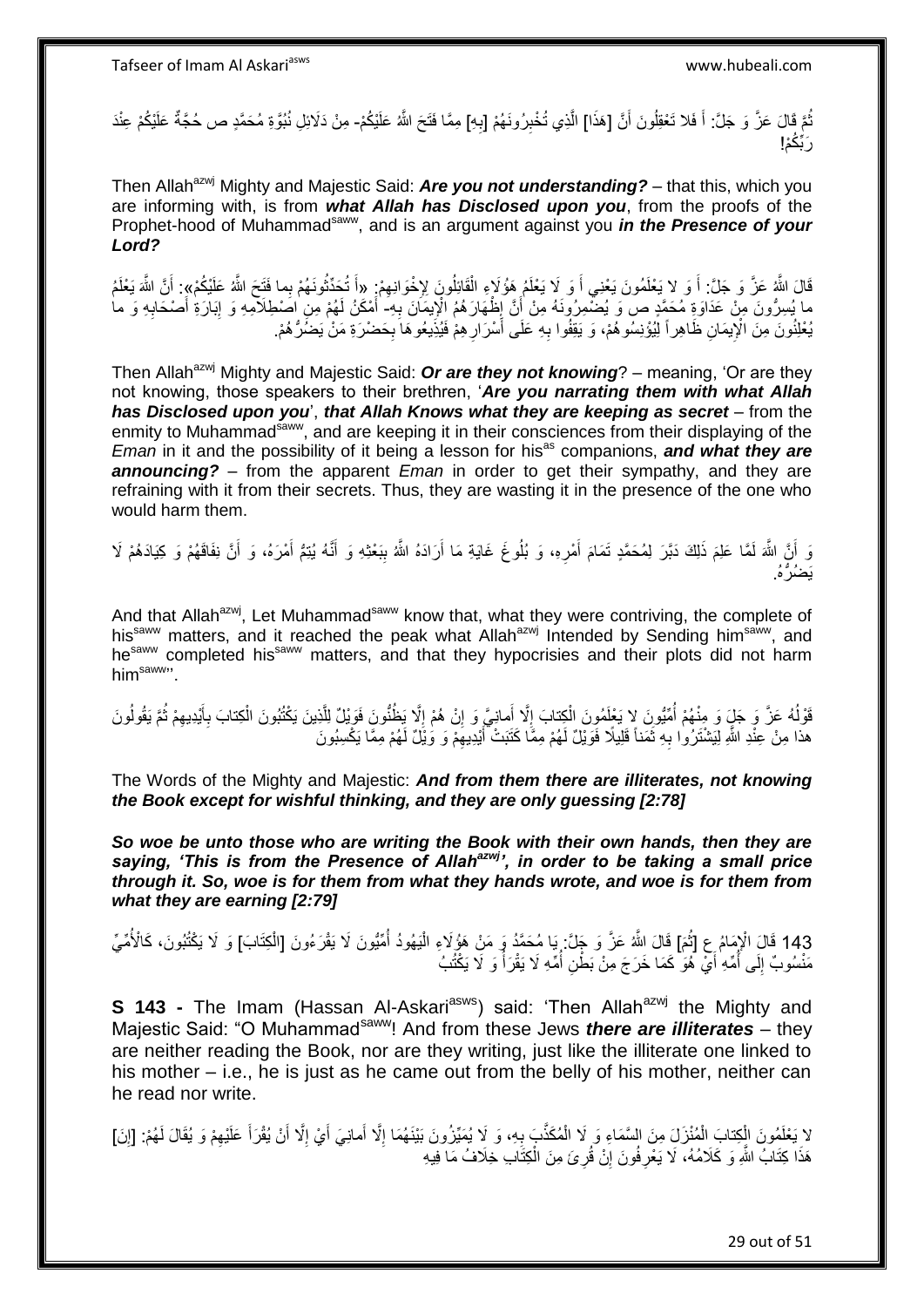ثُمَّ قَالَ عَزَّ وَ جَلَّ: أَ فَلا تَعْقِلُونَ أَنَّ [هَذَا] الَّذِي تُخْبِرُونَهُمْ [بِهِ] مِمَّا فَتَحَ اللَّهُ عَلَيْكُمْ- مِنْ دَلَائِلِ نُبُوَّةِ مُحَمَّدٍ ص حُجَّةٌ عَلَيْكُمْ عِنْدَ رَبِّكُمْ!

Then Allah[azwj] Mighty and Majestic Said: ***Are you not understanding?*** – that this, which you are informing with, is from ***what Allah has Disclosed upon you***, from the proofs of the Prophet-hood of Muhammad[saww], and is an argument against you ***in the Presence of your Lord?***

قَالَ اللَّهُ عَزَّ وَ جَلَّ: أَ وَ لا يَعْلَمُونَ يَعْنِي أَ وَ لَا يَعْلَمُ هَؤُلَاءِ الْقَائِلُونَ لِإِخْوَانِهِمْ: «أَ تُحَدِّثُونَهُمْ بِما فَتَحَ اللَّهُ عَلَيْكُمْ»: أَنَّ اللَّهَ يَعْلَمُ ما يُسِرُّونَ مِنْ عَدَاوَةِ مُحَمَّدٍ ص وَ يُضْمِرُونَهُ مِنْ أَنَّ إِظْهَارَهُمُ الْإِيمَانَ بِهِ- أَمْكَنُ لَهُمْ مِنِ اصْطِلَامِهِ وَ إِبَارَةِ أَصْحَابِهِ وَ ما يُعْلِنُونَ مِنَ الْإِيمَانِ ظَاهِراً لِيُؤْنِسُوهُمْ، وَ يَقِفُوا بِهِ عَلَى أَسْرَارِهِمْ فَيُذِيعُوهَا بِحَضْرَةِ مَنْ يَضُرُّهُمْ.

Then Allah[azwj] Mighty and Majestic Said: ***Or are they not knowing***? – meaning, 'Or are they not knowing, those speakers to their brethren, '***Are you narrating them with what Allah has Disclosed upon you***', ***that Allah Knows what they are keeping as secret*** – from the enmity to Muhammad[saww], and are keeping it in their consciences from their displaying of the *Eman* in it and the possibility of it being a lesson for his[as] companions, ***and what they are announcing?*** – from the apparent *Eman* in order to get their sympathy, and they are refraining with it from their secrets. Thus, they are wasting it in the presence of the one who would harm them.

وَ أَنَّ اللَّهَ لَمَّا عَلِمَ ذَلِكَ دَبَّرَ لِمُحَمَّدٍ تَمَامَ أَمْرِهِ، وَ بُلُوغَ غَايَةِ مَا أَرَادَهُ اللَّهُ بِبَعْثِهِ وَ أَنَّهُ يُتِمُّ أَمْرَهُ، وَ أَنَّ نِفَاقَهُمْ وَ كِيَادَهُمْ لَا يَضُرُّهُ.

And that Allah[azwj], Let Muhammad[saww] know that, what they were contriving, the complete of his[saww] matters, and it reached the peak what Allah[azwj] Intended by Sending him[saww], and he[saww] completed his[saww] matters, and that they hypocrisies and their plots did not harm him[saww]'.

قَوْلُهُ عَزَّ وَ جَلَ وَ مِنْهُمْ أُمِّيُّونَ لا يَعْلَمُونَ الْكِتابَ إِلَّا أَمانِيَّ وَ إِنْ هُمْ إِلَّا يَظُنُّونَ فَوَيْلٌ لِلَّذِينَ يَكْتُبُونَ الْكِتابَ بِأَيْدِيهِمْ ثُمَّ يَقُولُونَ هذا مِنْ عِنْدِ اللَّهِ لِيَشْتَرُوا بِهِ ثَمَناً قَلِيلًا فَوَيْلٌ لَهُمْ مِمَّا كَتَبَتْ أَيْدِيهِمْ وَ وَيْلٌ لَهُمْ مِمَّا يَكْسِبُونَ

The Words of the Mighty and Majestic: ***And from them there are illiterates, not knowing the Book except for wishful thinking, and they are only guessing [2:78]***

***So woe be unto those who are writing the Book with their own hands, then they are saying, 'This is from the Presence of Allah[azwj]', in order to be taking a small price through it. So, woe is for them from what they hands wrote, and woe is for them from what they are earning [2:79]***

143 قَالَ الْإِمَامُ ع [ثُمَ] قَالَ اللَّهُ عَزَّ وَ جَلَّ: يَا مُحَمَّدُ وَ مِنْ هَؤُلَاءِ الْيَهُودُ أُمِّيُّونَ لَا يَقْرَءُونَ [الْكِتَابَ] وَ لَا يَكْتُبُونَ، كَالْأُمِّيِّ مَنْسُوبٌ إِلَى أُمِّهِ أَيْ هُوَ كَمَا خَرَجَ مِنْ بَطْنِ أُمِّهِ لَا يَقْرَأُ وَ لَا يَكْتُبُ

**S 143 -** The Imam (Hassan Al-Askari[asws]) said: 'Then Allah[azwj] the Mighty and Majestic Said: "O Muhammad[saww]! And from these Jews ***there are illiterates*** – they are neither reading the Book, nor are they writing, just like the illiterate one linked to his mother – i.e., he is just as he came out from the belly of his mother, neither can he read nor write.

لا يَعْلَمُونَ الْكِتابَ الْمُنْزَلَ مِنَ السَّمَاءِ وَ لَا الْمُكَذَّبَ بِهِ، وَ لَا يُمَيِّزُونَ بَيْنَهُمَا إِلَّا أَمانِيَ أَيْ إِلَّا أَنْ يُقْرَأَ عَلَيْهِمْ وَ يُقَالَ لَهُمْ: [إِنَ] هَذَا كِتَابُ اللَّهِ وَ كَلَامُهُ، لَا يَعْرِفُونَ إِنْ قُرِئَ مِنَ الْكِتَابِ خِلَافُ مَا فِيهِ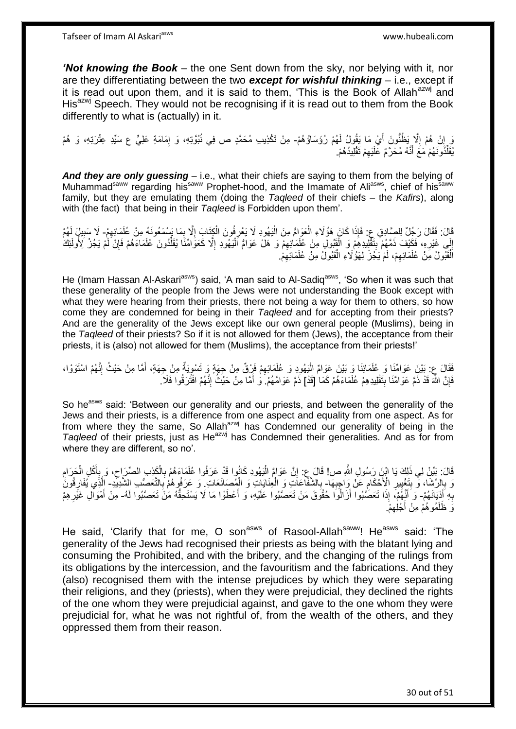***'Not knowing the Book*** – the one Sent down from the sky, nor belying with it, nor are they differentiating between the two ***except for wishful thinking*** – i.e., except if it is read out upon them, and it is said to them, 'This is the Book of Allah[azwj] and His[azwj] Speech. They would not be recognising if it is read out to them from the Book differently to what is (actually) in it.

وَ إِنْ هُمْ إِلَّا يَظُنُّونَ أَيْ مَا يَقُولُ لَهُمْ رُؤَسَاؤُهُمْ- مِنْ تَكْذِيبِ مُحَمَّدٍ ص فِي نُبُوَّتِهِ، وَ إِمَامَةِ عَلِيٍّ ع سَيِّدِ عِتْرَتِهِ، وَ هُمْ يُقَلِّدُونَهُمْ مَعَ أَنَّهُ مُحَرَّمٌ عَلَيْهِمْ تَقْلِيدُهُمْ.

***And they are only guessing*** – i.e., what their chiefs are saying to them from the belying of Muhammad[saww] regarding his[saww] Prophet-hood, and the Imamate of Ali[asws], chief of his[saww] family, but they are emulating them (doing the *Taqleed* of their chiefs – the *Kafirs*), along with (the fact) that being in their *Taqleed* is Forbidden upon them'.

قَالَ: فَقَالَ رَجُلٌ لِلصَّادِقِ ع: فَإِذَا كَانَ هَؤُلَاءِ الْعَوَامُّ مِنَ الْيَهُودِ لَا يَعْرِفُونَ الْكِتَابَ إِلَّا بِمَا يَسْمَعُونَهُ مِنْ عُلَمَائِهِمْ- لَا سَبِيلَ لَهُمْ إِلَى غَيْرِهِ، فَكَيْفَ ذَمَّهُمْ بِتَقْلِيدِهِمْ وَ الْقَبُولِ مِنْ عُلَمَائِهِمْ وَ هَلْ عَوَامُّ الْيَهُودِ إِلَّا كَعَوَامِّنَا يُقَلِّدُونَ عُلَمَاءَهُمْ فَإِنْ لَمْ يَجُزْ لِأُولَئِكَ الْقَبُولُ مِنْ عُلَمَائِهِمْ، لَمْ يَجُزْ لِهَؤُلَاءِ الْقَبُولُ مِنْ عُلَمَائِهِمْ.

He (Imam Hassan Al-Askari[asws]) said, 'A man said to Al-Sadiq[asws], 'So when it was such that these generality of the people from the Jews were not understanding the Book except with what they were hearing from their priests, there not being a way for them to others, so how come they are condemned for being in their *Taqleed* and for accepting from their priests? And are the generality of the Jews except like our own general people (Muslims), being in the *Taqleed* of their priests? So if it is not allowed for them (Jews), the acceptance from their priests, it is (also) not allowed for them (Muslims), the acceptance from their priests!'

فَقَالَ ع: بَيْنَ عَوَامِّنَا وَ عُلَمَائِنَا وَ بَيْنَ عَوَامِّ الْيَهُودِ وَ عُلَمَائِهِمْ فَرْقٌ مِنْ جِهَةٍ وَ تَسْوِيَةٌ مِنْ جِهَةٍ، أَمَّا مِنْ حَيْثُ إِنَّهُمْ اسْتَوَوْا، فَإِنَّ اللَّهَ قَدْ ذَمَّ عَوَامَّنَا بِتَقْلِيدِهِمْ عُلَمَاءَهُمْ كَمَا [قَدْ] ذَمَّ عَوَامَّهُمْ. وَ أَمَّا مِنْ حَيْثُ إِنَّهُمْ افْتَرَقُوا فَلَا.

So he[asws] said: 'Between our generality and our priests, and between the generality of the Jews and their priests, is a difference from one aspect and equality from one aspect. As for from where they the same, So Allah[azwj] has Condemned our generality of being in the *Taqleed* of their priests, just as He[azwj] has Condemned their generalities. And as for from where they are different, so no'.

قَالَ: بَيِّنْ لِي ذَلِكَ يَا ابْنَ رَسُولِ اللَّهِ ص! قَالَ ع: إِنَّ عَوَامَّ الْيَهُودِ كَانُوا قَدْ عَرَفُوا عُلَمَاءَهُمْ بِالْكَذِبِ الصِّرَاحِ، وَ بِأَكْلِ الْحَرَامِ وَ بِالرِّشَا، وَ بِتَغْيِيرِ الْأَحْكَامِ عَنْ وَاجِبِهَا- بِالشَّفَاعَاتِ وَ الْعِنَايَاتِ وَ الْمُصَانَعَاتِ. وَ عَرَفُوهُمْ بِالتَّعَصُّبِ الشَّدِيدِ- الَّذِي يُفَارِقُونَ بِهِ أَدْيَانَهُمْ- وَ أَنَّهُمْ، إِذَا تَعَصَّبُوا أَزَالُوا حُقُوقَ مَنْ تَعَصَّبُوا عَلَيْهِ، وَ أَعْطَوْا مَا لَا يَسْتَحِقُّهُ مَنْ تَعَصَّبُوا لَهُ- مِنْ أَمْوَالِ غَيْرِهِمْ وَ ظَلَمُوهُمْ مِنْ أَجْلِهِمْ.

He said, 'Clarify that for me, O son[asws] of Rasool-Allah[saww]! He[asws] said: 'The generality of the Jews had recognised their priests as being with the blatant lying and consuming the Prohibited, and with the bribery, and the changing of the rulings from its obligations by the intercession, and the favouritism and the fabrications. And they (also) recognised them with the intense prejudices by which they were separating their religions, and they (priests), when they were prejudicial, they declined the rights of the one whom they were prejudicial against, and gave to the one whom they were prejudicial for, what he was not rightful of, from the wealth of the others, and they oppressed them from their reason.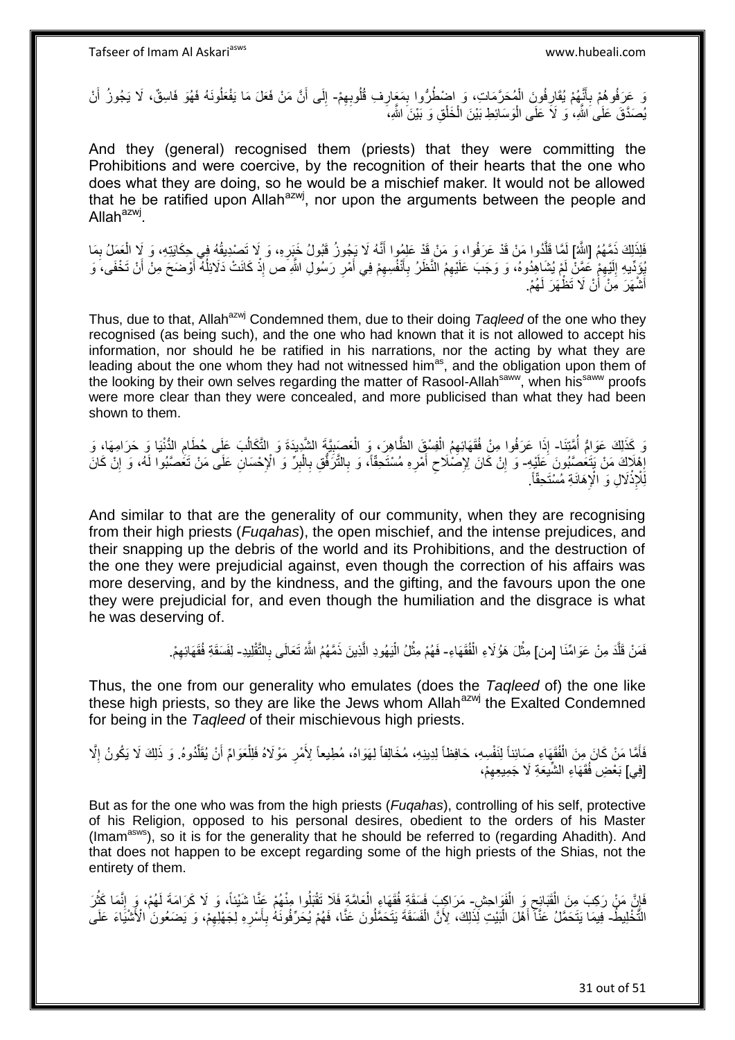وَ عَرَفُوهُمْ بِأَنَّهُمْ يُقَارِفُونَ الْمُحَرَّمَاتِ، وَ اضْطُرُّوا بِمَعَارِفِ قُلُوبِهِمْ- إِلَى أَنَّ مَنْ فَعَلَ مَا يَفْعَلُونَهُ فَهُوَ فَاسِقٌ، لَا يَجُوزُ أَنْ يُصَدَّقَ عَلَى اللَّهِ، وَ لَا عَلَى الْوَسَائِطِ بَيْنَ الْخَلْقِ وَ بَيْنَ اللَّهِ،

And they (general) recognised them (priests) that they were committing the Prohibitions and were coercive, by the recognition of their hearts that the one who does what they are doing, so he would be a mischief maker. It would not be allowed that he be ratified upon Allah[azwj], nor upon the arguments between the people and Allah[azwj].

فَلِذَلِكَ ذَمَّهُمْ [اللَّهُ] لَمَّا قَلَّدُوا مَنْ قَدْ عَرَفُوا، وَ مَنْ قَدْ عَلِمُوا أَنَّهُ لَا يَجُوزُ قَبُولُ خَبَرِهِ، وَ لَا تَصْدِيقُهُ فِي حِكَايَتِهِ، وَ لَا الْعَمَلُ بِمَا يُؤَدِّيهِ إِلَيْهِمْ عَمَّنْ لَمْ يُشَاهِدُوهُ، وَ وَجَبَ عَلَيْهِمُ النَّظَرُ بِأَنْفُسِهِمْ فِي أَمْرِ رَسُولِ اللَّهِ ص إِذْ كَانَتْ دَلَائِلُهُ أَوْضَحَ مِنْ أَنْ تَخْفَى، وَ أَشْهَرَ مِنْ أَنْ لَا تَظْهَرَ لَهُمْ.

Thus, due to that, Allah[azwj] Condemned them, due to their doing *Taqleed* of the one who they recognised (as being such), and the one who had known that it is not allowed to accept his information, nor should he be ratified in his narrations, nor the acting by what they are leading about the one whom they had not witnessed him[as], and the obligation upon them of the looking by their own selves regarding the matter of Rasool-Allah[saww], when his[saww] proofs were more clear than they were concealed, and more publicised than what they had been shown to them.

وَ كَذَلِكَ عَوَامُّ أُمَّتِنَا- إِذَا عَرَفُوا مِنْ فُقَهَائِهِمُ الْفِسْقَ الظَّاهِرَ، وَ الْعَصَبِيَّةَ الشَّدِيدَةَ وَ التَّكَالُبَ عَلَى حُطَامِ الدُّنْيَا وَ حَرَامِهَا، وَ إِهْلَاكَ مَنْ يَتَعَصَّبُونَ عَلَيْهِ- وَ إِنْ كَانَ لِإِصْلَاحِ أَمْرِهِ مُسْتَحِقّاً، وَ بِالتَّرَفُّقِ بِالْبِرِّ وَ الْإِحْسَانِ عَلَى مَنْ تَعَصَّبُوا لَهُ، وَ إِنْ كَانَ لِلْإِذْلَالِ وَ الْإِهَانَةِ مُسْتَحِقّاً.

And similar to that are the generality of our community, when they are recognising from their high priests (*Fuqahas*), the open mischief, and the intense prejudices, and their snapping up the debris of the world and its Prohibitions, and the destruction of the one they were prejudicial against, even though the correction of his affairs was more deserving, and by the kindness, and the gifting, and the favours upon the one they were prejudicial for, and even though the humiliation and the disgrace is what he was deserving of.

فَمَنْ قَلَّدَ مِنْ عَوَامِّنَا [مِن] مِثْلَ هَؤُلَاءِ الْفُقَهَاءِ- فَهُمْ مِثْلُ الْيَهُودِ الَّذِينَ ذَمَّهُمُ اللَّهُ تَعَالَى بِالتَّقْلِيدِ- لِفَسَقَةِ فُقَهَائِهِمْ.

Thus, the one from our generality who emulates (does the *Taqleed* of) the one like these high priests, so they are like the Jews whom Allah[azwj] the Exalted Condemned for being in the *Taqleed* of their mischievous high priests.

فَأَمَّا مَنْ كَانَ مِنَ الْفُقَهَاءِ صَائِناً لِنَفْسِهِ، حَافِظاً لِدِينِهِ، مُخَالِفاً لِهَوَاهُ، مُطِيعاً لِأَمْرِ مَوْلَاهُ فَلِلْعَوَامِّ أَنْ يُقَلِّدُوهُ. وَ ذَلِكَ لَا يَكُونُ إِلَّا [فِي] بَعْضِ فُقَهَاءِ الشِّيعَةِ لَا جَمِيعِهِمْ،

But as for the one who was from the high priests (*Fuqahas*), controlling of his self, protective of his Religion, opposed to his personal desires, obedient to the orders of his Master (Imam[asws]), so it is for the generality that he should be referred to (regarding Ahadith). And that does not happen to be except regarding some of the high priests of the Shias, not the entirety of them.

فَإِنَّ مَنْ رَكِبَ مِنَ الْقَبَائِحِ وَ الْفَوَاحِشِ- مَرَاكِبَ فَسَقَةِ فُقَهَاءِ الْعَامَّةِ فَلَا تَقْبَلُوا مِنْهُمْ عَنَّا شَيْئاً، وَ لَا كَرَامَةَ لَهُمْ، وَ إِنَّمَا كَثُرَ التَّخْلِيطُ- فِيمَا يَتَحَمَّلُ عَنَّا أَهْلَ الْبَيْتِ لِذَلِكَ، لِأَنَّ الْفَسَقَةَ يَتَحَمَّلُونَ عَنَّا، فَهُمْ يُحَرِّفُونَهُ بِأَسْرِهِ لِجَهْلِهِمْ، وَ يَضَعُونَ الْأَشْيَاءَ عَلَى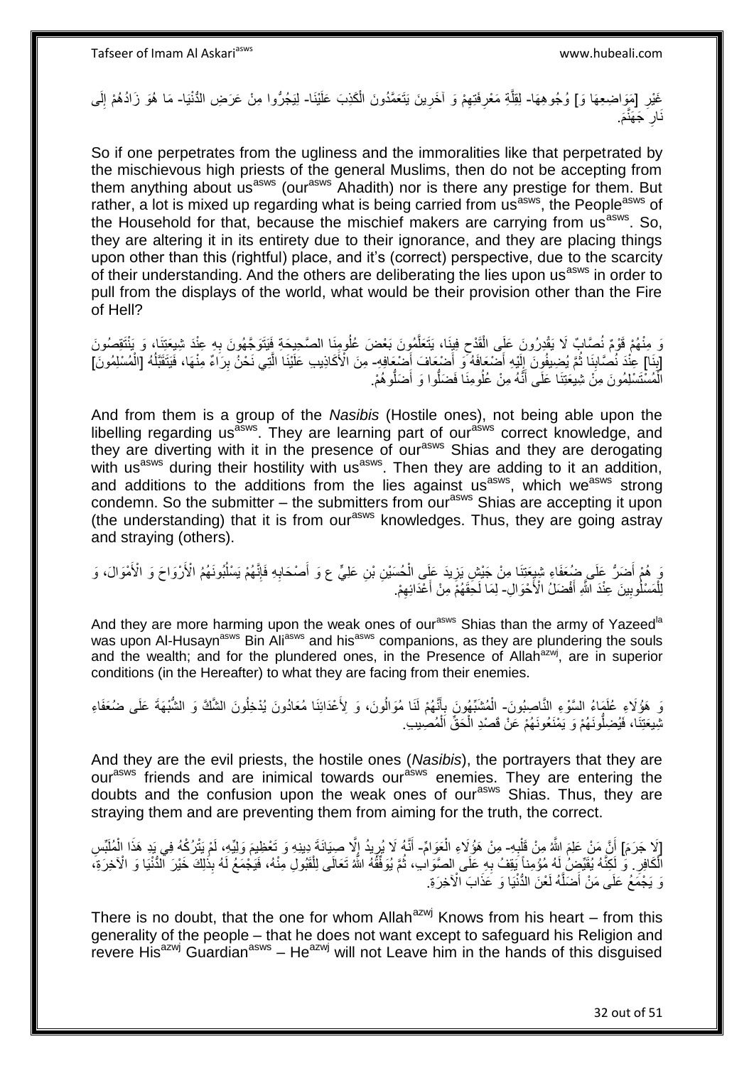غَيْرِ [مَوَاضِعِهَا وَ] وُجُوهِهَا- لِقِلَّةِ مَعْرِفَتِهِمْ وَ آخَرِينَ يَتَعَمَّدُونَ الْكَذِبَ عَلَيْنَا- لِيَجُرُّوا مِنْ عَرَضِ الدُّنْيَا- مَا هُوَ زَادُهُمْ إِلَى نَارِ جَهَنَّمَ.

So if one perpetrates from the ugliness and the immoralities like that perpetrated by the mischievous high priests of the general Muslims, then do not be accepting from them anything about us<sup>asws</sup> (our<sup>asws</sup> Ahadith) nor is there any prestige for them. But rather, a lot is mixed up regarding what is being carried from us<sup>asws</sup>, the People<sup>asws</sup> of the Household for that, because the mischief makers are carrying from us<sup>asws</sup>. So, they are altering it in its entirety due to their ignorance, and they are placing things upon other than this (rightful) place, and it's (correct) perspective, due to the scarcity of their understanding. And the others are deliberating the lies upon us<sup>asws</sup> in order to pull from the displays of the world, what would be their provision other than the Fire of Hell?

وَ مِنْهُمْ قَوْمٌ نُصَّابٌ لَا يَقْدِرُونَ عَلَى الْقَدْحِ فِينَا، يَتَعَلَّمُونَ بَعْضَ عُلُومِنَا الصَّحِيحَةِ فَيَتَوَجَّهُونَ بِهِ عِنْدَ شِيعَتِنَا، وَ يَنْتَقِصُونَ [بِنَا] عِنْدَ نُصَّابِنَا ثُمَّ يُضِيفُونَ إِلَيْهِ أَضْعَافَهُ وَ أَضْعَافَ أَضْعَافِهِ- مِنَ الْأَكَاذِيبِ عَلَيْنَا الَّتِي نَحْنُ بِرَاءٌ مِنْهَا، فَيَتَقَبَّلُهُ [الْمُسْلِمُونَ] الْمُسْتَسْلِمُونَ مِنْ شِيعَتِنَا عَلَى أَنَّهُ مِنْ عُلُومِنَا فَضَلُّوا وَ أَضَلُّوهُمْ.

And from them is a group of the *Nasibis* (Hostile ones), not being able upon the libelling regarding us<sup>asws</sup>. They are learning part of our<sup>asws</sup> correct knowledge, and they are diverting with it in the presence of our<sup>asws</sup> Shias and they are derogating with us<sup>asws</sup> during their hostility with us<sup>asws</sup>. Then they are adding to it an addition, and additions to the additions from the lies against us<sup>asws</sup>, which we<sup>asws</sup> strong condemn. So the submitter – the submitters from our<sup>asws</sup> Shias are accepting it upon (the understanding) that it is from our<sup>asws</sup> knowledges. Thus, they are going astray and straying (others).

وَ هُمْ أَضَرُّ عَلَى ضُعَفَاءِ شِيعَتِنَا مِنْ جَيْشِ يَزِيدَ عَلَى الْحُسَيْنِ بْنِ عَلِيٍّ ع وَ أَصْحَابِهِ فَإِنَّهُمْ يَسْلُبُونَهُمُ الْأَرْوَاحَ وَ الْأَمْوَالَ، وَ لِلْمَسْلُوبِينَ عِنْدَ اللَّهِ أَفْضَلُ الْأَحْوَالِ- لِمَا لَحِقَهُمْ مِنْ أَعْدَائِهِمْ.

And they are more harming upon the weak ones of our<sup>asws</sup> Shias than the army of Yazeed<sup>la</sup> was upon Al-Husayn<sup>asws</sup> Bin Ali<sup>asws</sup> and his<sup>asws</sup> companions, as they are plundering the souls and the wealth; and for the plundered ones, in the Presence of Allah<sup>azwj</sup>, are in superior conditions (in the Hereafter) to what they are facing from their enemies.

وَ هَؤُلَاءِ عُلَمَاءُ السَّوْءِ النَّاصِبُونَ- الْمُشَبِّهُونَ بِأَنَّهُمْ لَنَا مُوَالُونَ، وَ لِأَعْدَائِنَا مُعَادُونَ يُدْخِلُونَ الشَّكَّ وَ الشُّبْهَةَ عَلَى ضُعَفَاءِ شِيعَتِنَا، فَيُضِلُّونَهُمْ وَ يَمْنَعُونَهُمْ عَنْ قَصْدِ الْحَقِّ الْمُصِيبِ.

And they are the evil priests, the hostile ones (*Nasibis*), the portrayers that they are our<sup>asws</sup> friends and are inimical towards our<sup>asws</sup> enemies. They are entering the doubts and the confusion upon the weak ones of our<sup>asws</sup> Shias. Thus, they are straying them and are preventing them from aiming for the truth, the correct.

[لَا جَرَمَ] أَنَّ مَنْ عَلِمَ اللَّهُ مِنْ قَلْبِهِ- مِنْ هَؤُلَاءِ الْعَوَامِّ- أَنَّهُ لَا يُرِيدُ إِلَّا صِيَانَةَ دِينِهِ وَ تَعْظِيمَ وَلِيِّهِ، لَمْ يَتْرُكْهُ فِي يَدِ هَذَا الْمُلَبِّسِ الْكَافِرِ. وَ لَكِنَّهُ يُقَيِّضُ لَهُ مُؤْمِناً يَقِفُ بِهِ عَلَى الصَّوَابِ، ثُمَّ يُوَفِّقُهُ اللَّهُ تَعَالَى لِلْقَبُولِ مِنْهُ، فَيَجْمَعُ لَهُ بِذَلِكَ خَيْرَ الدُّنْيَا وَ الْآخِرَةِ، وَ يَجْمَعُ عَلَى مَنْ أَضَلَّهُ لَعْنَ الدُّنْيَا وَ عَذَابَ الْآخِرَةِ.

There is no doubt, that the one for whom Allah<sup>azwj</sup> Knows from his heart – from this generality of the people – that he does not want except to safeguard his Religion and revere His<sup>azwj</sup> Guardian<sup>asws</sup> – He<sup>azwj</sup> will not Leave him in the hands of this disguised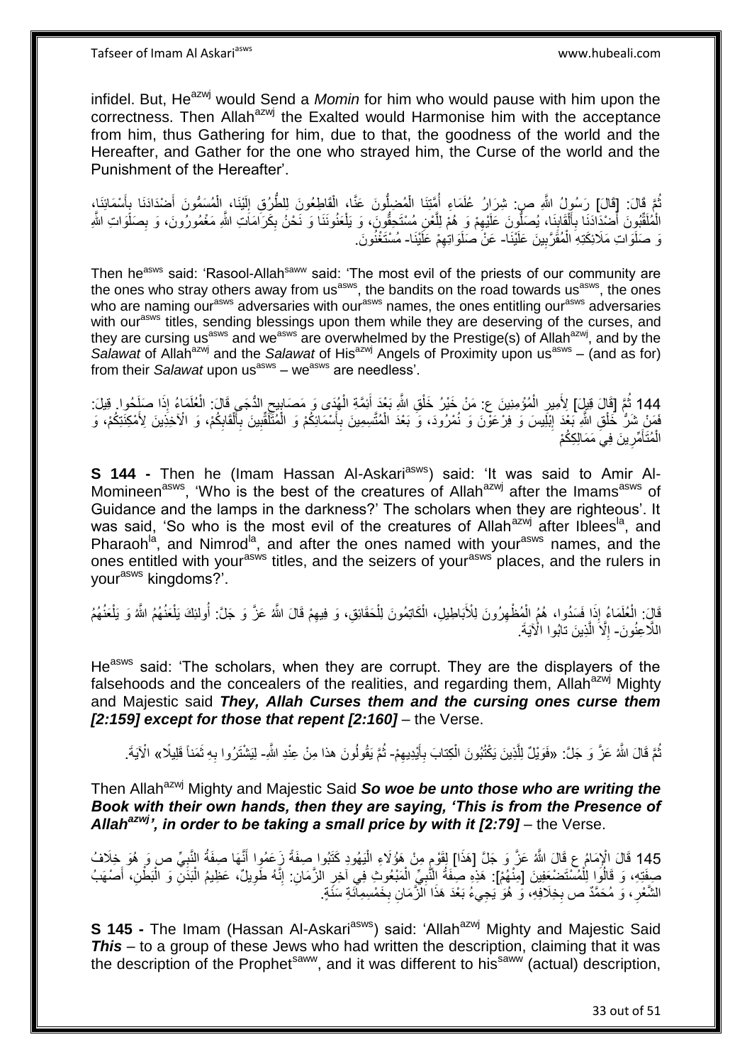infidel. But, He[azwj] would Send a *Momin* for him who would pause with him upon the correctness. Then Allah[azwj] the Exalted would Harmonise him with the acceptance from him, thus Gathering for him, due to that, the goodness of the world and the Hereafter, and Gather for the one who strayed him, the Curse of the world and the Punishment of the Hereafter'.

ثُمَّ قَالَ: [قَالَ] رَسُولُ اللَّهِ ص: شِرَارُ عُلَمَاءِ أُمَّتِنَا الْمُضِلُّونَ عَنَّا، الْقَاطِعُونَ لِلطُّرُقِ إِلَيْنَا، الْمُسَمُّونَ أَضْدَادَنَا بِأَسْمَائِنَا، الْمُلَقِّبُونَ أَضْدَادَنَا بِأَلْقَابِنَا، يُصَلُّونَ عَلَيْهِمْ وَ هُمْ لِلَّعْنِ مُسْتَحِقُّونَ، وَ يَلْعَنُونَنَا وَ نَحْنُ بِكَرَامَاتِ اللَّهِ مَغْمُورُونَ، وَ بِصَلَوَاتِ اللَّهِ وَ صَلَوَاتِ مَلَائِكَتِهِ الْمُقَرَّبِينَ عَلَيْنَا- عَنْ صَلَوَاتِهِمْ عَلَيْنَا- مُسْتَغْنُونَ.

Then he[asws] said: 'Rasool-Allah[saww] said: 'The most evil of the priests of our community are the ones who stray others away from us[asws], the bandits on the road towards us[asws], the ones who are naming our[asws] adversaries with our[asws] names, the ones entitling our[asws] adversaries with our[asws] titles, sending blessings upon them while they are deserving of the curses, and they are cursing us[asws] and we[asws] are overwhelmed by the Prestige(s) of Allah[azwj], and by the *Salawat* of Allah[azwj] and the *Salawat* of His[azwj] Angels of Proximity upon us[asws] – (and as for) from their *Salawat* upon us[asws] – we[asws] are needless'.

144 ثُمَّ [قَالَ قِيلَ] لِأَمِيرِ الْمُؤْمِنِينَ ع: مَنْ خَيْرُ خَلْقِ اللَّهِ بَعْدَ أَئِمَّةِ الْهُدَى وَ مَصَابِيحِ الدُّجَى قَالَ: الْعُلَمَاءُ إِذَا صَلَحُوا. قِيلَ: فَمَنْ شَرُّ خَلْقِ اللَّهِ بَعْدَ إِبْلِيسَ وَ فِرْعَوْنَ وَ نُمْرُودَ، وَ بَعْدَ الْمُتَسَمِّينَ بِأَسْمَائِكُمْ وَ الْمُتَلَقِّبِينَ بِأَلْقَابِكُمْ، وَ الْآخِذِينَ لِأَمْكِنَتِكُمْ، وَ الْمُتَأَمِّرِينَ فِي مَمَالِكِكُمْ

**S 144 -** Then he (Imam Hassan Al-Askari[asws]) said: 'It was said to Amir Al-Momineen[asws], 'Who is the best of the creatures of Allah[azwj] after the Imams[asws] of Guidance and the lamps in the darkness?' The scholars when they are righteous'. It was said, 'So who is the most evil of the creatures of Allah[azwj] after Iblees[la], and Pharaoh[la], and Nimrod[la], and after the ones named with your[asws] names, and the ones entitled with your[asws] titles, and the seizers of your[asws] places, and the rulers in your[asws] kingdoms?'.

قَالَ: الْعُلَمَاءُ إِذَا فَسَدُوا، هُمُ الْمُظْهِرُونَ لِلْأَبَاطِيلِ، الْكَاتِمُونَ لِلْحَقَائِقِ، وَ فِيهِمْ قَالَ اللَّهُ عَزَّ وَ جَلَّ: أُولئِكَ يَلْعَنُهُمُ اللَّهُ وَ يَلْعَنُهُمُ اللَّاعِنُونَ- إِلَّا الَّذِينَ تابُوا الْآيَةَ.

He[asws] said: 'The scholars, when they are corrupt. They are the displayers of the falsehoods and the concealers of the realities, and regarding them, Allah[azwj] Mighty and Majestic said *They, Allah Curses them and the cursing ones curse them [2:159] except for those that repent [2:160]* – the Verse.

ثُمَّ قَالَ اللَّهُ عَزَّ وَ جَلَّ: «فَوَيْلٌ لِلَّذِينَ يَكْتُبُونَ الْكِتابَ بِأَيْدِيهِمْ- ثُمَّ يَقُولُونَ هذا مِنْ عِنْدِ اللَّهِ- لِيَشْتَرُوا بِهِ ثَمَناً قَلِيلًا» الْآيَةَ.

Then Allah[azwj] Mighty and Majestic Said *So woe be unto those who are writing the Book with their own hands, then they are saying, 'This is from the Presence of Allah[azwj]', in order to be taking a small price by with it [2:79]* – the Verse.

145 قَالَ الْإِمَامُ ع قَالَ اللَّهُ عَزَّ وَ جَلَّ [هَذَا] لِقَوْمٍ مِنْ هَؤُلَاءِ الْيَهُودِ كَتَبُوا صِفَةً زَعَمُوا أَنَّهَا صِفَةُ النَّبِيِّ ص وَ هُوَ خِلَافُ صِفَتِهِ، وَ قَالُوا لِلْمُسْتَضْعَفِينَ [مِنْهُمْ]: هَذِهِ صِفَةُ النَّبِيِّ الْمَبْعُوثِ فِي آخِرِ الزَّمَانِ: إِنَّهُ طَوِيلٌ، عَظِيمُ الْبَدَنِ وَ الْبَطْنِ، أَصْهَبُ الشَّعْرِ، وَ مُحَمَّدٌ ص بِخِلَافِهِ، وَ هُوَ يَجِيءُ بَعْدَ هَذَا الزَّمَانِ بِخَمْسِمِائَةِ سَنَةٍ.

**S 145 -** The Imam (Hassan Al-Askari[asws]) said: 'Allah[azwj] Mighty and Majestic Said *This* – to a group of these Jews who had written the description, claiming that it was the description of the Prophet[saww], and it was different to his[saww] (actual) description,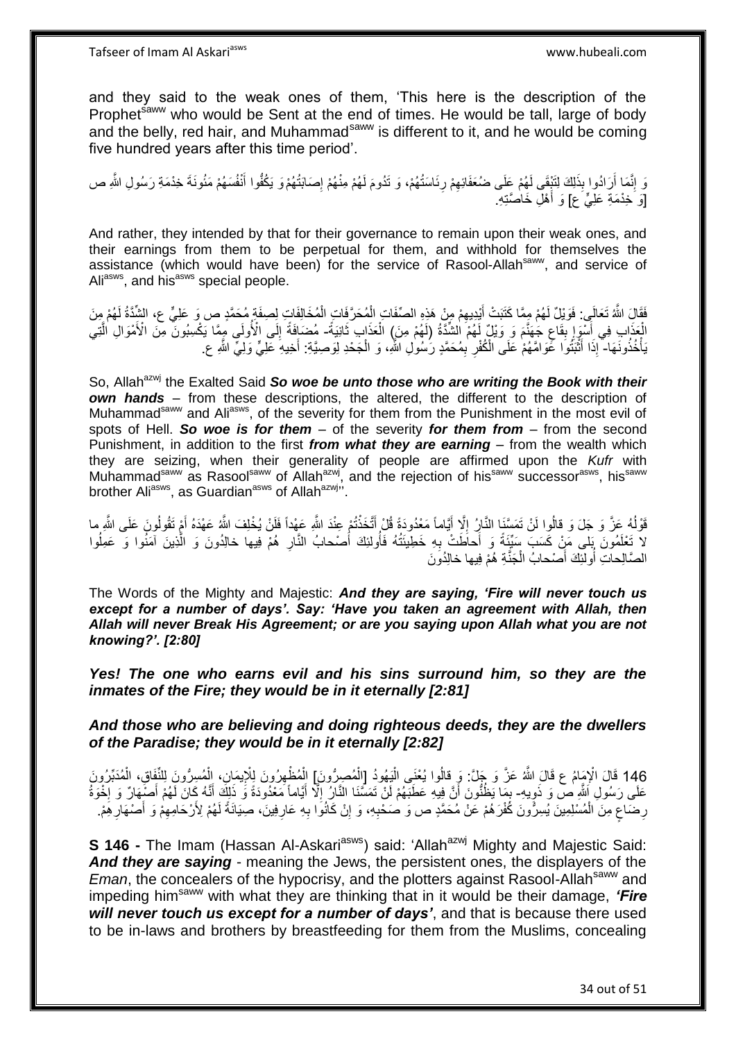and they said to the weak ones of them, 'This here is the description of the Prophet[saww] who would be Sent at the end of times. He would be tall, large of body and the belly, red hair, and Muhammad[saww] is different to it, and he would be coming five hundred years after this time period'.

وَ إِنَّمَا أَرَادُوا بِذَلِكَ لِتَبْقَى لَهُمْ عَلَى ضُعَفَائِهِمْ رِئَاسَتُهُمْ، وَ تَدُومَ لَهُمْ مِنْهُمْ إِصَابَتُهُمْ وَ يَكُفُّوا أَنْفُسَهُمْ مَئُونَةَ خِدْمَةِ رَسُولِ اللَّهِ ص [وَ خِدْمَةِ عَلِيٍّ ع] وَ أَهْلِ خَاصَّتِهِ.

And rather, they intended by that for their governance to remain upon their weak ones, and their earnings from them to be perpetual for them, and withhold for themselves the assistance (which would have been) for the service of Rasool-Allah[saww], and service of Ali[asws], and his[asws] special people.

فَقَالَ اللَّهُ تَعَالَى: فَوَيْلٌ لَهُمْ مِمَّا كَتَبَتْ أَيْدِيهِمْ مِنْ هَذِهِ الصِّفَاتِ الْمُحَرَّفَاتِ الْمُخَالِفَاتِ لِصِفَةِ مُحَمَّدٍ ص وَ عَلِيٍّ ع، الشِّدَّةُ لَهُمْ مِنَ الْعَذَابِ فِي أَسْوَإِ بِقَاعِ جَهَنَّمَ وَ وَيْلٌ لَهُمْ الشِّدَّةُ (لَهُمْ مِنَ) الْعَذَابِ ثَانِيَةً- مُضَافَةً إِلَى الْأُولَى مِمَّا يَكْسِبُونَ مِنَ الْأَمْوَالِ الَّتِي يَأْخُذُونَهَا- إِذَا أَثْبَتُوا عَوَامَّهُمْ عَلَى الْكُفْرِ بِمُحَمَّدٍ رَسُولِ اللَّهِ، وَ الْجَحْدِ لِوَصِيَّةِ: أَخِيهِ عَلِيٍّ وَلِيِّ اللَّهِ ع.

So, Allah[azwj] the Exalted Said ***So woe be unto those who are writing the Book with their own hands*** – from these descriptions, the altered, the different to the description of Muhammad[saww] and Ali[asws], of the severity for them from the Punishment in the most evil of spots of Hell. ***So woe is for them*** – of the severity ***for them from*** – from the second Punishment, in addition to the first ***from what they are earning*** – from the wealth which they are seizing, when their generality of people are affirmed upon the *Kufr* with Muhammad[saww] as Rasool[saww] of Allah[azwj], and the rejection of his[saww] successor[asws], his[saww] brother Ali[asws], as Guardian[asws] of Allah[azwj]''.

قَوْلُهُ عَزَّ وَ جَلَ وَ قالُوا لَنْ تَمَسَّنَا النَّارُ إِلَّا أَيَّاماً مَعْدُودَةً قُلْ أَتَّخَذْتُمْ عِنْدَ اللَّهِ عَهْداً فَلَنْ يُخْلِفَ اللَّهُ عَهْدَهُ أَمْ تَقُولُونَ عَلَى اللَّهِ ما لا تَعْلَمُونَ بَلى مَنْ كَسَبَ سَيِّئَةً وَ أَحاطَتْ بِهِ خَطِيئَتُهُ فَأُولئِكَ أَصْحابُ النَّارِ هُمْ فِيها خالِدُونَ وَ الَّذِينَ آمَنُوا وَ عَمِلُوا الصَّالِحاتِ أُولئِكَ أَصْحابُ الْجَنَّةِ هُمْ فِيها خالِدُونَ

The Words of the Mighty and Majestic: ***And they are saying, 'Fire will never touch us except for a number of days'. Say: 'Have you taken an agreement with Allah, then Allah will never Break His Agreement; or are you saying upon Allah what you are not knowing?'. [2:80]***

***Yes! The one who earns evil and his sins surround him, so they are the inmates of the Fire; they would be in it eternally [2:81]***

***And those who are believing and doing righteous deeds, they are the dwellers of the Paradise; they would be in it eternally [2:82]***

146 قَالَ الْإِمَامُ ع قَالَ اللَّهُ عَزَّ وَ جَلَّ: وَ قالُوا يَعْنِي الْيَهُودُ [الْمُصِرُّونَ] الْمُظْهِرُونَ لِلْإِيمَانِ، الْمُسِرُّونَ لِلنِّفَاقِ، الْمُدَبِّرُونَ عَلَى رَسُولِ اللَّهِ ص وَ ذَوِيهِ- بِمَا يَظُنُّونَ أَنَّ فِيهِ عَطَبَهُمْ لَنْ تَمَسَّنَا النَّارُ إِلَّا أَيَّاماً مَعْدُودَةً وَ ذَلِكَ أَنَّهُ كَانَ لَهُمْ أَصْهَارٌ وَ إِخْوَةُ رِضَاعٍ مِنَ الْمُسْلِمِينَ يُسِرُّونَ كُفْرَهُمْ عَنْ مُحَمَّدٍ ص وَ صَحْبِهِ، وَ إِنْ كَانُوا بِهِ عَارِفِينَ، صِيَانَةً لَهُمْ لِأَرْحَامِهِمْ وَ أَصْهَارِهِمْ.

**S 146 -** The Imam (Hassan Al-Askari[asws]) said: 'Allah[azwj] Mighty and Majestic Said: ***And they are saying*** - meaning the Jews, the persistent ones, the displayers of the *Eman*, the concealers of the hypocrisy, and the plotters against Rasool-Allah[saww] and impeding him[saww] with what they are thinking that in it would be their damage, ***'Fire will never touch us except for a number of days'***, and that is because there used to be in-laws and brothers by breastfeeding for them from the Muslims, concealing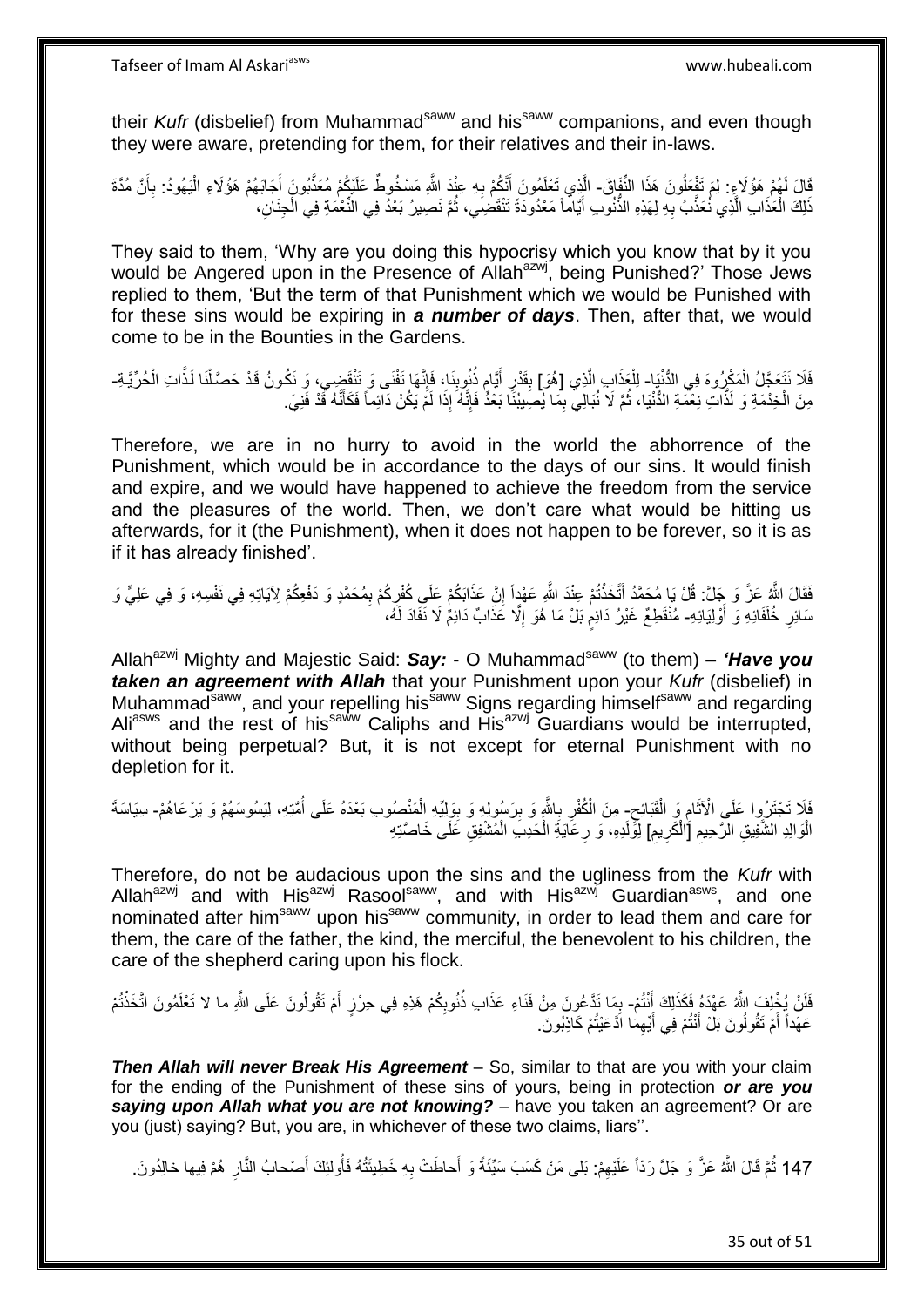their *Kufr* (disbelief) from Muhammad[saww] and his[saww] companions, and even though they were aware, pretending for them, for their relatives and their in-laws.

قَالَ لَهُمْ هَؤُلَاءِ: لِمَ تَفْعَلُونَ هَذَا النِّفَاقَ- الَّذِي تَعْلَمُونَ أَنَّكُمْ بِهِ عِنْدَ اللَّهِ مَسْخُوطٌ عَلَيْكُمْ مُعَذَّبُونَ أَجَابَهُمْ هَؤُلَاءِ الْيَهُودُ: بِأَنَّ مُدَّةَ ذَلِكَ الْعَذَابِ الَّذِي نُعَذَّبُ بِهِ لِهَذِهِ الذُّنُوبِ أَيَّاماً مَعْدُودَةً تَنْقَضِي، ثُمَّ نَصِيرُ بَعْدُ فِي النِّعْمَةِ فِي الْجِنَانِ،

They said to them, 'Why are you doing this hypocrisy which you know that by it you would be Angered upon in the Presence of Allah[azwj], being Punished?' Those Jews replied to them, 'But the term of that Punishment which we would be Punished with for these sins would be expiring in ***a number of days***. Then, after that, we would come to be in the Bounties in the Gardens.

فَلَا نَتَعَجَّلُ الْمَكْرُوهَ فِي الدُّنْيَا- لِلْعَذَابِ الَّذِي [هُوَ] بِقَدْرِ أَيَّامِ ذُنُوبِنَا، فَإِنَّهَا تَفْنَى وَ تَنْقَضِي، وَ نَكُونُ قَدْ حَصَّلْنَا لَذَّاتِ الْحُرِّيَّةِ- مِنَ الْخِدْمَةِ وَ لَذَّاتِ نِعْمَةِ الدُّنْيَا، ثُمَّ لَا نُبَالِي بِمَا يُصِيبُنَا بَعْدُ فَإِنَّهُ إِذَا لَمْ يَكُنْ دَائِماً فَكَأَنَّهُ قَدْ فَنِيَ.

Therefore, we are in no hurry to avoid in the world the abhorrence of the Punishment, which would be in accordance to the days of our sins. It would finish and expire, and we would have happened to achieve the freedom from the service and the pleasures of the world. Then, we don't care what would be hitting us afterwards, for it (the Punishment), when it does not happen to be forever, so it is as if it has already finished'.

فَقَالَ اللَّهُ عَزَّ وَ جَلَّ: قُلْ يَا مُحَمَّدُ أَتَّخَذْتُمْ عِنْدَ اللَّهِ عَهْداً إِنَّ عَذَابَكُمْ عَلَى كُفْرِكُمْ بِمُحَمَّدٍ وَ دَفْعِكُمْ لِآيَاتِهِ فِي نَفْسِهِ، وَ فِي عَلِيٍّ وَ سَائِرِ خُلَفَائِهِ وَ أَوْلِيَائِهِ- مُنْقَطِعٌ غَيْرُ دَائِمٍ بَلْ مَا هُوَ إِلَّا عَذَابٌ دَائِمٌ لَا نَفَادَ لَهُ،

Allah[azwj] Mighty and Majestic Said: ***Say:*** - O Muhammad[saww] (to them) – ***'Have you taken an agreement with Allah*** that your Punishment upon your *Kufr* (disbelief) in Muhammad[saww], and your repelling his[saww] Signs regarding himself[saww] and regarding Ali[asws] and the rest of his[saww] Caliphs and His[azwj] Guardians would be interrupted, without being perpetual? But, it is not except for eternal Punishment with no depletion for it.

فَلَا تَجْتَرِءُوا عَلَى الْآثَامِ وَ الْقَبَائِحِ- مِنَ الْكُفْرِ بِاللَّهِ وَ بِرَسُولِهِ وَ بِوَلِيِّهِ الْمَنْصُوبِ بَعْدَهُ عَلَى أُمَّتِهِ، لِيَسُوسَهُمْ وَ يَرْعَاهُمْ- سِيَاسَةَ الْوَالِدِ الشَّفِيقِ الرَّحِيمِ [الْكَرِيمِ] لِوَلَدِهِ، وَ رِعَايَةَ الْحَدِبِ الْمُشْفِقِ عَلَى خَاصَّتِهِ

Therefore, do not be audacious upon the sins and the ugliness from the *Kufr* with Allah[azwj] and with His[azwj] Rasool[saww], and with His[azwj] Guardian[asws], and one nominated after him[saww] upon his[saww] community, in order to lead them and care for them, the care of the father, the kind, the merciful, the benevolent to his children, the care of the shepherd caring upon his flock.

فَلَنْ يُخْلِفَ اللَّهُ عَهْدَهُ فَكَذَلِكَ أَنْتُمْ- بِمَا تَدَّعُونَ مِنْ فَنَاءِ عَذَابِ ذُنُوبِكُمْ هَذِهِ فِي حِرْزٍ أَمْ تَقُولُونَ عَلَى اللَّهِ ما لا تَعْلَمُونَ اتَّخَذْتُمْ عَهْداً أَمْ تَقُولُونَ بَلْ أَنْتُمْ فِي أَيِّهِمَا ادَّعَيْتُمْ كَاذِبُونَ.

***Then Allah will never Break His Agreement*** – So, similar to that are you with your claim for the ending of the Punishment of these sins of yours, being in protection ***or are you saying upon Allah what you are not knowing?*** – have you taken an agreement? Or are you (just) saying? But, you are, in whichever of these two claims, liars''.

147 ثُمَّ قَالَ اللَّهُ عَزَّ وَ جَلَّ رَدّاً عَلَيْهِمْ: بَلى مَنْ كَسَبَ سَيِّئَةً وَ أَحاطَتْ بِهِ خَطِيئَتُهُ فَأُولئِكَ أَصْحابُ النَّارِ هُمْ فِيها خالِدُونَ.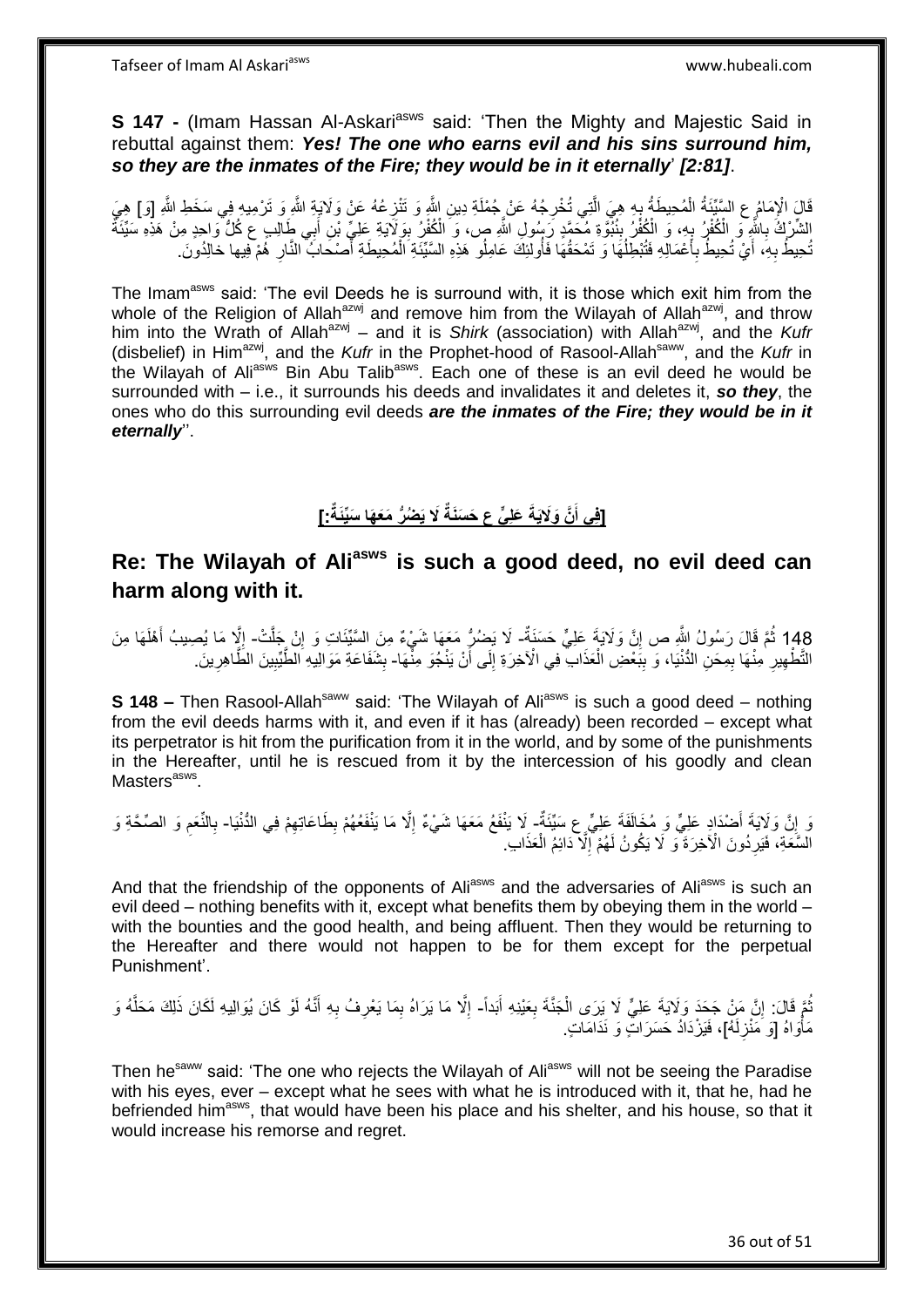**S 147 -** (Imam Hassan Al-Askari[asws] said: 'Then the Mighty and Majestic Said in rebuttal against them: ***Yes! The one who earns evil and his sins surround him, so they are the inmates of the Fire; they would be in it eternally*' *[2:81]***.

قَالَ الْإِمَامُ ع السَّيِّئَةُ الْمُحِيطَةُ بِهِ هِيَ الَّتِي تُخْرِجُهُ عَنْ جُمْلَةِ دِينِ اللَّهِ وَ تَنْزِعُهُ عَنْ وَلَايَةِ اللَّهِ وَ تَرْمِيهِ فِي سَخَطِ اللَّهِ [وَ] هِيَ الشِّرْكُ بِاللَّهِ وَ الْكُفْرُ بِهِ، وَ الْكُفْرُ بِنُبُوَّةِ مُحَمَّدٍ رَسُولِ اللَّهِ ص، وَ الْكُفْرُ بِوَلَايَةِ عَلِيِّ بْنِ أَبِي طَالِبٍ ع كُلُّ وَاحِدٍ مِنْ هَذِهِ سَيِّئَةٌ تُحِيطُ بِهِ، أَيْ تُحِيطُ بِأَعْمَالِهِ فَتُبْطِلُهَا وَ تَمْحَقُهَا فَأُولَئِكَ عَامِلُو هَذِهِ السَّيِّئَةِ الْمُحِيطَةِ أَصْحابُ النَّارِ هُمْ فِيها خالِدُونَ.

The Imam[asws] said: 'The evil Deeds he is surround with, it is those which exit him from the whole of the Religion of Allah[azwj] and remove him from the Wilayah of Allah[azwj], and throw him into the Wrath of Allah[azwj] – and it is *Shirk* (association) with Allah[azwj], and the *Kufr* (disbelief) in Him[azwj], and the *Kufr* in the Prophet-hood of Rasool-Allah[saww], and the *Kufr* in the Wilayah of Ali[asws] Bin Abu Talib[asws]. Each one of these is an evil deed he would be surrounded with – i.e., it surrounds his deeds and invalidates it and deletes it, ***so they***, the ones who do this surrounding evil deeds ***are the inmates of the Fire; they would be in it eternally***''.

## [فِي أَنَّ وَلَايَةَ عَلِيٍّ ع حَسَنَةٌ لَا يَضُرُّ مَعَهَا سَيِّئَةٌ:]

## Re: The Wilayah of Ali[asws] is such a good deed, no evil deed can harm along with it.

148 ثُمَّ قَالَ رَسُولُ اللَّهِ ص إِنَّ وَلَايَةَ عَلِيٍّ حَسَنَةٌ- لَا يَضُرُّ مَعَهَا شَيْءٌ مِنَ السَّيِّئَاتِ وَ إِنْ جَلَّتْ- إِلَّا مَا يُصِيبُ أَهْلَهَا مِنَ التَّطْهِيرِ مِنْهَا بِمِحَنِ الدُّنْيَا، وَ بِبَعْضِ الْعَذَابِ فِي الْآخِرَةِ إِلَى أَنْ يَنْجُوَ مِنْهَا- بِشَفَاعَةِ مَوَالِيهِ الطَّيِّبِينَ الطَّاهِرِينَ.

**S 148 –** Then Rasool-Allah[saww] said: 'The Wilayah of Ali[asws] is such a good deed – nothing from the evil deeds harms with it, and even if it has (already) been recorded – except what its perpetrator is hit from the purification from it in the world, and by some of the punishments in the Hereafter, until he is rescued from it by the intercession of his goodly and clean Masters[asws].

وَ إِنَّ وَلَايَةَ أَضْدَادِ عَلِيٍّ وَ مُخَالَفَةَ عَلِيٍّ ع سَيِّئَةٌ- لَا يَنْفَعُ مَعَهَا شَيْءٌ إِلَّا مَا يَنْفَعُهُمْ بِطَاعَاتِهِمْ فِي الدُّنْيَا- بِالنِّعَمِ وَ الصِّحَّةِ وَ السَّعَةِ، فَيَرِدُونَ الْآخِرَةَ وَ لَا يَكُونُ لَهُمْ إِلَّا دَائِمُ الْعَذَابِ.

And that the friendship of the opponents of Ali[asws] and the adversaries of Ali[asws] is such an evil deed – nothing benefits with it, except what benefits them by obeying them in the world – with the bounties and the good health, and being affluent. Then they would be returning to the Hereafter and there would not happen to be for them except for the perpetual Punishment'.

ثُمَّ قَالَ: إِنَّ مَنْ جَحَدَ وَلَايَةَ عَلِيٍّ لَا يَرَى الْجَنَّةَ بِعَيْنِهِ أَبَداً- إِلَّا مَا يَرَاهُ بِمَا يَعْرِفُ بِهِ أَنَّهُ لَوْ كَانَ يُوَالِيهِ لَكَانَ ذَلِكَ مَحَلَّهُ وَ مَأْوَاهُ [وَ مَنْزِلَهُ]، فَيَزْدَادُ حَسَرَاتٍ وَ نَدَامَاتٍ.

Then he[saww] said: 'The one who rejects the Wilayah of Ali[asws] will not be seeing the Paradise with his eyes, ever – except what he sees with what he is introduced with it, that he, had he befriended him[asws], that would have been his place and his shelter, and his house, so that it would increase his remorse and regret.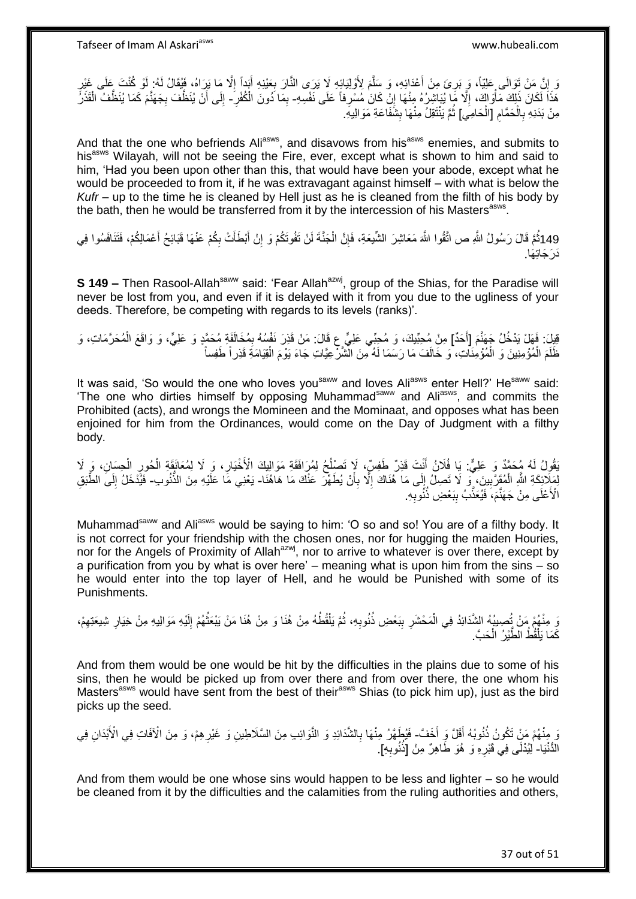وَ إِنَّ مَنْ تَوَالَى عَلِيّاً، وَ بَرِئَ مِنْ أَعْدَائِهِ، وَ سَلَّمَ لِأَوْلِيَائِهِ لَا يَرَى النَّارَ بِعَيْنِهِ أَبَداً إِلَّا مَا يَرَاهُ، فَيُقَالُ لَهُ: لَوْ كُنْتَ عَلَى غَيْرِ هَذَا لَكَانَ ذَلِكَ مَأْوَاكَ، إِلَّا مَا يُبَاشِرُهُ مِنْهَا إِنْ كَانَ مُسْرِفاً عَلَى نَفْسِهِ- بِمَا دُونَ الْكُفْرِ- إِلَى أَنْ يُنَظَّفَ بِجَهَنَّمَ كَمَا يُنَظَّفُ الْقَذَرُ مِنْ بَدَنِهِ بِالْحَمَّامِ [الْحَامِي] ثُمَّ يَنْتَقِلُ مِنْهَا بِشَفَاعَةِ مَوَالِيهِ.

And that the one who befriends Ali[asws], and disavows from his[asws] enemies, and submits to his[asws] Wilayah, will not be seeing the Fire, ever, except what is shown to him and said to him, 'Had you been upon other than this, that would have been your abode, except what he would be proceeded to from it, if he was extravagant against himself – with what is below the *Kufr* – up to the time he is cleaned by Hell just as he is cleaned from the filth of his body by the bath, then he would be transferred from it by the intercession of his Masters[asws].

149ثُمَّ قَالَ رَسُولُ اللَّهِ ص اتَّقُوا اللَّهَ مَعَاشِرَ الشِّيعَةِ، فَإِنَّ الْجَنَّةَ لَنْ تَفُوتَكُمْ وَ إِنْ أَبْطَأَتْ بِكُمْ عَنْهَا قَبَائِحُ أَعْمَالِكُمْ، فَتَنَافَسُوا فِي دَرَجَاتِهَا.

**S 149 –** Then Rasool-Allah[saww] said: 'Fear Allah[azwj], group of the Shias, for the Paradise will never be lost from you, and even if it is delayed with it from you due to the ugliness of your deeds. Therefore, be competing with regards to its levels (ranks)'.

قِيلَ: فَهَلْ يَدْخُلُ جَهَنَّمَ [أَحَدٌ] مِنْ مُحِبِّيكَ، وَ مُحِبِّي عَلِيٍّ ع قَالَ: مَنْ قَذِرَ نَفْسُهُ بِمُخَالَفَةِ مُحَمَّدٍ وَ عَلِيٍّ، وَ وَاقَعَ الْمُحَرَّمَاتِ، وَ ظَلَمَ الْمُؤْمِنِينَ وَ الْمُؤْمِنَاتِ، وَ خَالَفَ مَا رَسَمَا لَهُ مِنَ الشَّرْعِيَّاتِ جَاءَ يَوْمَ الْقِيَامَةِ قَذِراً طَفِساً

It was said, 'So would the one who loves you[saww] and loves Ali[asws] enter Hell?' He[saww] said: 'The one who dirties himself by opposing Muhammad[saww] and Ali[asws], and commits the Prohibited (acts), and wrongs the Momineen and the Mominaat, and opposes what has been enjoined for him from the Ordinances, would come on the Day of Judgment with a filthy body.

يَقُولُ لَهُ مُحَمَّدٌ وَ عَلِيٌّ: يَا فُلَانُ أَنْتَ قَذِرٌ طَفِسٌ، لَا تَصْلُحُ لِمُرَافَقَةِ مَوَالِيكَ الْأَخْيَارِ، وَ لَا لِمُعَانَقَةِ الْحُورِ الْحِسَانِ، وَ لَا لِمَلَائِكَةِ اللَّهِ الْمُقَرَّبِينَ، وَ لَا تَصِلُ إِلَى مَا هُنَاكَ إِلَّا بِأَنْ يُطَهَّرَ عَنْكَ مَا هَاهُنَا- يَعْنِي مَا عَلَيْهِ مِنَ الذُّنُوبِ- فَيُدْخَلُ إِلَى الطَّبَقِ الْأَعْلَى مِنْ جَهَنَّمَ، فَيُعَذَّبُ بِبَعْضِ ذُنُوبِهِ.

Muhammad[saww] and Ali[asws] would be saying to him: 'O so and so! You are of a filthy body. It is not correct for your friendship with the chosen ones, nor for hugging the maiden Houries, nor for the Angels of Proximity of Allah[azwj], nor to arrive to whatever is over there, except by a purification from you by what is over here' – meaning what is upon him from the sins – so he would enter into the top layer of Hell, and he would be Punished with some of its Punishments.

وَ مِنْهُمْ مَنْ تُصِيبُهُ الشَّدَائِدُ فِي الْمَحْشَرِ بِبَعْضِ ذُنُوبِهِ، ثُمَّ يَلْقُطُهُ مِنْ هُنَا وَ مِنْ هُنَا مَنْ يَبْعَثُهُمْ إِلَيْهِ مَوَالِيهِ مِنْ خِيَارِ شِيعَتِهِمْ، كَمَا يَلْقُطُ الطَّيْرُ الْحَبَّ.

And from them would be one would be hit by the difficulties in the plains due to some of his sins, then he would be picked up from over there and from over there, the one whom his Masters[asws] would have sent from the best of their[asws] Shias (to pick him up), just as the bird picks up the seed.

وَ مِنْهُمْ مَنْ تَكُونُ ذُنُوبُهُ أَقَلَّ وَ أَخَفَّ- فَيُطَهَّرُ مِنْهَا بِالشَّدَائِدِ وَ النَّوَائِبِ مِنَ السَّلَاطِينِ وَ غَيْرِهِمْ، وَ مِنَ الْآفَاتِ فِي الْأَبْدَانِ فِي الدُّنْيَا- لِيُدْلَى فِي قَبْرِهِ وَ هُوَ طَاهِرٌ مِنْ [ذُنُوبِهِ].

And from them would be one whose sins would happen to be less and lighter – so he would be cleaned from it by the difficulties and the calamities from the ruling authorities and others,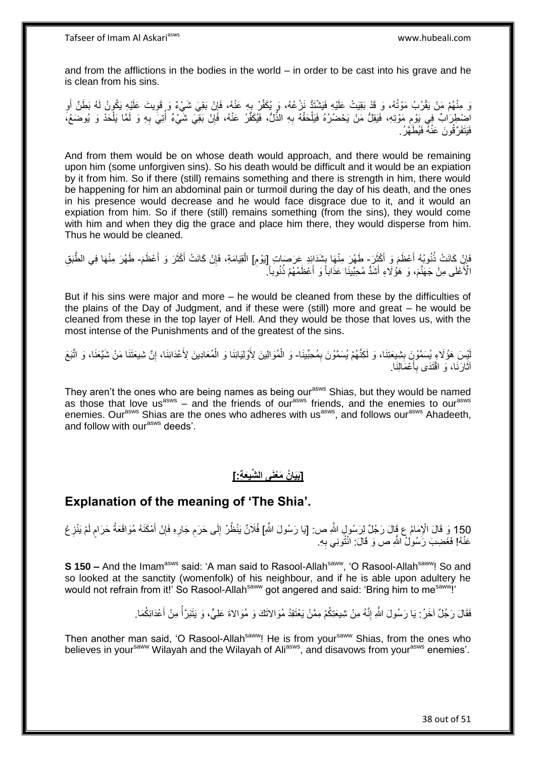and from the afflictions in the bodies in the world – in order to be cast into his grave and he is clean from his sins.

وَ مِنْهُمْ مَنْ يَقْرُبُ مَوْتُهُ، وَ قَدْ بَقِيَتْ عَلَيْهِ فَيَشْتَدُّ نَزْعُهُ، وَ يُكَفَّرُ بِهِ عَنْهُ، فَإِنْ بَقِيَ شَيْءٌ وَ قَوِيتَ عَلَيْهِ يَكُونُ لَهُ بَطَنٌ أَوِ اضْطِرَابٌ فِي يَوْمِ مَوْتِهِ، فَيَقِلُّ مَنْ يَحْضُرُهُ فَيَلْحَقُهُ بِهِ الذُّلُّ، فَيُكَفَّرُ عَنْهُ، فَإِنْ بَقِيَ شَيْءٌ أُتِيَ بِهِ وَ لَمَّا يَلْحَدْ وَ يُوضَعْ، فَيَتَفَرَّقُونَ عَنْهُ فَيَطْهُرُ.

And from them would be on whose death would approach, and there would be remaining upon him (some unforgiven sins). So his death would be difficult and it would be an expiation by it from him. So if there (still) remains something and there is strength in him, there would be happening for him an abdominal pain or turmoil during the day of his death, and the ones in his presence would decrease and he would face disgrace due to it, and it would an expiation from him. So if there (still) remains something (from the sins), they would come with him and when they dig the grace and place him there, they would disperse from him. Thus he would be cleaned.

فَإِنْ كَانَتْ ذُنُوبُهُ أَعْظَمَ وَ أَكْثَرَ- طَهُرَ مِنْهَا بِشَدَائِدِ عَرَصَاتِ [يَوْمِ] الْقِيَامَةِ، فَإِنْ كَانَتْ أَكْثَرَ وَ أَعْظَمَ- طَهُرَ مِنْهَا فِي الطَّبَقِ الْأَعْلَى مِنْ جَهَنَّمَ، وَ هَؤُلَاءِ أَشَدُّ مُحِبِّينَا عَذَاباً وَ أَعْظَمُهُمْ ذُنُوباً.

But if his sins were major and more – he would be cleaned from these by the difficulties of the plains of the Day of Judgment, and if these were (still) more and great – he would be cleaned from these in the top layer of Hell. And they would be those that loves us, with the most intense of the Punishments and of the greatest of the sins.

لَيْسَ هَؤُلَاءِ يُسَمَّوْنَ بِشِيعَتِنَا، وَ لَكِنَّهُمْ يُسَمَّوْنَ بِمُحِبِّينَا- وَ الْمُوَالِينَ لِأَوْلِيَائِنَا وَ الْمُعَادِينَ لِأَعْدَائِنَا، إِنَّ شِيعَتَنَا مَنْ شَيَّعَنَا، وَ اتَّبَعَ آثَارَنَا، وَ اقْتَدَى بِأَعْمَالِنَا.

They aren't the ones who are being names as being our[asws] Shias, but they would be named as those that love us[asws] – and the friends of our[asws] friends, and the enemies to our[asws] enemies. Our[asws] Shias are the ones who adheres with us[asws], and follows our[asws] Ahadeeth, and follow with our[asws] deeds'.

## [بَيَانُ مَعْنَى الشِّيعَةِ:]

## Explanation of the meaning of 'The Shia'.

150 وَ قَالَ الْإِمَامُ ع قَالَ رَجُلٌ لِرَسُولِ اللَّهِ ص: [يَا رَسُولَ اللَّهِ] فُلَانٌ يَنْظُرُ إِلَى حَرَمِ جَارِهِ فَإِنْ أَمْكَنَهُ مُوَاقَعَةُ حَرَامٍ لَمْ يَنْزِعْ عَنْهُ! فَغَضِبَ رَسُولُ اللَّهِ ص وَ قَالَ: ائْتُونِي بِهِ.

**S 150 –** And the Imam[asws] said: 'A man said to Rasool-Allah[saww], 'O Rasool-Allah[saww]! So and so looked at the sanctity (womenfolk) of his neighbour, and if he is able upon adultery he would not refrain from it!' So Rasool-Allah[saww] got angered and said: 'Bring him to me[saww]!'

فَقَالَ رَجُلٌ آخَرُ: يَا رَسُولَ اللَّهِ إِنَّهُ مِنْ شِيعَتِكُمْ مِمَّنْ يَعْتَقِدُ مُوَالاتَكَ وَ مُوَالاةَ عَلِيٍّ، وَ يَتَبَرَّأُ مِنْ أَعْدَائِكُمَا.

Then another man said, 'O Rasool-Allah[saww]! He is from your[saww] Shias, from the ones who believes in your[saww] Wilayah and the Wilayah of Ali[asws], and disavows from your[asws] enemies'.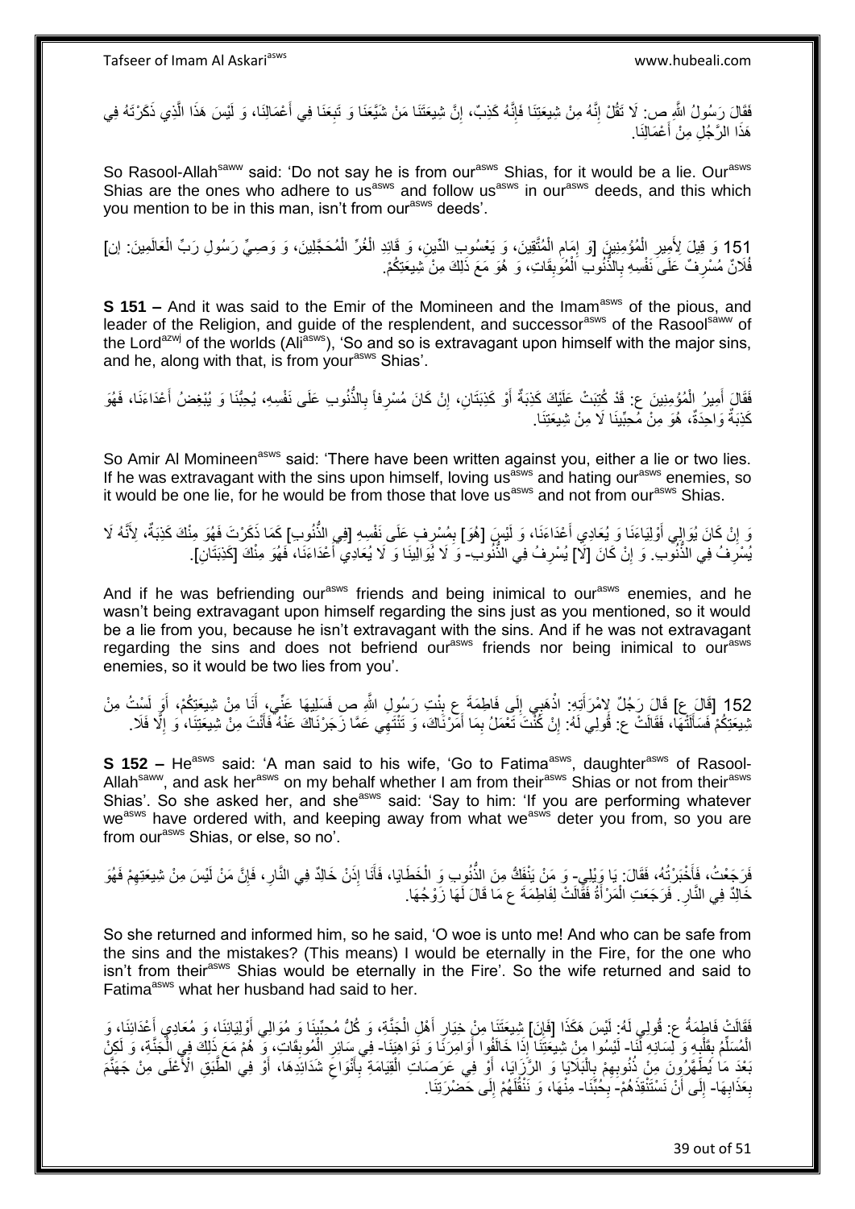فَقَالَ رَسُولُ اللَّهِ ص: لَا تَقُلْ إِنَّهُ مِنْ شِيعَتِنَا فَإِنَّهُ كَذِبٌ، إِنَّ شِيعَتَنَا مَنْ شَيَّعَنَا وَ تَبِعَنَا فِي أَعْمَالِنَا، وَ لَيْسَ هَذَا الَّذِي ذَكَرْتَهُ فِي هَذَا الرَّجُلِ مِنْ أَعْمَالِنَا.

So Rasool-Allah[saww] said: 'Do not say he is from our[asws] Shias, for it would be a lie. Our[asws] Shias are the ones who adhere to us[asws] and follow us[asws] in our[asws] deeds, and this which you mention to be in this man, isn't from our[asws] deeds'.

151 وَ قِيلَ لِأَمِيرِ الْمُؤْمِنِينَ [وَ إِمَامِ الْمُتَّقِينَ، وَ يَعْسُوبِ الدِّينِ، وَ قَائِدِ الْغُرِّ الْمُحَجَّلِينَ، وَ وَصِيِّ رَسُولِ رَبِّ الْعَالَمِينَ: إِنَ‏] فُلَاناً مُسْرِفٌ عَلَى نَفْسِهِ بِالذُّنُوبِ الْمُوبِقَاتِ، وَ هُوَ مَعَ ذَلِكَ مِنْ شِيعَتِكُمْ.

**S 151 –** And it was said to the Emir of the Momineen and the Imam[asws] of the pious, and leader of the Religion, and guide of the resplendent, and successor[asws] of the Rasool[saww] of the Lord[azwj] of the worlds (Ali[asws]), 'So and so is extravagant upon himself with the major sins, and he, along with that, is from your[asws] Shias'.

فَقَالَ أَمِيرُ الْمُؤْمِنِينَ ع: قَدْ كُتِبَتْ عَلَيْكَ كَذِبَةٌ أَوْ كَذِبَتَانِ، إِنْ كَانَ مُسْرِفاً بِالذُّنُوبِ عَلَى نَفْسِهِ، يُحِبُّنَا وَ يُبْغِضُ أَعْدَاءَنَا، فَهُوَ كَذِبَةٌ وَاحِدَةٌ، هُوَ مِنْ مُحِبِّينَا لَا مِنْ شِيعَتِنَا.

So Amir Al Momineen[asws] said: 'There have been written against you, either a lie or two lies. If he was extravagant with the sins upon himself, loving us[asws] and hating our[asws] enemies, so it would be one lie, for he would be from those that love us[asws] and not from our[asws] Shias.

وَ إِنْ كَانَ يُوَالِي أَوْلِيَاءَنَا وَ يُعَادِي أَعْدَاءَنَا، وَ لَيْسَ [هُوَ] بِمُسْرِفٍ عَلَى نَفْسِهِ [فِي الذُّنُوبِ‏] كَمَا ذَكَرْتَ فَهُوَ مِنْكَ كَذِبَةٌ، لِأَنَّهُ لَا يُسْرِفُ فِي الذُّنُوبِ. وَ إِنْ كَانَ [لَا] يُسْرِفُ فِي الذُّنُوبِ- وَ لَا يُوَالِينَا وَ لَا يُعَادِي أَعْدَاءَنَا، فَهُوَ مِنْكَ [كَذِبَتَانِ‏].

And if he was befriending our[asws] friends and being inimical to our[asws] enemies, and he wasn't being extravagant upon himself regarding the sins just as you mentioned, so it would be a lie from you, because he isn't extravagant with the sins. And if he was not extravagant regarding the sins and does not befriend our[asws] friends nor being inimical to our[asws] enemies, so it would be two lies from you'.

152 [قَالَ ع‏] قَالَ رَجُلٌ لِامْرَأَتِهِ: اذْهَبِي إِلَى فَاطِمَةَ ع بِنْتِ رَسُولِ اللَّهِ ص فَسَلِيهَا عَنِّي، أَنَا مِنْ شِيعَتِكُمْ، أَوْ لَسْتُ مِنْ شِيعَتِكُمْ فَسَأَلَتْهَا، فَقَالَتْ ع: قُولِي لَهُ: إِنْ كُنْتَ تَعْمَلُ بِمَا أَمَرْنَاكَ، وَ تَنْتَهِي عَمَّا زَجَرْنَاكَ عَنْهُ فَأَنْتَ مِنْ شِيعَتِنَا، وَ إِلَّا فَلَا.

**S 152 –** He[asws] said: 'A man said to his wife, 'Go to Fatima[asws], daughter[asws] of Rasool-Allah[saww], and ask her[asws] on my behalf whether I am from their[asws] Shias or not from their[asws] Shias'. So she asked her, and she[asws] said: 'Say to him: 'If you are performing whatever we[asws] have ordered with, and keeping away from what we[asws] deter you from, so you are from our[asws] Shias, or else, so no'.

فَرَجَعَتْ، فَأَخْبَرَتْهُ، فَقَالَ: يَا وَيْلِي- وَ مَنْ يَنْفَكُّ مِنَ الذُّنُوبِ وَ الْخَطَايَا، فَأَنَا إِذَنْ خَالِدٌ فِي النَّارِ، فَإِنَّ مَنْ لَيْسَ مِنْ شِيعَتِهِمْ فَهُوَ خَالِدٌ فِي النَّارِ. فَرَجَعَتِ الْمَرْأَةُ فَقَالَتْ لِفَاطِمَةَ ع مَا قَالَ لَهَا زَوْجُهَا.

So she returned and informed him, so he said, 'O woe is unto me! And who can be safe from the sins and the mistakes? (This means) I would be eternally in the Fire, for the one who isn't from their[asws] Shias would be eternally in the Fire'. So the wife returned and said to Fatima[asws] what her husband had said to her.

فَقَالَتْ فَاطِمَةُ ع: قُولِي لَهُ: لَيْسَ هَكَذَا [فَإِنَ‏] شِيعَتُنَا مِنْ خِيَارِ أَهْلِ الْجَنَّةِ، وَ كُلُّ مُحِبِّينَا وَ مُوَالِي أَوْلِيَائِنَا، وَ مُعَادِي أَعْدَائِنَا، وَ الْمُسَلِّمُ بِقَلْبِهِ وَ لِسَانِهِ لَنَا- لَيْسُوا مِنْ شِيعَتِنَا إِذَا خَالَفُوا أَوَامِرَنَا وَ نَوَاهِيَنَا- فِي سَائِرِ الْمُوبِقَاتِ، وَ هُمْ مَعَ ذَلِكَ فِي الْجَنَّةِ، وَ لَكِنْ بَعْدَ مَا يُطَهَّرُونَ مِنْ ذُنُوبِهِمْ بِالْبَلَايَا وَ الرَّزَايَا، أَوْ فِي عَرَصَاتِ الْقِيَامَةِ بِأَنْوَاعِ شَدَائِدِهَا، أَوْ فِي الطَّبَقِ الْأَعْلَى مِنْ جَهَنَّمَ بِعَذَابِهَا- إِلَى أَنْ نَسْتَنْقِذَهُمْ- بِحُبِّنَا- مِنْهَا، وَ نَنْقُلَهُمْ إِلَى حَضْرَتِنَا.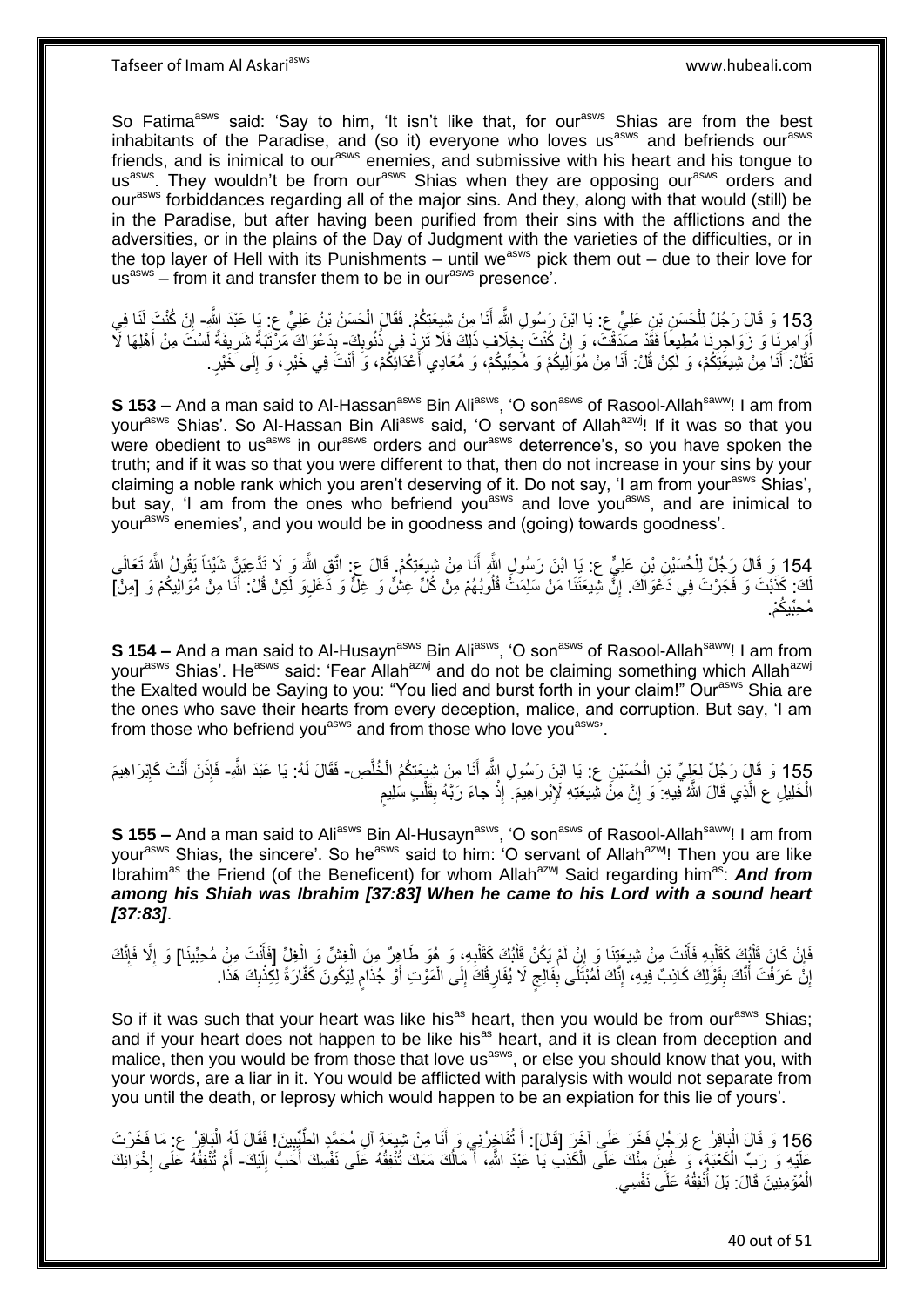So Fatima[asws] said: 'Say to him, 'It isn't like that, for our[asws] Shias are from the best inhabitants of the Paradise, and (so it) everyone who loves us[asws] and befriends our[asws] friends, and is inimical to our[asws] enemies, and submissive with his heart and his tongue to us[asws]. They wouldn't be from our[asws] Shias when they are opposing our[asws] orders and our[asws] forbiddances regarding all of the major sins. And they, along with that would (still) be in the Paradise, but after having been purified from their sins with the afflictions and the adversities, or in the plains of the Day of Judgment with the varieties of the difficulties, or in the top layer of Hell with its Punishments – until we[asws] pick them out – due to their love for us[asws] – from it and transfer them to be in our[asws] presence'.

153 وَ قَالَ رَجُلٌ لِلْحَسَنِ بْنِ عَلِيٍّ ع: يَا ابْنَ رَسُولِ اللَّهِ أَنَا مِنْ شِيعَتِكُمْ. فَقَالَ الْحَسَنُ بْنُ عَلِيٍّ ع: يَا عَبْدَ اللَّهِ- إِنْ كُنْتَ لَنَا فِي أَوَامِرِنَا وَ زَوَاجِرِنَا مُطِيعاً فَقَدْ صَدَقْتَ، وَ إِنْ كُنْتَ بِخِلَافِ ذَلِكَ فَلَا تَزِدْ فِي ذُنُوبِكَ- بِدَعْوَاكَ مَرْتَبَةً شَرِيفَةً لَسْتَ مِنْ أَهْلِهَا لَا تَقُلْ: أَنَا مِنْ شِيعَتِكُمْ، وَ لَكِنْ قُلْ: أَنَا مِنْ مُوَالِيكُمْ وَ مُحِبِّيكُمْ، وَ مُعَادِي أَعْدَائِكُمْ، وَ أَنْتَ فِي خَيْرٍ، وَ إِلَى خَيْرٍ.

**S 153 –** And a man said to Al-Hassan[asws] Bin Ali[asws], 'O son[asws] of Rasool-Allah[saww]! I am from your[asws] Shias'. So Al-Hassan Bin Ali[asws] said, 'O servant of Allah[azwj]! If it was so that you were obedient to us[asws] in our[asws] orders and our[asws] deterrence's, so you have spoken the truth; and if it was so that you were different to that, then do not increase in your sins by your claiming a noble rank which you aren't deserving of it. Do not say, 'I am from your[asws] Shias', but say, 'I am from the ones who befriend you[asws] and love you[asws], and are inimical to your[asws] enemies', and you would be in goodness and (going) towards goodness'.

154 وَ قَالَ رَجُلٌ لِلْحُسَيْنِ بْنِ عَلِيٍّ ع: يَا ابْنَ رَسُولِ اللَّهِ أَنَا مِنْ شِيعَتِكُمْ. قَالَ ع: اتَّقِ اللَّهَ وَ لَا تَدَّعِيَنَّ شَيْئاً يَقُولُ اللَّهُ تَعَالَى لَكَ: كَذَبْتَ وَ فَجَرْتَ فِي دَعْوَاكَ. إِنَّ شِيعَتَنَا مَنْ سَلِمَتْ قُلُوبُهُمْ مِنْ كُلِّ غِشٍّ وَ غِلٍّ وَ دَغَلٍ وَ لَكِنْ قُلْ: أَنَا مِنْ مُوَالِيكُمْ وَ [مِنْ] مُحِبِّيكُمْ.

**S 154 –** And a man said to Al-Husayn[asws] Bin Ali[asws], 'O son[asws] of Rasool-Allah[saww]! I am from your[asws] Shias'. He[asws] said: 'Fear Allah[azwj] and do not be claiming something which Allah[azwj] the Exalted would be Saying to you: "You lied and burst forth in your claim!" Our[asws] Shia are the ones who save their hearts from every deception, malice, and corruption. But say, 'I am from those who befriend you[asws] and from those who love you[asws]'.

155 وَ قَالَ رَجُلٌ لِعَلِيِّ بْنِ الْحُسَيْنِ ع: يَا ابْنَ رَسُولِ اللَّهِ أَنَا مِنْ شِيعَتِكُمُ الْخُلَّصِ- فَقَالَ لَهُ: يَا عَبْدَ اللَّهِ- فَإِذَنْ أَنْتَ كَإِبْرَاهِيمَ الْخَلِيلِ ع الَّذِي قَالَ اللَّهُ فِيهِ: وَ إِنَّ مِنْ شِيعَتِهِ لَإِبْراهِيمَ. إِذْ جاءَ رَبَّهُ بِقَلْبٍ سَلِيمٍ

**S 155 –** And a man said to Ali[asws] Bin Al-Husayn[asws], 'O son[asws] of Rasool-Allah[saww]! I am from your[asws] Shias, the sincere'. So he[asws] said to him: 'O servant of Allah[azwj]! Then you are like Ibrahim[as] the Friend (of the Beneficent) for whom Allah[azwj] Said regarding him[as]: ***And from among his Shiah was Ibrahim [37:83] When he came to his Lord with a sound heart [37:83]***.

فَإِنْ كَانَ قَلْبُكَ كَقَلْبِهِ فَأَنْتَ مِنْ شِيعَتِنَا وَ إِنْ لَمْ يَكُنْ قَلْبُكَ كَقَلْبِهِ، وَ هُوَ طَاهِرٌ مِنَ الْغِشِّ وَ الْغِلِّ [فَأَنْتَ مِنْ مُحِبِّينَا] وَ إِلَّا فَإِنَّكَ إِنْ عَرَفْتَ أَنَّكَ بِقَوْلِكَ كَاذِبٌ فِيهِ، إِنَّكَ لَمُبْتَلًى بِفَالِجٍ لَا يُفَارِقُكَ إِلَى الْمَوْتِ أَوْ جُذَامٍ لِيَكُونَ كَفَّارَةً لِكِذْبِكَ هَذَا.

So if it was such that your heart was like his[as] heart, then you would be from our[asws] Shias; and if your heart does not happen to be like his[as] heart, and it is clean from deception and malice, then you would be from those that love us[asws], or else you should know that you, with your words, are a liar in it. You would be afflicted with paralysis with would not separate from you until the death, or leprosy which would happen to be an expiation for this lie of yours'.

156 وَ قَالَ الْبَاقِرُ ع لِرَجُلٍ فَخَرَ عَلَى آخَرَ [قَالَ]: أَ تُفَاخِرُنِي وَ أَنَا مِنْ شِيعَةِ آلِ مُحَمَّدٍ الطَّيِّبِينَ! فَقَالَ لَهُ الْبَاقِرُ ع: مَا فَخَرْتَ عَلَيْهِ وَ رَبِّ الْكَعْبَةِ، وَ غُبِنَ مِنْكَ عَلَى الْكَذِبِ يَا عَبْدَ اللَّهِ، أَ مَالُكَ مَعَكَ تُنْفِقُهُ عَلَى نَفْسِكَ أَحَبُّ إِلَيْكَ- أَمْ تُنْفِقُهُ عَلَى إِخْوَانِكَ الْمُؤْمِنِينَ قَالَ: بَلْ أُنْفِقُهُ عَلَى نَفْسِي.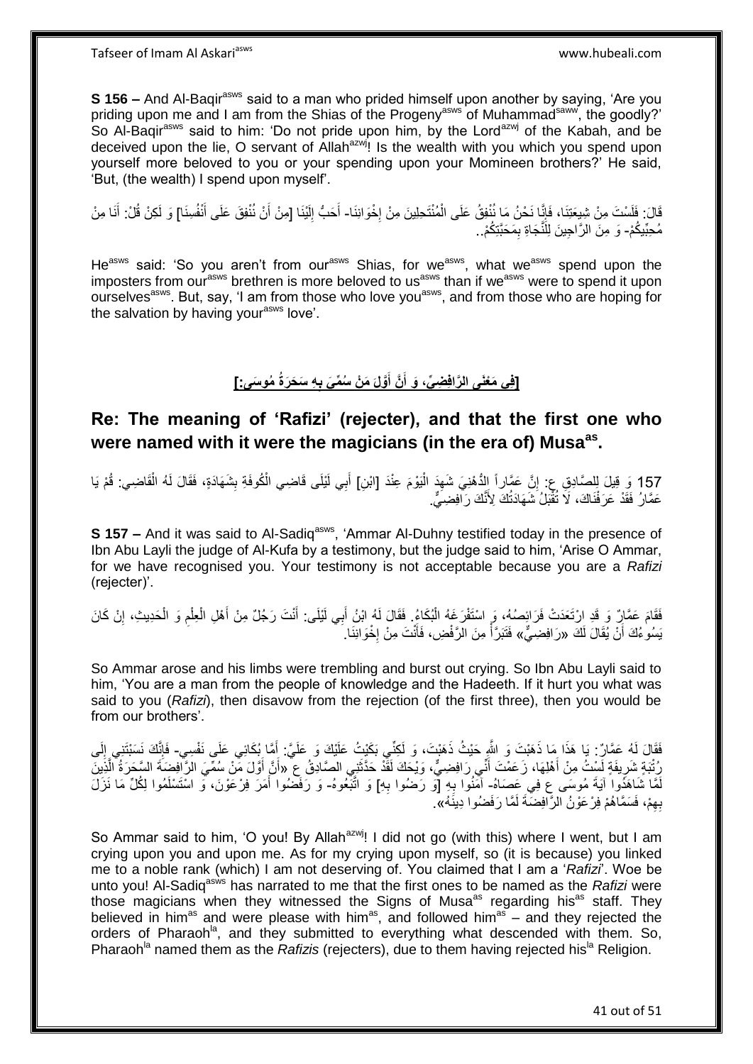**S 156 –** And Al-Baqir[asws] said to a man who prided himself upon another by saying, 'Are you priding upon me and I am from the Shias of the Progeny[asws] of Muhammad[saww], the goodly?' So Al-Baqir[asws] said to him: 'Do not pride upon him, by the Lord[azwj] of the Kabah, and be deceived upon the lie, O servant of Allah[azwj]! Is the wealth with you which you spend upon yourself more beloved to you or your spending upon your Momineen brothers?' He said, 'But, (the wealth) I spend upon myself'.

قَالَ: فَلَسْتَ مِنْ شِيعَتِنَا، فَإِنَّا نَحْنُ مَا نُنْفِقُ عَلَى الْمُنْتَحِلِينَ مِنْ إِخْوَانِنَا- أَحَبُّ إِلَيْنَا [مِنْ أَنْ نُنْفِقَ عَلَى أَنْفُسِنَا] وَ لَكِنْ قُلْ: أَنَا مِنْ مُحِبِّيكُمْ- وَ مِنَ الرَّاجِينَ لِلنَّجَاةِ بِمَحَبَّتِكُمْ..

He[asws] said: 'So you aren't from our[asws] Shias, for we[asws], what we[asws] spend upon the imposters from our[asws] brethren is more beloved to us[asws] than if we[asws] were to spend it upon ourselves[asws]. But, say, 'I am from those who love you[asws], and from those who are hoping for the salvation by having your[asws] love'.

## [فِي مَعْنَى الرَّافِضِيِّ، وَ أَنَّ أَوَّلَ مَنْ سُمِّيَ بِهِ سَحَرَةُ مُوسَى:]

## Re: The meaning of 'Rafizi' (rejecter), and that the first one who were named with it were the magicians (in the era of) Musa[as].

157 وَ قِيلَ لِلصَّادِقِ ع: إِنَّ عَمَّاراً الدُّهْنِيَّ شَهِدَ الْيَوْمَ عِنْدَ [ابْنِ] أَبِي لَيْلَى قَاضِي الْكُوفَةِ بِشَهَادَةٍ، فَقَالَ لَهُ الْقَاضِي: قُمْ يَا عَمَّارُ فَقَدْ عَرَفْنَاكَ، لَا تُقْبَلُ شَهَادَتُكَ لِأَنَّكَ رَافِضِيٌّ.

**S 157 –** And it was said to Al-Sadiq[asws], 'Ammar Al-Duhny testified today in the presence of Ibn Abu Layli the judge of Al-Kufa by a testimony, but the judge said to him, 'Arise O Ammar, for we have recognised you. Your testimony is not acceptable because you are a *Rafizi* (rejecter)'.

فَقَامَ عَمَّارٌ وَ قَدِ ارْتَعَدَتْ فَرَائِصُهُ، وَ اسْتَفْرَغَهُ الْبُكَاءُ. فَقَالَ لَهُ ابْنُ أَبِي لَيْلَى: أَنْتَ رَجُلٌ مِنْ أَهْلِ الْعِلْمِ وَ الْحَدِيثِ، إِنْ كَانَ يَسُوءُكَ أَنْ يُقَالَ لَكَ «رَافِضِيٌّ» فَتَبَرَّأْ مِنَ الرَّفْضِ، فَأَنْتَ مِنْ إِخْوَانِنَا.

So Ammar arose and his limbs were trembling and burst out crying. So Ibn Abu Layli said to him, 'You are a man from the people of knowledge and the Hadeeth. If it hurt you what was said to you (*Rafizi*), then disavow from the rejection (of the first three), then you would be from our brothers'.

فَقَالَ لَهُ عَمَّارٌ: يَا هَذَا مَا ذَهَبْتَ وَ اللَّهِ حَيْثُ ذَهَبْتَ، وَ لَكِنِّي بَكَيْتُ عَلَيْكَ وَ عَلَيَّ: أَمَّا بُكَائِي عَلَى نَفْسِي- فَإِنَّكَ نَسَبْتَنِي إِلَى رُتْبَةٍ شَرِيفَةٍ لَسْتُ مِنْ أَهْلِهَا، زَعَمْتَ أَنِّي رَافِضِيٌّ، وَيْحَكَ لَقَدْ حَدَّثَنِي الصَّادِقُ ع «أَنَّ أَوَّلَ مَنْ سُمِّيَ الرَّافِضَةَ السَّحَرَةُ الَّذِينَ لَمَّا شَاهَدُوا آيَةَ مُوسَى ع فِي عَصَاهُ- آمَنُوا بِهِ [وَ رَضُوا بِهِ] وَ اتَّبَعُوهُ- وَ رَفَضُوا أَمْرَ فِرْعَوْنَ، وَ اسْتَسْلَمُوا لِكُلِّ مَا نَزَلَ بِهِمْ، فَسَمَّاهُمْ فِرْعَوْنُ الرَّافِضَةَ لَمَّا رَفَضُوا دِينَهُ».

So Ammar said to him, 'O you! By Allah[azwj]! I did not go (with this) where I went, but I am crying upon you and upon me. As for my crying upon myself, so (it is because) you linked me to a noble rank (which) I am not deserving of. You claimed that I am a '*Rafizi*'. Woe be unto you! Al-Sadiq[asws] has narrated to me that the first ones to be named as the *Rafizi* were those magicians when they witnessed the Signs of Musa[as] regarding his[as] staff. They believed in him[as] and were please with him[as], and followed him[as] – and they rejected the orders of Pharaoh[la], and they submitted to everything what descended with them. So, Pharaoh[la] named them as the *Rafizis* (rejecters), due to them having rejected his[la] Religion.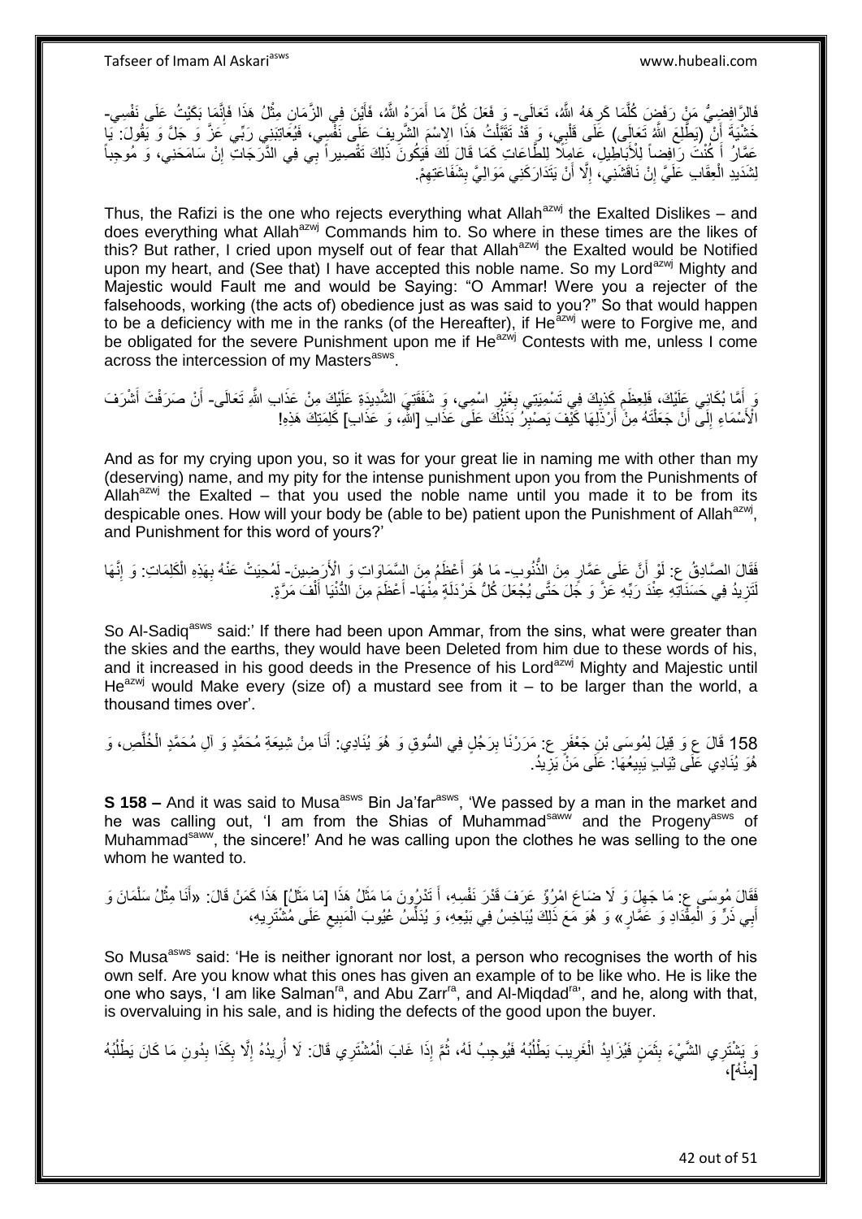فَالرَّافِضِيُّ مَنْ رَفَضَ كُلَّمَا كَرِهَهُ اللَّهُ، تَعَالَى- وَ فَعَلَ كُلَّ مَا أَمَرَهُ اللَّهُ، فَأَيْنَ فِي الزَّمَانِ مِثْلُ هَذَا فَإِنَّمَا بَكَيْتُ عَلَى نَفْسِي- خَشْيَةَ أَنْ (يَطَّلِعَ اللَّهُ تَعَالَى) عَلَى قَلْبِي، وَ قَدْ تَقَبَّلْتُ هَذَا الِاسْمَ الشَّرِيفَ عَلَى نَفْسِي، فَيُعَاتِبَنِي رَبِّي عَزَّ وَ جَلَّ وَ يَقُولَ: يَا عَمَّارُ أَ كُنْتَ رَافِضاً لِلْأَبَاطِيلِ، عَامِلًا لِلطَّاعَاتِ كَمَا قَالَ لَكَ فَيَكُونَ ذَلِكَ تَقْصِيراً بِي فِي الدَّرَجَاتِ إِنْ سَامَحَنِي، وَ مُوجِباً لِشَدِيدِ الْعِقَابِ عَلَيَّ إِنْ نَاقَشَنِي، إِلَّا أَنْ يَتَدَارَكَنِي مَوَالِيَّ بِشَفَاعَتِهِمْ.

Thus, the Rafizi is the one who rejects everything what Allah[azwj] the Exalted Dislikes – and does everything what Allah[azwj] Commands him to. So where in these times are the likes of this? But rather, I cried upon myself out of fear that Allah[azwj] the Exalted would be Notified upon my heart, and (See that) I have accepted this noble name. So my Lord[azwj] Mighty and Majestic would Fault me and would be Saying: "O Ammar! Were you a rejecter of the falsehoods, working (the acts of) obedience just as was said to you?" So that would happen to be a deficiency with me in the ranks (of the Hereafter), if He[azwj] were to Forgive me, and be obligated for the severe Punishment upon me if He[azwj] Contests with me, unless I come across the intercession of my Masters[asws].

وَ أَمَّا بُكَائِي عَلَيْكَ، فَلِعِظَمِ كَذِبِكَ فِي تَسْمِيَتِي بِغَيْرِ اسْمِي، وَ شَفَقَتِي الشَّدِيدَةِ عَلَيْكَ مِنْ عَذَابِ اللَّهِ تَعَالَى- أَنْ صَرَفْتَ أَشْرَفَ الْأَسْمَاءِ إِلَى أَنْ جَعَلْتَهُ مِنْ أَرْذَلِهَا كَيْفَ يَصْبِرُ بَدَنُكَ عَلَى عَذَابِ [اللَّهِ، وَ عَذَابِ] كَلِمَتِكَ هَذِهِ!

And as for my crying upon you, so it was for your great lie in naming me with other than my (deserving) name, and my pity for the intense punishment upon you from the Punishments of Allah[azwj] the Exalted – that you used the noble name until you made it to be from its despicable ones. How will your body be (able to be) patient upon the Punishment of Allah[azwj], and Punishment for this word of yours?'

فَقَالَ الصَّادِقُ ع: لَوْ أَنَّ عَلَى عَمَّارٍ مِنَ الذُّنُوبِ- مَا هُوَ أَعْظَمُ مِنَ السَّمَاوَاتِ وَ الْأَرَضِينَ- لَمُحِيَتْ عَنْهُ بِهَذِهِ الْكَلِمَاتِ: وَ إِنَّهَا لَتَزِيدُ فِي حَسَنَاتِهِ عِنْدَ رَبِّهِ عَزَّ وَ جَلَ حَتَّى يُجْعَلَ كُلُّ خَرْدَلَةٍ مِنْهَا- أَعْظَمَ مِنَ الدُّنْيَا أَلْفَ مَرَّةٍ.

So Al-Sadiq[asws] said:' If there had been upon Ammar, from the sins, what were greater than the skies and the earths, they would have been Deleted from him due to these words of his, and it increased in his good deeds in the Presence of his Lord[azwj] Mighty and Majestic until He[azwj] would Make every (size of) a mustard see from it – to be larger than the world, a thousand times over'.

158 قَالَ ع وَ قِيلَ لِمُوسَى بْنِ جَعْفَرٍ ع: مَرَرْنَا بِرَجُلٍ فِي السُّوقِ وَ هُوَ يُنَادِي: أَنَا مِنْ شِيعَةِ مُحَمَّدٍ وَ آلِ مُحَمَّدٍ الْخُلَّصِ، وَ هُوَ يُنَادِي عَلَى ثِيَابٍ يَبِيعُهَا: عَلَى مَنْ يَزِيدُ.

**S 158 –** And it was said to Musa[asws] Bin Ja'far[asws], 'We passed by a man in the market and he was calling out, 'I am from the Shias of Muhammad[saww] and the Progeny[asws] of Muhammad[saww], the sincere!' And he was calling upon the clothes he was selling to the one whom he wanted to.

فَقَالَ مُوسَى ع: مَا جَهِلَ وَ لَا ضَاعَ امْرُؤٌ عَرَفَ قَدْرَ نَفْسِهِ، أَ تَدْرُونَ مَا مَثَلُ هَذَا [مَا مَثَلُ] هَذَا كَمَنْ قَالَ: «أَنَا مِثْلُ سَلْمَانَ وَ أَبِي ذَرٍّ وَ الْمِقْدَادِ وَ عَمَّارٍ» وَ هُوَ مَعَ ذَلِكَ يُبَاخِسُ فِي بَيْعِهِ، وَ يُدَلِّسُ عُيُوبَ الْمَبِيعِ عَلَى مُشْتَرِيهِ،

So Musa[asws] said: 'He is neither ignorant nor lost, a person who recognises the worth of his own self. Are you know what this ones has given an example of to be like who. He is like the one who says, 'I am like Salman[ra], and Abu Zarr[ra], and Al-Miqdad[ra]', and he, along with that, is overvaluing in his sale, and is hiding the defects of the good upon the buyer.

وَ يَشْتَرِي الشَّيْءَ بِثَمَنٍ فَيُزَايِدُ الْغَرِيبَ يَطْلُبُهُ فَيُوجِبُ لَهُ، ثُمَّ إِذَا غَابَ الْمُشْتَرِي قَالَ: لَا أُرِيدُهُ إِلَّا بِكَذَا بِدُونِ مَا كَانَ يَطْلُبُهُ [مِنْهُ]،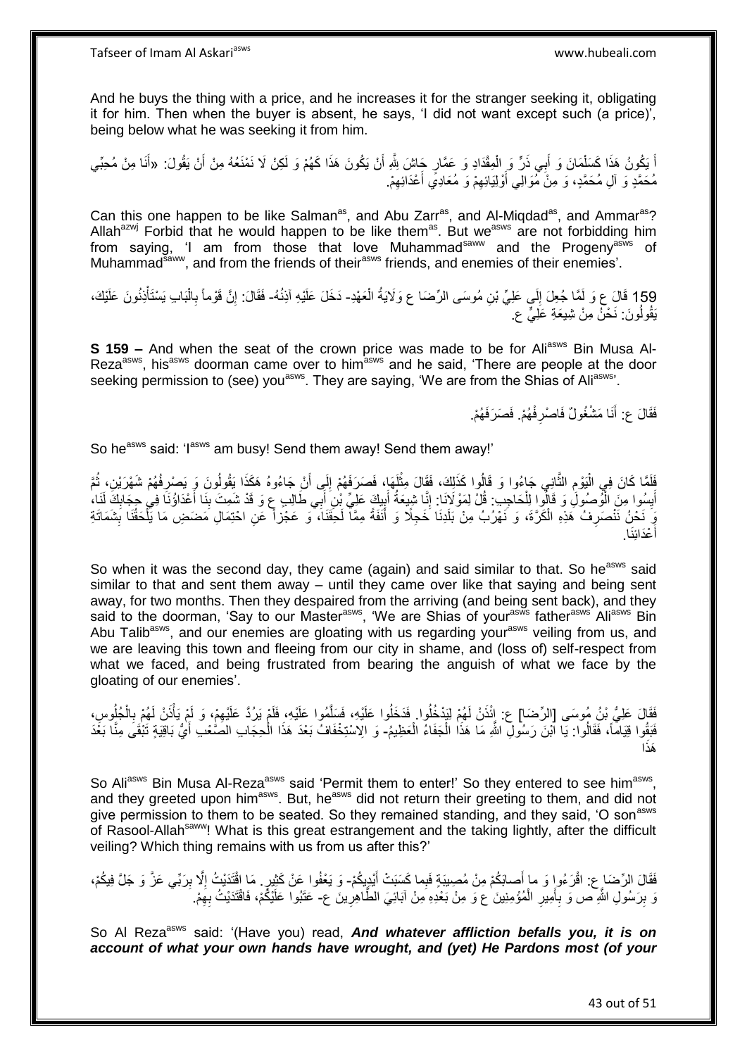And he buys the thing with a price, and he increases it for the stranger seeking it, obligating it for him. Then when the buyer is absent, he says, 'I did not want except such (a price)', being below what he was seeking it from him.

أَ يَكُونُ هَذَا كَسَلْمَانَ وَ أَبِي ذَرٍّ وَ الْمِقْدَادِ وَ عَمَّارٍ حَاشَ لِلَّهِ أَنْ يَكُونَ هَذَا كَهُمْ وَ لَكِنْ لَا نَمْنَعُهُ مِنْ أَنْ يَقُولَ: «أَنَا مِنْ مُحِبِّي مُحَمَّدٍ وَ آلِ مُحَمَّدٍ، وَ مِنْ مُوَالِي أَوْلِيَائِهِمْ وَ مُعَادِي أَعْدَائِهِمْ.

Can this one happen to be like Salman[as], and Abu Zarr[as], and Al-Miqdad[as], and Ammar[as]? Allah[azwj] Forbid that he would happen to be like them[as]. But we[asws] are not forbidding him from saying, 'I am from those that love Muhammad[saww] and the Progeny[asws] of Muhammad[saww], and from the friends of their[asws] friends, and enemies of their enemies'.

159 قَالَ ع وَ لَمَّا جُعِلَ إِلَى عَلِيِّ بْنِ مُوسَى الرِّضَا ع وَلَايَةُ الْعَهْدِ- دَخَلَ عَلَيْهِ آذِنُهُ- فَقَالَ: إِنَّ قَوْماً بِالْبَابِ يَسْتَأْذِنُونَ عَلَيْكَ، يَقُولُونَ: نَحْنُ مِنْ شِيعَةِ عَلِيٍّ ع.

**S 159 –** And when the seat of the crown price was made to be for Ali[asws] Bin Musa Al-Reza[asws], his[asws] doorman came over to him[asws] and he said, 'There are people at the door seeking permission to (see) you[asws]. They are saying, 'We are from the Shias of Ali[asws]'.

فَقَالَ ع: أَنَا مَشْغُولٌ فَاصْرِفْهُمْ. فَصَرَفَهُمْ.

So he[asws] said: 'I[asws] am busy! Send them away! Send them away!'

فَلَمَّا كَانَ فِي الْيَوْمِ الثَّانِي جَاءُوا وَ قَالُوا كَذَلِكَ، فَقَالَ مِثْلَهَا، فَصَرَفَهُمْ إِلَى أَنْ جَاءُوهُ هَكَذَا يَقُولُونَ وَ يَصْرِفُهُمْ شَهْرَيْنِ، ثُمَّ أَيِسُوا مِنَ الْوُصُولِ وَ قَالُوا لِلْحَاجِبِ: قُلْ لِمَوْلَانَا: إِنَّا شِيعَةُ أَبِيكَ عَلِيِّ بْنِ أَبِي طَالِبٍ ع وَ قَدْ شَمِتَ بِنَا أَعْدَاؤُنَا فِي حِجَابِكَ لَنَا، وَ نَحْنُ نَنْصَرِفُ هَذِهِ الْكَرَّةَ، وَ نَهْرُبُ مِنْ بَلَدِنَا خَجِلًا وَ أَنَفَةً مِمَّا لَحِقَنَا، وَ عَجْزاً عَنِ احْتِمَالِ مَضَضِ مَا يَلْحَقُنَا بِشَمَاتَةِ أَعْدَائِنَا.

So when it was the second day, they came (again) and said similar to that. So he[asws] said similar to that and sent them away – until they came over like that saying and being sent away, for two months. Then they despaired from the arriving (and being sent back), and they said to the doorman, 'Say to our Master[asws], 'We are Shias of your[asws] father[asws] Ali[asws] Bin Abu Talib[asws], and our enemies are gloating with us regarding your[asws] veiling from us, and we are leaving this town and fleeing from our city in shame, and (loss of) self-respect from what we faced, and being frustrated from bearing the anguish of what we face by the gloating of our enemies'.

فَقَالَ عَلِيُّ بْنُ مُوسَى [الرِّضَا] ع: ائْذَنْ لَهُمْ لِيَدْخُلُوا. فَدَخَلُوا عَلَيْهِ، فَسَلَّمُوا عَلَيْهِ، فَلَمْ يَرُدَّ عَلَيْهِمْ، وَ لَمْ يَأْذَنْ لَهُمْ بِالْجُلُوسِ، فَبَقُوا قِيَاماً، فَقَالُوا: يَا ابْنَ رَسُولِ اللَّهِ مَا هَذَا الْجَفَاءُ الْعَظِيمُ- وَ الِاسْتِخْفَافُ بَعْدَ هَذَا الْحِجَابِ الصَّعْبِ أَيُّ بَاقِيَةٍ تَبْقَى مِنَّا بَعْدَ هَذَا

So Ali[asws] Bin Musa Al-Reza[asws] said 'Permit them to enter!' So they entered to see him[asws], and they greeted upon him[asws]. But, he[asws] did not return their greeting to them, and did not give permission to them to be seated. So they remained standing, and they said, 'O son[asws] of Rasool-Allah[saww]! What is this great estrangement and the taking lightly, after the difficult veiling? Which thing remains with us from us after this?'

فَقَالَ الرِّضَا ع: اقْرَءُوا وَ ما أَصابَكُمْ مِنْ مُصِيبَةٍ فَبِما كَسَبَتْ أَيْدِيكُمْ- وَ يَعْفُوا عَنْ كَثِيرٍ. مَا اقْتَدَيْتُ إِلَّا بِرَبِّي عَزَّ وَ جَلَّ فِيكُمْ، وَ بِرَسُولِ اللَّهِ ص وَ بِأَمِيرِ الْمُؤْمِنِينَ ع وَ مَنْ بَعْدَهُ مِنْ آبَائِيَ الطَّاهِرِينَ ع- عَتَبُوا عَلَيْكُمْ، فَاقْتَدَيْتُ بِهِمْ.

So Al Reza[asws] said: '(Have you) read, ***And whatever affliction befalls you, it is on account of what your own hands have wrought, and (yet) He Pardons most (of your***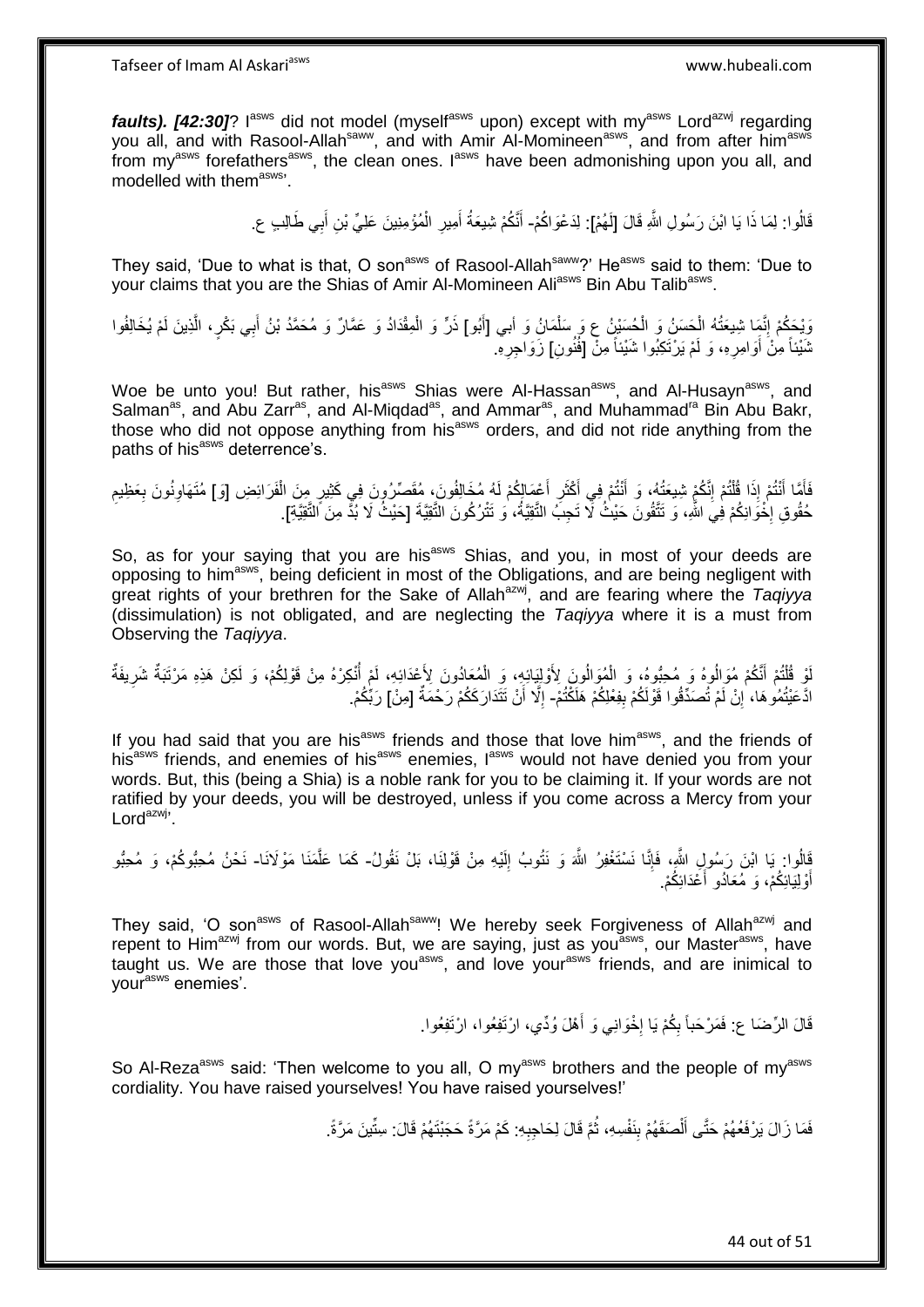***faults). [42:30]***? I[asws] did not model (myself[asws] upon) except with my[asws] Lord[azwj] regarding you all, and with Rasool-Allah[saww], and with Amir Al-Momineen[asws], and from after him[asws] from my[asws] forefathers[asws], the clean ones. I[asws] have been admonishing upon you all, and modelled with them[asws]'.

قَالُوا: لِمَا ذَا يَا ابْنَ رَسُولِ اللَّهِ قَالَ [لَهُمْ]: لِدَعْوَاكُمْ- أَنَّكُمْ شِيعَةُ أَمِيرِ الْمُؤْمِنِينَ عَلِيِّ بْنِ أَبِي طَالِبٍ ع.

They said, 'Due to what is that, O son[asws] of Rasool-Allah[saww]?' He[asws] said to them: 'Due to your claims that you are the Shias of Amir Al-Momineen Ali[asws] Bin Abu Talib[asws].

وَيْحَكُمْ إِنَّمَا شِيعَتُهُ الْحَسَنُ وَ الْحُسَيْنُ ع وَ سَلْمَانُ وَ أَبِي [أَبُو] ذَرٍّ وَ الْمِقْدَادُ وَ عَمَّارٌ وَ مُحَمَّدُ بْنُ أَبِي بَكْرٍ، الَّذِينَ لَمْ يُخَالِفُوا شَيْئاً مِنْ أَوَامِرِهِ، وَ لَمْ يَرْتَكِبُوا شَيْئاً مِنْ [فُنُونِ] زَوَاجِرِهِ.

Woe be unto you! But rather, his[asws] Shias were Al-Hassan[asws], and Al-Husayn[asws], and Salman[as], and Abu Zarr[as], and Al-Miqdad[as], and Ammar[as], and Muhammad[ra] Bin Abu Bakr, those who did not oppose anything from his[asws] orders, and did not ride anything from the paths of his[asws] deterrence's.

فَأَمَّا أَنْتُمْ إِذَا قُلْتُمْ إِنَّكُمْ شِيعَتُهُ، وَ أَنْتُمْ فِي أَكْثَرِ أَعْمَالِكُمْ لَهُ مُخَالِفُونَ، مُقَصِّرُونَ فِي كَثِيرٍ مِنَ الْفَرَائِضِ [وَ] مُتَهَاوِنُونَ بِعَظِيمِ حُقُوقِ إِخْوَانِكُمْ فِي اللَّهِ، وَ تَتَّقُونَ حَيْثُ لَا تَجِبُ التَّقِيَّةُ، وَ تَتْرُكُونَ التَّقِيَّةَ [حَيْثُ لَا بُدَّ مِنَ التَّقِيَّةِ].

So, as for your saying that you are his[asws] Shias, and you, in most of your deeds are opposing to him[asws], being deficient in most of the Obligations, and are being negligent with great rights of your brethren for the Sake of Allah[azwj], and are fearing where the *Taqiyya* (dissimulation) is not obligated, and are neglecting the *Taqiyya* where it is a must from Observing the *Taqiyya*.

لَوْ قُلْتُمْ أَنَّكُمْ مُوَالُوهُ وَ مُحِبُّوهُ، وَ الْمُوَالُونَ لِأَوْلِيَائِهِ، وَ الْمُعَادُونَ لِأَعْدَائِهِ، لَمْ أُنْكِرْهُ مِنْ قَوْلِكُمْ، وَ لَكِنْ هَذِهِ مَرْتَبَةٌ شَرِيفَةٌ ادَّعَيْتُمُوهَا، إِنْ لَمْ تُصَدِّقُوا قَوْلَكُمْ بِفِعْلِكُمْ هَلَكْتُمْ- إِلَّا أَنْ تَتَدَارَكَكُمْ رَحْمَةٌ [مِنْ] رَبِّكُمْ.

If you had said that you are his[asws] friends and those that love him[asws], and the friends of his[asws] friends, and enemies of his[asws] enemies, I[asws] would not have denied you from your words. But, this (being a Shia) is a noble rank for you to be claiming it. If your words are not ratified by your deeds, you will be destroyed, unless if you come across a Mercy from your Lord[azwj]'.

قَالُوا: يَا ابْنَ رَسُولِ اللَّهِ، فَإِنَّا نَسْتَغْفِرُ اللَّهَ وَ نَتُوبُ إِلَيْهِ مِنْ قَوْلِنَا، بَلْ نَقُولُ- كَمَا عَلَّمَنَا مَوْلَانَا- نَحْنُ مُحِبُّوكُمْ، وَ مُحِبُّو أَوْلِيَائِكُمْ، وَ مُعَادُو أَعْدَائِكُمْ.

They said, 'O son[asws] of Rasool-Allah[saww]! We hereby seek Forgiveness of Allah[azwj] and repent to Him[azwj] from our words. But, we are saying, just as you[asws], our Master[asws], have taught us. We are those that love you[asws], and love your[asws] friends, and are inimical to your[asws] enemies'.

قَالَ الرِّضَا ع: فَمَرْحَباً بِكُمْ يَا إِخْوَانِي وَ أَهْلَ وُدِّي، ارْتَفِعُوا، ارْتَفِعُوا.

So Al-Reza[asws] said: 'Then welcome to you all, O my[asws] brothers and the people of my[asws] cordiality. You have raised yourselves! You have raised yourselves!'

فَمَا زَالَ يَرْفَعُهُمْ حَتَّى أَلْصَقَهُمْ بِنَفْسِهِ، ثُمَّ قَالَ لِحَاجِبِهِ: كَمْ مَرَّةً حَجَبْتَهُمْ قَالَ: سِتِّينَ مَرَّةً.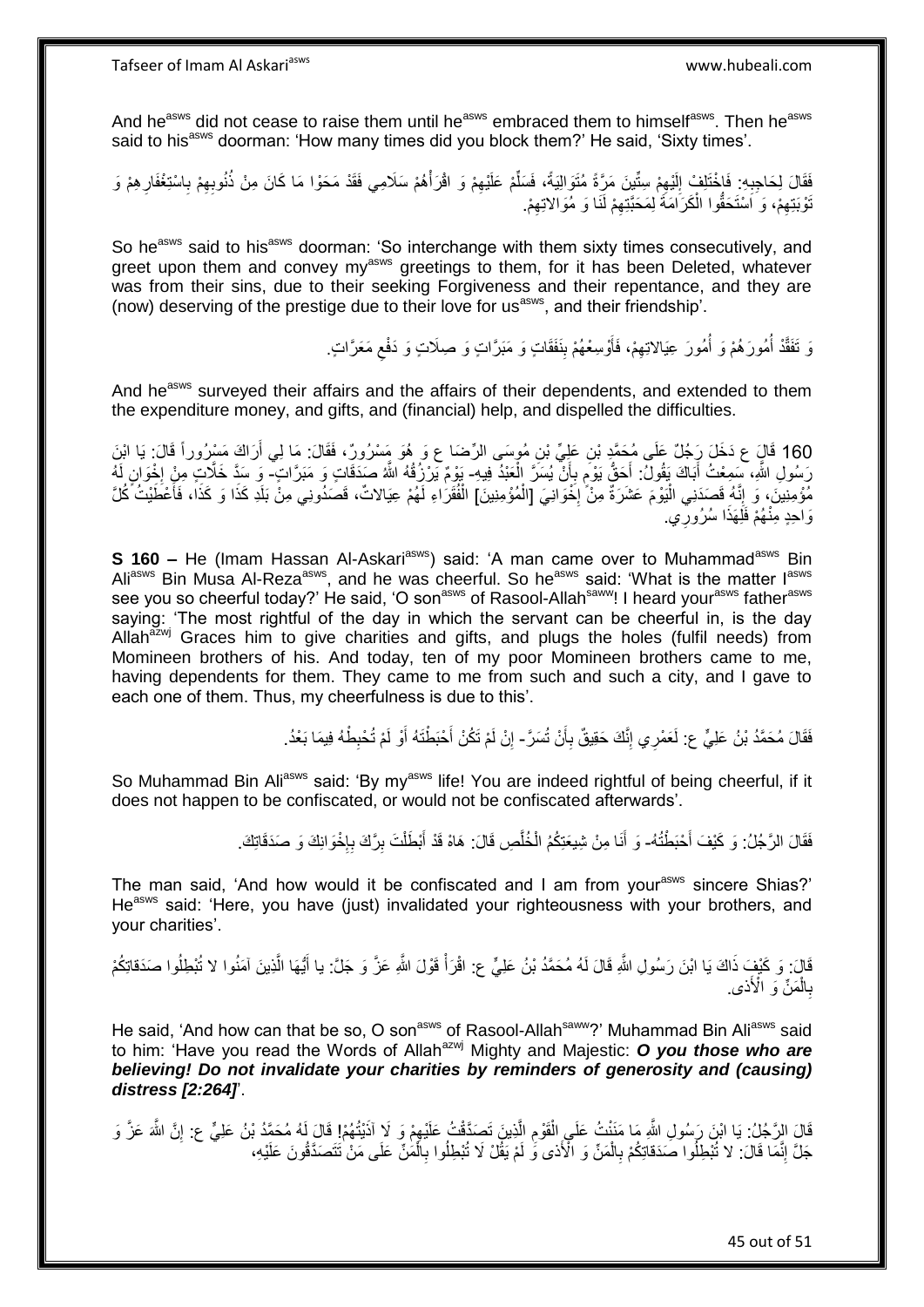And he[asws] did not cease to raise them until he[asws] embraced them to himself[asws]. Then he[asws] said to his[asws] doorman: 'How many times did you block them?' He said, 'Sixty times'.

فَقَالَ لِحَاجِبِهِ: فَاخْتَلِفْ إِلَيْهِمْ سِتِّينَ مَرَّةً مُتَوَالِيَةً، فَسَلِّمْ عَلَيْهِمْ وَ اقْرَأْهُمْ سَلَامِي فَقَدْ مَحَوْا مَا كَانَ مِنْ ذُنُوبِهِمْ بِاسْتِغْفَارِهِمْ وَ تَوْبَتِهِمْ، وَ اسْتَحَقُّوا الْكَرَامَةَ لِمَحَبَّتِهِمْ لَنَا وَ مُوَالاتِهِمْ.

So he[asws] said to his[asws] doorman: 'So interchange with them sixty times consecutively, and greet upon them and convey my[asws] greetings to them, for it has been Deleted, whatever was from their sins, due to their seeking Forgiveness and their repentance, and they are (now) deserving of the prestige due to their love for us[asws], and their friendship'.

وَ تَفَقَّدْ أُمُورَهُمْ وَ أُمُورَ عِيَالاتِهِمْ، فَأَوْسِعْهُمْ بِنَفَقَاتٍ وَ مَبَرَّاتٍ وَ صِلَاتٍ وَ دَفْعِ مَعَرَّاتٍ.

And he[asws] surveyed their affairs and the affairs of their dependents, and extended to them the expenditure money, and gifts, and (financial) help, and dispelled the difficulties.

160 قَالَ ع دَخَلَ رَجُلٌ عَلَى مُحَمَّدِ بْنِ عَلِيِّ بْنِ مُوسَى الرِّضَا ع وَ هُوَ مَسْرُورٌ، فَقَالَ: مَا لِي أَرَاكَ مَسْرُوراً قَالَ: يَا ابْنَ رَسُولِ اللَّهِ، سَمِعْتُ أَبَاكَ يَقُولُ: أَحَقُّ يَوْمٍ بِأَنْ يُسَرَّ الْعَبْدُ فِيهِ- يَوْمٌ يَرْزُقُهُ اللَّهُ صَدَقَاتٍ وَ مَبَرَّاتٍ- وَ سَدَّ خَلَّاتٍ مِنْ إِخْوَانٍ لَهُ مُؤْمِنِينَ، وَ إِنَّهُ قَصَدَنِي الْيَوْمَ عَشَرَةٌ مِنْ إِخْوَانِيَ [الْمُؤْمِنِينَ] الْفُقَرَاءِ لَهُمْ عِيَالاتٌ، قَصَدُونِي مِنْ بَلَدِ كَذَا وَ كَذَا، فَأَعْطَيْتُ كُلَّ وَاحِدٍ مِنْهُمْ فَلِهَذَا سُرُورِي.

**S 160 –** He (Imam Hassan Al-Askari[asws]) said: 'A man came over to Muhammad[asws] Bin Ali[asws] Bin Musa Al-Reza[asws], and he was cheerful. So he[asws] said: 'What is the matter I[asws] see you so cheerful today?' He said, 'O son[asws] of Rasool-Allah[saww]! I heard your[asws] father[asws] saying: 'The most rightful of the day in which the servant can be cheerful in, is the day Allah[azwj] Graces him to give charities and gifts, and plugs the holes (fulfil needs) from Momineen brothers of his. And today, ten of my poor Momineen brothers came to me, having dependents for them. They came to me from such and such a city, and I gave to each one of them. Thus, my cheerfulness is due to this'.

فَقَالَ مُحَمَّدُ بْنُ عَلِيٍّ ع: لَعَمْرِي إِنَّكَ حَقِيقٌ بِأَنْ تُسَرَّ- إِنْ لَمْ تَكُنْ أَحْبَطْتَهُ أَوْ لَمْ تُحْبِطْهُ فِيمَا بَعْدُ.

So Muhammad Bin Ali[asws] said: 'By my[asws] life! You are indeed rightful of being cheerful, if it does not happen to be confiscated, or would not be confiscated afterwards'.

فَقَالَ الرَّجُلُ: وَ كَيْفَ أَحْبَطْتُهُ- وَ أَنَا مِنْ شِيعَتِكُمُ الْخُلَّصِ قَالَ: هَاهْ قَدْ أَبْطَلْتَ بِرَّكَ بِإِخْوَانِكَ وَ صَدَقَاتِكَ.

The man said, 'And how would it be confiscated and I am from your[asws] sincere Shias?' He[asws] said: 'Here, you have (just) invalidated your righteousness with your brothers, and your charities'.

قَالَ: وَ كَيْفَ ذَاكَ يَا ابْنَ رَسُولِ اللَّهِ قَالَ لَهُ مُحَمَّدُ بْنُ عَلِيٍّ ع: اقْرَأْ قَوْلَ اللَّهِ عَزَّ وَ جَلَّ: يا أَيُّهَا الَّذِينَ آمَنُوا لا تُبْطِلُوا صَدَقاتِكُمْ بِالْمَنِّ وَ الْأَذى.

He said, 'And how can that be so, O son[asws] of Rasool-Allah[saww]?' Muhammad Bin Ali[asws] said to him: 'Have you read the Words of Allah[azwj] Mighty and Majestic: ***O you those who are believing! Do not invalidate your charities by reminders of generosity and (causing) distress [2:264]***'.

قَالَ الرَّجُلُ: يَا ابْنَ رَسُولِ اللَّهِ مَا مَنَنْتُ عَلَى الْقَوْمِ الَّذِينَ تَصَدَّقْتُ عَلَيْهِمْ وَ لَا آذَيْتُهُمْ! قَالَ لَهُ مُحَمَّدُ بْنُ عَلِيٍّ ع: إِنَّ اللَّهَ عَزَّ وَ جَلَّ إِنَّمَا قَالَ: لا تُبْطِلُوا صَدَقاتِكُمْ بِالْمَنِّ وَ الْأَذى وَ لَمْ يَقُلْ لَا تُبْطِلُوا بِالْمَنِّ عَلَى مَنْ تَتَصَدَّقُونَ عَلَيْهِ،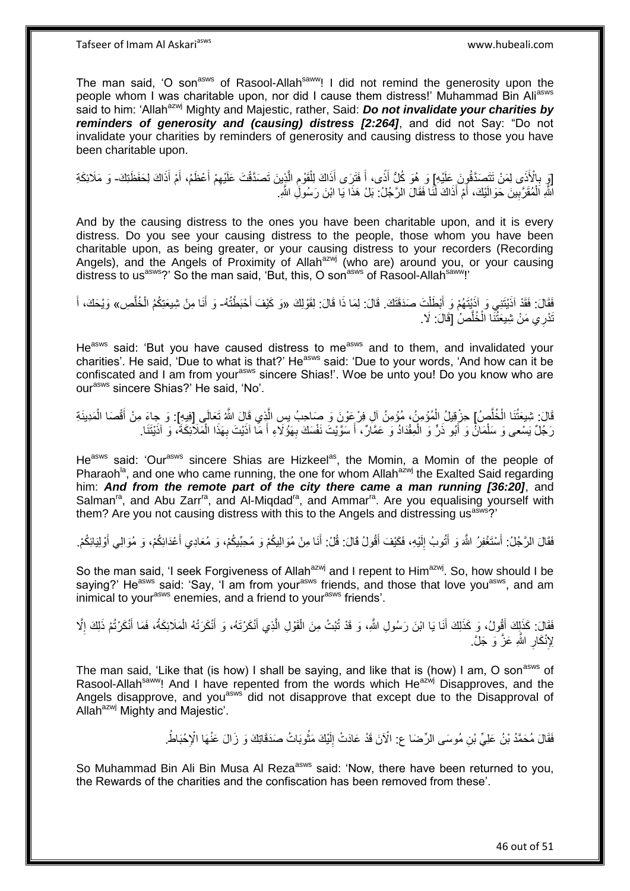The man said, 'O son[asws] of Rasool-Allah[saww]! I did not remind the generosity upon the people whom I was charitable upon, nor did I cause them distress!' Muhammad Bin Ali[asws] said to him: 'Allah[azwj] Mighty and Majestic, rather, Said: ***Do not invalidate your charities by reminders of generosity and (causing) distress [2:264]***, and did not Say: "Do not invalidate your charities by reminders of generosity and causing distress to those you have been charitable upon.

[وَ بِالْأَذَى لِمَنْ تَتَصَدَّقُونَ عَلَيْهِ] وَ هُوَ كُلُّ أَذًى، أَ فَتَرَى أَذَاكَ لِلْقَوْمِ الَّذِينَ تَصَدَّقْتَ عَلَيْهِمْ أَعْظَمُ، أَمْ أَذَاكَ لِحَفَظَتِكَ- وَ مَلَائِكَةِ اللَّهِ الْمُقَرَّبِينَ حَوَالَيْكَ، أَمْ أَذَاكَ لَنَا فَقَالَ الرَّجُلُ: بَلْ هَذَا يَا ابْنَ رَسُولِ اللَّهِ.

And by the causing distress to the ones you have been charitable upon, and it is every distress. Do you see your causing distress to the people, those whom you have been charitable upon, as being greater, or your causing distress to your recorders (Recording Angels), and the Angels of Proximity of Allah[azwj] (who are) around you, or your causing distress to us[asws]?' So the man said, 'But, this, O son[asws] of Rasool-Allah[saww]!'

فَقَالَ: فَقَدْ آذَيْتَنِي وَ آذَيْتَهُمْ وَ أَبْطَلْتَ صَدَقَتَكَ. قَالَ: لِمَا ذَا قَالَ: لِقَوْلِكَ «وَ كَيْفَ أَحْبَطْتُهُ- وَ أَنَا مِنْ شِيعَتِكُمُ الْخُلَّصِ» وَيْحَكَ، أَ تَدْرِي مَنْ شِيعَتُنَا الْخُلَّصُ [قَالَ: لَا.

He[asws] said: 'But you have caused distress to me[asws] and to them, and invalidated your charities'. He said, 'Due to what is that?' He[asws] said: 'Due to your words, 'And how can it be confiscated and I am from your[asws] sincere Shias!'. Woe be unto you! Do you know who are our[asws] sincere Shias?' He said, 'No'.

قَالَ: شِيعَتُنَا الْخُلَّصُ] حِزْقِيلُ الْمُؤْمِنُ، مُؤْمِنُ آلِ فِرْعَوْنَ وَ صَاحِبُ يس الَّذِي قَالَ اللَّهُ تَعَالَى [فِيهِ]: وَ جاءَ مِنْ أَقْصَا الْمَدِينَةِ رَجُلٌ يَسْعى وَ سَلْمَانُ وَ أَبُو ذَرٍّ وَ الْمِقْدَادُ وَ عَمَّارٌ، أَ سَوَّيْتَ نَفْسَكَ بِهَؤُلَاءِ أَ مَا آذَيْتَ بِهَذَا الْمَلَائِكَةَ، وَ آذَيْتَنَا.

He[asws] said: 'Our[asws] sincere Shias are Hizkeel[as], the Momin, a Momin of the people of Pharaoh[la], and one who came running, the one for whom Allah[azwj] the Exalted Said regarding him: ***And from the remote part of the city there came a man running [36:20]***, and Salman[ra], and Abu Zarr[ra], and Al-Miqdad[ra], and Ammar[ra]. Are you equalising yourself with them? Are you not causing distress with this to the Angels and distressing us[asws]?'

فَقَالَ الرَّجُلُ: أَسْتَغْفِرُ اللَّهَ وَ أَتُوبُ إِلَيْهِ، فَكَيْفَ أَقُولُ قَالَ: قُلْ: أَنَا مِنْ مُوَالِيكُمْ وَ مُحِبِّيكُمْ، وَ مُعَادِي أَعْدَائِكُمْ، وَ مُوَالِي أَوْلِيَائِكُمْ.

So the man said, 'I seek Forgiveness of Allah[azwj] and I repent to Him[azwj]. So, how should I be saying?' He[asws] said: 'Say, 'I am from your[asws] friends, and those that love you[asws], and am inimical to your[asws] enemies, and a friend to your[asws] friends'.

فَقَالَ: كَذَلِكَ أَقُولُ، وَ كَذَلِكَ أَنَا يَا ابْنَ رَسُولِ اللَّهِ، وَ قَدْ تُبْتُ مِنَ الْقَوْلِ الَّذِي أَنْكَرْتَهُ، وَ أَنْكَرَتْهُ الْمَلَائِكَةُ، فَمَا أَنْكَرْتُمْ ذَلِكَ إِلَّا لِإِنْكَارِ اللَّهِ عَزَّ وَ جَلَّ.

The man said, 'Like that (is how) I shall be saying, and like that is (how) I am, O son[asws] of Rasool-Allah[saww]! And I have repented from the words which He[azwj] Disapproves, and the Angels disapprove, and you[asws] did not disapprove that except due to the Disapproval of Allah[azwj] Mighty and Majestic'.

فَقَالَ مُحَمَّدُ بْنُ عَلِيِّ بْنِ مُوسَى الرِّضَا ع: الْآنَ قَدْ عَادَتْ إِلَيْكَ مَثُوبَاتُ صَدَقَاتِكَ وَ زَالَ عَنْهَا الْإِحْبَاطُ.

So Muhammad Bin Ali Bin Musa Al Reza[asws] said: 'Now, there have been returned to you, the Rewards of the charities and the confiscation has been removed from these'.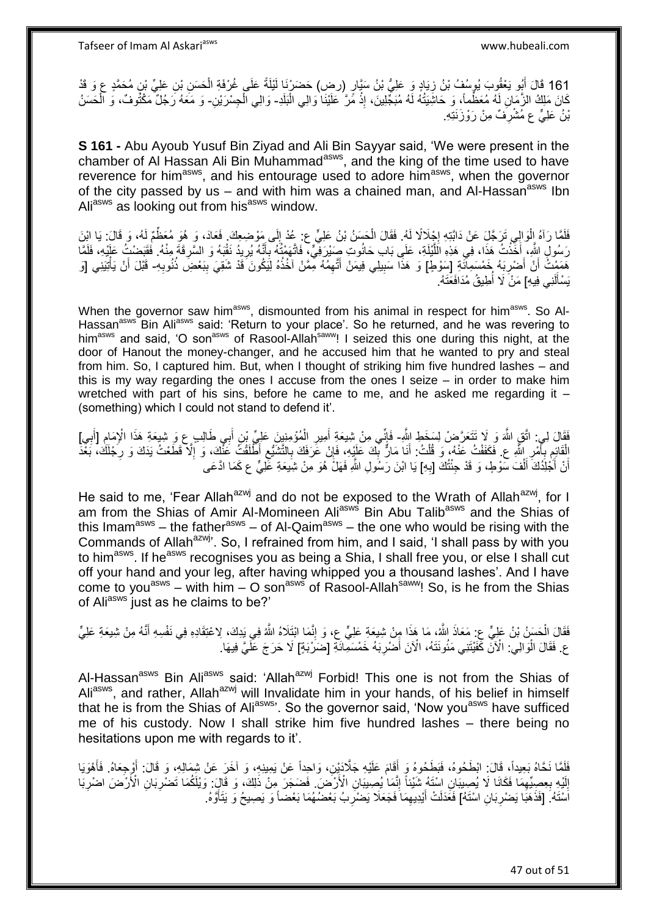161 قَالَ أَبُو يَعْقُوبَ يُوسُفُ بْنُ زِيَادٍ وَ عَلِيُّ بْنُ سَيَّارٍ (رض) حَضَرْنَا لَيْلَةً عَلَى غُرْفَةِ الْحَسَنِ بْنِ عَلِيِّ بْنِ مُحَمَّدٍ ع وَ قَدْ كَانَ مَلِكُ الزَّمَانِ لَهُ مُعَظِّماً، وَ حَاشِيَتُهُ لَهُ مُبَجِّلِينَ، إِذْ مَرَّ عَلَيْنَا وَالِي الْبَلَدِ- وَالِي الْجِسْرَيْنِ- وَ مَعَهُ رَجُلٌ مَكْتُوفٌ، وَ الْحَسَنُ بْنُ عَلِيٍّ ع مُشْرِفٌ مِنْ رَوْزَنَتِهِ.

**S 161 -** Abu Ayoub Yusuf Bin Ziyad and Ali Bin Sayyar said, 'We were present in the chamber of Al Hassan Ali Bin Muhammad[asws], and the king of the time used to have reverence for him[asws], and his entourage used to adore him[asws], when the governor of the city passed by us – and with him was a chained man, and Al-Hassan[asws] Ibn Ali[asws] as looking out from his[asws] window.

فَلَمَّا رَآهُ الْوَالِي تَرَجَّلَ عَنْ دَابَّتِهِ إِجْلَالًا لَهُ. فَقَالَ الْحَسَنُ بْنُ عَلِيٍّ ع: عُدْ إِلَى مَوْضِعِكَ. فَعَادَ، وَ هُوَ مُعَظِّمٌ لَهُ، وَ قَالَ: يَا ابْنَ رَسُولِ اللَّهِ، أَخَذْتُ هَذَا، فِي هَذِهِ اللَّيْلَةِ، عَلَى بَابِ حَانُوتِ صَيْرَفِيٍّ، فَاتَّهَمْتُهُ بِأَنَّهُ يُرِيدُ نَقْبَهُ وَ السَّرِقَةَ مِنْهُ. فَقَبَضْتُ عَلَيْهِ، فَلَمَّا هَمَمْتُ أَنْ أَضْرِبَهُ خَمْسَمِائَةِ [سَوْطٍ] وَ هَذَا سَبِيلِي فِيمَنْ أَتَّهِمُهُ مِمَّنْ آخُذُهُ لِيَكُونَ قَدْ شَقِيَ بِبَعْضِ ذُنُوبِهِ- قَبْلَ أَنْ يَأْتِيَنِي [وَ يَسْأَلَنِي فِيهِ] مَنْ لَا أُطِيقُ مُدَافَعَتَهُ.

When the governor saw him[asws], dismounted from his animal in respect for him[asws]. So Al-Hassan[asws] Bin Ali[asws] said: 'Return to your place'. So he returned, and he was revering to him[asws] and said, 'O son[asws] of Rasool-Allah[saww]! I seized this one during this night, at the door of Hanout the money-changer, and he accused him that he wanted to pry and steal from him. So, I captured him. But, when I thought of striking him five hundred lashes – and this is my way regarding the ones I accuse from the ones I seize – in order to make him wretched with part of his sins, before he came to me, and he asked me regarding it – (something) which I could not stand to defend it'.

فَقَالَ لِي: اتَّقِ اللَّهَ وَ لَا تَتَعَرَّضْ لِسَخَطِ اللَّهِ- فَإِنِّي مِنْ شِيعَةِ أَمِيرِ الْمُؤْمِنِينَ عَلِيِّ بْنِ أَبِي طَالِبٍ ع وَ شِيعَةِ هَذَا الْإِمَامِ [أَبِي] الْقَائِمِ بِأَمْرِ اللَّهِ ع. فَكَفَفْتُ عَنْهُ، وَ قُلْتُ: أَنَا مَارٌّ بِكَ عَلَيْهِ، فَإِنْ عَرَفَكَ بِالتَّشَيُّعِ أَطْلَقْتُ عَنْكَ، وَ إِلَّا قَطَعْتُ يَدَكَ وَ رِجْلَكَ، بَعْدَ أَنْ أَجْلِدَكَ أَلْفَ سَوْطٍ، وَ قَدْ جِئْتُكَ [بِهِ] يَا ابْنَ رَسُولِ اللَّهِ فَهَلْ هُوَ مِنْ شِيعَةِ عَلِيٍّ ع كَمَا ادَّعَى

He said to me, 'Fear Allah[azwj] and do not be exposed to the Wrath of Allah[azwj], for I am from the Shias of Amir Al-Momineen Ali[asws] Bin Abu Talib[asws] and the Shias of this Imam[asws] – the father[asws] – of Al-Qaim[asws] – the one who would be rising with the Commands of Allah[azwj]'. So, I refrained from him, and I said, 'I shall pass by with you to him[asws]. If he[asws] recognises you as being a Shia, I shall free you, or else I shall cut off your hand and your leg, after having whipped you a thousand lashes'. And I have come to you[asws] – with him – O son[asws] of Rasool-Allah[saww]! So, is he from the Shias of Ali[asws] just as he claims to be?'

فَقَالَ الْحَسَنُ بْنُ عَلِيٍّ ع: مَعَاذَ اللَّهِ، مَا هَذَا مِنْ شِيعَةِ عَلِيٍّ ع، وَ إِنَّمَا ابْتَلَاهُ اللَّهُ فِي يَدِكَ، لِاعْتِقَادِهِ فِي نَفْسِهِ أَنَّهُ مِنْ شِيعَةِ عَلِيٍّ ع. فَقَالَ الْوَالِي: الْآنَ كَفَيْتَنِي مَئُونَتَهُ، الْآنَ أَضْرِبُهُ خَمْسَمِائَةٍ [ضَرْبَةٍ] لَا حَرَجَ عَلَيَّ فِيهَا.

Al-Hassan[asws] Bin Ali[asws] said: 'Allah[azwj] Forbid! This one is not from the Shias of Ali[asws], and rather, Allah[azwj] will Invalidate him in your hands, of his belief in himself that he is from the Shias of Ali[asws]'. So the governor said, 'Now you[asws] have sufficed me of his custody. Now I shall strike him five hundred lashes – there being no hesitations upon me with regards to it'.

فَلَمَّا نَحَّاهُ بَعِيداً، قَالَ: ابْطَحُوهُ، فَبَطَحُوهُ وَ أَقَامَ عَلَيْهِ جَلَّادَيْنِ، وَاحِداً عَنْ يَمِينِهِ، وَ آخَرَ عَنْ شِمَالِهِ، وَ قَالَ: أَوْجِعَاهُ. فَأَهْوَيَا إِلَيْهِ بِعِصِيِّهِمَا فَكَانَا لَا يُصِيبَانِ اسْتَهُ شَيْئاً إِنَّمَا يُصِيبَانِ الْأَرْضَ. فَضَجِرَ مِنْ ذَلِكَ، وَ قَالَ: وَيْلَكُمَا تَضْرِبَانِ الْأَرْضَ اضْرِبَا اسْتَهُ. [فَذَهَبَا يَضْرِبَانِ اسْتَهُ] فَعَدَلَتْ أَيْدِيهِمَا فَجَعَلَا يَضْرِبُ بَعْضُهُمَا بَعْضاً وَ يَصِيحُ وَ يَتَأَوَّهُ.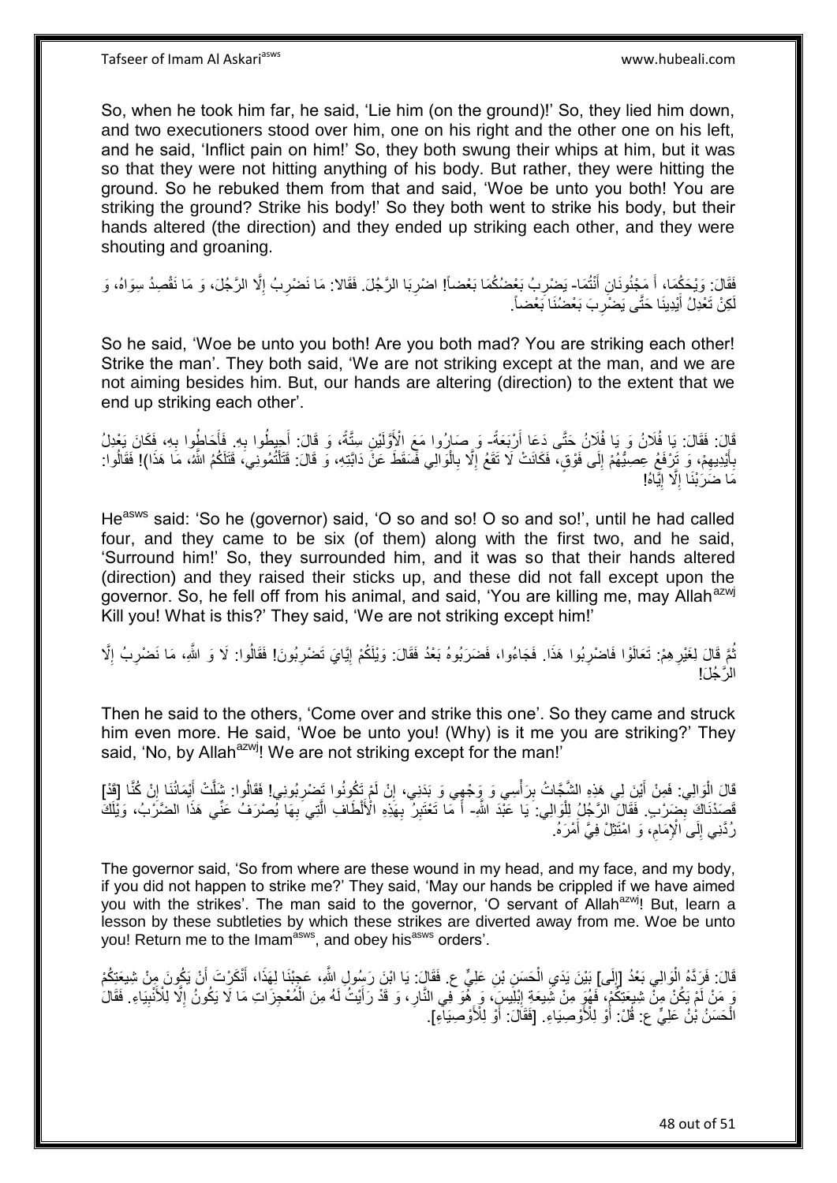So, when he took him far, he said, 'Lie him (on the ground)!' So, they lied him down, and two executioners stood over him, one on his right and the other one on his left, and he said, 'Inflict pain on him!' So, they both swung their whips at him, but it was so that they were not hitting anything of his body. But rather, they were hitting the ground. So he rebuked them from that and said, 'Woe be unto you both! You are striking the ground? Strike his body!' So they both went to strike his body, but their hands altered (the direction) and they ended up striking each other, and they were shouting and groaning.

فَقَالَ: وَيْحَكُمَا، أَ مَجْنُونَانِ أَنْتُمَا- يَضْرِبُ بَعْضُكُمَا بَعْضاً! اضْرِبَا الرَّجُلَ. فَقَالا: مَا نَضْرِبُ إِلَّا الرَّجُلَ، وَ مَا نَقْصِدُ سِوَاهُ، وَ لَكِنْ تَعْدِلُ أَيْدِينَا حَتَّى يَضْرِبَ بَعْضُنَا بَعْضاً.

So he said, 'Woe be unto you both! Are you both mad? You are striking each other! Strike the man'. They both said, 'We are not striking except at the man, and we are not aiming besides him. But, our hands are altering (direction) to the extent that we end up striking each other'.

قَالَ: فَقَالَ: يَا فُلَانُ وَ يَا فُلَانُ حَتَّى دَعَا أَرْبَعَةً- وَ صَارُوا مَعَ الْأَوَّلَيْنِ سِتَّةً، وَ قَالَ: أَحِيطُوا بِهِ. فَأَحَاطُوا بِهِ، فَكَانَ يَعْدِلُ بِأَيْدِيهِمْ، وَ تَرْفَعُ عِصِيُّهُمْ إِلَى فَوْقٍ، فَكَانَتْ لَا تَقَعُ إِلَّا بِالْوَالِي فَسَقَطَ عَنْ دَابَّتِهِ، وَ قَالَ: قَتَلْتُمُونِي، قَتَلَكُمُ اللَّهُ، مَا هَذَا! فَقَالُوا: مَا ضَرَبْنَا إِلَّا إِيَّاهُ!

He[asws] said: 'So he (governor) said, 'O so and so! O so and so!', until he had called four, and they came to be six (of them) along with the first two, and he said, 'Surround him!' So, they surrounded him, and it was so that their hands altered (direction) and they raised their sticks up, and these did not fall except upon the governor. So, he fell off from his animal, and said, 'You are killing me, may Allah[azwj] Kill you! What is this?' They said, 'We are not striking except him!'

ثُمَّ قَالَ لِغَيْرِهِمْ: تَعَالَوْا فَاضْرِبُوا هَذَا. فَجَاءُوا، فَضَرَبُوهُ بَعْدُ فَقَالَ: وَيْلَكُمْ إِيَّايَ تَضْرِبُونَ! فَقَالُوا: لَا وَ اللَّهِ، مَا نَضْرِبُ إِلَّا الرَّجُلَ!

Then he said to the others, 'Come over and strike this one'. So they came and struck him even more. He said, 'Woe be unto you! (Why) is it me you are striking?' They said, 'No, by Allah[azwj]! We are not striking except for the man!'

قَالَ الْوَالِي: فَمِنْ أَيْنَ لِي هَذِهِ الشَّجَّاتُ بِرَأْسِي وَ وَجْهِي وَ بَدَنِي، إِنْ لَمْ تَكُونُوا تَضْرِبُونِي! فَقَالُوا: شَلَّتْ أَيْمَانُنَا إِنْ كُنَّا [قَدْ] قَصَدْنَاكَ بِضَرْبٍ. فَقَالَ الرَّجُلُ لِلْوَالِي: يَا عَبْدَ اللَّهِ- أَ مَا تَعْتَبِرُ بِهَذِهِ الْأَلْطَافِ الَّتِي بِهَا يُصْرَفُ عَنِّي هَذَا الضَّرْبُ، وَيْلَكَ رُدَّنِي إِلَى الْإِمَامِ، وَ امْتَثِلْ فِيَّ أَمْرَهُ.

The governor said, 'So from where are these wound in my head, and my face, and my body, if you did not happen to strike me?' They said, 'May our hands be crippled if we have aimed you with the strikes'. The man said to the governor, 'O servant of Allah[azwj]! But, learn a lesson by these subtleties by which these strikes are diverted away from me. Woe be unto you! Return me to the Imam[asws], and obey his[asws] orders'.

قَالَ: فَرَدَّهُ الْوَالِي بَعْدُ [إِلَى] بَيْنَ يَدَيِ الْحَسَنِ بْنِ عَلِيٍّ ع. فَقَالَ: يَا ابْنَ رَسُولِ اللَّهِ، عَجِبْنَا لِهَذَا، أَنْكَرْتَ أَنْ يَكُونَ مِنْ شِيعَتِكُمْ وَ مَنْ لَمْ يَكُنْ مِنْ شِيعَتِكُمْ، فَهُوَ مِنْ شِيعَةِ إِبْلِيسَ، وَ هُوَ فِي النَّارِ، وَ قَدْ رَأَيْتُ لَهُ مِنَ الْمُعْجِزَاتِ مَا لَا يَكُونُ إِلَّا لِلْأَنْبِيَاءِ. فَقَالَ الْحَسَنُ بْنُ عَلِيٍّ ع: قُلْ: أَوْ لِلْأَوْصِيَاءِ. [فَقَالَ: أَوْ لِلْأَوْصِيَاءِ].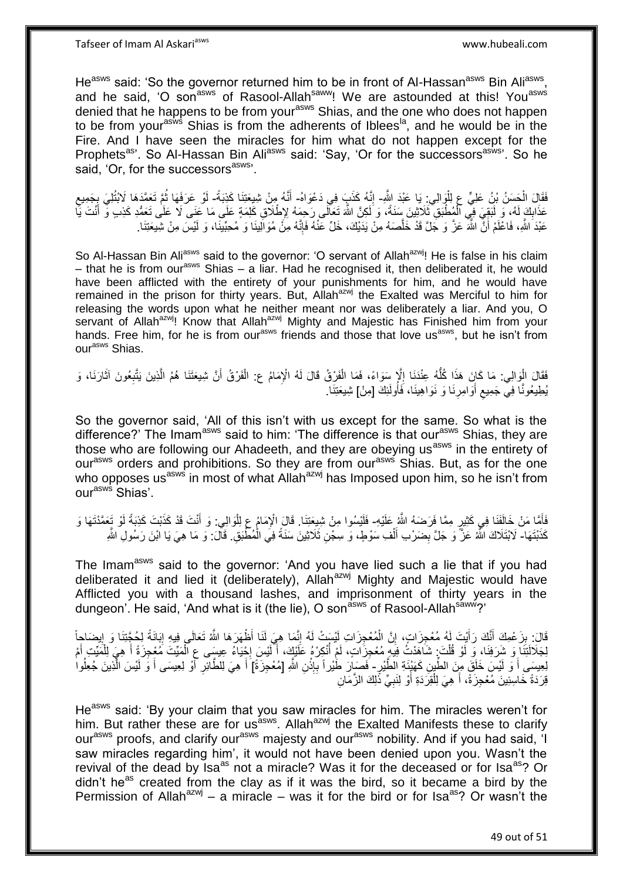He[asws] said: 'So the governor returned him to be in front of Al-Hassan[asws] Bin Ali[asws], and he said, 'O son[asws] of Rasool-Allah[saww]! We are astounded at this! You[asws] denied that he happens to be from your[asws] Shias, and the one who does not happen to be from your[asws] Shias is from the adherents of Iblees[la], and he would be in the Fire. And I have seen the miracles for him what do not happen except for the Prophets[as]'. So Al-Hassan Bin Ali[asws] said: 'Say, 'Or for the successors[asws]'. So he said, 'Or, for the successors[asws]'.

فَقَالَ الْحَسَنُ بْنُ عَلِيٍّ ع لِلْوَالِي: يَا عَبْدَ اللَّهِ- إِنَّهُ كَذَبَ فِي دَعْوَاهُ- أَنَّهُ مِنْ شِيعَتِنَا كَذِبَةً- لَوْ عَرَفَهَا ثُمَّ تَعَمَّدَهَا لَابْتُلِيَ بِجَمِيعِ عَذَابِكَ لَهُ، وَ لَبَقِيَ فِي الْمُطْبَقِ ثَلَاثِينَ سَنَةً، وَ لَكِنَّ اللَّهَ تَعَالَى رَحِمَهُ لِإِطْلَاقِ كَلِمَةٍ عَلَى مَا عَنَى لَا عَلَى تَعَمُّدِ كَذِبٍ وَ أَنْتَ يَا عَبْدَ اللَّهِ، فَاعْلَمْ أَنَّ اللَّهَ عَزَّ وَ جَلَّ قَدْ خَلَّصَهُ مِنْ يَدَيْكَ، خَلِّ عَنْهُ فَإِنَّهُ مِنْ مُوَالِينَا وَ مُحِبِّينَا، وَ لَيْسَ مِنْ شِيعَتِنَا.

So Al-Hassan Bin Ali[asws] said to the governor: 'O servant of Allah[azwj]! He is false in his claim – that he is from our[asws] Shias – a liar. Had he recognised it, then deliberated it, he would have been afflicted with the entirety of your punishments for him, and he would have remained in the prison for thirty years. But, Allah[azwj] the Exalted was Merciful to him for releasing the words upon what he neither meant nor was deliberately a liar. And you, O servant of Allah[azwj]! Know that Allah[azwj] Mighty and Majestic has Finished him from your hands. Free him, for he is from our[asws] friends and those that love us[asws], but he isn't from our[asws] Shias.

فَقَالَ الْوَالِي: مَا كَانَ هَذَا كُلُّهُ عِنْدَنَا إِلَّا سَوَاءً، فَمَا الْفَرْقُ قَالَ لَهُ الْإِمَامُ ع: الْفَرْقُ أَنَّ شِيعَتَنَا هُمُ الَّذِينَ يَتَّبِعُونَ آثَارَنَا، وَ يُطِيعُونَّا فِي جَمِيعِ أَوَامِرِنَا وَ نَوَاهِينَا، فَأُولَئِكَ [مِنْ] شِيعَتِنَا.

So the governor said, 'All of this isn't with us except for the same. So what is the difference?' The Imam[asws] said to him: 'The difference is that our[asws] Shias, they are those who are following our Ahadeeth, and they are obeying us[asws] in the entirety of our[asws] orders and prohibitions. So they are from our[asws] Shias. But, as for the one who opposes us[asws] in most of what Allah[azwj] has Imposed upon him, so he isn't from our[asws] Shias'.

فَأَمَّا مَنْ خَالَفَنَا فِي كَثِيرٍ مِمَّا فَرَضَهُ اللَّهُ عَلَيْهِ- فَلَيْسُوا مِنْ شِيعَتِنَا. قَالَ الْإِمَامُ ع لِلْوَالِي: وَ أَنْتَ قَدْ كَذَبْتَ كَذِبَةً لَوْ تَعَمَّدْتَهَا وَ كَذَبْتَهَا- لَابْتَلَاكَ اللَّهُ عَزَّ وَ جَلَّ بِضَرْبِ أَلْفِ سَوْطٍ، وَ سِجْنِ ثَلَاثِينَ سَنَةً فِي الْمُطْبَقِ. قَالَ: وَ مَا هِيَ يَا ابْنَ رَسُولِ اللَّهِ

The Imam[asws] said to the governor: 'And you have lied such a lie that if you had deliberated it and lied it (deliberately), Allah[azwj] Mighty and Majestic would have Afflicted you with a thousand lashes, and imprisonment of thirty years in the dungeon'. He said, 'And what is it (the lie), O son[asws] of Rasool-Allah[saww]?'

قَالَ: بِزَعْمِكَ أَنَّكَ رَأَيْتَ لَهُ مُعْجِزَاتٍ، إِنَّ الْمُعْجِزَاتِ لَيْسَتْ لَهُ إِنَّمَا هِيَ لَنَا أَظْهَرَهَا اللَّهُ تَعَالَى فِيهِ إِبَانَةً لِحُجَّتِنَا وَ إِيضَاحاً لِجَلَالَتِنَا وَ شَرَفِنَا، وَ لَوْ قُلْتَ: شَاهَدْتُ فِيهِ مُعْجِزَاتٍ، لَمْ أُنْكِرْهُ عَلَيْكَ، أَ لَيْسَ إِحْيَاءُ عِيسَى ع الْمَيِّتَ مُعْجِزَةً أَ هِيَ لِلْمَيِّتِ أَمْ لِعِيسَى أَ وَ لَيْسَ خَلَقَ مِنَ الطِّينِ كَهَيْئَةِ الطَّيْرِ- فَصَارَ طَيْراً بِإِذْنِ اللَّهِ [مُعْجِزَةً] أَ هِيَ لِلطَّائِرِ أَوْ لِعِيسَى أَ وَ لَيْسَ الَّذِينَ جُعِلُوا قِرَدَةً خَاسِئِينَ مُعْجِزَةً، أَ هِيَ لِلْقِرَدَةِ أَوْ لِنَبِيِّ ذَلِكَ الزَّمَانِ

He[asws] said: 'By your claim that you saw miracles for him. The miracles weren't for him. But rather these are for us[asws]. Allah[azwj] the Exalted Manifests these to clarify our[asws] proofs, and clarify our[asws] majesty and our[asws] nobility. And if you had said, 'I saw miracles regarding him', it would not have been denied upon you. Wasn't the revival of the dead by Isa[as] not a miracle? Was it for the deceased or for Isa[as]? Or didn't he[as] created from the clay as if it was the bird, so it became a bird by the Permission of Allah[azwj] – a miracle – was it for the bird or for Isa[as]? Or wasn't the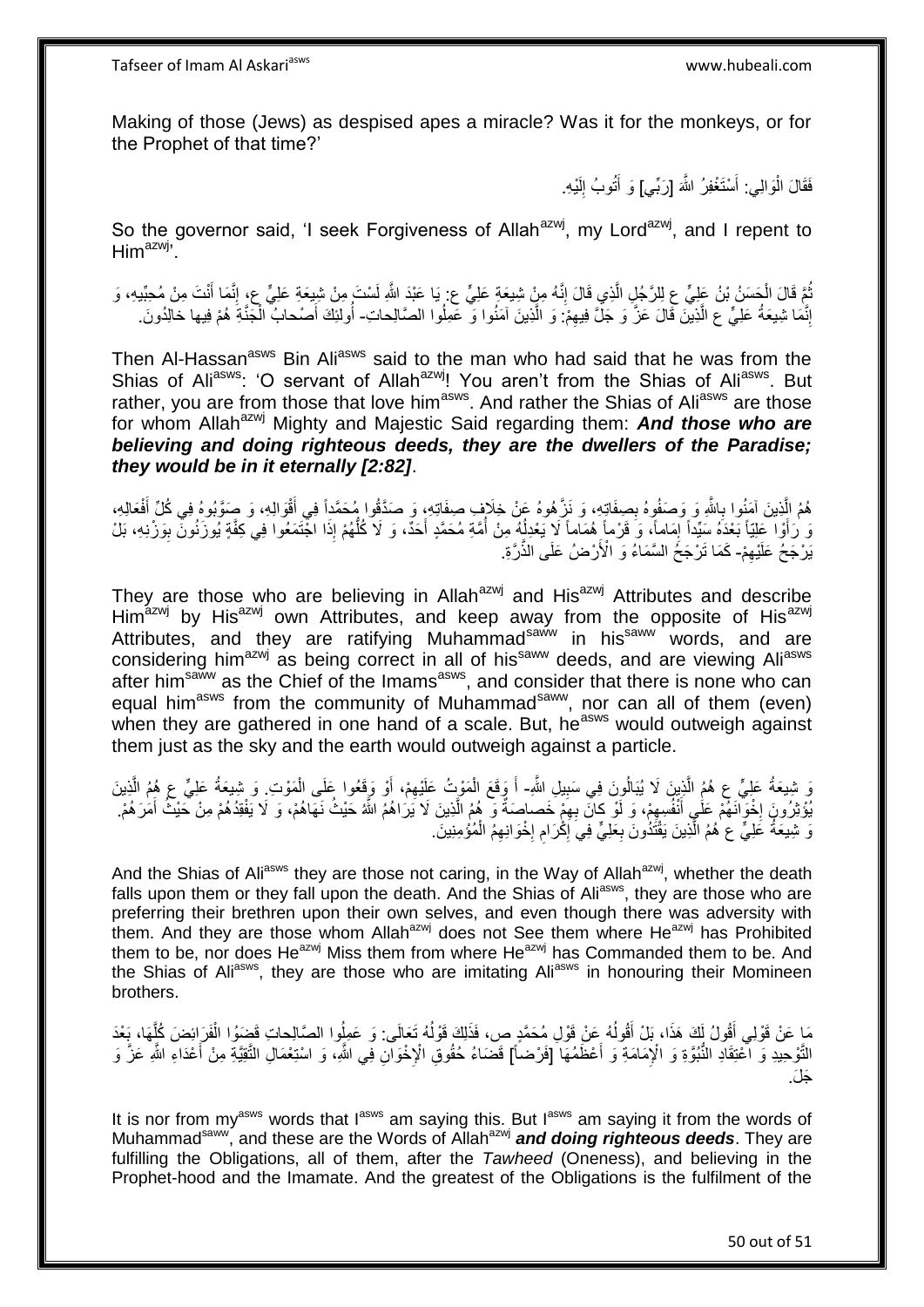Making of those (Jews) as despised apes a miracle? Was it for the monkeys, or for the Prophet of that time?'

فَقَالَ الْوَالِي: أَسْتَغْفِرُ اللَّهَ [رَبِّي] وَ أَتُوبُ إِلَيْهِ.

So the governor said, 'I seek Forgiveness of Allah[azwj], my Lord[azwj], and I repent to Him[azwj]'.

ثُمَّ قَالَ الْحَسَنُ بْنُ عَلِيٍّ ع لِلرَّجُلِ الَّذِي قَالَ إِنَّهُ مِنْ شِيعَةِ عَلِيٍّ ع: يَا عَبْدَ اللَّهِ لَسْتَ مِنْ شِيعَةِ عَلِيٍّ ع، إِنَّمَا أَنْتَ مِنْ مُحِبِّيهِ، وَ إِنَّمَا شِيعَةُ عَلِيٍّ ع الَّذِينَ قَالَ عَزَّ وَ جَلَّ فِيهِمْ: وَ الَّذِينَ آمَنُوا وَ عَمِلُوا الصَّالِحاتِ- أُولئِكَ أَصْحابُ الْجَنَّةِ هُمْ فِيها خالِدُونَ.

Then Al-Hassan[asws] Bin Ali[asws] said to the man who had said that he was from the Shias of Ali[asws]: 'O servant of Allah[azwj]! You aren't from the Shias of Ali[asws]. But rather, you are from those that love him[asws]. And rather the Shias of Ali[asws] are those for whom Allah[azwj] Mighty and Majestic Said regarding them: ***And those who are believing and doing righteous deeds, they are the dwellers of the Paradise; they would be in it eternally [2:82]***.

هُمُ الَّذِينَ آمَنُوا بِاللَّهِ وَ وَصَفُوهُ بِصِفَاتِهِ، وَ نَزَّهُوهُ عَنْ خِلَافِ صِفَاتِهِ، وَ صَدَّقُوا مُحَمَّداً فِي أَقْوَالِهِ، وَ صَوَّبُوهُ فِي كُلِّ أَفْعَالِهِ، وَ رَأَوْا عَلِيّاً بَعْدَهُ سَيِّداً إِمَاماً، وَ قَرْماً هُمَاماً لَا يَعْدِلُهُ مِنْ أُمَّةِ مُحَمَّدٍ أَحَدٌ، وَ لَا كُلُّهُمْ إِذَا اجْتَمَعُوا فِي كِفَّةٍ يُوزَنُونَ بِوَزْنِهِ، بَلْ يَرْجَحُ عَلَيْهِمْ- كَمَا تَرْجَحُ السَّمَاءُ وَ الْأَرْضُ عَلَى الذَّرَّةِ.

They are those who are believing in Allah[azwj] and His[azwj] Attributes and describe Him[azwj] by His[azwj] own Attributes, and keep away from the opposite of His[azwj] Attributes, and they are ratifying Muhammad[saww] in his[saww] words, and are considering him[azwj] as being correct in all of his[saww] deeds, and are viewing Ali[asws] after him[saww] as the Chief of the Imams[asws], and consider that there is none who can equal him[asws] from the community of Muhammad[saww], nor can all of them (even) when they are gathered in one hand of a scale. But, he[asws] would outweigh against them just as the sky and the earth would outweigh against a particle.

وَ شِيعَةُ عَلِيٍّ ع هُمُ الَّذِينَ لَا يُبَالُونَ فِي سَبِيلِ اللَّهِ- أَ وَقَعَ الْمَوْتُ عَلَيْهِمْ، أَوْ وَقَعُوا عَلَى الْمَوْتِ. وَ شِيعَةُ عَلِيٍّ ع هُمُ الَّذِينَ يُؤْثِرُونَ إِخْوَانَهُمْ عَلَى أَنْفُسِهِمْ، وَ لَوْ كانَ بِهِمْ خَصاصَةٌ وَ هُمُ الَّذِينَ لَا يَرَاهُمُ اللَّهُ حَيْثُ نَهَاهُمْ، وَ لَا يَفْقِدُهُمْ مِنْ حَيْثُ أَمَرَهُمْ. وَ شِيعَةُ عَلِيٍّ ع هُمُ الَّذِينَ يَقْتَدُونَ بِعَلِيٍّ فِي إِكْرَامِ إِخْوَانِهِمُ الْمُؤْمِنِينَ.

And the Shias of Ali[asws] they are those not caring, in the Way of Allah[azwj], whether the death falls upon them or they fall upon the death. And the Shias of Ali[asws], they are those who are preferring their brethren upon their own selves, and even though there was adversity with them. And they are those whom Allah[azwj] does not See them where He[azwj] has Prohibited them to be, nor does He[azwj] Miss them from where He[azwj] has Commanded them to be. And the Shias of Ali[asws], they are those who are imitating Ali[asws] in honouring their Momineen brothers.

مَا عَنْ قَوْلِي أَقُولُ لَكَ هَذَا، بَلْ أَقُولُهُ عَنْ قَوْلِ مُحَمَّدٍ ص، فَذَلِكَ قَوْلُهُ تَعَالَى: وَ عَمِلُوا الصَّالِحاتِ قَضَوُا الْفَرَائِضَ كُلَّهَا، بَعْدَ التَّوْحِيدِ وَ اعْتِقَادِ النُّبُوَّةِ وَ الْإِمَامَةِ وَ أَعْظَمُهَا [فَرْضاً] قَضَاءُ حُقُوقِ الْإِخْوَانِ فِي اللَّهِ، وَ اسْتِعْمَالِ التَّقِيَّةِ مِنْ أَعْدَاءِ اللَّهِ عَزَّ وَ جَلَ.

It is nor from my[asws] words that I[asws] am saying this. But I[asws] am saying it from the words of Muhammad[saww], and these are the Words of Allah[azwj] ***and doing righteous deeds***. They are fulfilling the Obligations, all of them, after the *Tawheed* (Oneness), and believing in the Prophet-hood and the Imamate. And the greatest of the Obligations is the fulfilment of the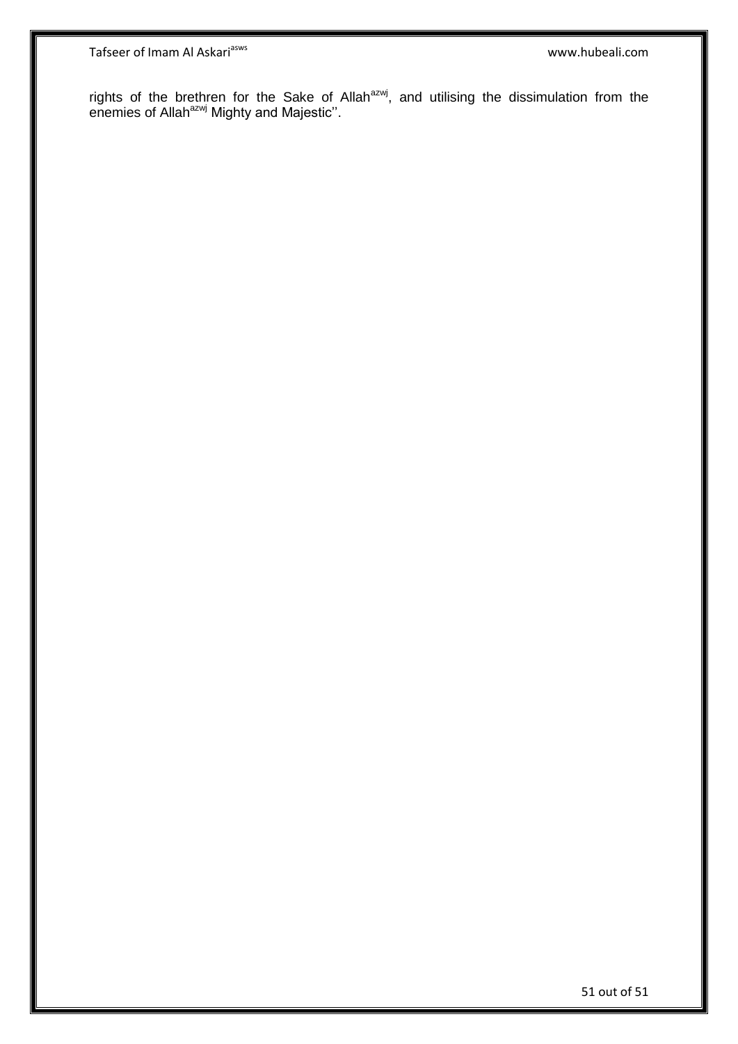rights of the brethren for the Sake of Allah[azwj], and utilising the dissimulation from the enemies of Allah[azwj] Mighty and Majestic''.